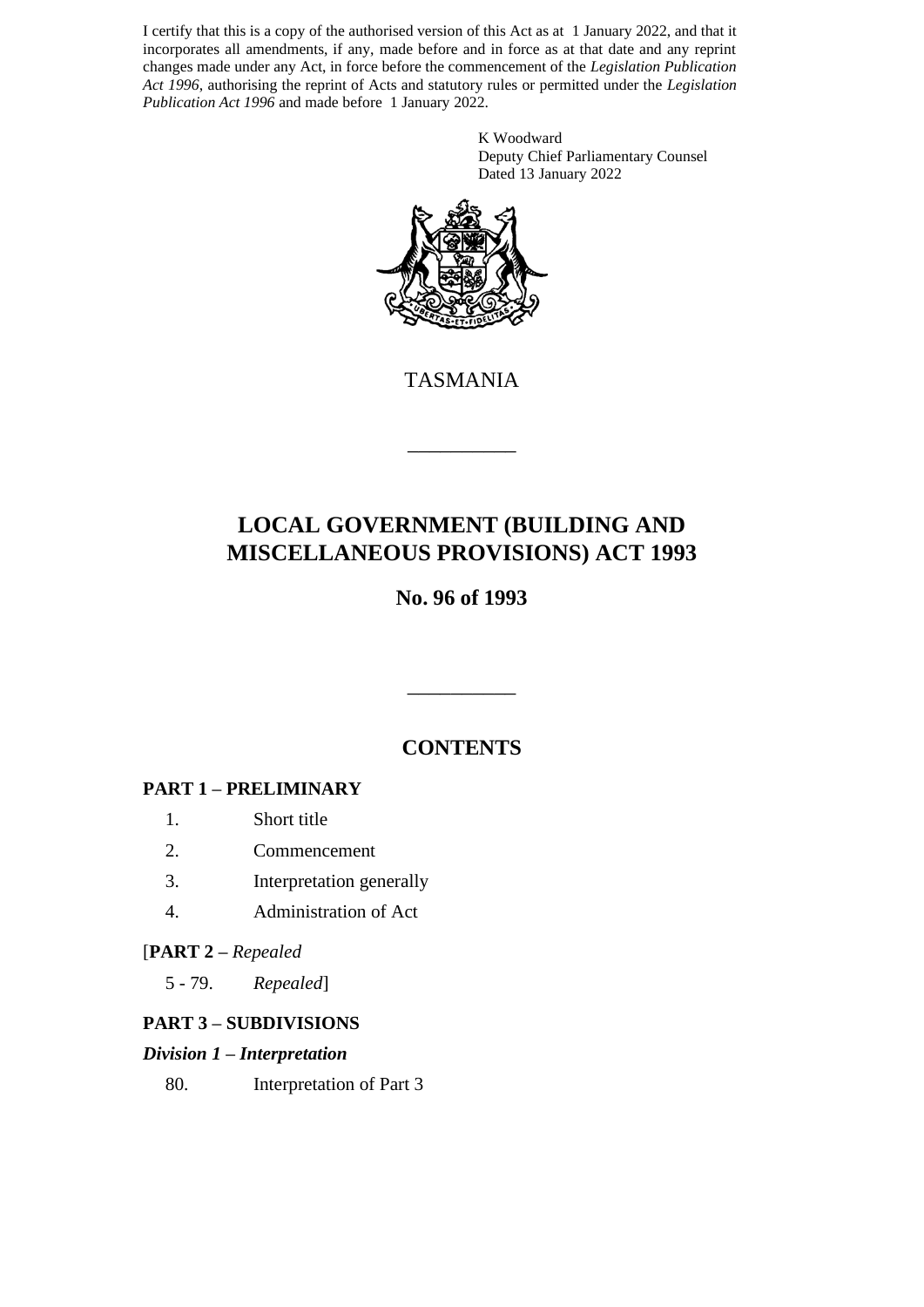I certify that this is a copy of the authorised version of this Act as at 1 January 2022, and that it incorporates all amendments, if any, made before and in force as at that date and any reprint changes made under any Act, in force before the commencement of the *Legislation Publication Act 1996*, authorising the reprint of Acts and statutory rules or permitted under the *Legislation Publication Act 1996* and made before 1 January 2022.

K Woodward
Deputy Chief Parliamentary Counsel
Dated 13 January 2022

TASMANIA

---

# LOCAL GOVERNMENT (BUILDING AND MISCELLANEOUS PROVISIONS) ACT 1993

## No. 96 of 1993

---

## CONTENTS

**PART 1 – PRELIMINARY**

1. Short title
2. Commencement
3. Interpretation generally
4. Administration of Act

[**PART 2 –** *Repealed*

5 - 79. *Repealed*]

**PART 3 – SUBDIVISIONS**

***Division 1 – Interpretation***

80. Interpretation of Part 3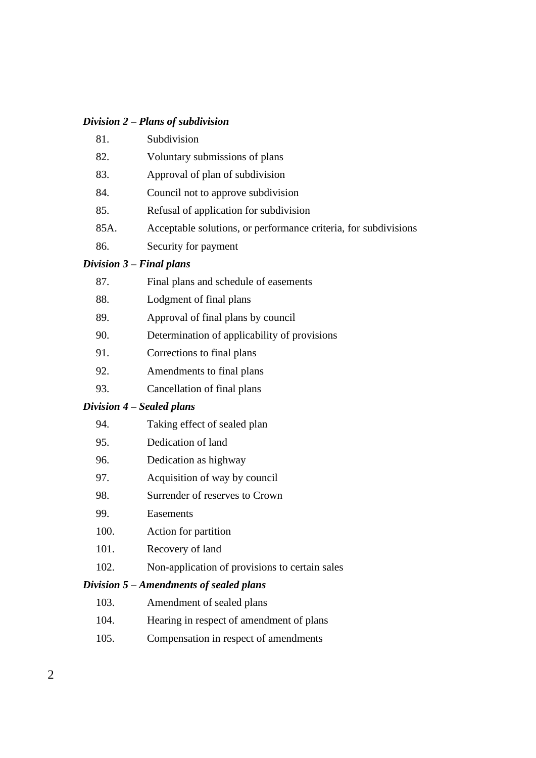***Division 2 – Plans of subdivision***

81. Subdivision

82. Voluntary submissions of plans

83. Approval of plan of subdivision

84. Council not to approve subdivision

85. Refusal of application for subdivision

85A. Acceptable solutions, or performance criteria, for subdivisions

86. Security for payment

***Division 3 – Final plans***

87. Final plans and schedule of easements

88. Lodgment of final plans

89. Approval of final plans by council

90. Determination of applicability of provisions

91. Corrections to final plans

92. Amendments to final plans

93. Cancellation of final plans

***Division 4 – Sealed plans***

94. Taking effect of sealed plan

95. Dedication of land

96. Dedication as highway

97. Acquisition of way by council

98. Surrender of reserves to Crown

99. Easements

100. Action for partition

101. Recovery of land

102. Non-application of provisions to certain sales

***Division 5 – Amendments of sealed plans***

103. Amendment of sealed plans

104. Hearing in respect of amendment of plans

105. Compensation in respect of amendments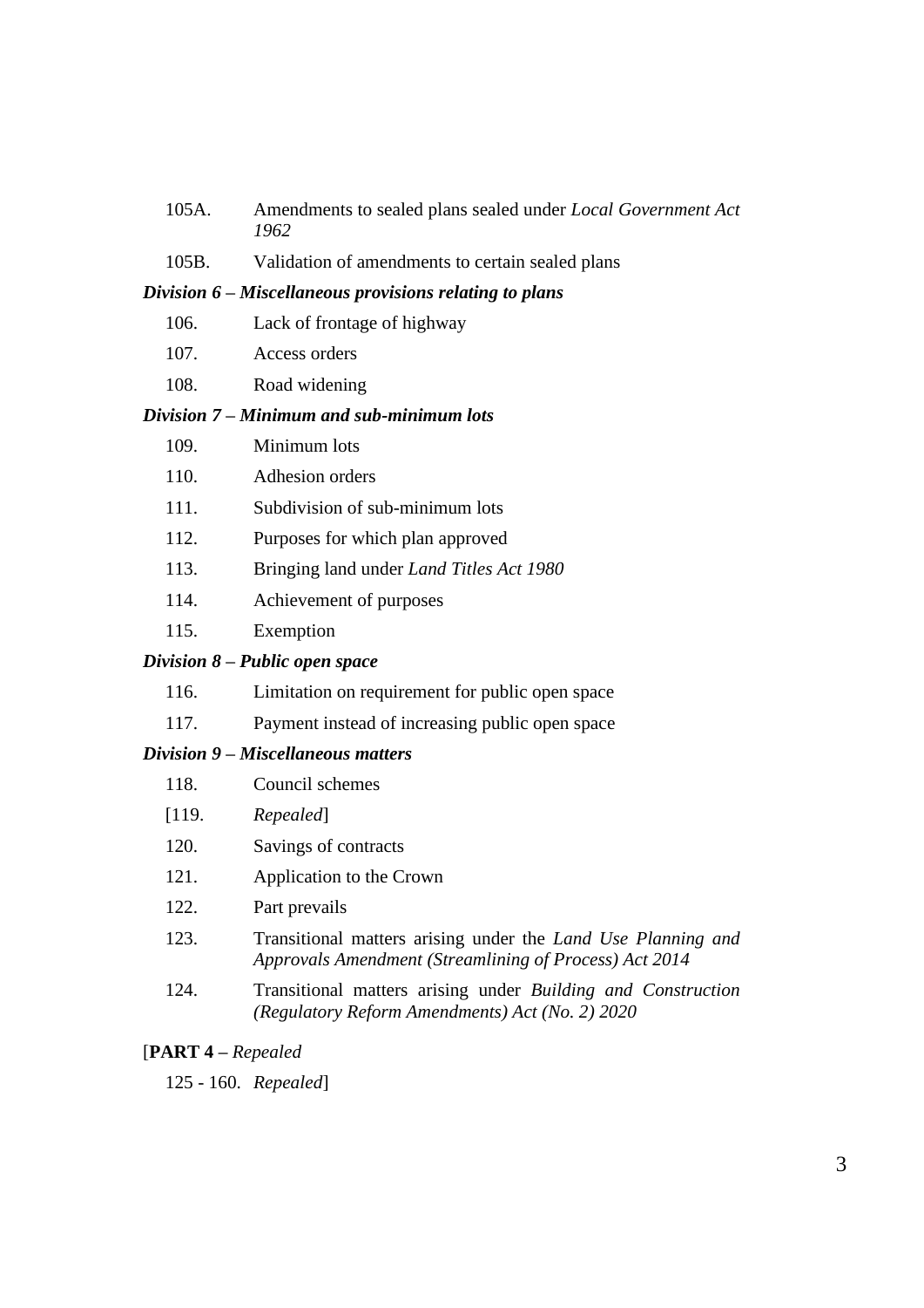105A. Amendments to sealed plans sealed under *Local Government Act 1962*

105B. Validation of amendments to certain sealed plans

***Division 6 – Miscellaneous provisions relating to plans***

106. Lack of frontage of highway

107. Access orders

108. Road widening

***Division 7 – Minimum and sub-minimum lots***

109. Minimum lots

110. Adhesion orders

111. Subdivision of sub-minimum lots

112. Purposes for which plan approved

113. Bringing land under *Land Titles Act 1980*

114. Achievement of purposes

115. Exemption

***Division 8 – Public open space***

116. Limitation on requirement for public open space

117. Payment instead of increasing public open space

***Division 9 – Miscellaneous matters***

118. Council schemes

[119. *Repealed*]

120. Savings of contracts

121. Application to the Crown

122. Part prevails

123. Transitional matters arising under the *Land Use Planning and Approvals Amendment (Streamlining of Process) Act 2014*

124. Transitional matters arising under *Building and Construction (Regulatory Reform Amendments) Act (No. 2) 2020*

[**PART 4** – *Repealed*

125 - 160. *Repealed*]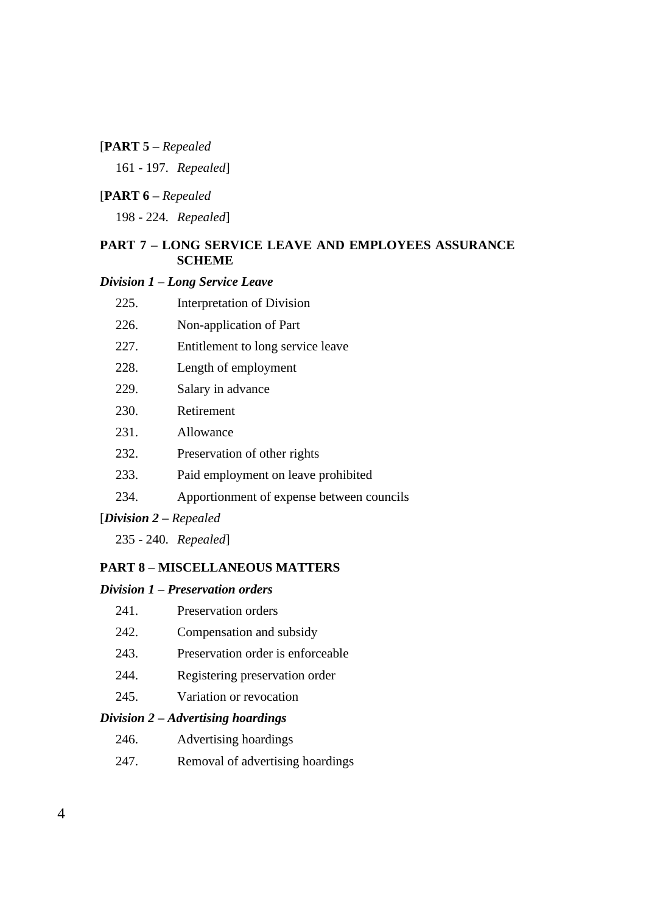[**PART 5 –** *Repealed*

161 - 197. *Repealed*]

[**PART 6 –** *Repealed*

198 - 224. *Repealed*]

**PART 7 – LONG SERVICE LEAVE AND EMPLOYEES ASSURANCE SCHEME**

***Division 1 – Long Service Leave***

225. Interpretation of Division

226. Non-application of Part

227. Entitlement to long service leave

228. Length of employment

229. Salary in advance

230. Retirement

231. Allowance

232. Preservation of other rights

233. Paid employment on leave prohibited

234. Apportionment of expense between councils

[***Division 2*** *– Repealed*

235 - 240. *Repealed*]

**PART 8 – MISCELLANEOUS MATTERS**

***Division 1 – Preservation orders***

241. Preservation orders

242. Compensation and subsidy

243. Preservation order is enforceable

244. Registering preservation order

245. Variation or revocation

***Division 2 – Advertising hoardings***

246. Advertising hoardings

247. Removal of advertising hoardings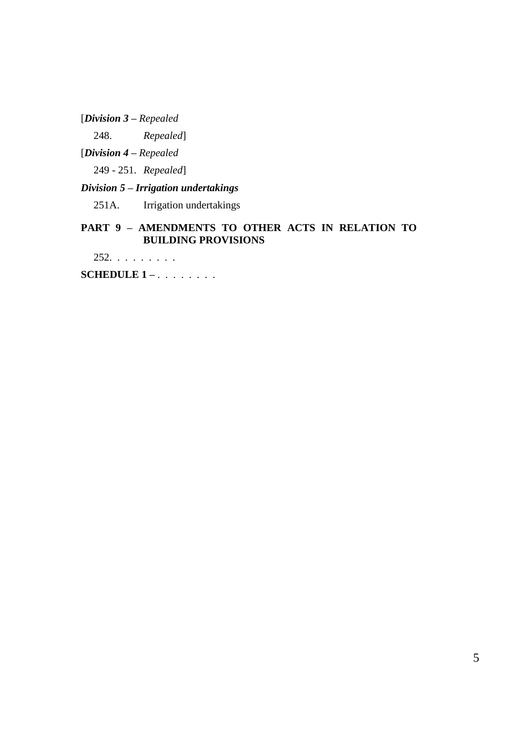[***Division 3*** *– Repealed*

248. *Repealed*]

[***Division 4*** *– Repealed*

249 - 251. *Repealed*]

***Division 5 – Irrigation undertakings***

251A. Irrigation undertakings

**PART 9 – AMENDMENTS TO OTHER ACTS IN RELATION TO BUILDING PROVISIONS**

252. . . . . . . . . .

**SCHEDULE 1 –** . . . . . . . .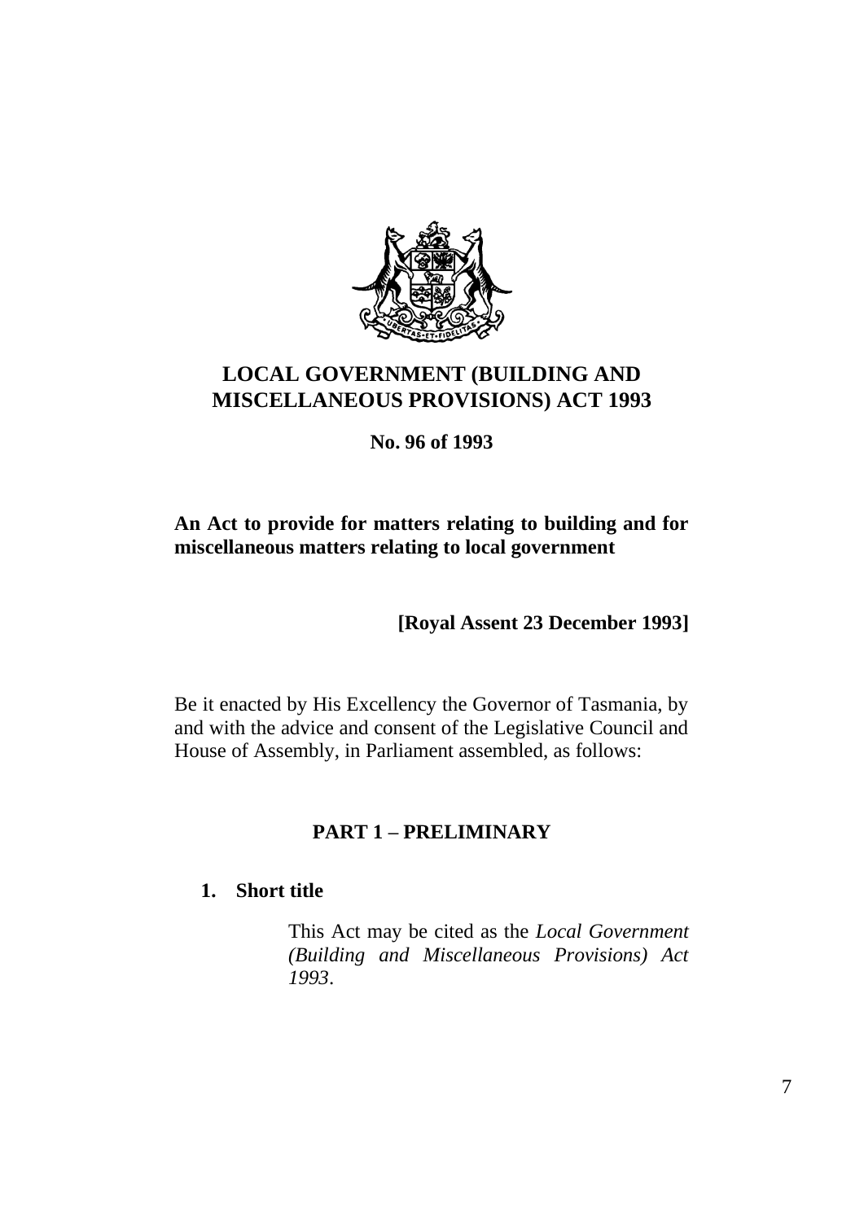# LOCAL GOVERNMENT (BUILDING AND MISCELLANEOUS PROVISIONS) ACT 1993

**No. 96 of 1993**

**An Act to provide for matters relating to building and for miscellaneous matters relating to local government**

**[Royal Assent 23 December 1993]**

Be it enacted by His Excellency the Governor of Tasmania, by and with the advice and consent of the Legislative Council and House of Assembly, in Parliament assembled, as follows:

## PART 1 – PRELIMINARY

### 1. Short title

This Act may be cited as the *Local Government (Building and Miscellaneous Provisions) Act 1993*.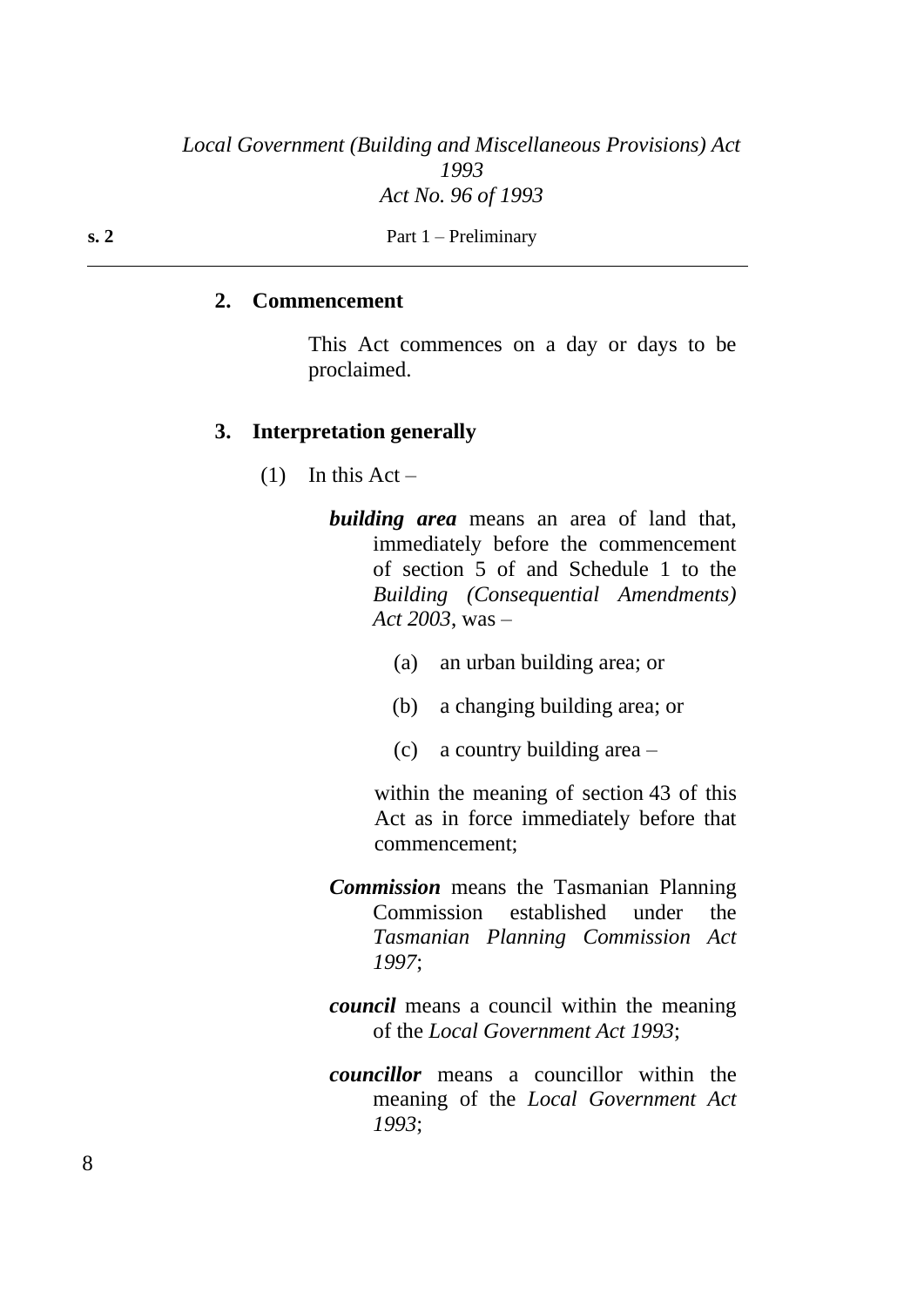## 2. Commencement

This Act commences on a day or days to be proclaimed.

## 3. Interpretation generally

(1) In this Act –

***building area*** means an area of land that, immediately before the commencement of section 5 of and Schedule 1 to the *Building (Consequential Amendments) Act 2003*, was –

(a) an urban building area; or

(b) a changing building area; or

(c) a country building area –

within the meaning of section 43 of this Act as in force immediately before that commencement;

***Commission*** means the Tasmanian Planning Commission established under the *Tasmanian Planning Commission Act 1997*;

***council*** means a council within the meaning of the *Local Government Act 1993*;

***councillor*** means a councillor within the meaning of the *Local Government Act 1993*;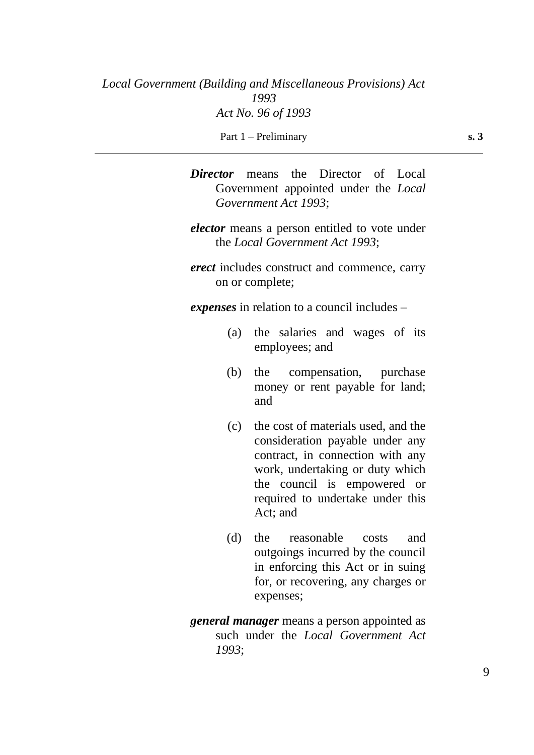***Director*** means the Director of Local Government appointed under the *Local Government Act 1993*;

***elector*** means a person entitled to vote under the *Local Government Act 1993*;

***erect*** includes construct and commence, carry on or complete;

***expenses*** in relation to a council includes –

(a) the salaries and wages of its employees; and

(b) the compensation, purchase money or rent payable for land; and

(c) the cost of materials used, and the consideration payable under any contract, in connection with any work, undertaking or duty which the council is empowered or required to undertake under this Act; and

(d) the reasonable costs and outgoings incurred by the council in enforcing this Act or in suing for, or recovering, any charges or expenses;

***general manager*** means a person appointed as such under the *Local Government Act 1993*;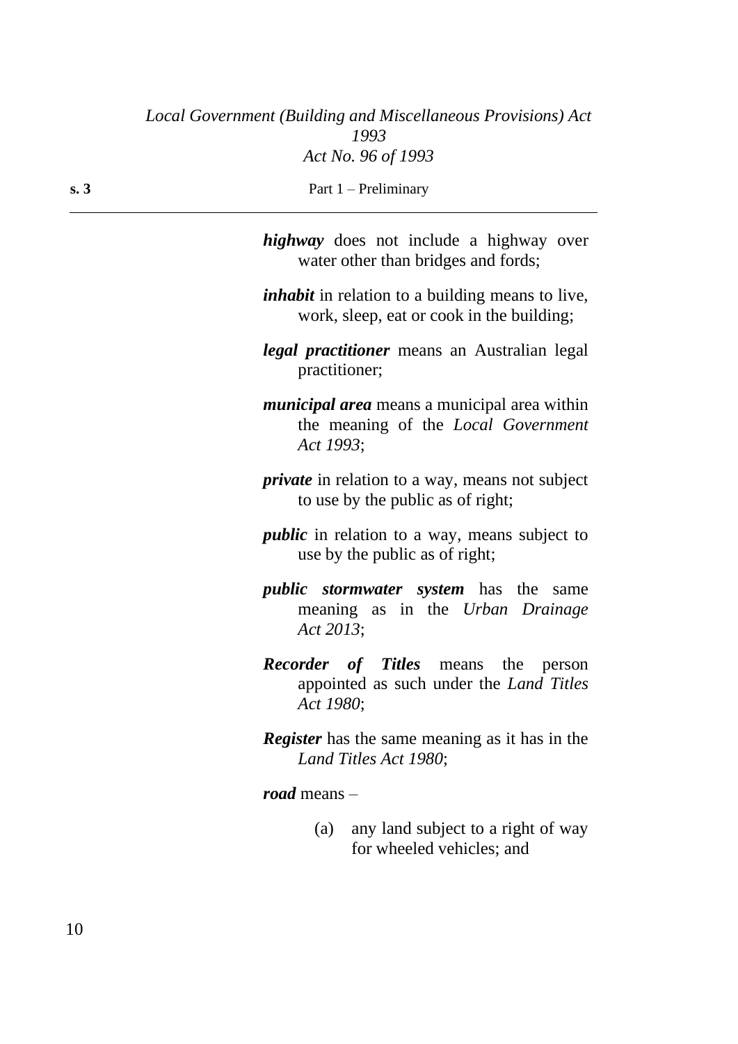***highway*** does not include a highway over water other than bridges and fords;

***inhabit*** in relation to a building means to live, work, sleep, eat or cook in the building;

***legal practitioner*** means an Australian legal practitioner;

***municipal area*** means a municipal area within the meaning of the *Local Government Act 1993*;

***private*** in relation to a way, means not subject to use by the public as of right;

***public*** in relation to a way, means subject to use by the public as of right;

***public stormwater system*** has the same meaning as in the *Urban Drainage Act 2013*;

***Recorder of Titles*** means the person appointed as such under the *Land Titles Act 1980*;

***Register*** has the same meaning as it has in the *Land Titles Act 1980*;

***road*** means –

(a) any land subject to a right of way for wheeled vehicles; and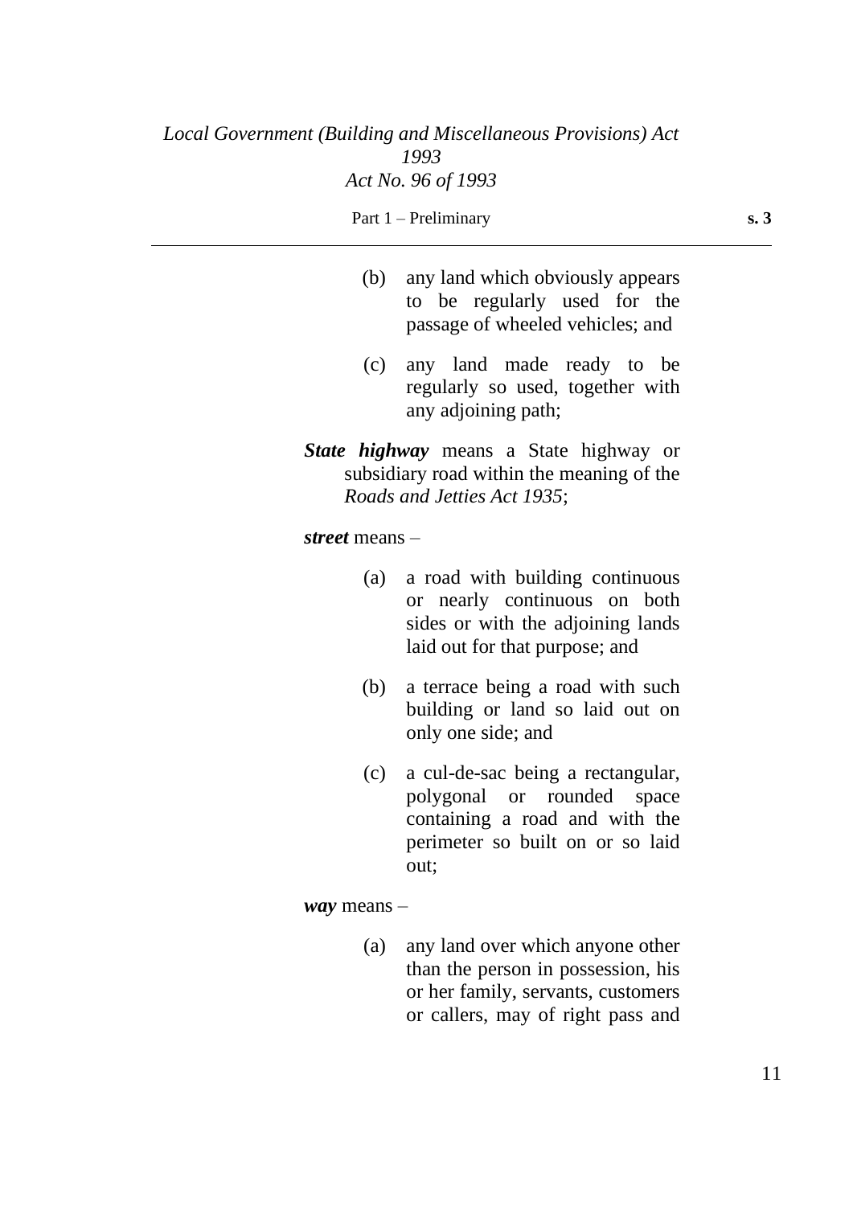(b) any land which obviously appears to be regularly used for the passage of wheeled vehicles; and

(c) any land made ready to be regularly so used, together with any adjoining path;

***State highway*** means a State highway or subsidiary road within the meaning of the *Roads and Jetties Act 1935*;

***street*** means –

(a) a road with building continuous or nearly continuous on both sides or with the adjoining lands laid out for that purpose; and

(b) a terrace being a road with such building or land so laid out on only one side; and

(c) a cul-de-sac being a rectangular, polygonal or rounded space containing a road and with the perimeter so built on or so laid out;

***way*** means –

(a) any land over which anyone other than the person in possession, his or her family, servants, customers or callers, may of right pass and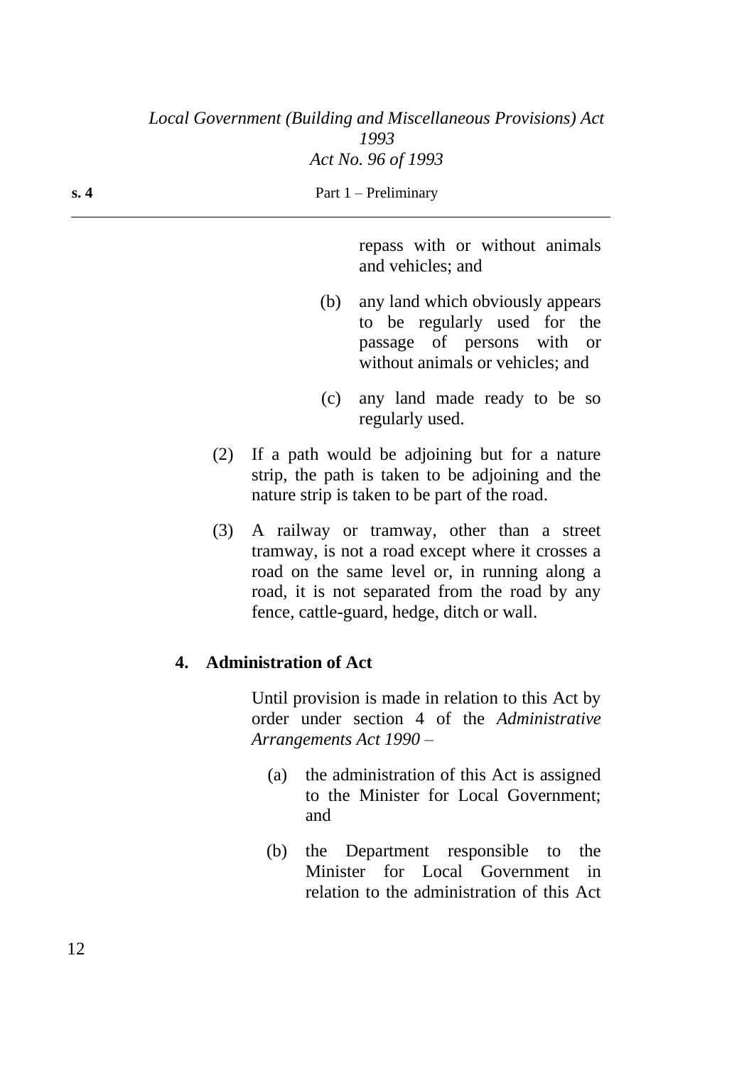repass with or without animals and vehicles; and

(b) any land which obviously appears to be regularly used for the passage of persons with or without animals or vehicles; and

(c) any land made ready to be so regularly used.

(2) If a path would be adjoining but for a nature strip, the path is taken to be adjoining and the nature strip is taken to be part of the road.

(3) A railway or tramway, other than a street tramway, is not a road except where it crosses a road on the same level or, in running along a road, it is not separated from the road by any fence, cattle-guard, hedge, ditch or wall.

**4. Administration of Act**

Until provision is made in relation to this Act by order under section 4 of the *Administrative Arrangements Act 1990* –

(a) the administration of this Act is assigned to the Minister for Local Government; and

(b) the Department responsible to the Minister for Local Government in relation to the administration of this Act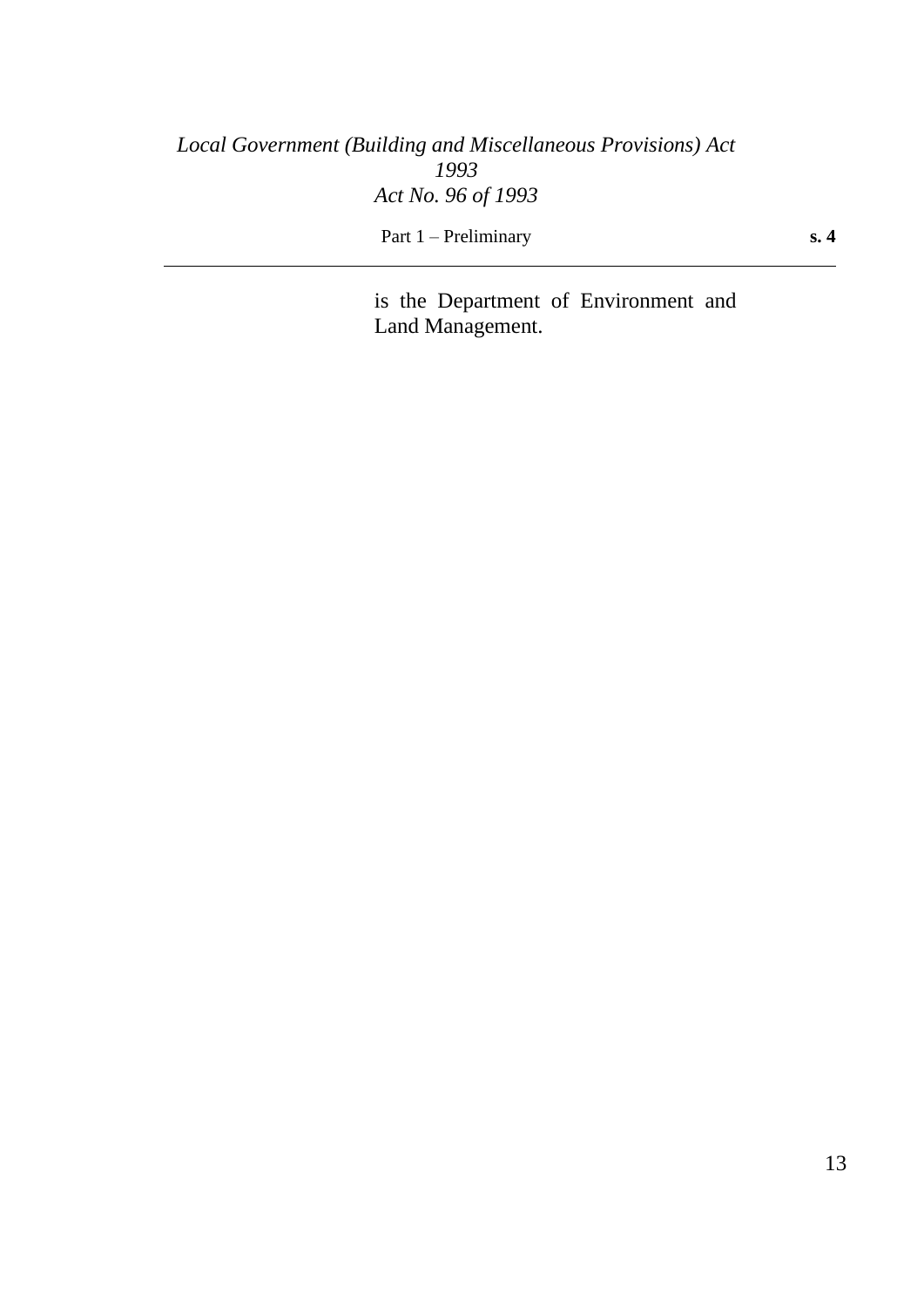is the Department of Environment and Land Management.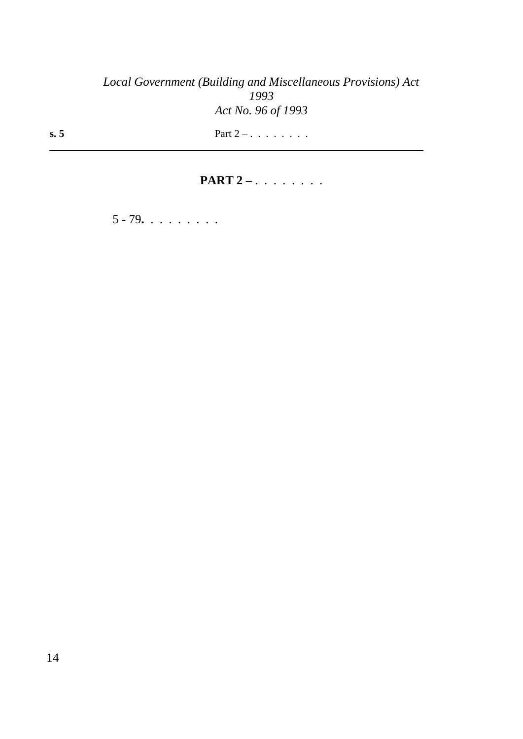## PART 2 – . . . . . . . .

5 - 79**.** . . . . . . . .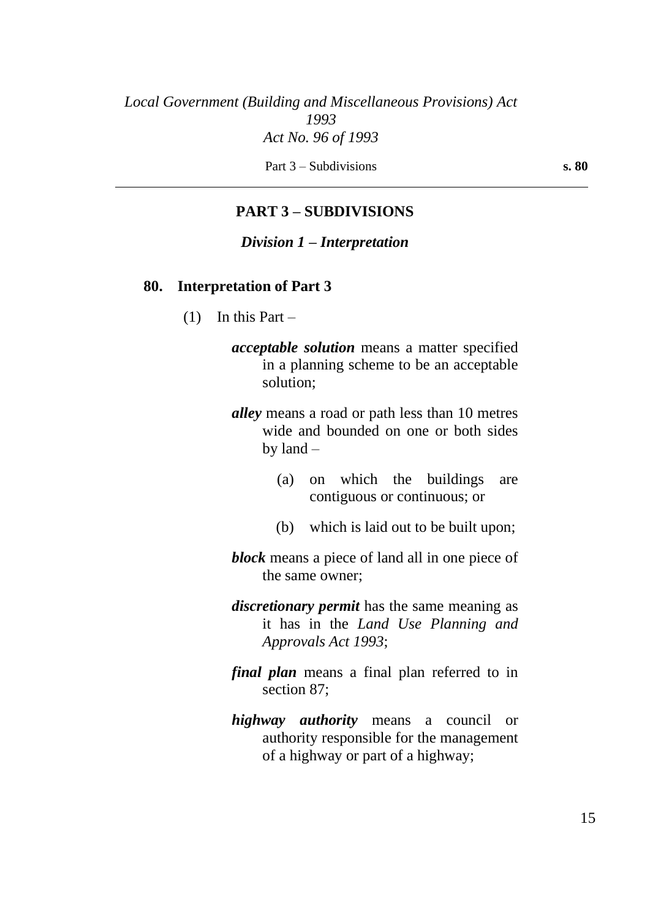## PART 3 – SUBDIVISIONS

### *Division 1 – Interpretation*

### 80. Interpretation of Part 3

(1) In this Part –

***acceptable solution*** means a matter specified in a planning scheme to be an acceptable solution;

***alley*** means a road or path less than 10 metres wide and bounded on one or both sides by land –

(a) on which the buildings are contiguous or continuous; or

(b) which is laid out to be built upon;

***block*** means a piece of land all in one piece of the same owner;

***discretionary permit*** has the same meaning as it has in the *Land Use Planning and Approvals Act 1993*;

***final plan*** means a final plan referred to in section 87;

***highway authority*** means a council or authority responsible for the management of a highway or part of a highway;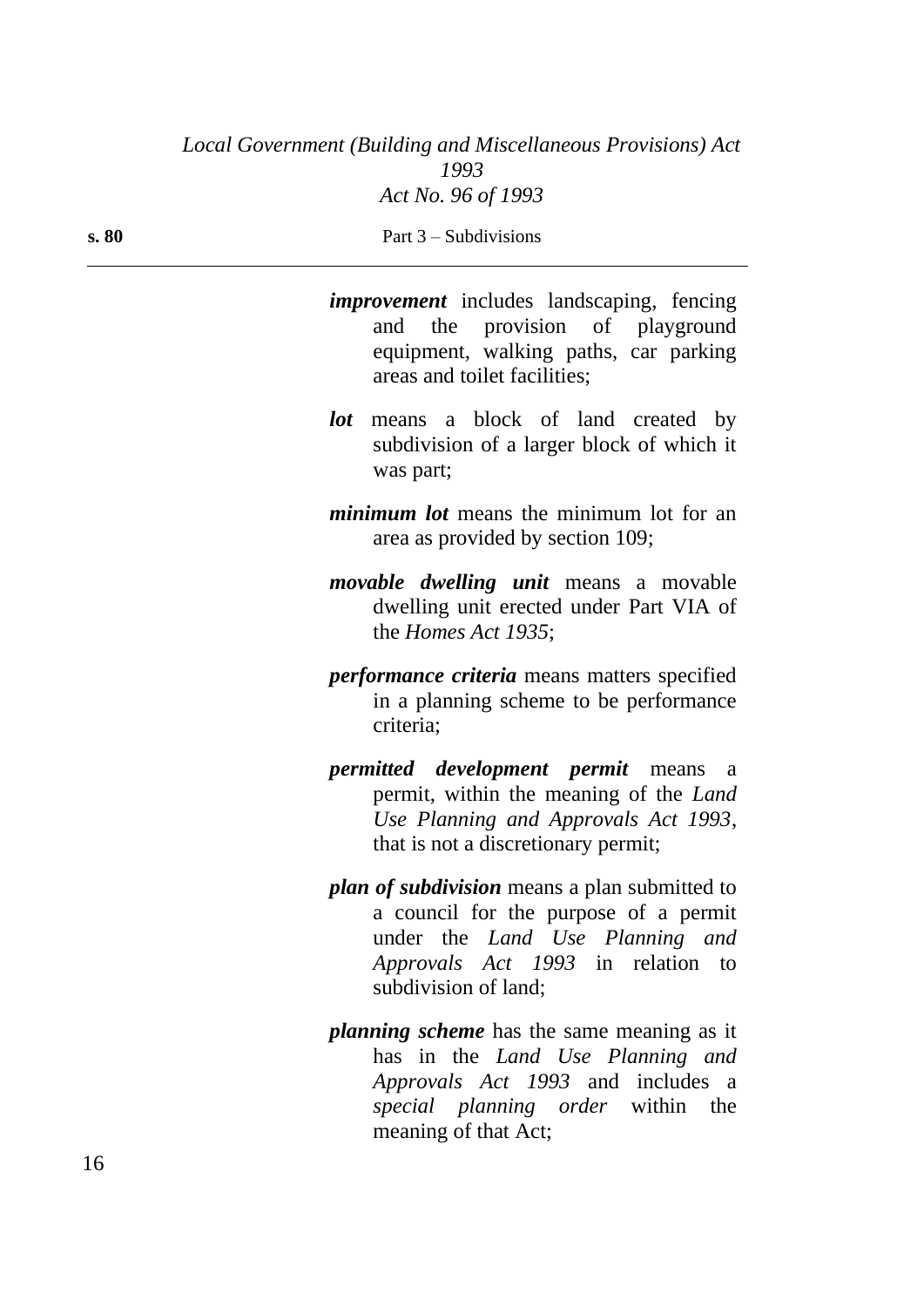***improvement*** includes landscaping, fencing and the provision of playground equipment, walking paths, car parking areas and toilet facilities;

***lot*** means a block of land created by subdivision of a larger block of which it was part;

***minimum lot*** means the minimum lot for an area as provided by section 109;

***movable dwelling unit*** means a movable dwelling unit erected under Part VIA of the *Homes Act 1935*;

***performance criteria*** means matters specified in a planning scheme to be performance criteria;

***permitted development permit*** means a permit, within the meaning of the *Land Use Planning and Approvals Act 1993*, that is not a discretionary permit;

***plan of subdivision*** means a plan submitted to a council for the purpose of a permit under the *Land Use Planning and Approvals Act 1993* in relation to subdivision of land;

***planning scheme*** has the same meaning as it has in the *Land Use Planning and Approvals Act 1993* and includes a *special planning order* within the meaning of that Act;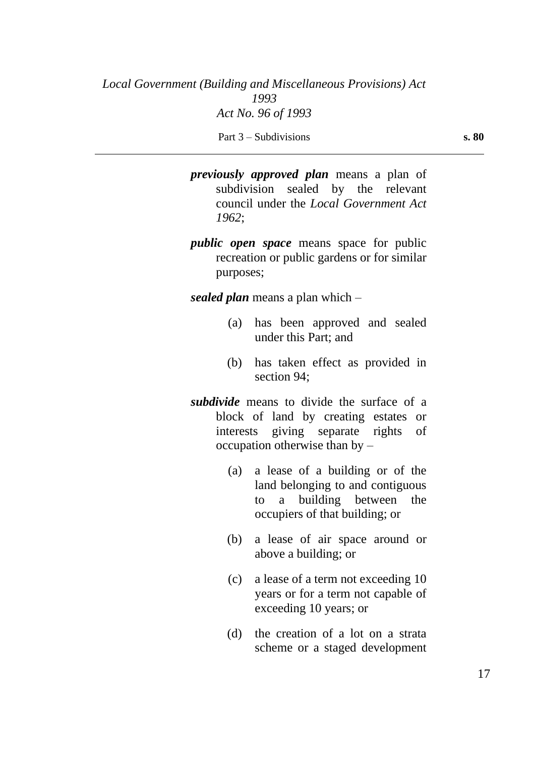***previously approved plan*** means a plan of subdivision sealed by the relevant council under the *Local Government Act 1962*;

***public open space*** means space for public recreation or public gardens or for similar purposes;

***sealed plan*** means a plan which –

(a) has been approved and sealed under this Part; and

(b) has taken effect as provided in section 94;

***subdivide*** means to divide the surface of a block of land by creating estates or interests giving separate rights of occupation otherwise than by –

(a) a lease of a building or of the land belonging to and contiguous to a building between the occupiers of that building; or

(b) a lease of air space around or above a building; or

(c) a lease of a term not exceeding 10 years or for a term not capable of exceeding 10 years; or

(d) the creation of a lot on a strata scheme or a staged development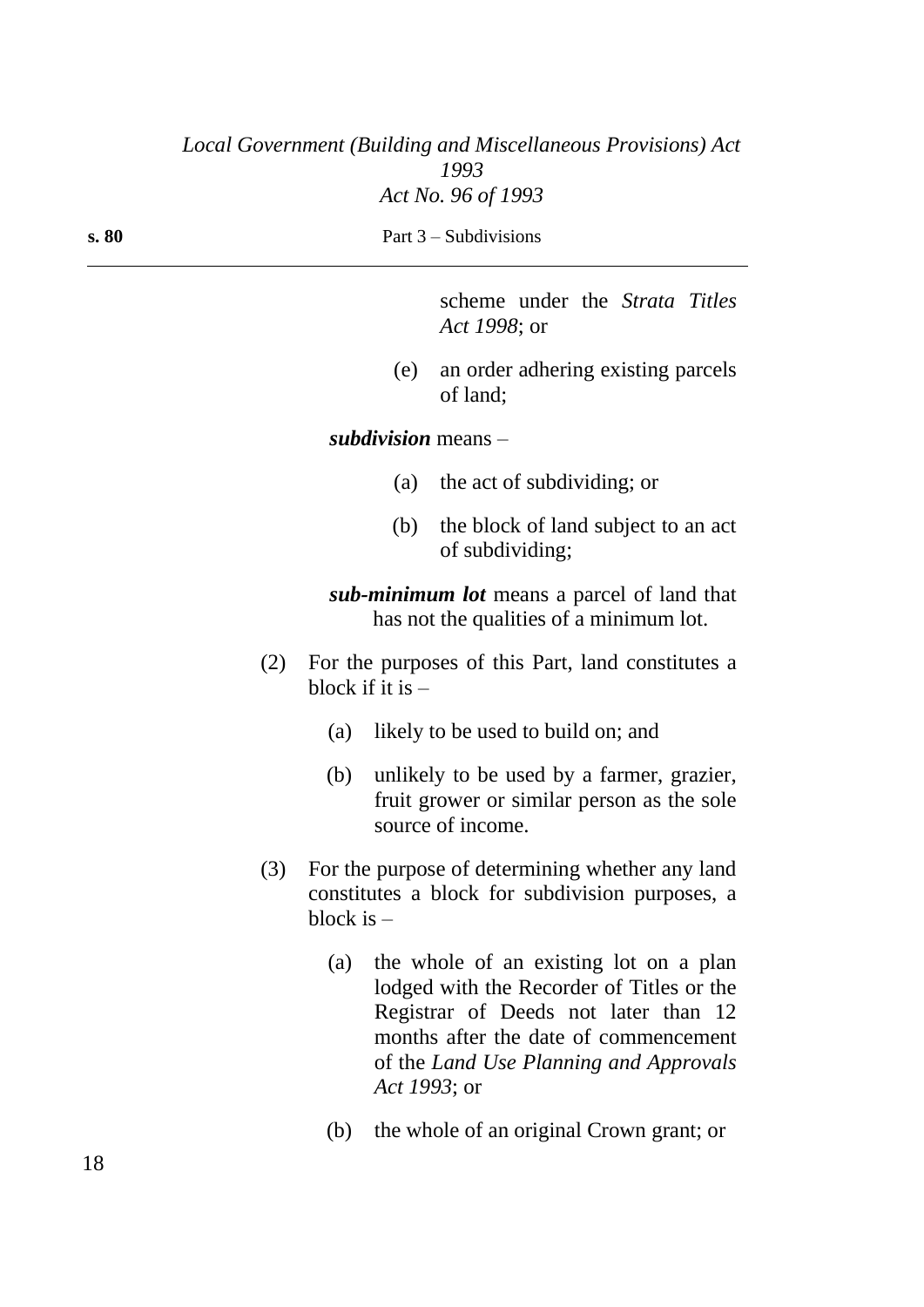scheme under the *Strata Titles Act 1998*; or

(e) an order adhering existing parcels of land;

***subdivision*** means –

(a) the act of subdividing; or

(b) the block of land subject to an act of subdividing;

***sub-minimum lot*** means a parcel of land that has not the qualities of a minimum lot.

(2) For the purposes of this Part, land constitutes a block if it is –

(a) likely to be used to build on; and

(b) unlikely to be used by a farmer, grazier, fruit grower or similar person as the sole source of income.

(3) For the purpose of determining whether any land constitutes a block for subdivision purposes, a block is –

(a) the whole of an existing lot on a plan lodged with the Recorder of Titles or the Registrar of Deeds not later than 12 months after the date of commencement of the *Land Use Planning and Approvals Act 1993*; or

(b) the whole of an original Crown grant; or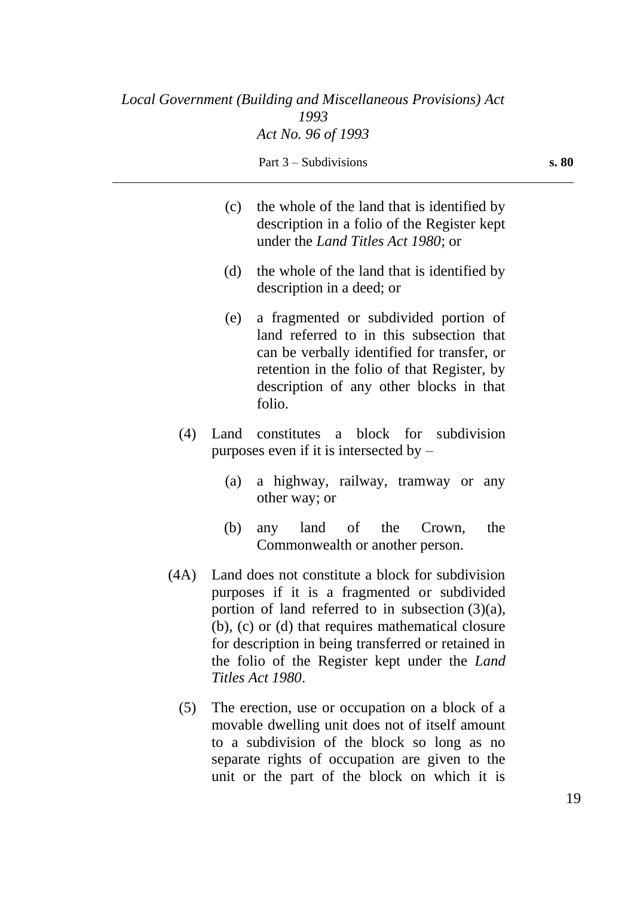(c) the whole of the land that is identified by description in a folio of the Register kept under the *Land Titles Act 1980*; or

(d) the whole of the land that is identified by description in a deed; or

(e) a fragmented or subdivided portion of land referred to in this subsection that can be verbally identified for transfer, or retention in the folio of that Register, by description of any other blocks in that folio.

(4) Land constitutes a block for subdivision purposes even if it is intersected by –

(a) a highway, railway, tramway or any other way; or

(b) any land of the Crown, the Commonwealth or another person.

(4A) Land does not constitute a block for subdivision purposes if it is a fragmented or subdivided portion of land referred to in subsection (3)(a), (b), (c) or (d) that requires mathematical closure for description in being transferred or retained in the folio of the Register kept under the *Land Titles Act 1980*.

(5) The erection, use or occupation on a block of a movable dwelling unit does not of itself amount to a subdivision of the block so long as no separate rights of occupation are given to the unit or the part of the block on which it is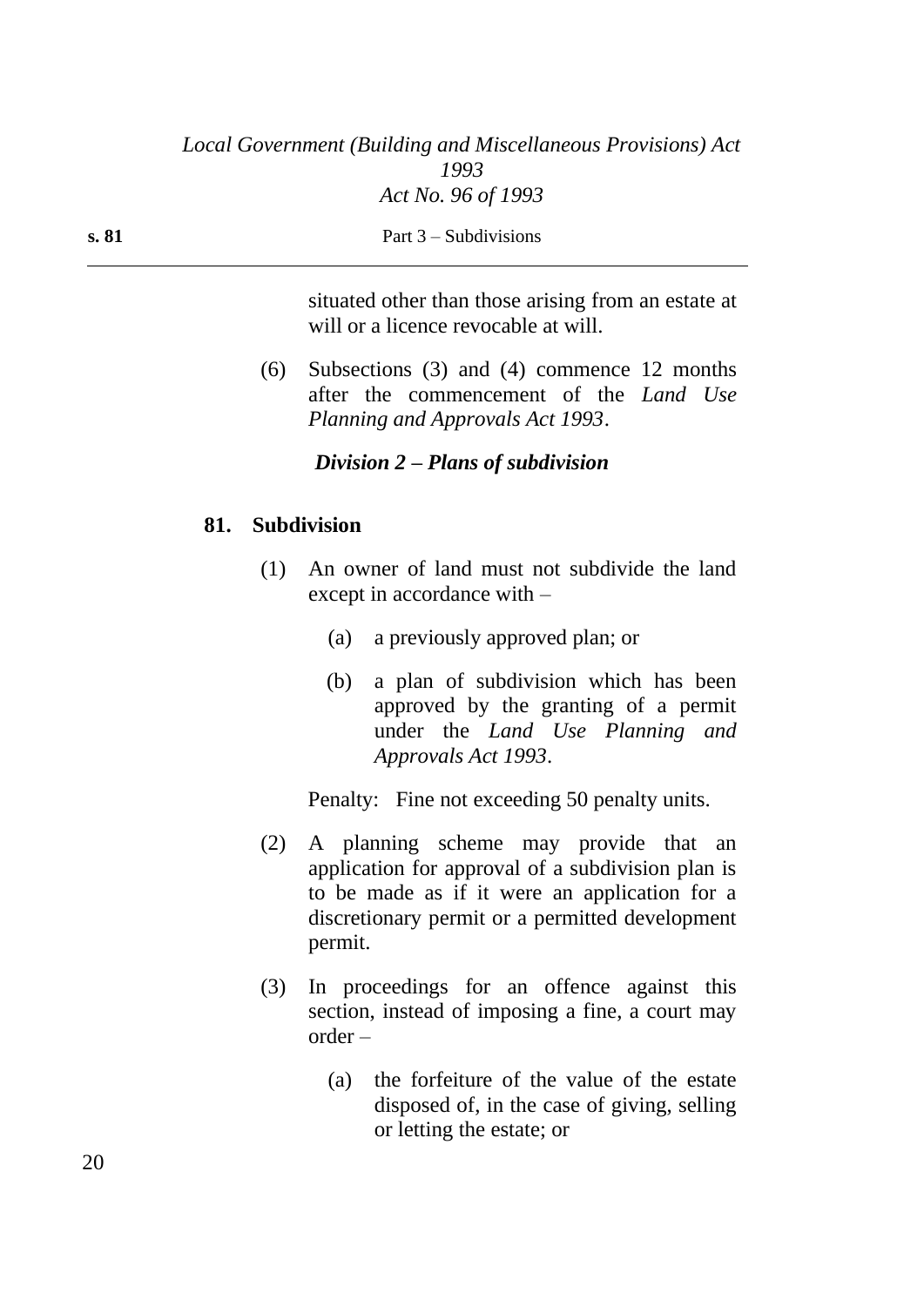situated other than those arising from an estate at will or a licence revocable at will.

(6) Subsections (3) and (4) commence 12 months after the commencement of the *Land Use Planning and Approvals Act 1993*.

### *Division 2 – Plans of subdivision*

#### 81. Subdivision

(1) An owner of land must not subdivide the land except in accordance with –

- (a) a previously approved plan; or
- (b) a plan of subdivision which has been approved by the granting of a permit under the *Land Use Planning and Approvals Act 1993*.

Penalty: Fine not exceeding 50 penalty units.

(2) A planning scheme may provide that an application for approval of a subdivision plan is to be made as if it were an application for a discretionary permit or a permitted development permit.

(3) In proceedings for an offence against this section, instead of imposing a fine, a court may order –

- (a) the forfeiture of the value of the estate disposed of, in the case of giving, selling or letting the estate; or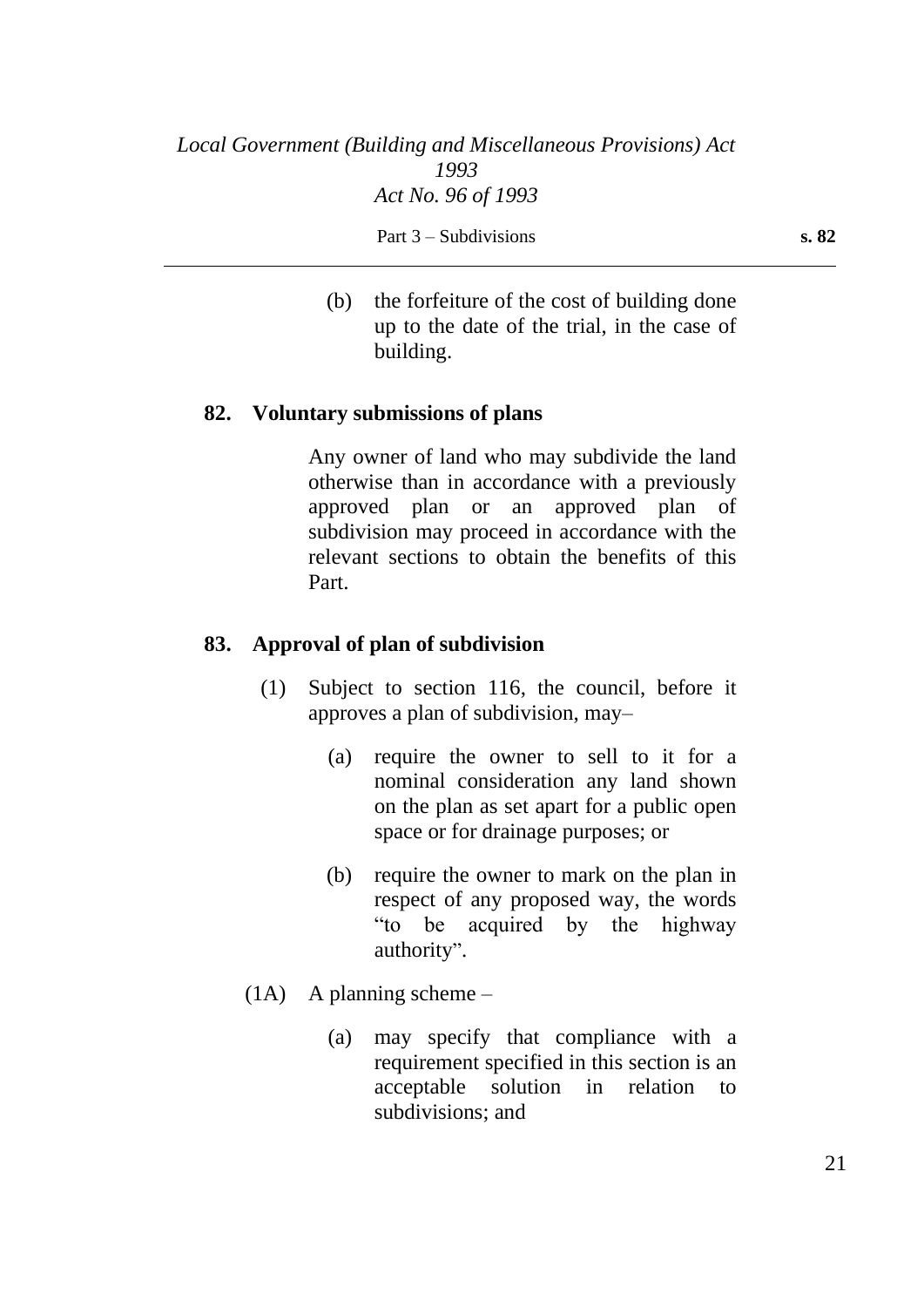(b) the forfeiture of the cost of building done up to the date of the trial, in the case of building.

### 82. Voluntary submissions of plans

Any owner of land who may subdivide the land otherwise than in accordance with a previously approved plan or an approved plan of subdivision may proceed in accordance with the relevant sections to obtain the benefits of this Part.

### 83. Approval of plan of subdivision

(1) Subject to section 116, the council, before it approves a plan of subdivision, may–

(a) require the owner to sell to it for a nominal consideration any land shown on the plan as set apart for a public open space or for drainage purposes; or

(b) require the owner to mark on the plan in respect of any proposed way, the words "to be acquired by the highway authority".

(1A) A planning scheme –

(a) may specify that compliance with a requirement specified in this section is an acceptable solution in relation to subdivisions; and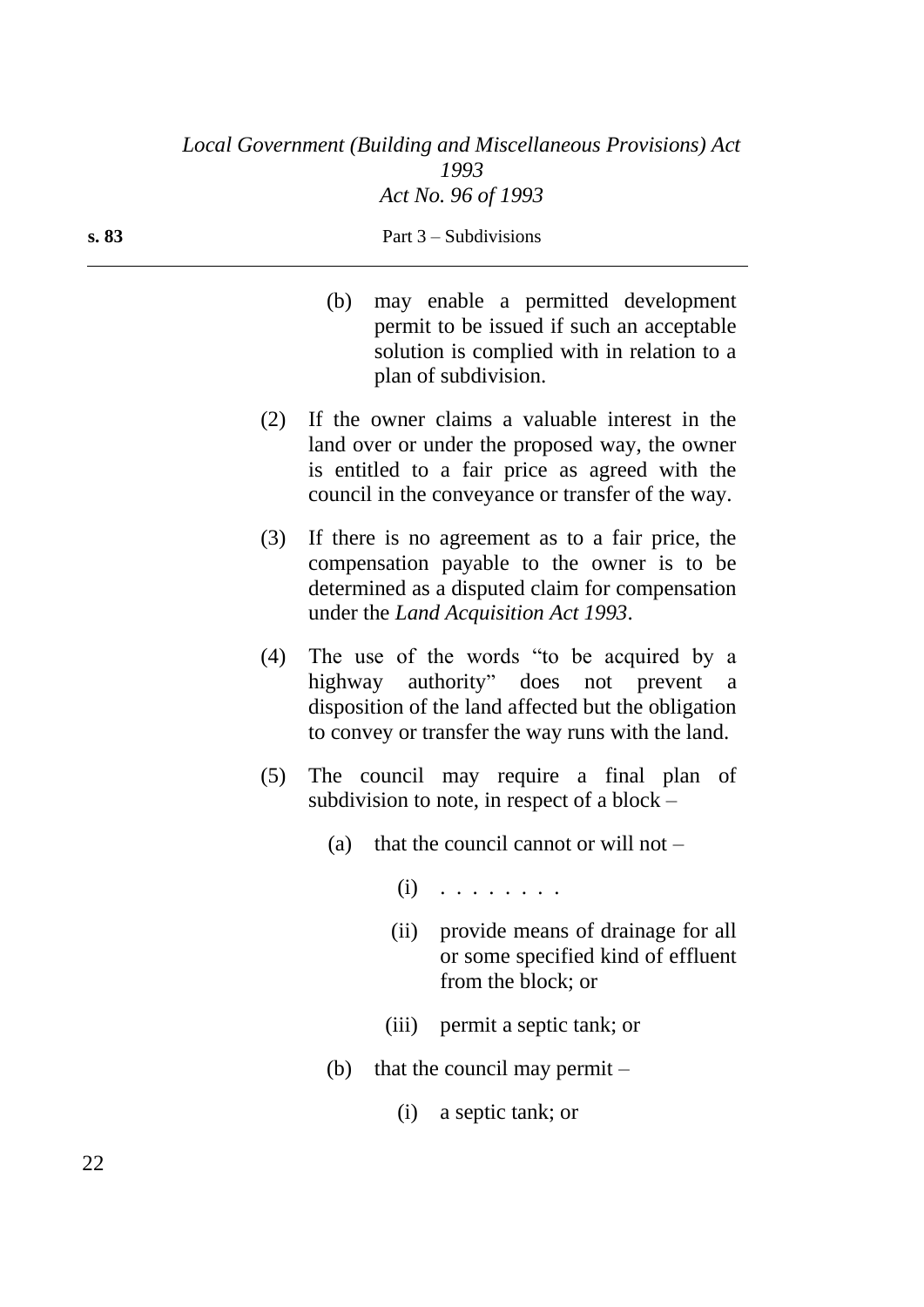(b) may enable a permitted development permit to be issued if such an acceptable solution is complied with in relation to a plan of subdivision.

(2) If the owner claims a valuable interest in the land over or under the proposed way, the owner is entitled to a fair price as agreed with the council in the conveyance or transfer of the way.

(3) If there is no agreement as to a fair price, the compensation payable to the owner is to be determined as a disputed claim for compensation under the *Land Acquisition Act 1993*.

(4) The use of the words "to be acquired by a highway authority" does not prevent a disposition of the land affected but the obligation to convey or transfer the way runs with the land.

(5) The council may require a final plan of subdivision to note, in respect of a block –

(a) that the council cannot or will not –

(i) . . . . . . . .

(ii) provide means of drainage for all or some specified kind of effluent from the block; or

(iii) permit a septic tank; or

(b) that the council may permit –

(i) a septic tank; or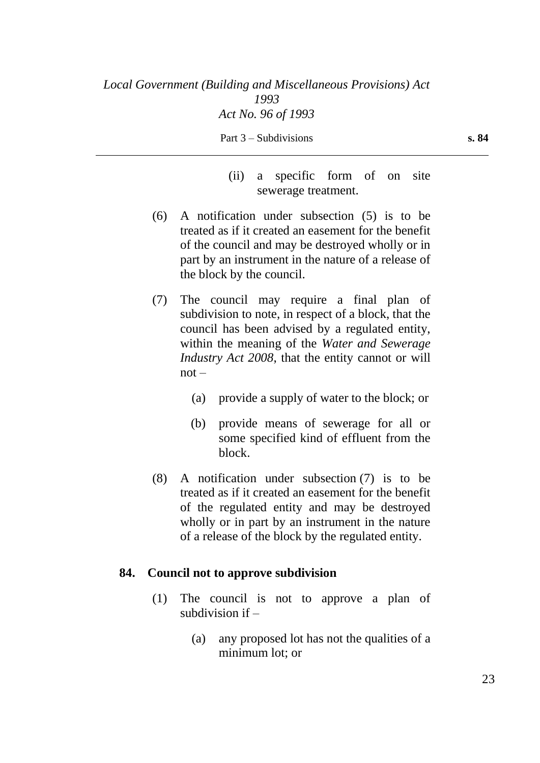(ii) a specific form of on site sewerage treatment.

(6) A notification under subsection (5) is to be treated as if it created an easement for the benefit of the council and may be destroyed wholly or in part by an instrument in the nature of a release of the block by the council.

(7) The council may require a final plan of subdivision to note, in respect of a block, that the council has been advised by a regulated entity, within the meaning of the *Water and Sewerage Industry Act 2008*, that the entity cannot or will not –

(a) provide a supply of water to the block; or

(b) provide means of sewerage for all or some specified kind of effluent from the block.

(8) A notification under subsection (7) is to be treated as if it created an easement for the benefit of the regulated entity and may be destroyed wholly or in part by an instrument in the nature of a release of the block by the regulated entity.

**84. Council not to approve subdivision**

(1) The council is not to approve a plan of subdivision if –

(a) any proposed lot has not the qualities of a minimum lot; or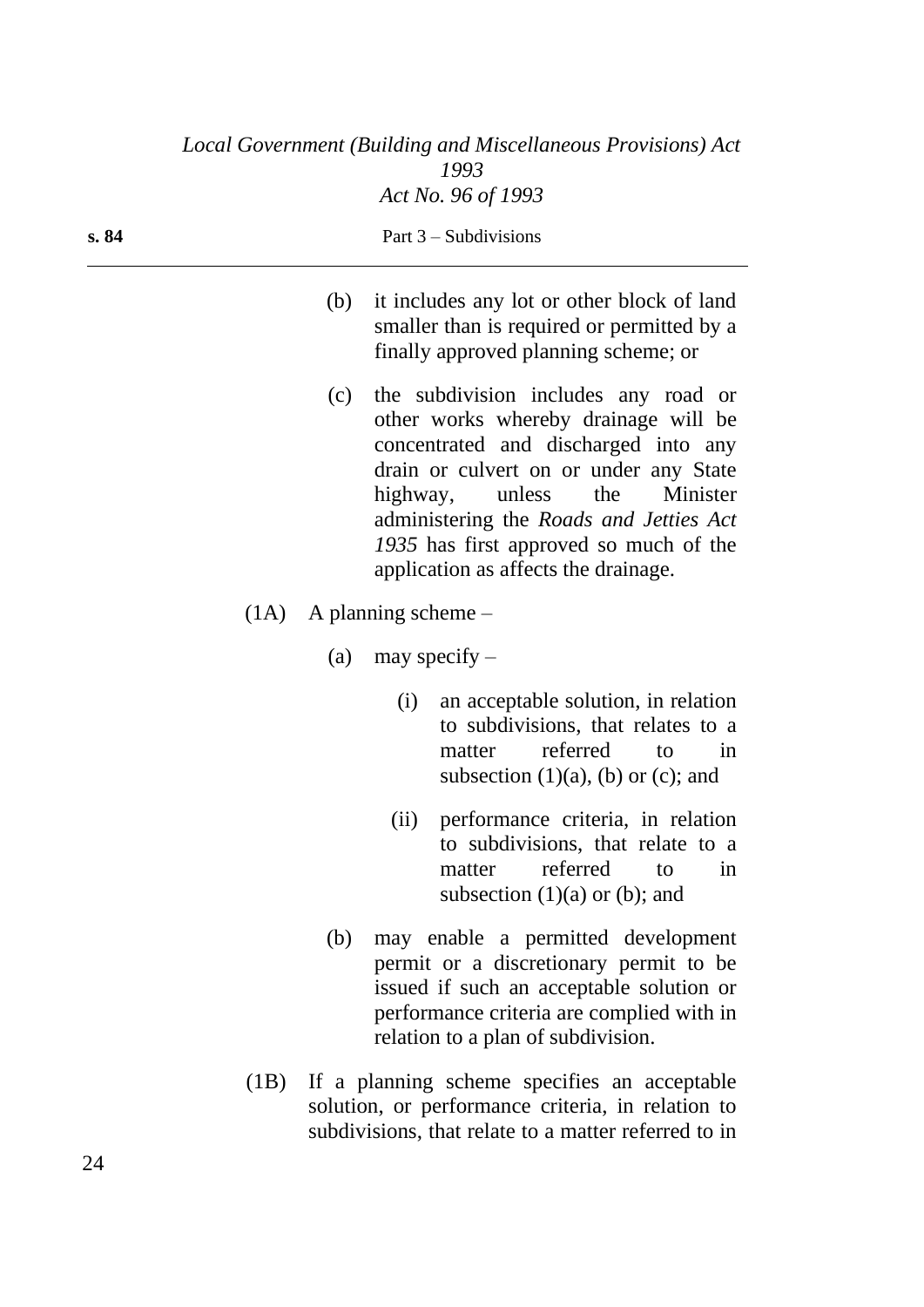(b) it includes any lot or other block of land smaller than is required or permitted by a finally approved planning scheme; or

(c) the subdivision includes any road or other works whereby drainage will be concentrated and discharged into any drain or culvert on or under any State highway, unless the Minister administering the *Roads and Jetties Act 1935* has first approved so much of the application as affects the drainage.

(1A) A planning scheme –

(a) may specify –

(i) an acceptable solution, in relation to subdivisions, that relates to a matter referred to in subsection (1)(a), (b) or (c); and

(ii) performance criteria, in relation to subdivisions, that relate to a matter referred to in subsection (1)(a) or (b); and

(b) may enable a permitted development permit or a discretionary permit to be issued if such an acceptable solution or performance criteria are complied with in relation to a plan of subdivision.

(1B) If a planning scheme specifies an acceptable solution, or performance criteria, in relation to subdivisions, that relate to a matter referred to in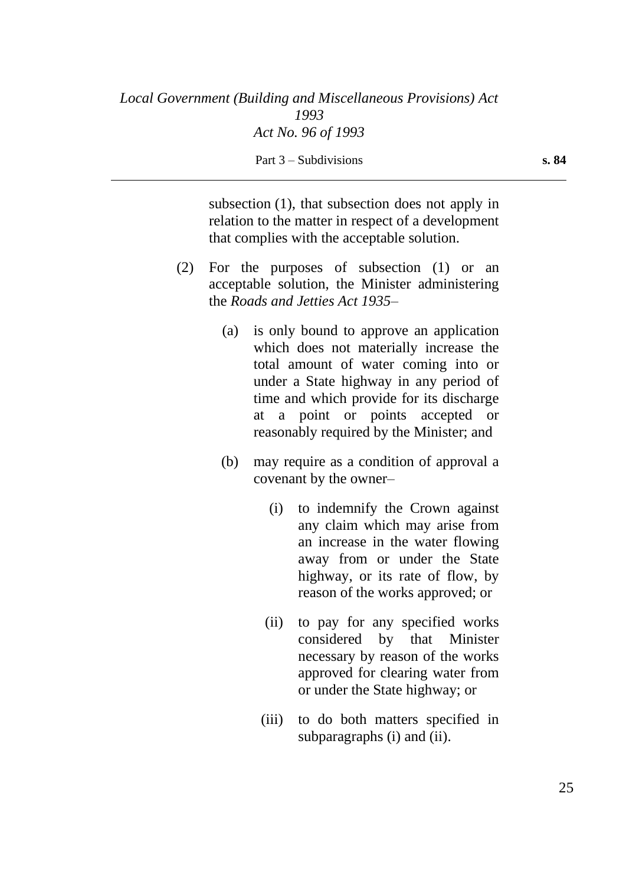subsection (1), that subsection does not apply in relation to the matter in respect of a development that complies with the acceptable solution.

(2) For the purposes of subsection (1) or an acceptable solution, the Minister administering the *Roads and Jetties Act 1935*–

(a) is only bound to approve an application which does not materially increase the total amount of water coming into or under a State highway in any period of time and which provide for its discharge at a point or points accepted or reasonably required by the Minister; and

(b) may require as a condition of approval a covenant by the owner–

(i) to indemnify the Crown against any claim which may arise from an increase in the water flowing away from or under the State highway, or its rate of flow, by reason of the works approved; or

(ii) to pay for any specified works considered by that Minister necessary by reason of the works approved for clearing water from or under the State highway; or

(iii) to do both matters specified in subparagraphs (i) and (ii).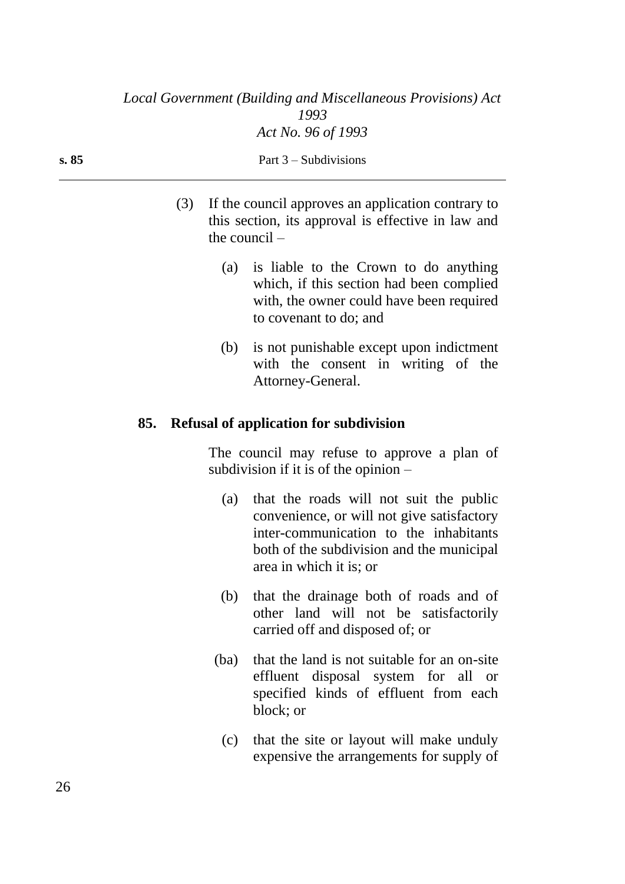(3) If the council approves an application contrary to this section, its approval is effective in law and the council –

(a) is liable to the Crown to do anything which, if this section had been complied with, the owner could have been required to covenant to do; and

(b) is not punishable except upon indictment with the consent in writing of the Attorney-General.

**85. Refusal of application for subdivision**

The council may refuse to approve a plan of subdivision if it is of the opinion –

(a) that the roads will not suit the public convenience, or will not give satisfactory inter-communication to the inhabitants both of the subdivision and the municipal area in which it is; or

(b) that the drainage both of roads and of other land will not be satisfactorily carried off and disposed of; or

(ba) that the land is not suitable for an on-site effluent disposal system for all or specified kinds of effluent from each block; or

(c) that the site or layout will make unduly expensive the arrangements for supply of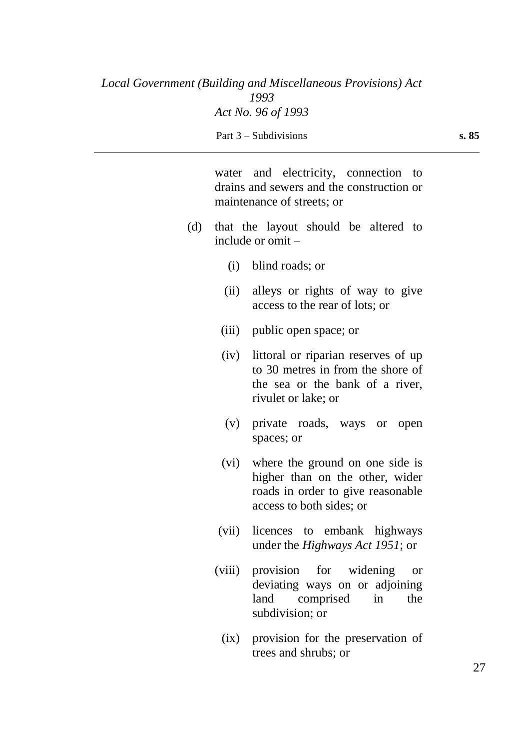water and electricity, connection to drains and sewers and the construction or maintenance of streets; or

(d) that the layout should be altered to include or omit –

(i) blind roads; or

(ii) alleys or rights of way to give access to the rear of lots; or

(iii) public open space; or

(iv) littoral or riparian reserves of up to 30 metres in from the shore of the sea or the bank of a river, rivulet or lake; or

(v) private roads, ways or open spaces; or

(vi) where the ground on one side is higher than on the other, wider roads in order to give reasonable access to both sides; or

(vii) licences to embank highways under the *Highways Act 1951*; or

(viii) provision for widening or deviating ways on or adjoining land comprised in the subdivision; or

(ix) provision for the preservation of trees and shrubs; or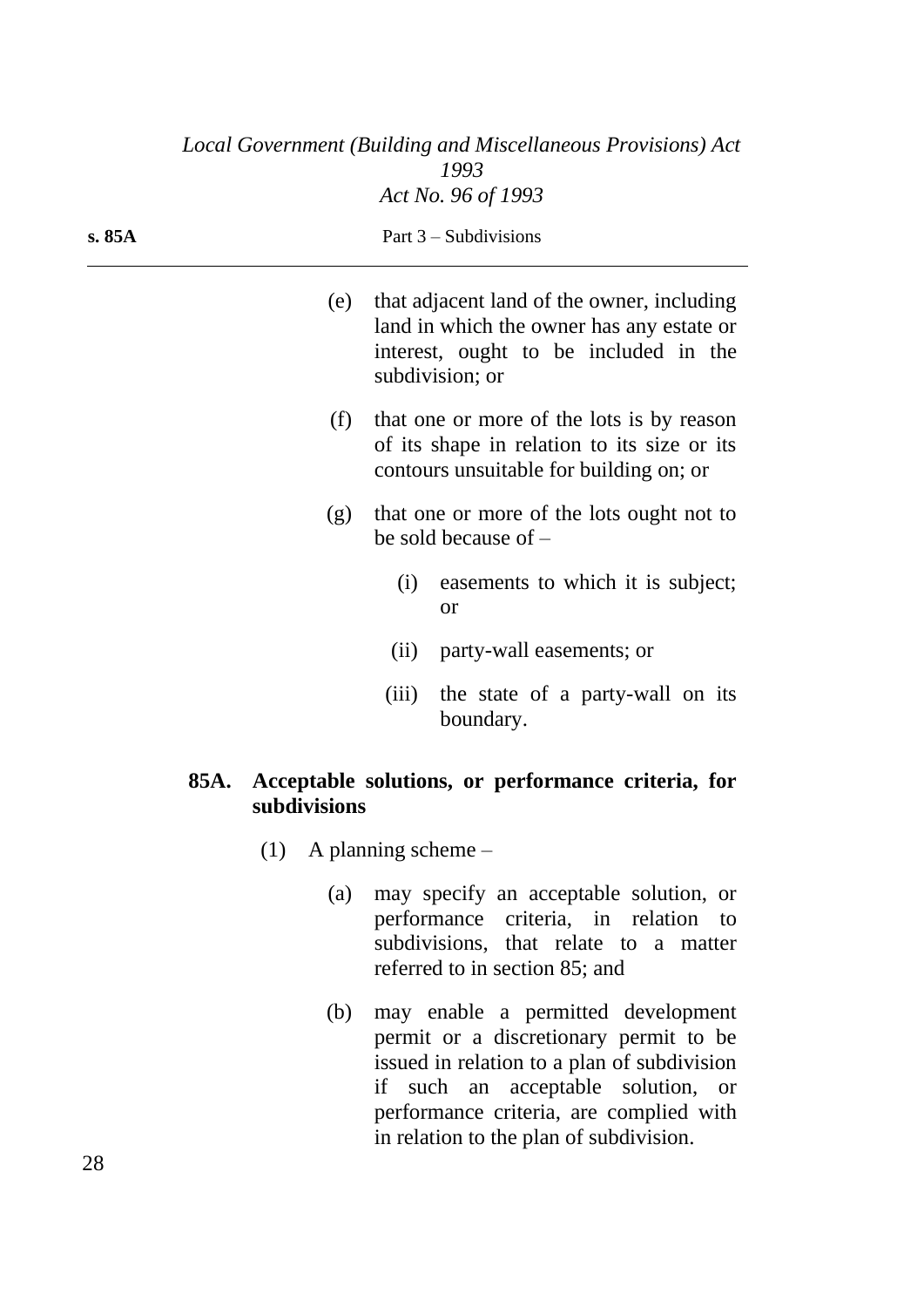(e) that adjacent land of the owner, including land in which the owner has any estate or interest, ought to be included in the subdivision; or

(f) that one or more of the lots is by reason of its shape in relation to its size or its contours unsuitable for building on; or

(g) that one or more of the lots ought not to be sold because of –

  (i) easements to which it is subject; or

  (ii) party-wall easements; or

  (iii) the state of a party-wall on its boundary.

### 85A. Acceptable solutions, or performance criteria, for subdivisions

(1) A planning scheme –

  (a) may specify an acceptable solution, or performance criteria, in relation to subdivisions, that relate to a matter referred to in section 85; and

  (b) may enable a permitted development permit or a discretionary permit to be issued in relation to a plan of subdivision if such an acceptable solution, or performance criteria, are complied with in relation to the plan of subdivision.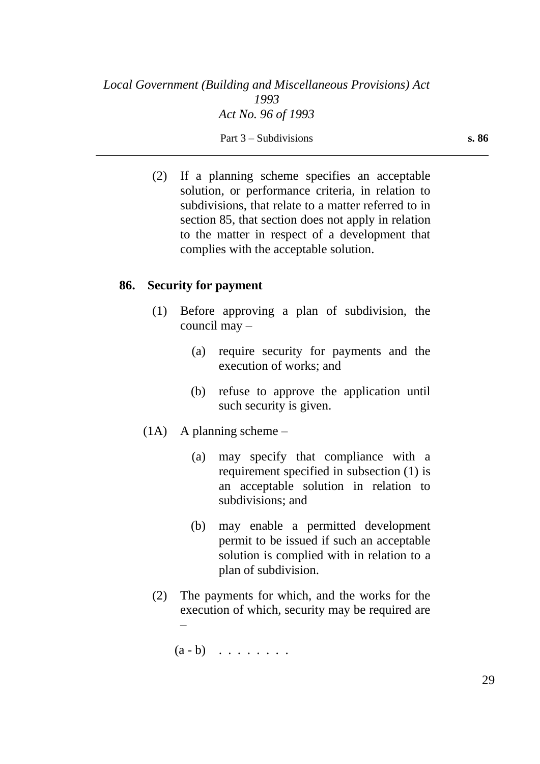(2) If a planning scheme specifies an acceptable solution, or performance criteria, in relation to subdivisions, that relate to a matter referred to in section 85, that section does not apply in relation to the matter in respect of a development that complies with the acceptable solution.

### 86. Security for payment

(1) Before approving a plan of subdivision, the council may –

(a) require security for payments and the execution of works; and

(b) refuse to approve the application until such security is given.

(1A) A planning scheme –

(a) may specify that compliance with a requirement specified in subsection (1) is an acceptable solution in relation to subdivisions; and

(b) may enable a permitted development permit to be issued if such an acceptable solution is complied with in relation to a plan of subdivision.

(2) The payments for which, and the works for the execution of which, security may be required are –

(a - b) . . . . . . . .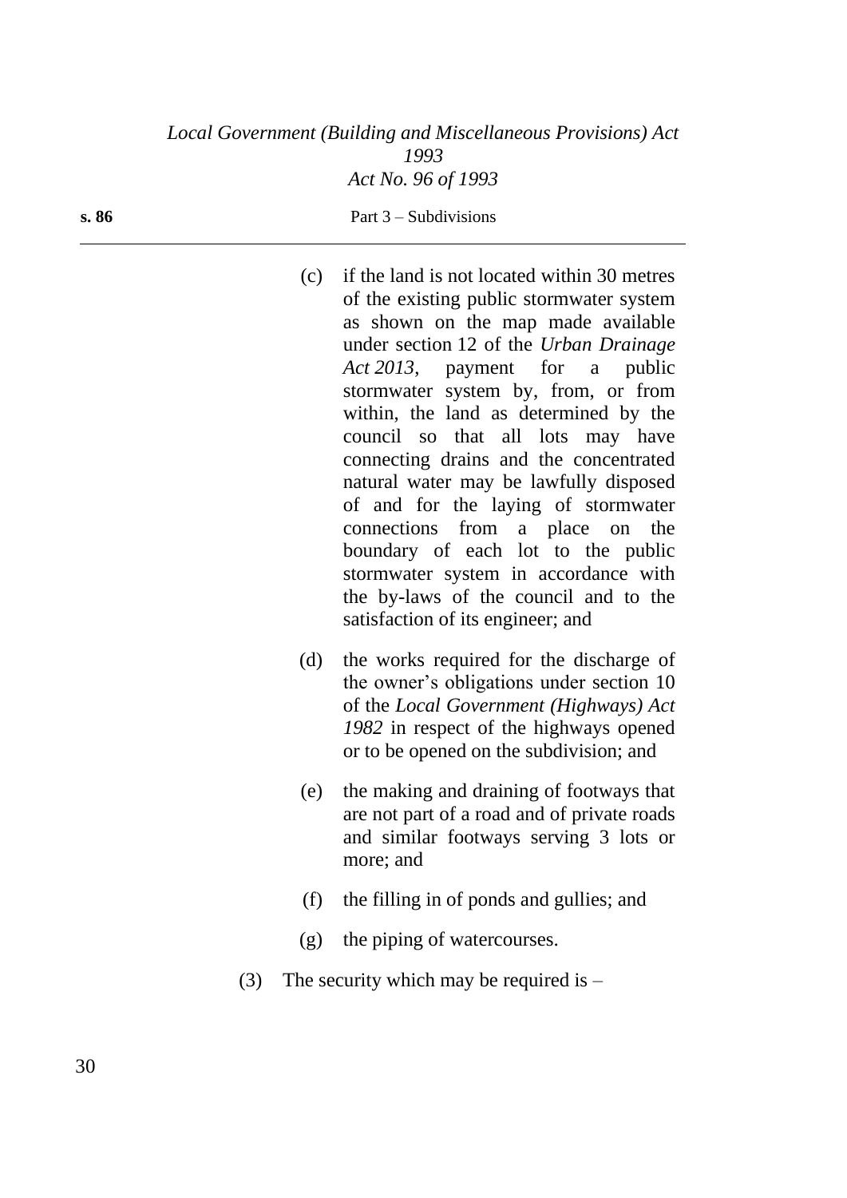(c) if the land is not located within 30 metres of the existing public stormwater system as shown on the map made available under section 12 of the *Urban Drainage Act 2013*, payment for a public stormwater system by, from, or from within, the land as determined by the council so that all lots may have connecting drains and the concentrated natural water may be lawfully disposed of and for the laying of stormwater connections from a place on the boundary of each lot to the public stormwater system in accordance with the by-laws of the council and to the satisfaction of its engineer; and

(d) the works required for the discharge of the owner's obligations under section 10 of the *Local Government (Highways) Act 1982* in respect of the highways opened or to be opened on the subdivision; and

(e) the making and draining of footways that are not part of a road and of private roads and similar footways serving 3 lots or more; and

(f) the filling in of ponds and gullies; and

(g) the piping of watercourses.

(3) The security which may be required is –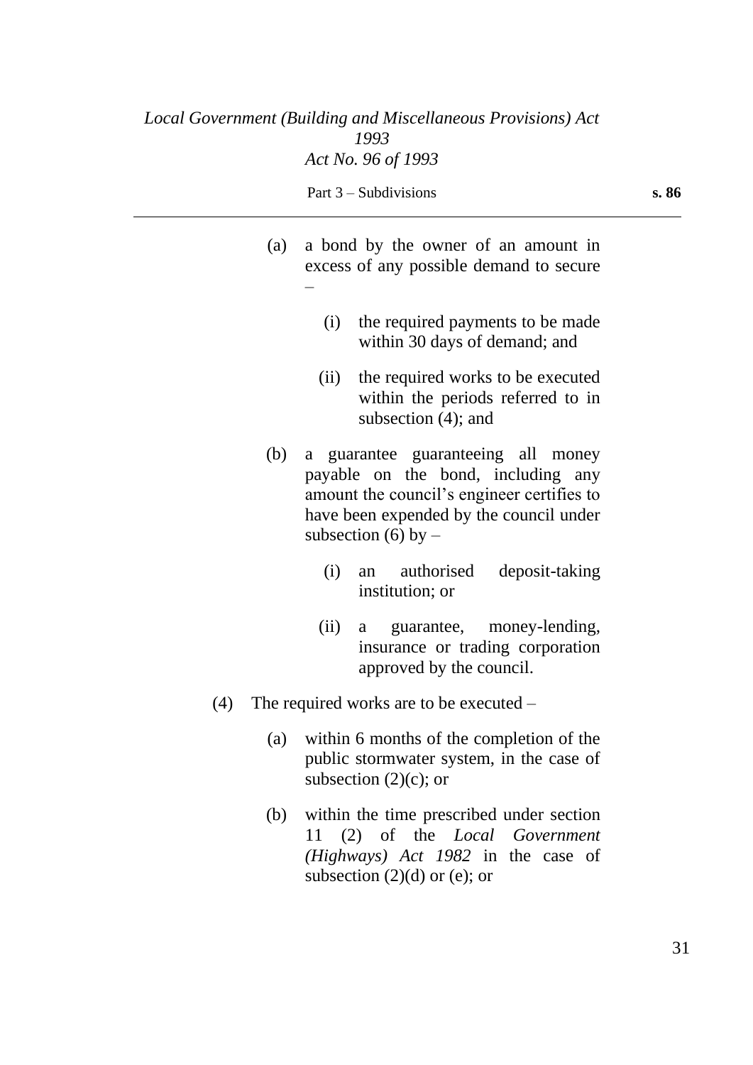(a) a bond by the owner of an amount in excess of any possible demand to secure –

   (i) the required payments to be made within 30 days of demand; and

   (ii) the required works to be executed within the periods referred to in subsection (4); and

(b) a guarantee guaranteeing all money payable on the bond, including any amount the council's engineer certifies to have been expended by the council under subsection (6) by –

   (i) an authorised deposit-taking institution; or

   (ii) a guarantee, money-lending, insurance or trading corporation approved by the council.

(4) The required works are to be executed –

   (a) within 6 months of the completion of the public stormwater system, in the case of subsection (2)(c); or

   (b) within the time prescribed under section 11 (2) of the *Local Government (Highways) Act 1982* in the case of subsection (2)(d) or (e); or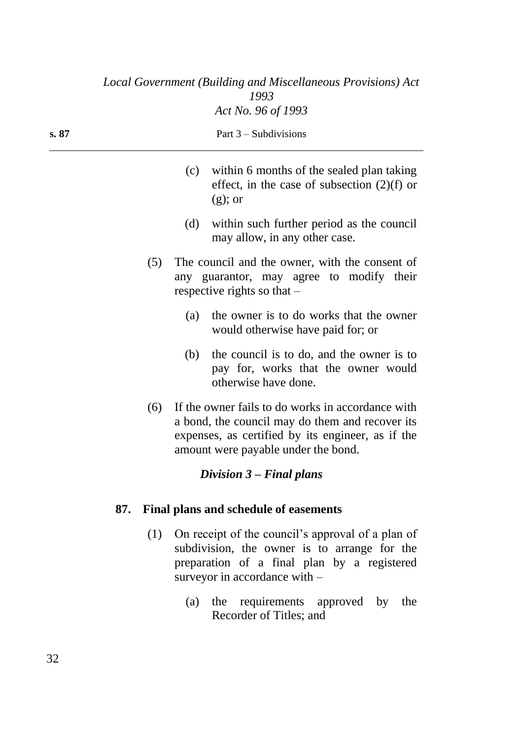(c) within 6 months of the sealed plan taking effect, in the case of subsection (2)(f) or (g); or

(d) within such further period as the council may allow, in any other case.

(5) The council and the owner, with the consent of any guarantor, may agree to modify their respective rights so that –

(a) the owner is to do works that the owner would otherwise have paid for; or

(b) the council is to do, and the owner is to pay for, works that the owner would otherwise have done.

(6) If the owner fails to do works in accordance with a bond, the council may do them and recover its expenses, as certified by its engineer, as if the amount were payable under the bond.

### *Division 3 – Final plans*

#### 87. Final plans and schedule of easements

(1) On receipt of the council's approval of a plan of subdivision, the owner is to arrange for the preparation of a final plan by a registered surveyor in accordance with –

(a) the requirements approved by the Recorder of Titles; and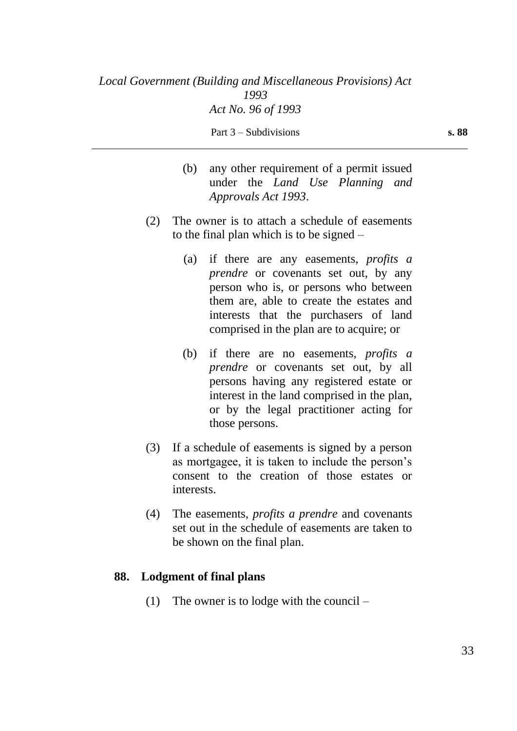(b) any other requirement of a permit issued under the *Land Use Planning and Approvals Act 1993*.

(2) The owner is to attach a schedule of easements to the final plan which is to be signed –

(a) if there are any easements, *profits a prendre* or covenants set out, by any person who is, or persons who between them are, able to create the estates and interests that the purchasers of land comprised in the plan are to acquire; or

(b) if there are no easements, *profits a prendre* or covenants set out, by all persons having any registered estate or interest in the land comprised in the plan, or by the legal practitioner acting for those persons.

(3) If a schedule of easements is signed by a person as mortgagee, it is taken to include the person's consent to the creation of those estates or interests.

(4) The easements, *profits a prendre* and covenants set out in the schedule of easements are taken to be shown on the final plan.

### 88. Lodgment of final plans

(1) The owner is to lodge with the council –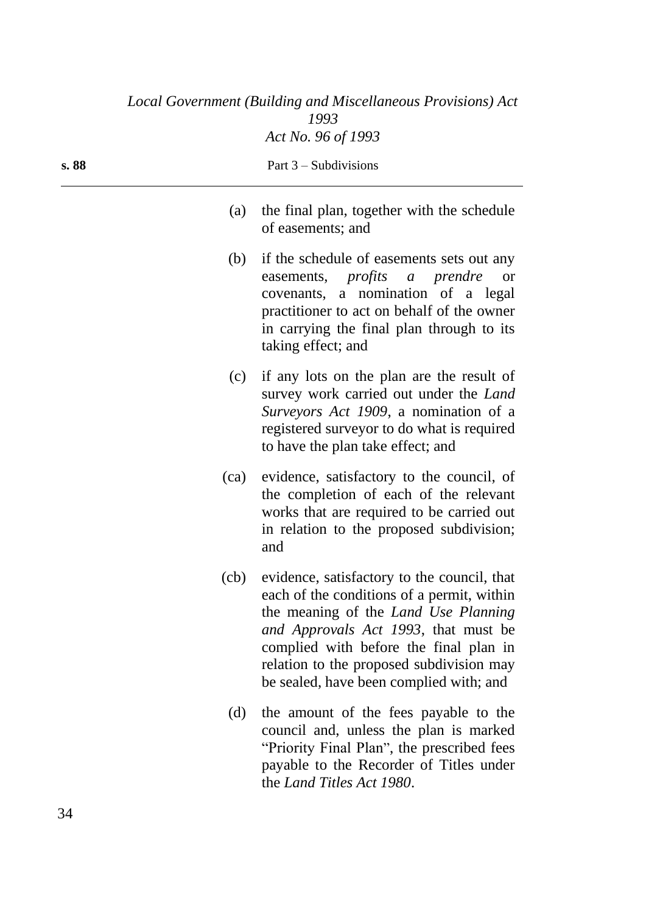(a) the final plan, together with the schedule of easements; and

(b) if the schedule of easements sets out any easements, *profits a prendre* or covenants, a nomination of a legal practitioner to act on behalf of the owner in carrying the final plan through to its taking effect; and

(c) if any lots on the plan are the result of survey work carried out under the *Land Surveyors Act 1909*, a nomination of a registered surveyor to do what is required to have the plan take effect; and

(ca) evidence, satisfactory to the council, of the completion of each of the relevant works that are required to be carried out in relation to the proposed subdivision; and

(cb) evidence, satisfactory to the council, that each of the conditions of a permit, within the meaning of the *Land Use Planning and Approvals Act 1993*, that must be complied with before the final plan in relation to the proposed subdivision may be sealed, have been complied with; and

(d) the amount of the fees payable to the council and, unless the plan is marked "Priority Final Plan", the prescribed fees payable to the Recorder of Titles under the *Land Titles Act 1980*.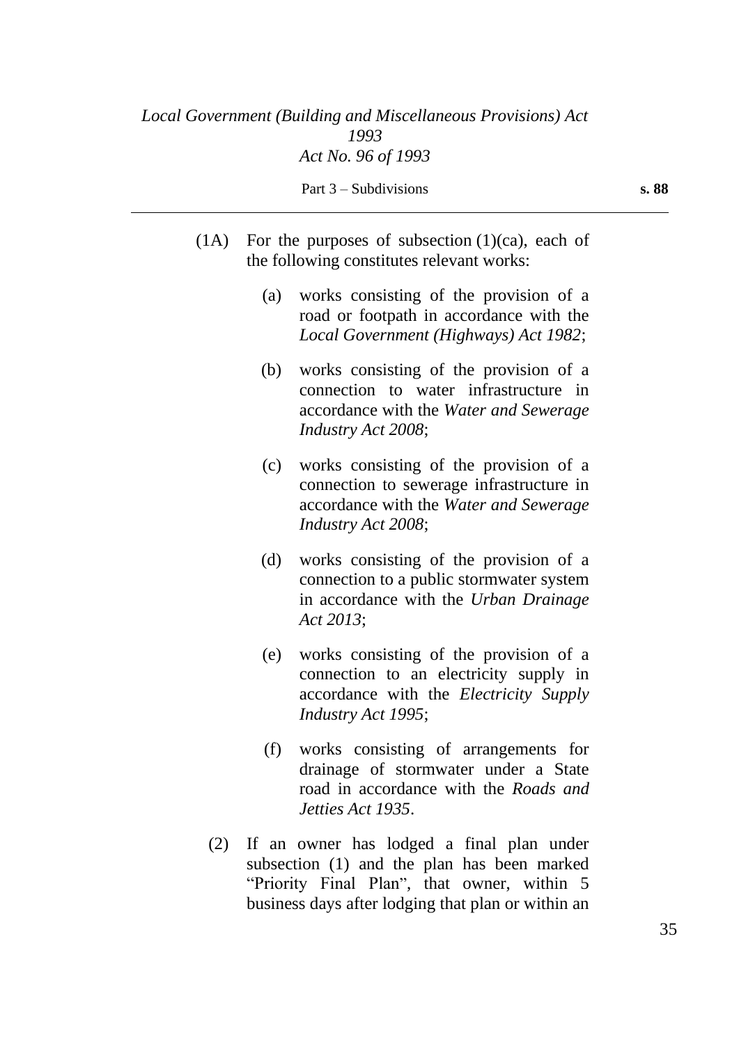(1A) For the purposes of subsection (1)(ca), each of the following constitutes relevant works:

(a) works consisting of the provision of a road or footpath in accordance with the *Local Government (Highways) Act 1982*;

(b) works consisting of the provision of a connection to water infrastructure in accordance with the *Water and Sewerage Industry Act 2008*;

(c) works consisting of the provision of a connection to sewerage infrastructure in accordance with the *Water and Sewerage Industry Act 2008*;

(d) works consisting of the provision of a connection to a public stormwater system in accordance with the *Urban Drainage Act 2013*;

(e) works consisting of the provision of a connection to an electricity supply in accordance with the *Electricity Supply Industry Act 1995*;

(f) works consisting of arrangements for drainage of stormwater under a State road in accordance with the *Roads and Jetties Act 1935*.

(2) If an owner has lodged a final plan under subsection (1) and the plan has been marked "Priority Final Plan", that owner, within 5 business days after lodging that plan or within an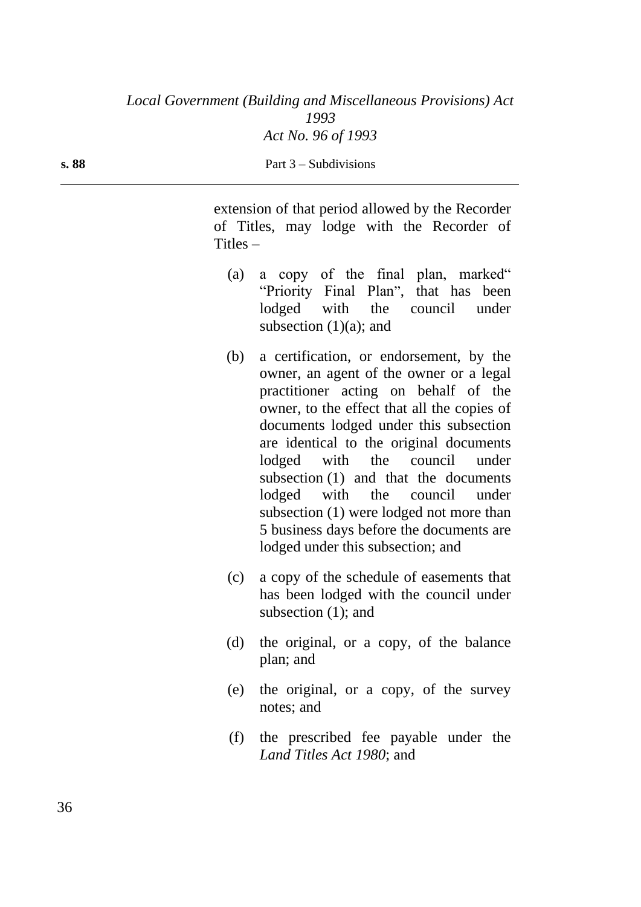extension of that period allowed by the Recorder of Titles, may lodge with the Recorder of Titles –

(a) a copy of the final plan, marked" "Priority Final Plan", that has been lodged with the council under subsection (1)(a); and

(b) a certification, or endorsement, by the owner, an agent of the owner or a legal practitioner acting on behalf of the owner, to the effect that all the copies of documents lodged under this subsection are identical to the original documents lodged with the council under subsection (1) and that the documents lodged with the council under subsection (1) were lodged not more than 5 business days before the documents are lodged under this subsection; and

(c) a copy of the schedule of easements that has been lodged with the council under subsection (1); and

(d) the original, or a copy, of the balance plan; and

(e) the original, or a copy, of the survey notes; and

(f) the prescribed fee payable under the *Land Titles Act 1980*; and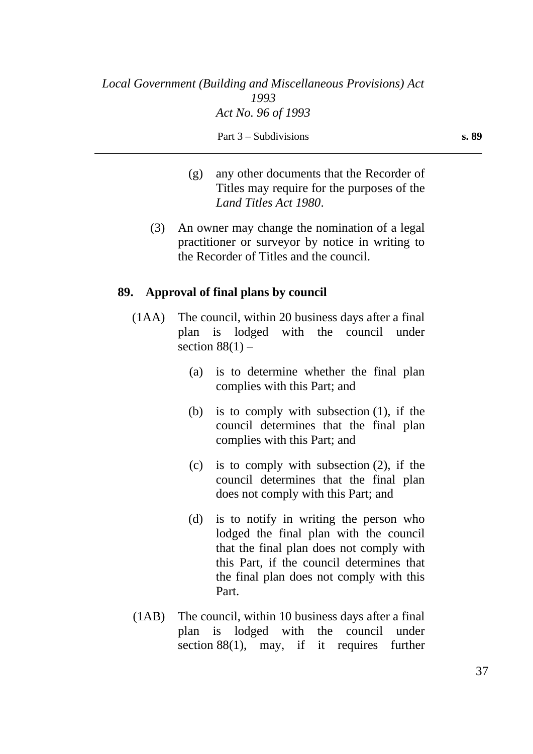(g) any other documents that the Recorder of Titles may require for the purposes of the *Land Titles Act 1980*.

(3) An owner may change the nomination of a legal practitioner or surveyor by notice in writing to the Recorder of Titles and the council.

## 89. Approval of final plans by council

(1AA) The council, within 20 business days after a final plan is lodged with the council under section 88(1) –

(a) is to determine whether the final plan complies with this Part; and

(b) is to comply with subsection (1), if the council determines that the final plan complies with this Part; and

(c) is to comply with subsection (2), if the council determines that the final plan does not comply with this Part; and

(d) is to notify in writing the person who lodged the final plan with the council that the final plan does not comply with this Part, if the council determines that the final plan does not comply with this Part.

(1AB) The council, within 10 business days after a final plan is lodged with the council under section 88(1), may, if it requires further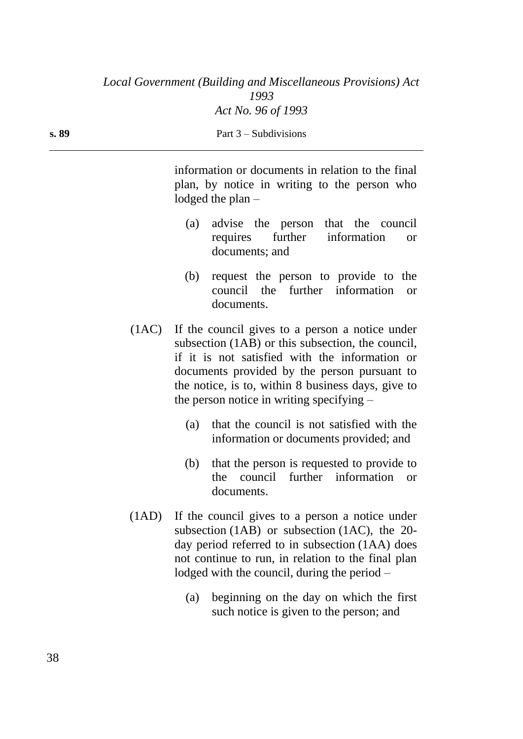information or documents in relation to the final plan, by notice in writing to the person who lodged the plan –

(a) advise the person that the council requires further information or documents; and

(b) request the person to provide to the council the further information or documents.

(1AC) If the council gives to a person a notice under subsection (1AB) or this subsection, the council, if it is not satisfied with the information or documents provided by the person pursuant to the notice, is to, within 8 business days, give to the person notice in writing specifying –

(a) that the council is not satisfied with the information or documents provided; and

(b) that the person is requested to provide to the council further information or documents.

(1AD) If the council gives to a person a notice under subsection (1AB) or subsection (1AC), the 20-day period referred to in subsection (1AA) does not continue to run, in relation to the final plan lodged with the council, during the period –

(a) beginning on the day on which the first such notice is given to the person; and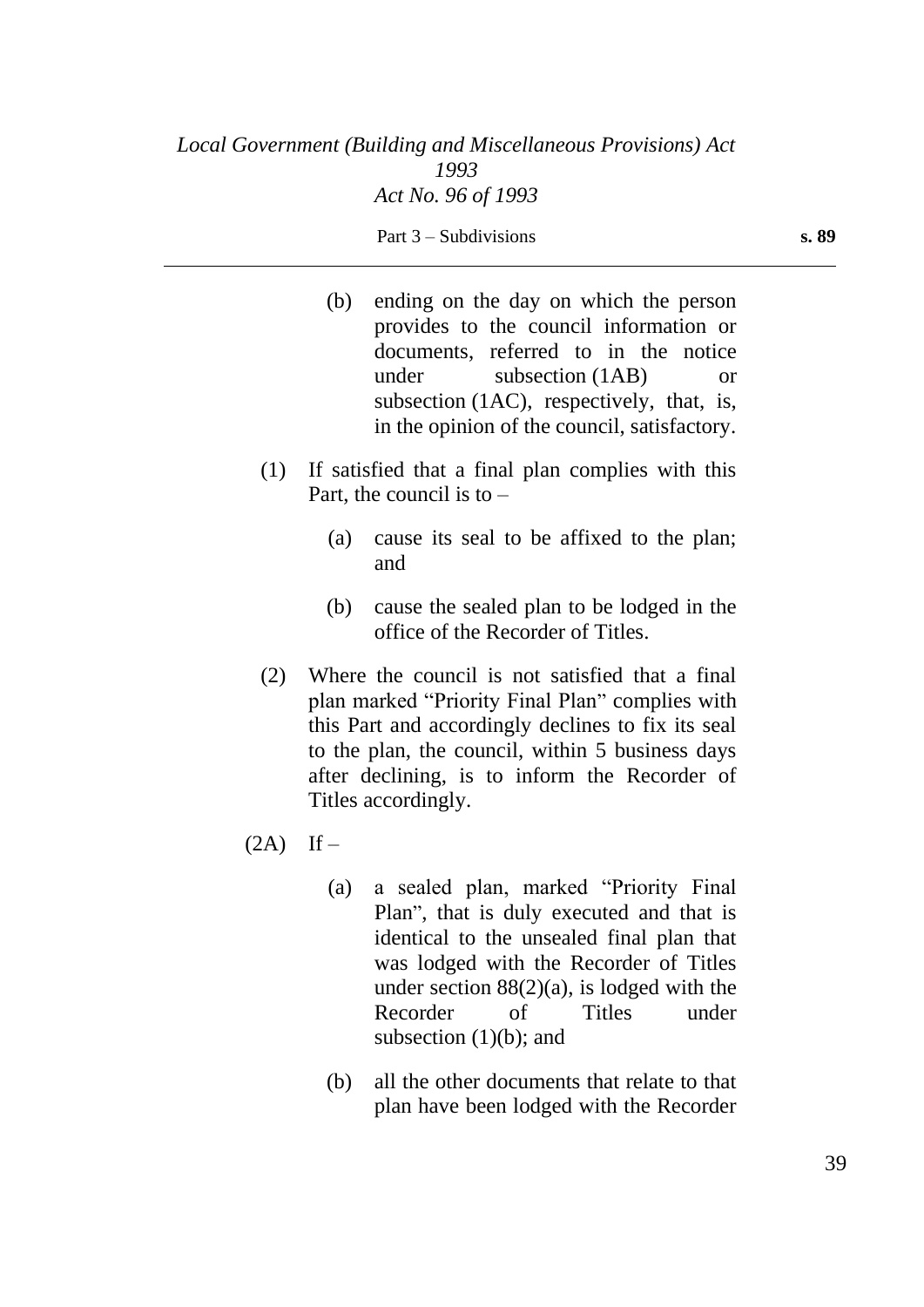(b) ending on the day on which the person provides to the council information or documents, referred to in the notice under subsection (1AB) or subsection (1AC), respectively, that, is, in the opinion of the council, satisfactory.

(1) If satisfied that a final plan complies with this Part, the council is to –

(a) cause its seal to be affixed to the plan; and

(b) cause the sealed plan to be lodged in the office of the Recorder of Titles.

(2) Where the council is not satisfied that a final plan marked "Priority Final Plan" complies with this Part and accordingly declines to fix its seal to the plan, the council, within 5 business days after declining, is to inform the Recorder of Titles accordingly.

(2A) If –

(a) a sealed plan, marked "Priority Final Plan", that is duly executed and that is identical to the unsealed final plan that was lodged with the Recorder of Titles under section 88(2)(a), is lodged with the Recorder of Titles under subsection (1)(b); and

(b) all the other documents that relate to that plan have been lodged with the Recorder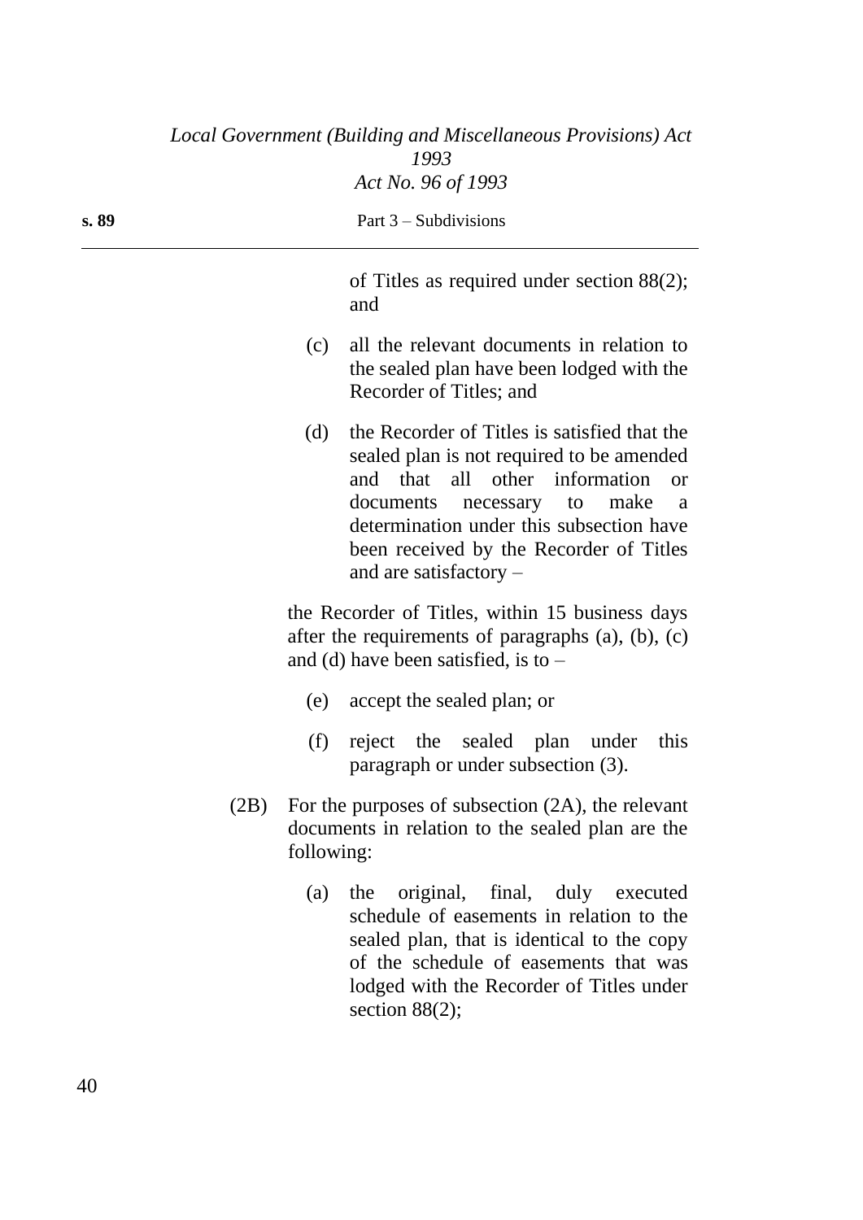of Titles as required under section 88(2); and

(c) all the relevant documents in relation to the sealed plan have been lodged with the Recorder of Titles; and

(d) the Recorder of Titles is satisfied that the sealed plan is not required to be amended and that all other information or documents necessary to make a determination under this subsection have been received by the Recorder of Titles and are satisfactory –

the Recorder of Titles, within 15 business days after the requirements of paragraphs (a), (b), (c) and (d) have been satisfied, is to –

(e) accept the sealed plan; or

(f) reject the sealed plan under this paragraph or under subsection (3).

(2B) For the purposes of subsection (2A), the relevant documents in relation to the sealed plan are the following:

(a) the original, final, duly executed schedule of easements in relation to the sealed plan, that is identical to the copy of the schedule of easements that was lodged with the Recorder of Titles under section 88(2);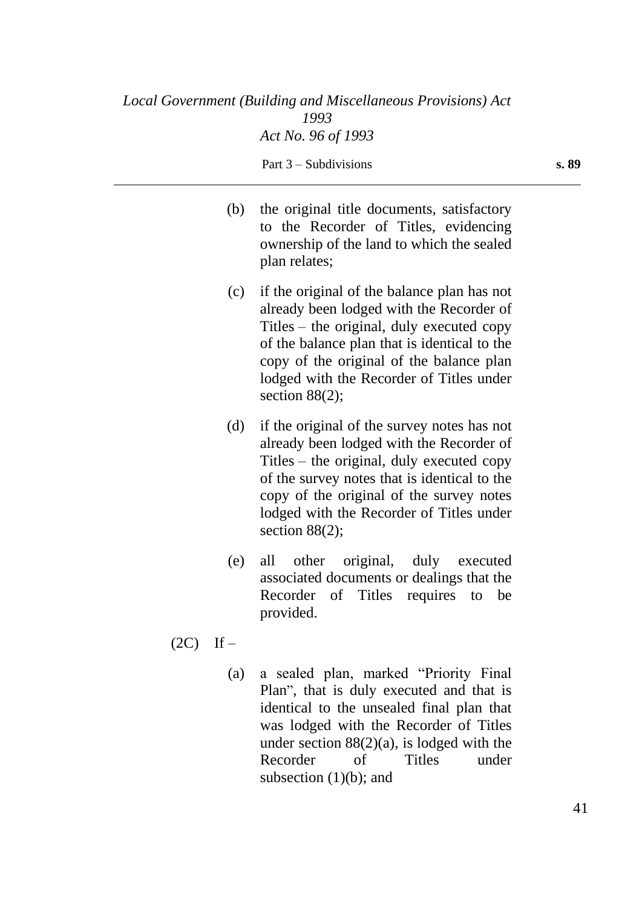(b) the original title documents, satisfactory to the Recorder of Titles, evidencing ownership of the land to which the sealed plan relates;

(c) if the original of the balance plan has not already been lodged with the Recorder of Titles – the original, duly executed copy of the balance plan that is identical to the copy of the original of the balance plan lodged with the Recorder of Titles under section 88(2);

(d) if the original of the survey notes has not already been lodged with the Recorder of Titles – the original, duly executed copy of the survey notes that is identical to the copy of the original of the survey notes lodged with the Recorder of Titles under section 88(2);

(e) all other original, duly executed associated documents or dealings that the Recorder of Titles requires to be provided.

(2C) If –

(a) a sealed plan, marked "Priority Final Plan", that is duly executed and that is identical to the unsealed final plan that was lodged with the Recorder of Titles under section 88(2)(a), is lodged with the Recorder of Titles under subsection (1)(b); and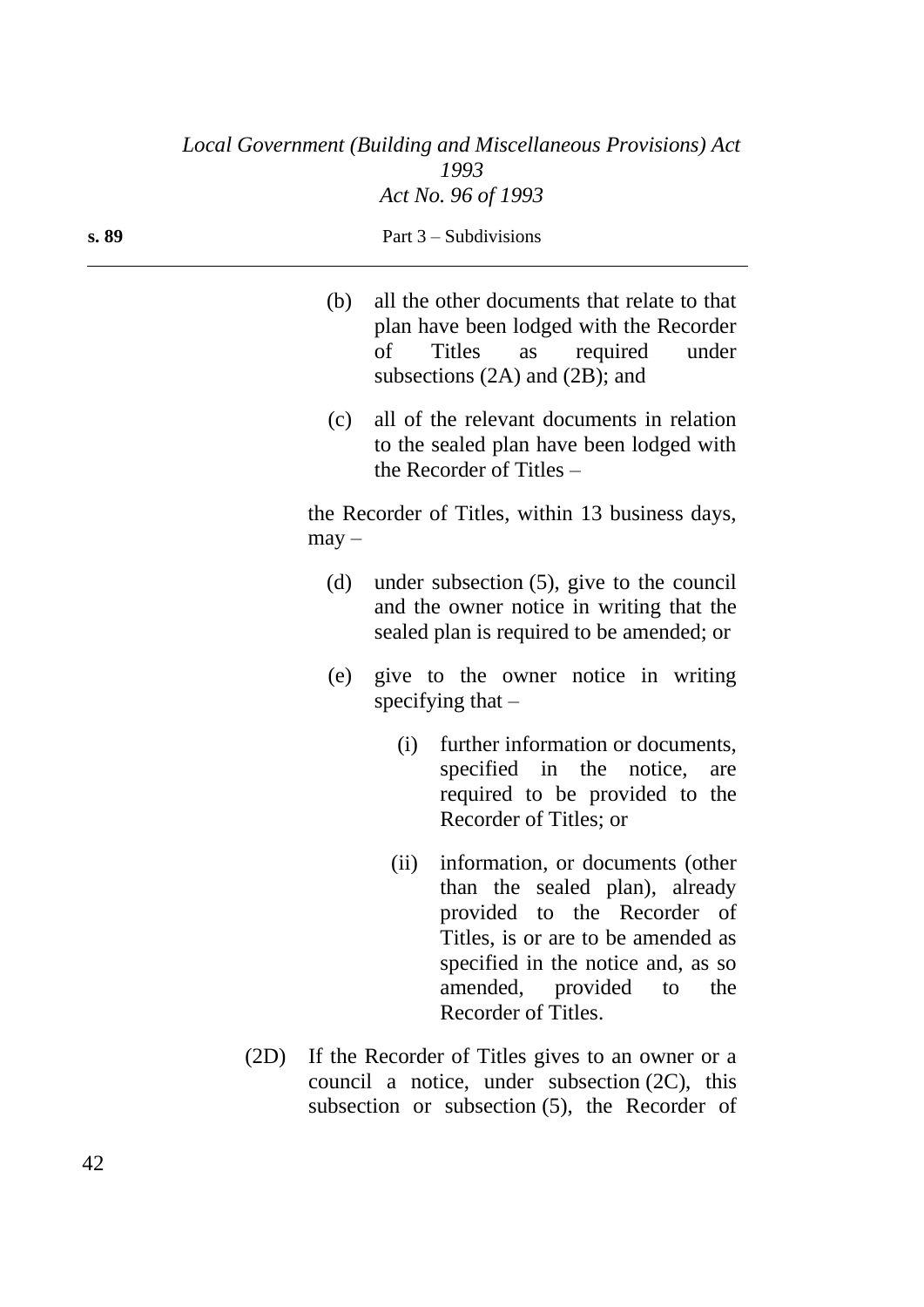(b) all the other documents that relate to that plan have been lodged with the Recorder of Titles as required under subsections (2A) and (2B); and

(c) all of the relevant documents in relation to the sealed plan have been lodged with the Recorder of Titles –

the Recorder of Titles, within 13 business days, may –

(d) under subsection (5), give to the council and the owner notice in writing that the sealed plan is required to be amended; or

(e) give to the owner notice in writing specifying that –

(i) further information or documents, specified in the notice, are required to be provided to the Recorder of Titles; or

(ii) information, or documents (other than the sealed plan), already provided to the Recorder of Titles, is or are to be amended as specified in the notice and, as so amended, provided to the Recorder of Titles.

(2D) If the Recorder of Titles gives to an owner or a council a notice, under subsection (2C), this subsection or subsection (5), the Recorder of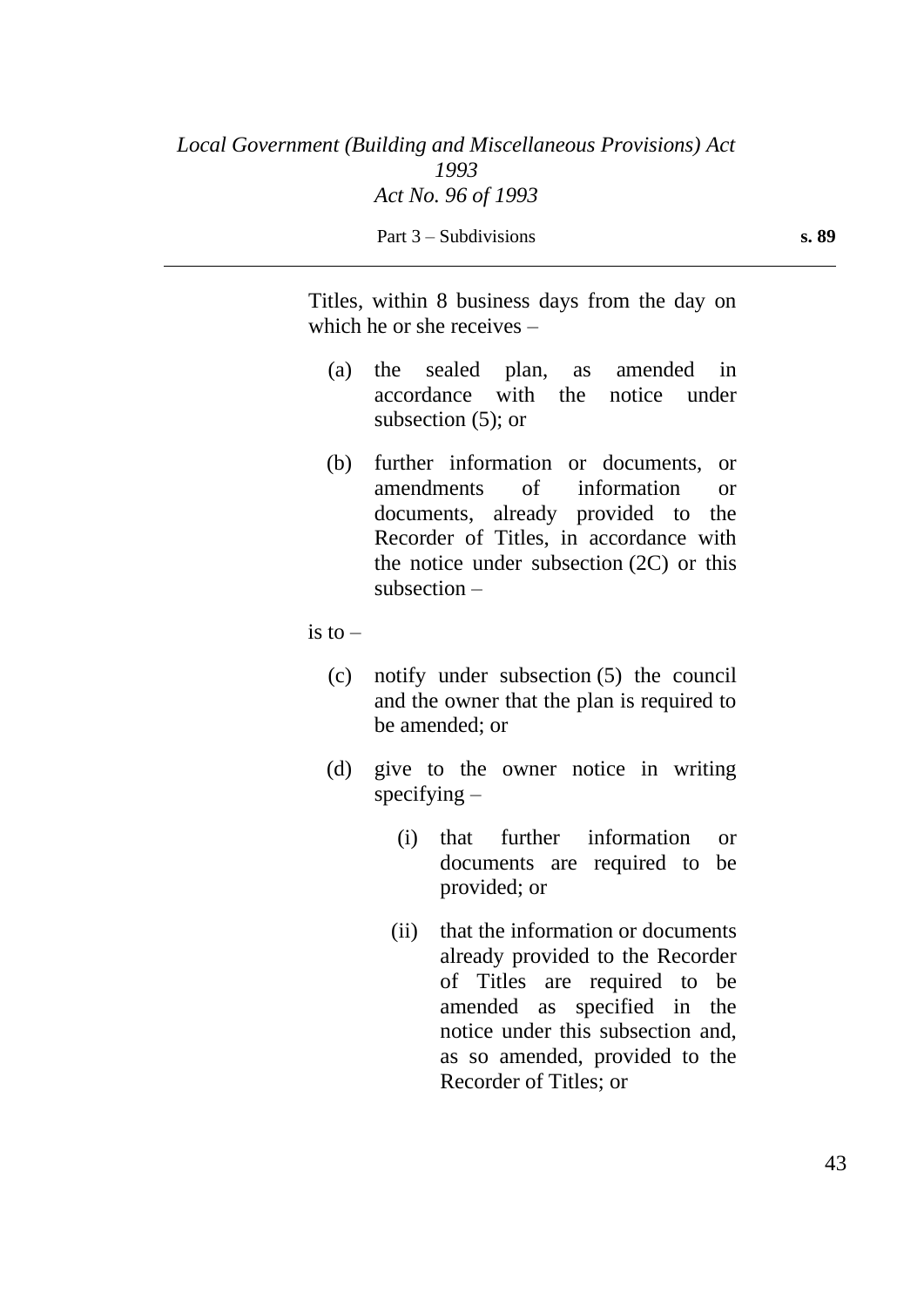Titles, within 8 business days from the day on which he or she receives –

(a) the sealed plan, as amended in accordance with the notice under subsection (5); or

(b) further information or documents, or amendments of information or documents, already provided to the Recorder of Titles, in accordance with the notice under subsection (2C) or this subsection –

is to –

(c) notify under subsection (5) the council and the owner that the plan is required to be amended; or

(d) give to the owner notice in writing specifying –

(i) that further information or documents are required to be provided; or

(ii) that the information or documents already provided to the Recorder of Titles are required to be amended as specified in the notice under this subsection and, as so amended, provided to the Recorder of Titles; or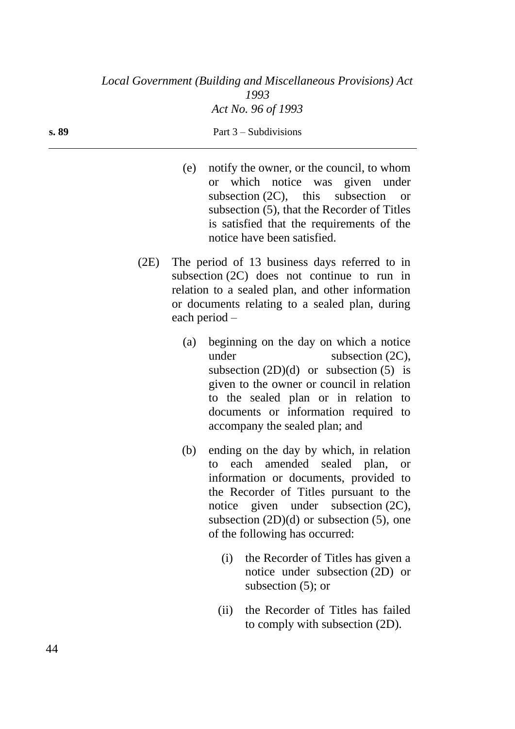(e) notify the owner, or the council, to whom or which notice was given under subsection (2C), this subsection or subsection (5), that the Recorder of Titles is satisfied that the requirements of the notice have been satisfied.

(2E) The period of 13 business days referred to in subsection (2C) does not continue to run in relation to a sealed plan, and other information or documents relating to a sealed plan, during each period –

(a) beginning on the day on which a notice under subsection (2C), subsection (2D)(d) or subsection (5) is given to the owner or council in relation to the sealed plan or in relation to documents or information required to accompany the sealed plan; and

(b) ending on the day by which, in relation to each amended sealed plan, or information or documents, provided to the Recorder of Titles pursuant to the notice given under subsection (2C), subsection (2D)(d) or subsection (5), one of the following has occurred:

(i) the Recorder of Titles has given a notice under subsection (2D) or subsection (5); or

(ii) the Recorder of Titles has failed to comply with subsection (2D).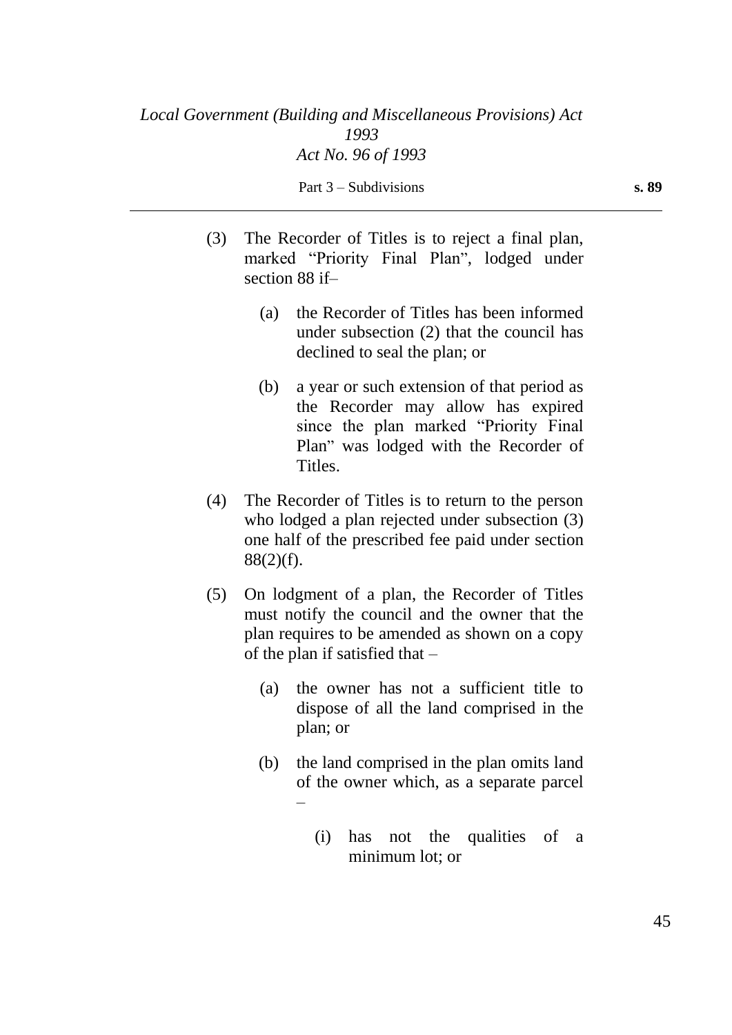(3) The Recorder of Titles is to reject a final plan, marked "Priority Final Plan", lodged under section 88 if–

  (a) the Recorder of Titles has been informed under subsection (2) that the council has declined to seal the plan; or

  (b) a year or such extension of that period as the Recorder may allow has expired since the plan marked "Priority Final Plan" was lodged with the Recorder of Titles.

(4) The Recorder of Titles is to return to the person who lodged a plan rejected under subsection (3) one half of the prescribed fee paid under section 88(2)(f).

(5) On lodgment of a plan, the Recorder of Titles must notify the council and the owner that the plan requires to be amended as shown on a copy of the plan if satisfied that –

  (a) the owner has not a sufficient title to dispose of all the land comprised in the plan; or

  (b) the land comprised in the plan omits land of the owner which, as a separate parcel –

    (i) has not the qualities of a minimum lot; or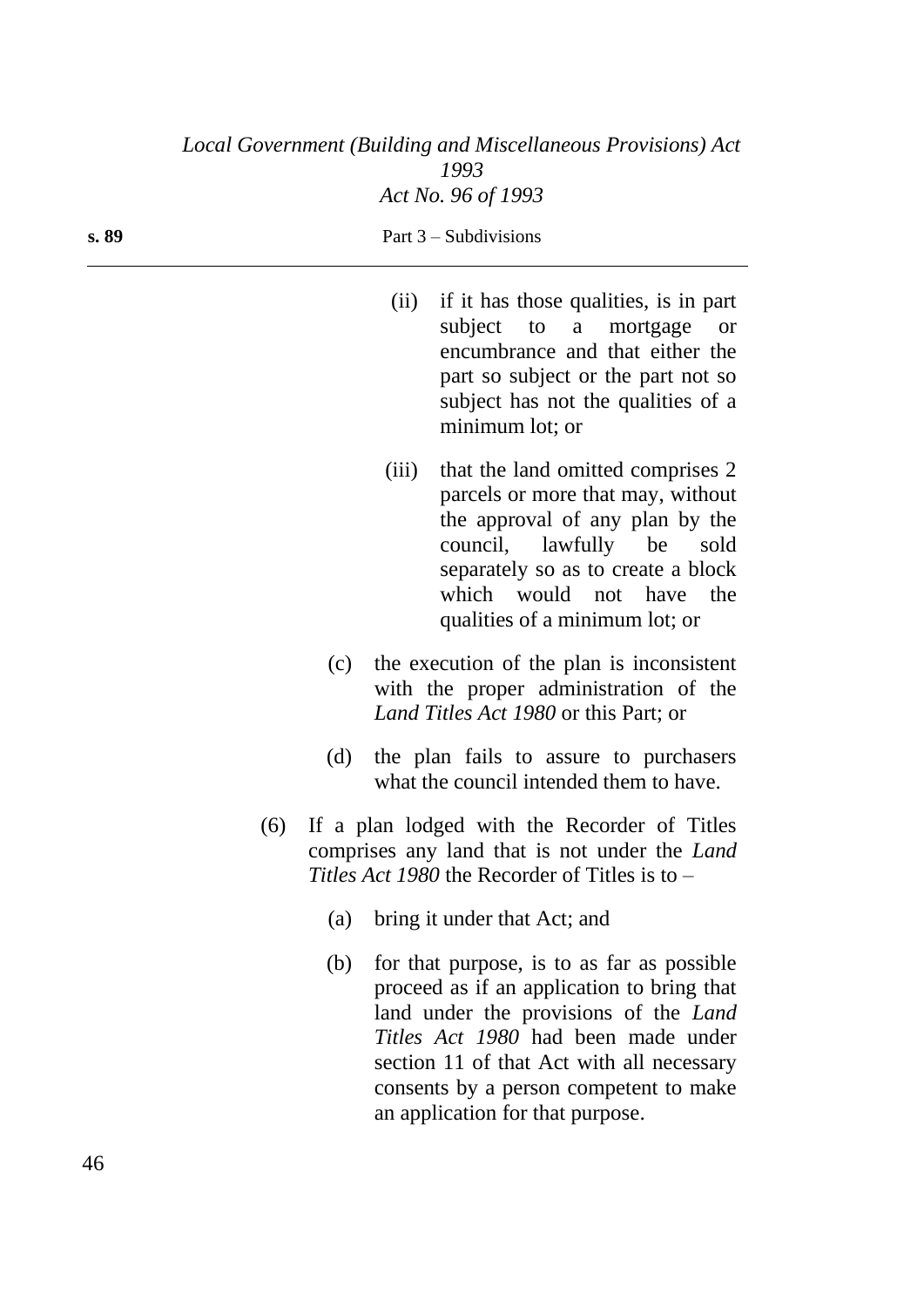(ii) if it has those qualities, is in part subject to a mortgage or encumbrance and that either the part so subject or the part not so subject has not the qualities of a minimum lot; or

(iii) that the land omitted comprises 2 parcels or more that may, without the approval of any plan by the council, lawfully be sold separately so as to create a block which would not have the qualities of a minimum lot; or

(c) the execution of the plan is inconsistent with the proper administration of the *Land Titles Act 1980* or this Part; or

(d) the plan fails to assure to purchasers what the council intended them to have.

(6) If a plan lodged with the Recorder of Titles comprises any land that is not under the *Land Titles Act 1980* the Recorder of Titles is to –

(a) bring it under that Act; and

(b) for that purpose, is to as far as possible proceed as if an application to bring that land under the provisions of the *Land Titles Act 1980* had been made under section 11 of that Act with all necessary consents by a person competent to make an application for that purpose.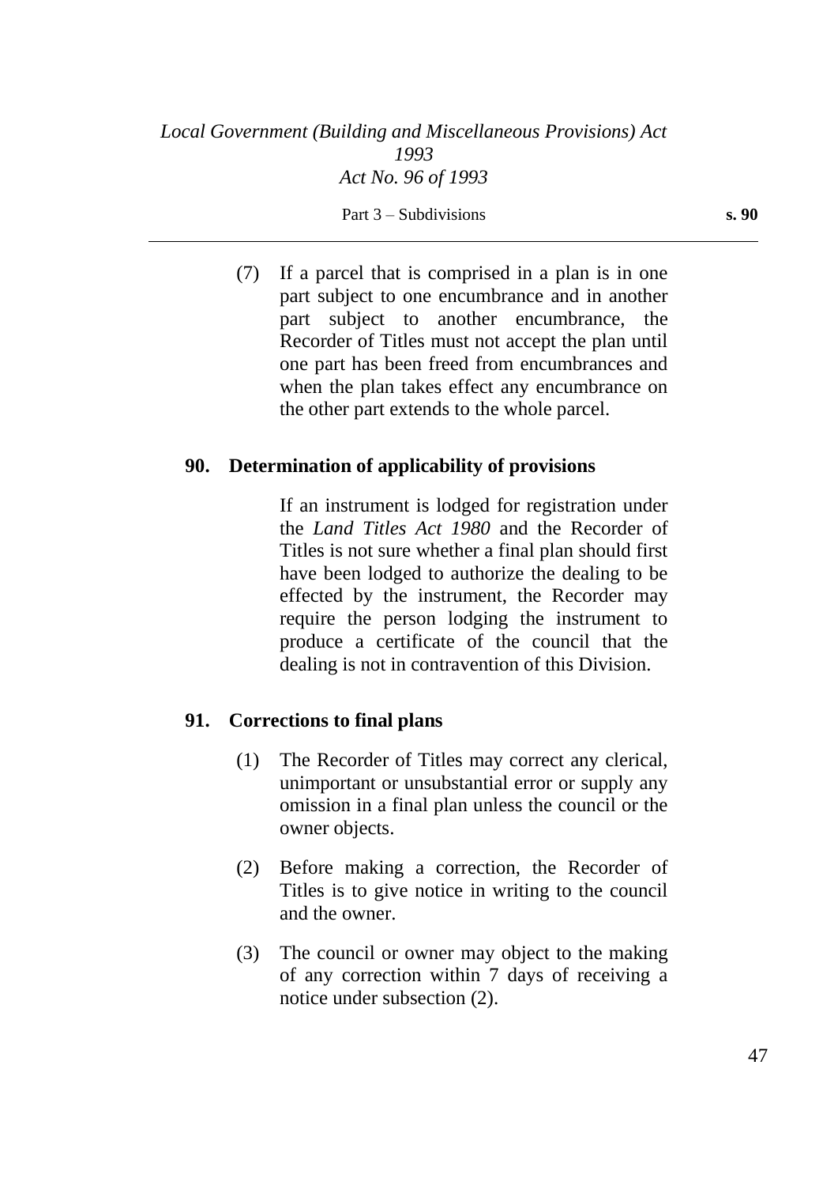(7) If a parcel that is comprised in a plan is in one part subject to one encumbrance and in another part subject to another encumbrance, the Recorder of Titles must not accept the plan until one part has been freed from encumbrances and when the plan takes effect any encumbrance on the other part extends to the whole parcel.

### 90. Determination of applicability of provisions

If an instrument is lodged for registration under the *Land Titles Act 1980* and the Recorder of Titles is not sure whether a final plan should first have been lodged to authorize the dealing to be effected by the instrument, the Recorder may require the person lodging the instrument to produce a certificate of the council that the dealing is not in contravention of this Division.

### 91. Corrections to final plans

(1) The Recorder of Titles may correct any clerical, unimportant or unsubstantial error or supply any omission in a final plan unless the council or the owner objects.

(2) Before making a correction, the Recorder of Titles is to give notice in writing to the council and the owner.

(3) The council or owner may object to the making of any correction within 7 days of receiving a notice under subsection (2).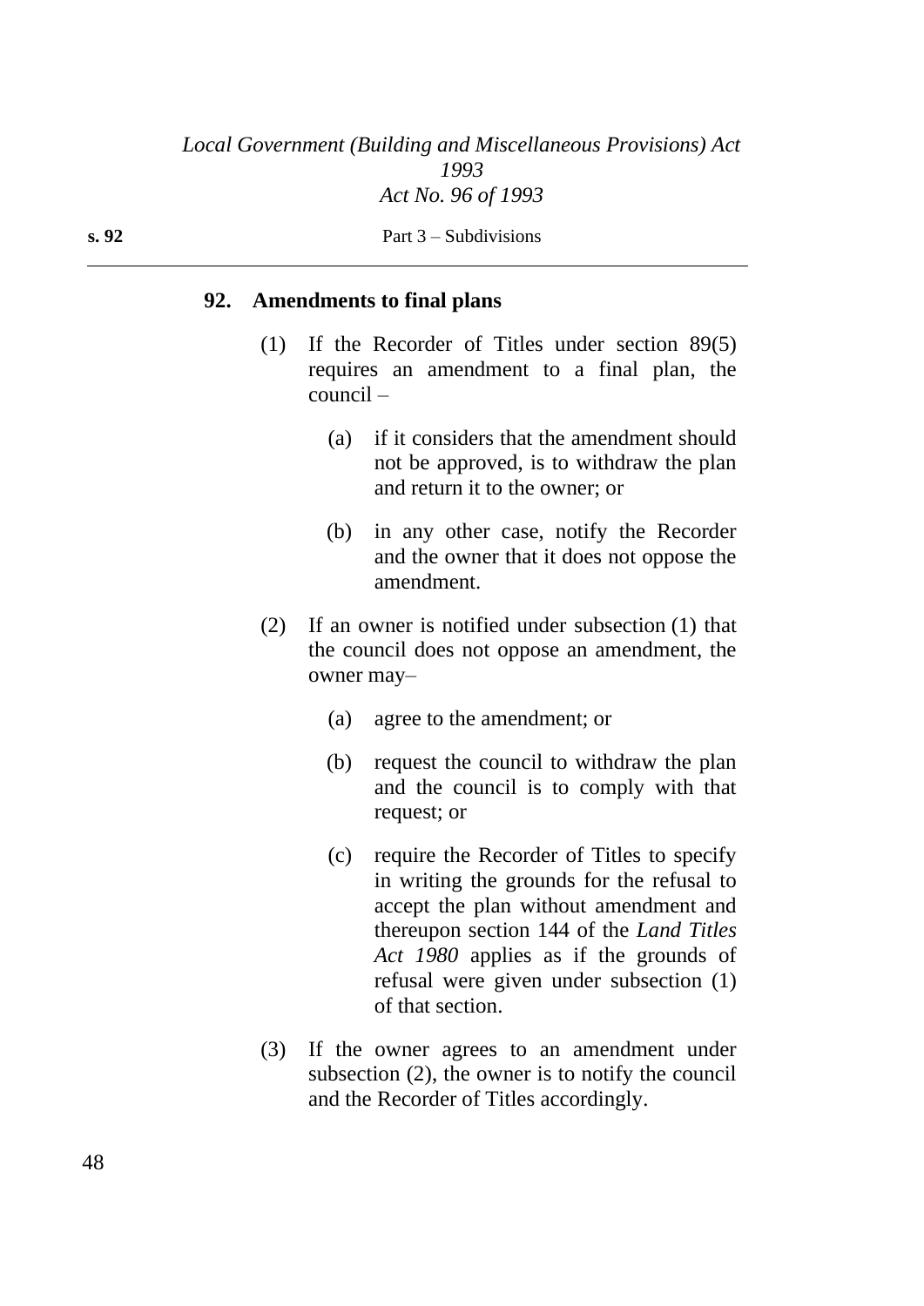## 92. Amendments to final plans

(1) If the Recorder of Titles under section 89(5) requires an amendment to a final plan, the council –

(a) if it considers that the amendment should not be approved, is to withdraw the plan and return it to the owner; or

(b) in any other case, notify the Recorder and the owner that it does not oppose the amendment.

(2) If an owner is notified under subsection (1) that the council does not oppose an amendment, the owner may–

(a) agree to the amendment; or

(b) request the council to withdraw the plan and the council is to comply with that request; or

(c) require the Recorder of Titles to specify in writing the grounds for the refusal to accept the plan without amendment and thereupon section 144 of the *Land Titles Act 1980* applies as if the grounds of refusal were given under subsection (1) of that section.

(3) If the owner agrees to an amendment under subsection (2), the owner is to notify the council and the Recorder of Titles accordingly.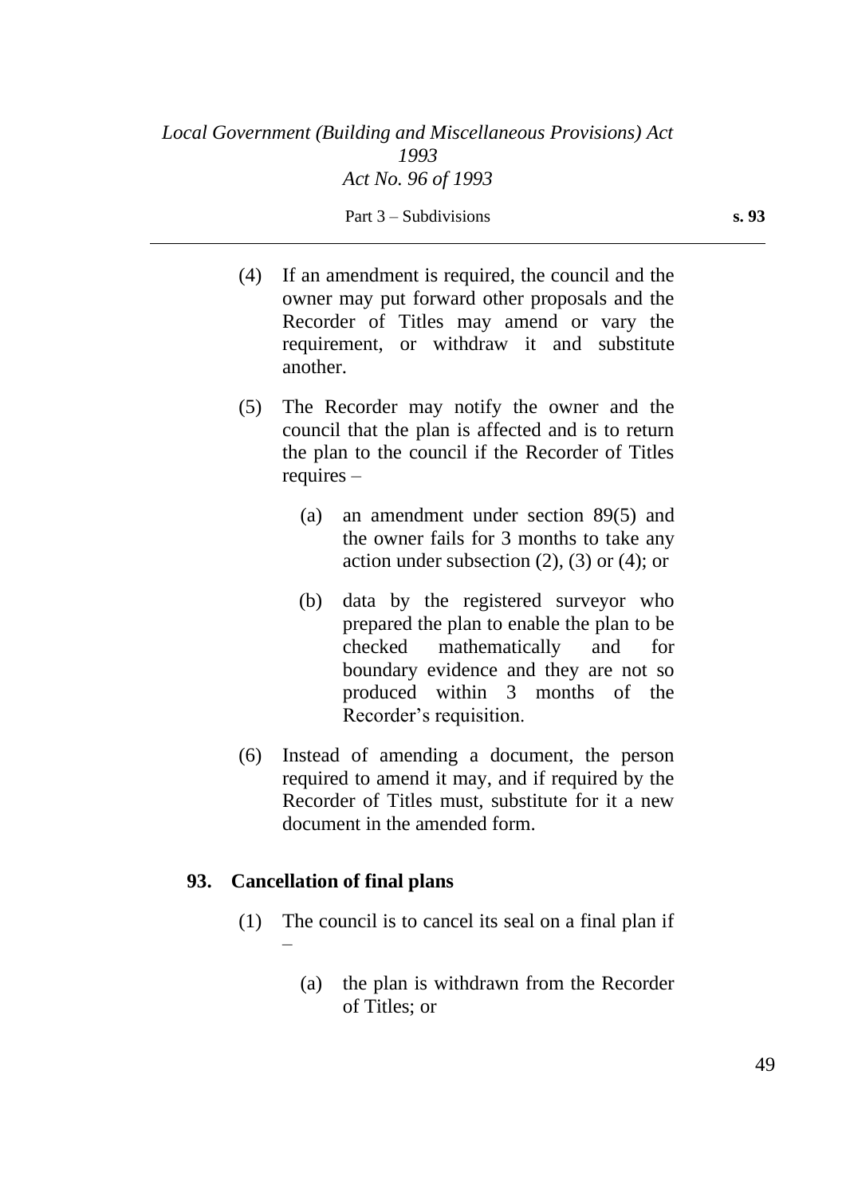(4) If an amendment is required, the council and the owner may put forward other proposals and the Recorder of Titles may amend or vary the requirement, or withdraw it and substitute another.

(5) The Recorder may notify the owner and the council that the plan is affected and is to return the plan to the council if the Recorder of Titles requires –

  (a) an amendment under section 89(5) and the owner fails for 3 months to take any action under subsection (2), (3) or (4); or

  (b) data by the registered surveyor who prepared the plan to enable the plan to be checked mathematically and for boundary evidence and they are not so produced within 3 months of the Recorder's requisition.

(6) Instead of amending a document, the person required to amend it may, and if required by the Recorder of Titles must, substitute for it a new document in the amended form.

## 93. Cancellation of final plans

(1) The council is to cancel its seal on a final plan if –

  (a) the plan is withdrawn from the Recorder of Titles; or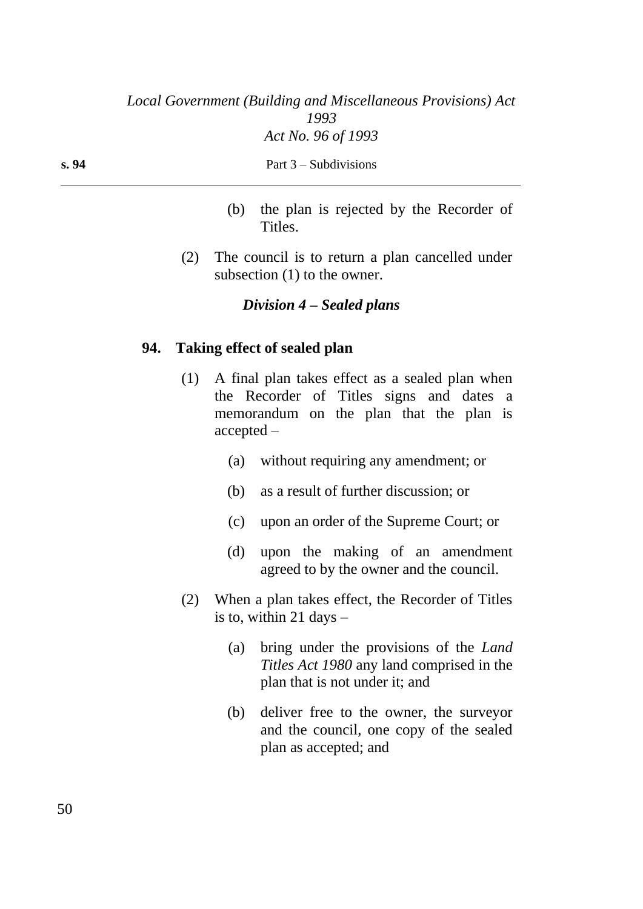(b) the plan is rejected by the Recorder of Titles.

(2) The council is to return a plan cancelled under subsection (1) to the owner.

### *Division 4 – Sealed plans*

#### 94. Taking effect of sealed plan

(1) A final plan takes effect as a sealed plan when the Recorder of Titles signs and dates a memorandum on the plan that the plan is accepted –

(a) without requiring any amendment; or

(b) as a result of further discussion; or

(c) upon an order of the Supreme Court; or

(d) upon the making of an amendment agreed to by the owner and the council.

(2) When a plan takes effect, the Recorder of Titles is to, within 21 days –

(a) bring under the provisions of the *Land Titles Act 1980* any land comprised in the plan that is not under it; and

(b) deliver free to the owner, the surveyor and the council, one copy of the sealed plan as accepted; and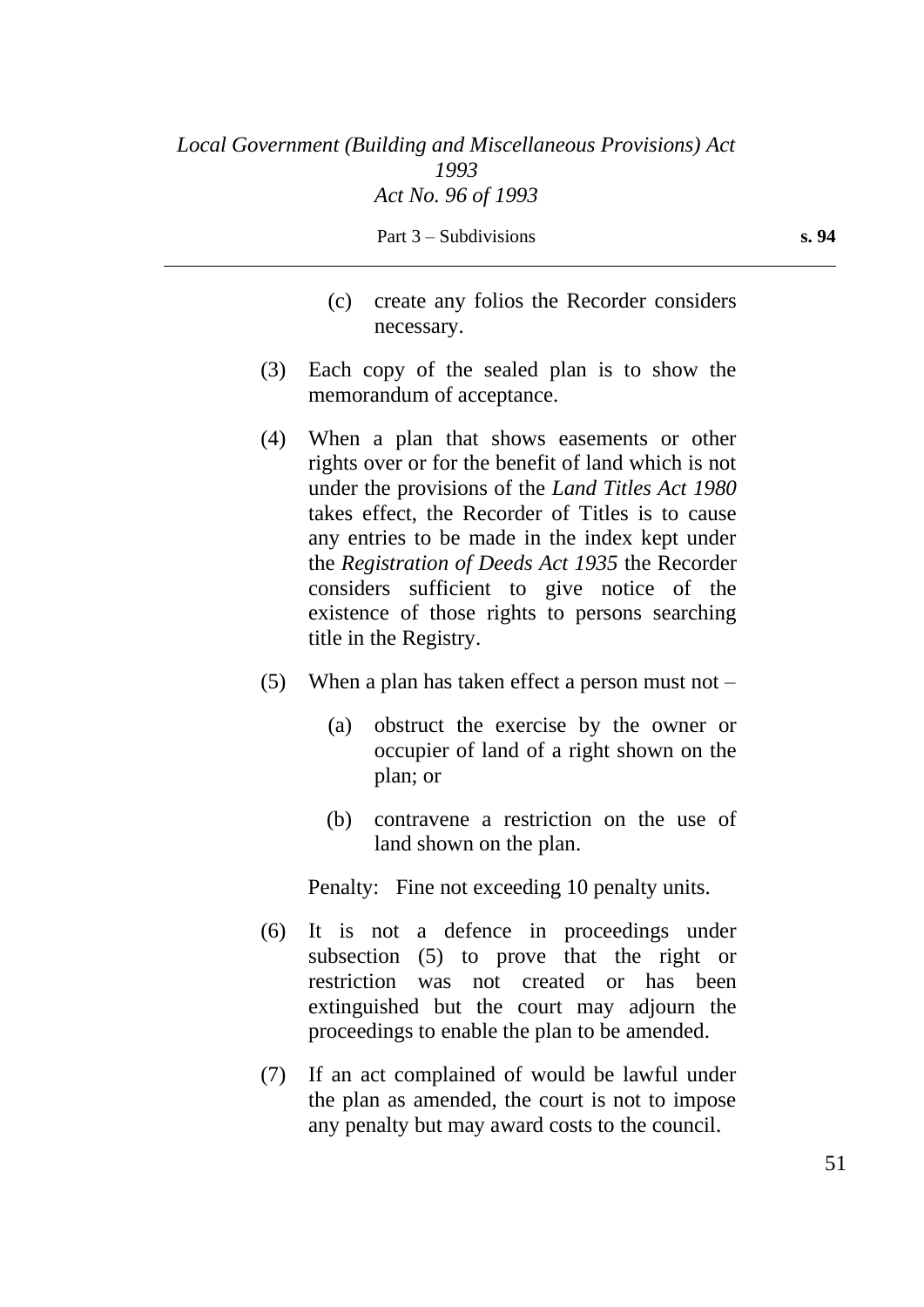(c) create any folios the Recorder considers necessary.

(3) Each copy of the sealed plan is to show the memorandum of acceptance.

(4) When a plan that shows easements or other rights over or for the benefit of land which is not under the provisions of the *Land Titles Act 1980* takes effect, the Recorder of Titles is to cause any entries to be made in the index kept under the *Registration of Deeds Act 1935* the Recorder considers sufficient to give notice of the existence of those rights to persons searching title in the Registry.

(5) When a plan has taken effect a person must not –

(a) obstruct the exercise by the owner or occupier of land of a right shown on the plan; or

(b) contravene a restriction on the use of land shown on the plan.

Penalty: Fine not exceeding 10 penalty units.

(6) It is not a defence in proceedings under subsection (5) to prove that the right or restriction was not created or has been extinguished but the court may adjourn the proceedings to enable the plan to be amended.

(7) If an act complained of would be lawful under the plan as amended, the court is not to impose any penalty but may award costs to the council.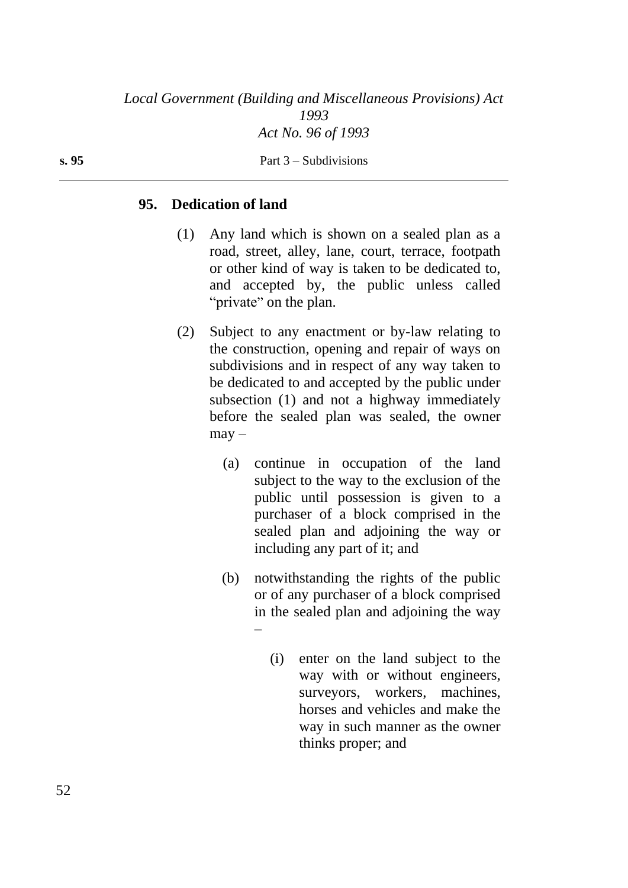## 95. Dedication of land

(1) Any land which is shown on a sealed plan as a road, street, alley, lane, court, terrace, footpath or other kind of way is taken to be dedicated to, and accepted by, the public unless called "private" on the plan.

(2) Subject to any enactment or by-law relating to the construction, opening and repair of ways on subdivisions and in respect of any way taken to be dedicated to and accepted by the public under subsection (1) and not a highway immediately before the sealed plan was sealed, the owner may –

(a) continue in occupation of the land subject to the way to the exclusion of the public until possession is given to a purchaser of a block comprised in the sealed plan and adjoining the way or including any part of it; and

(b) notwithstanding the rights of the public or of any purchaser of a block comprised in the sealed plan and adjoining the way –

(i) enter on the land subject to the way with or without engineers, surveyors, workers, machines, horses and vehicles and make the way in such manner as the owner thinks proper; and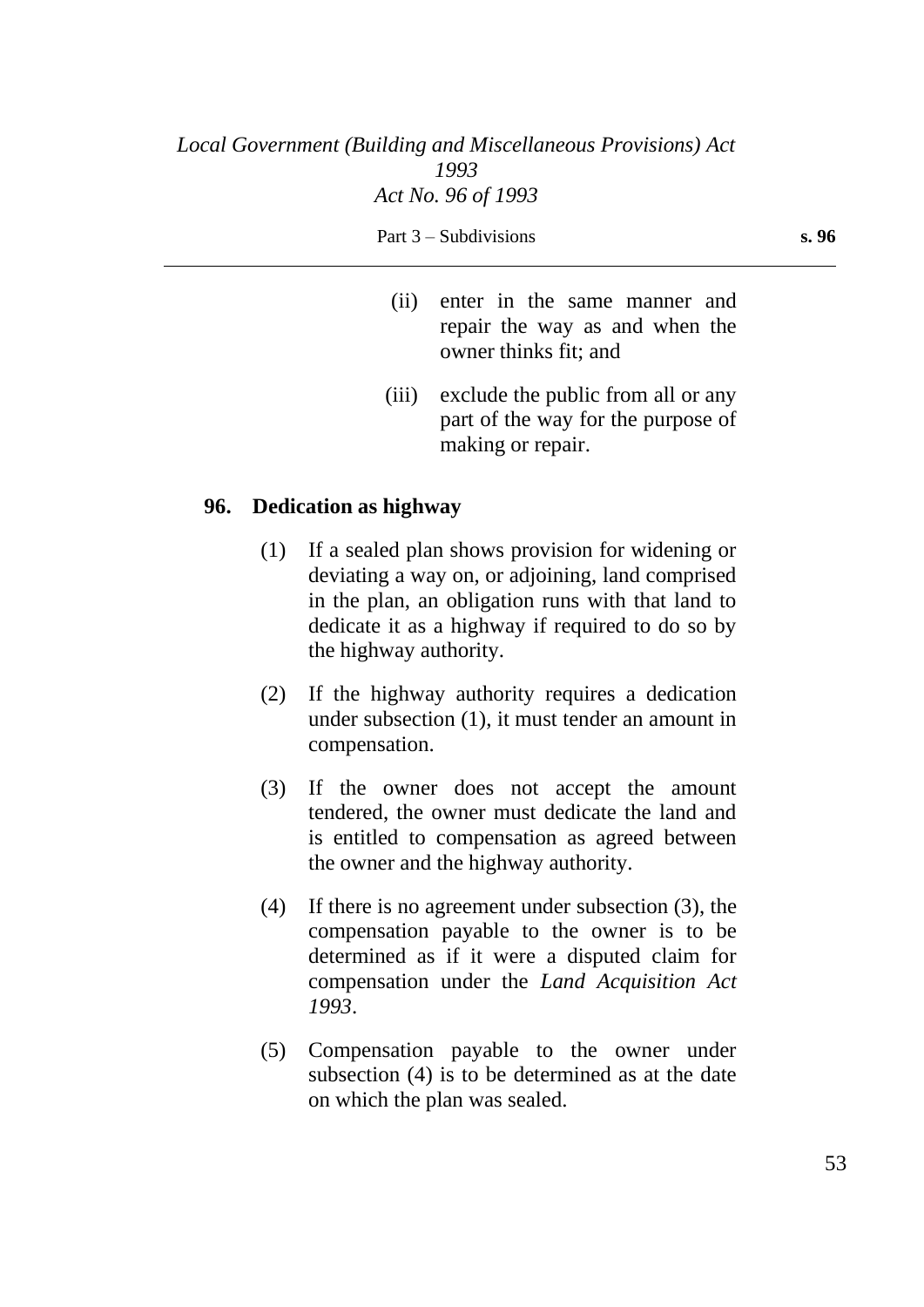(ii) enter in the same manner and repair the way as and when the owner thinks fit; and

(iii) exclude the public from all or any part of the way for the purpose of making or repair.

### 96. Dedication as highway

(1) If a sealed plan shows provision for widening or deviating a way on, or adjoining, land comprised in the plan, an obligation runs with that land to dedicate it as a highway if required to do so by the highway authority.

(2) If the highway authority requires a dedication under subsection (1), it must tender an amount in compensation.

(3) If the owner does not accept the amount tendered, the owner must dedicate the land and is entitled to compensation as agreed between the owner and the highway authority.

(4) If there is no agreement under subsection (3), the compensation payable to the owner is to be determined as if it were a disputed claim for compensation under the *Land Acquisition Act 1993*.

(5) Compensation payable to the owner under subsection (4) is to be determined as at the date on which the plan was sealed.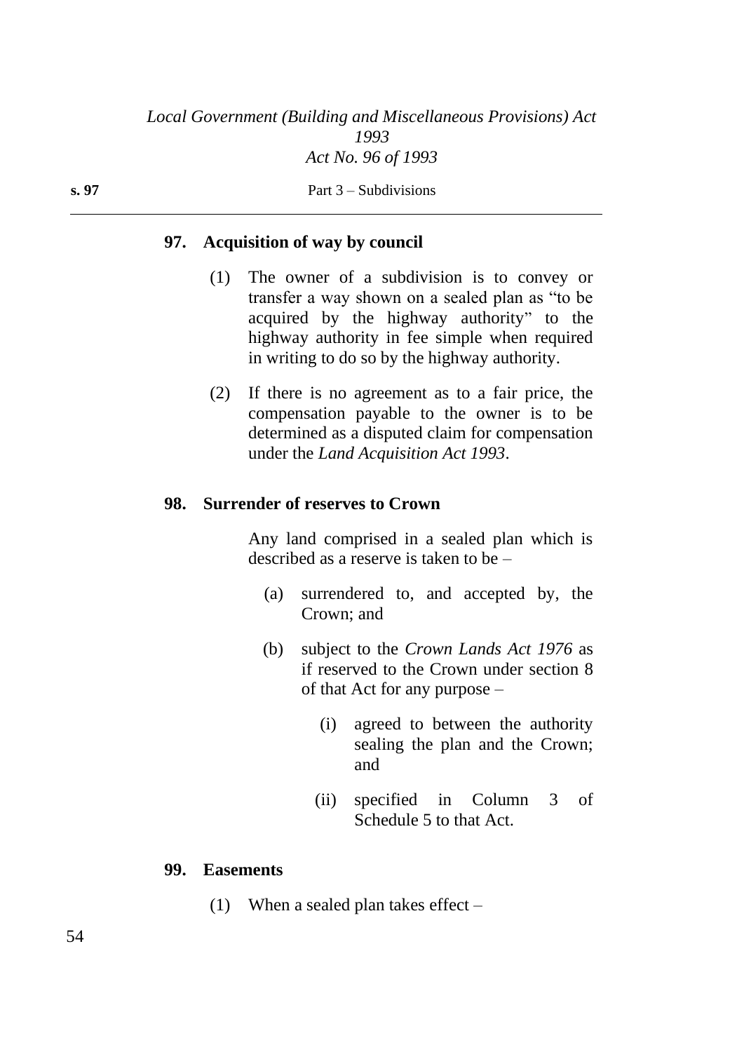## 97. Acquisition of way by council

(1) The owner of a subdivision is to convey or transfer a way shown on a sealed plan as "to be acquired by the highway authority" to the highway authority in fee simple when required in writing to do so by the highway authority.

(2) If there is no agreement as to a fair price, the compensation payable to the owner is to be determined as a disputed claim for compensation under the *Land Acquisition Act 1993*.

## 98. Surrender of reserves to Crown

Any land comprised in a sealed plan which is described as a reserve is taken to be –

(a) surrendered to, and accepted by, the Crown; and

(b) subject to the *Crown Lands Act 1976* as if reserved to the Crown under section 8 of that Act for any purpose –

(i) agreed to between the authority sealing the plan and the Crown; and

(ii) specified in Column 3 of Schedule 5 to that Act.

## 99. Easements

(1) When a sealed plan takes effect –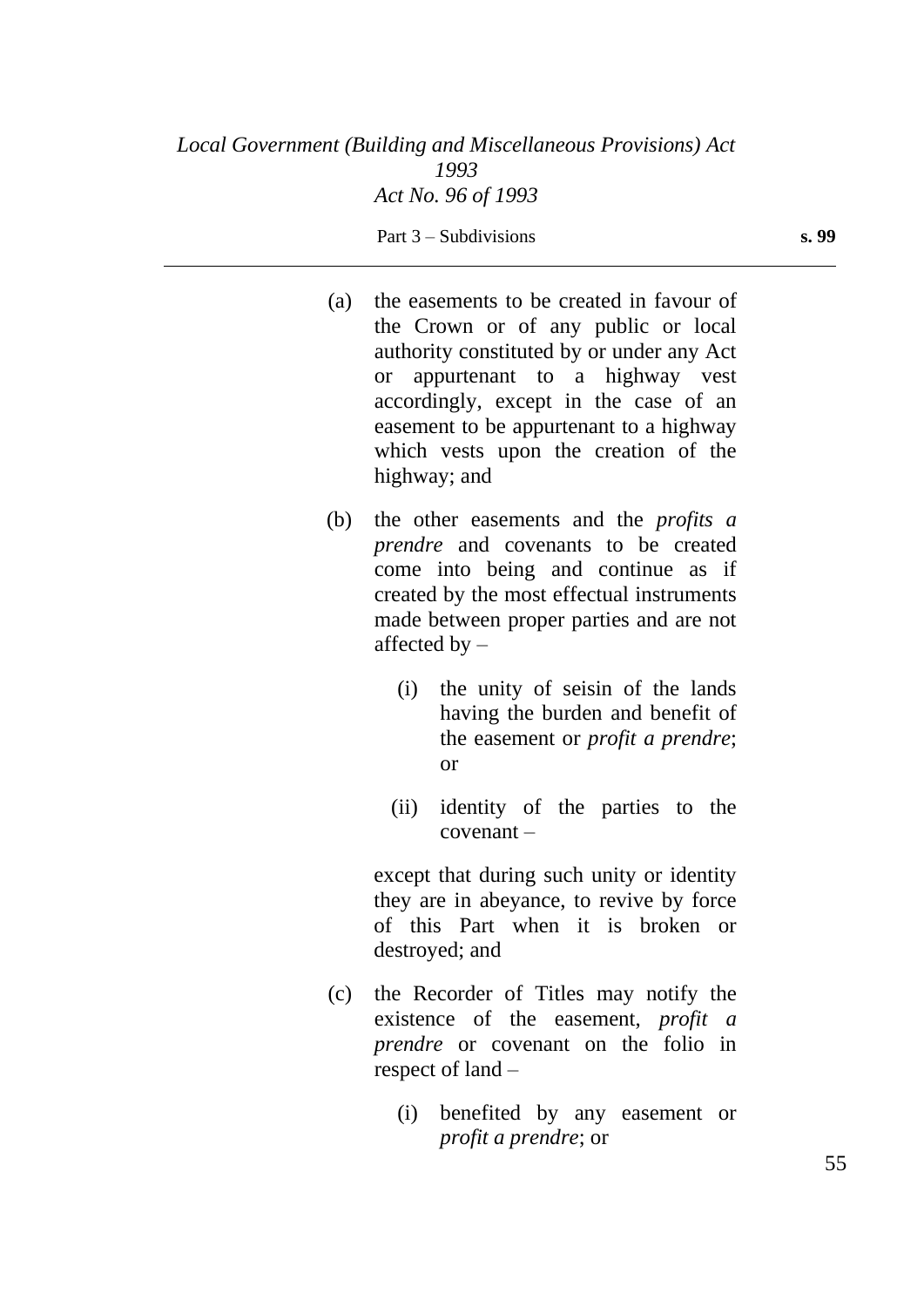(a) the easements to be created in favour of the Crown or of any public or local authority constituted by or under any Act or appurtenant to a highway vest accordingly, except in the case of an easement to be appurtenant to a highway which vests upon the creation of the highway; and

(b) the other easements and the *profits a prendre* and covenants to be created come into being and continue as if created by the most effectual instruments made between proper parties and are not affected by –

   (i) the unity of seisin of the lands having the burden and benefit of the easement or *profit a prendre*; or

   (ii) identity of the parties to the covenant –

   except that during such unity or identity they are in abeyance, to revive by force of this Part when it is broken or destroyed; and

(c) the Recorder of Titles may notify the existence of the easement, *profit a prendre* or covenant on the folio in respect of land –

   (i) benefited by any easement or *profit a prendre*; or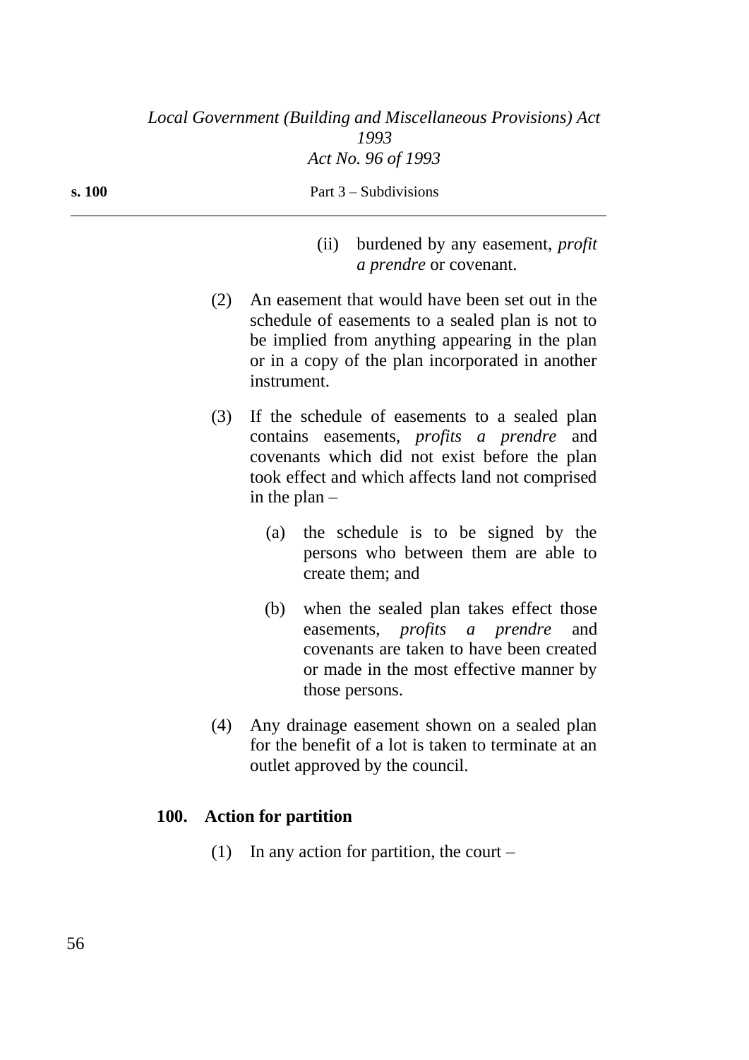(ii) burdened by any easement, *profit a prendre* or covenant.

(2) An easement that would have been set out in the schedule of easements to a sealed plan is not to be implied from anything appearing in the plan or in a copy of the plan incorporated in another instrument.

(3) If the schedule of easements to a sealed plan contains easements, *profits a prendre* and covenants which did not exist before the plan took effect and which affects land not comprised in the plan –

(a) the schedule is to be signed by the persons who between them are able to create them; and

(b) when the sealed plan takes effect those easements, *profits a prendre* and covenants are taken to have been created or made in the most effective manner by those persons.

(4) Any drainage easement shown on a sealed plan for the benefit of a lot is taken to terminate at an outlet approved by the council.

**100. Action for partition**

(1) In any action for partition, the court –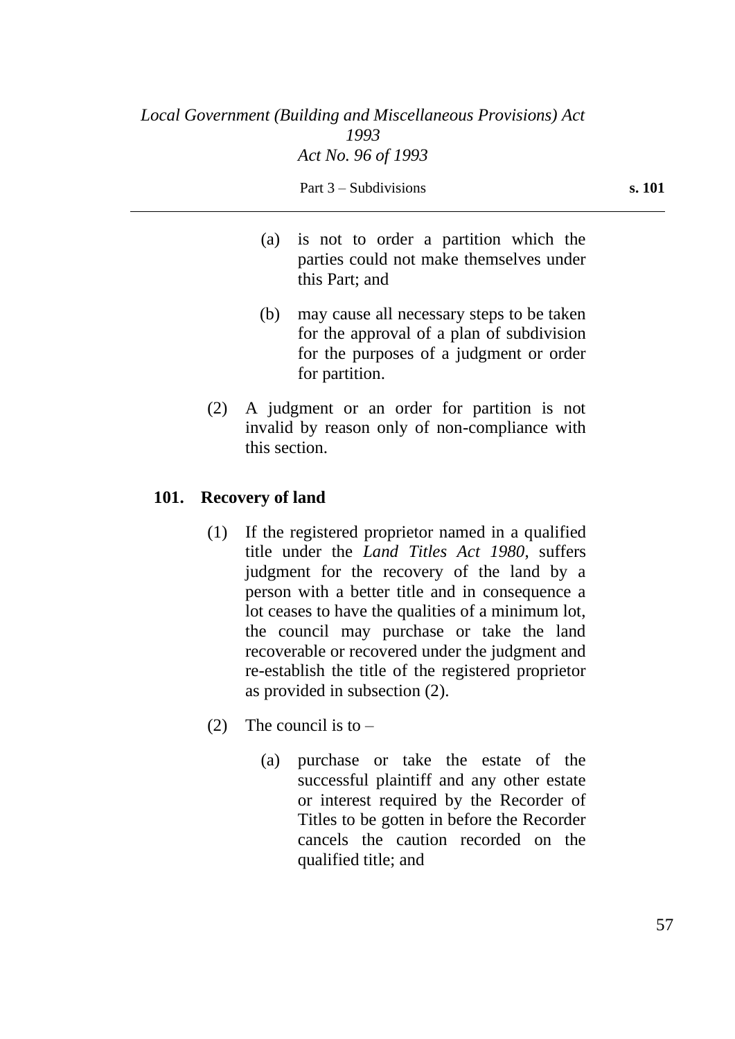(a) is not to order a partition which the parties could not make themselves under this Part; and

(b) may cause all necessary steps to be taken for the approval of a plan of subdivision for the purposes of a judgment or order for partition.

(2) A judgment or an order for partition is not invalid by reason only of non-compliance with this section.

## 101. Recovery of land

(1) If the registered proprietor named in a qualified title under the *Land Titles Act 1980*, suffers judgment for the recovery of the land by a person with a better title and in consequence a lot ceases to have the qualities of a minimum lot, the council may purchase or take the land recoverable or recovered under the judgment and re-establish the title of the registered proprietor as provided in subsection (2).

(2) The council is to –

(a) purchase or take the estate of the successful plaintiff and any other estate or interest required by the Recorder of Titles to be gotten in before the Recorder cancels the caution recorded on the qualified title; and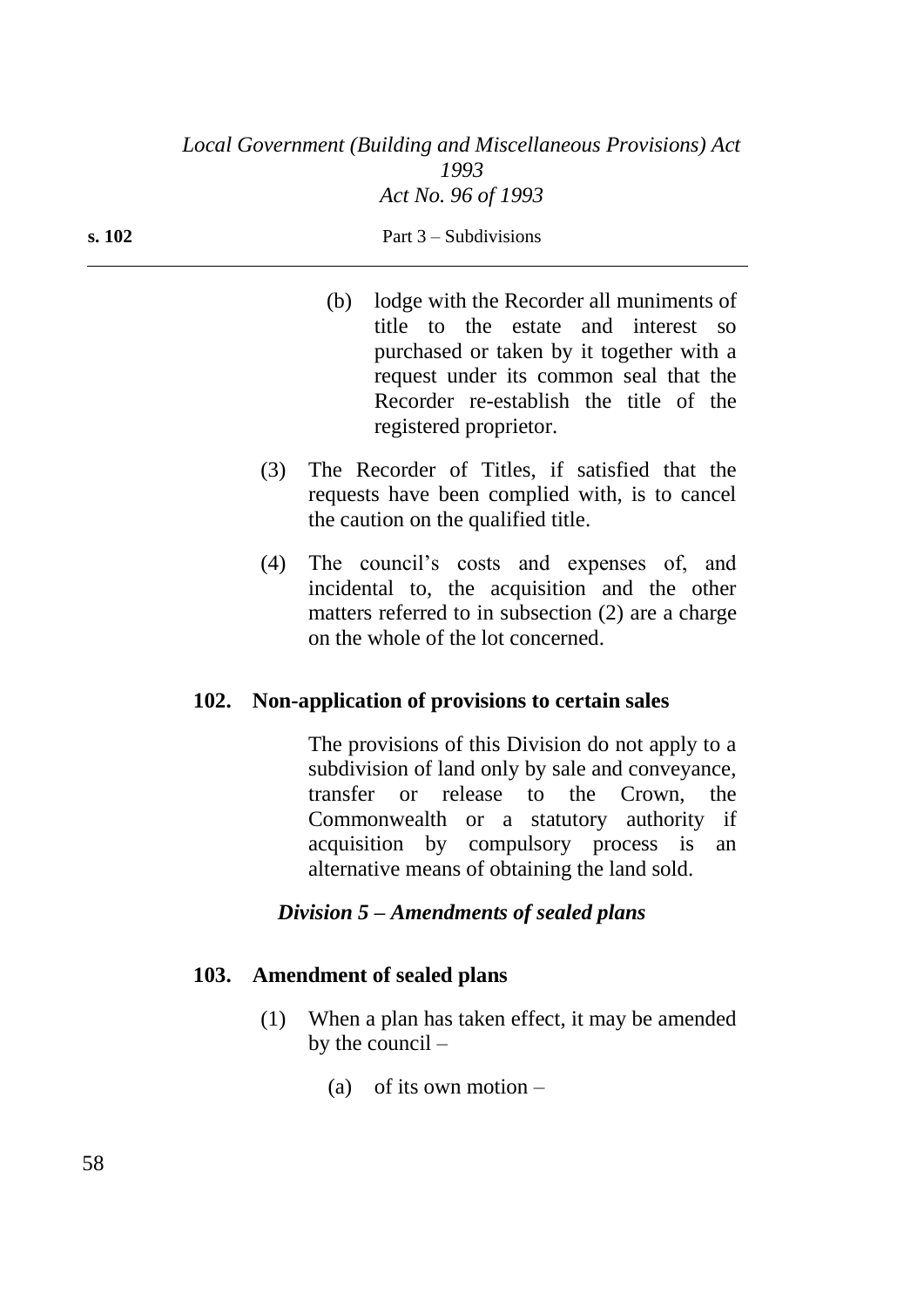(b) lodge with the Recorder all muniments of title to the estate and interest so purchased or taken by it together with a request under its common seal that the Recorder re-establish the title of the registered proprietor.

(3) The Recorder of Titles, if satisfied that the requests have been complied with, is to cancel the caution on the qualified title.

(4) The council's costs and expenses of, and incidental to, the acquisition and the other matters referred to in subsection (2) are a charge on the whole of the lot concerned.

### 102. Non-application of provisions to certain sales

The provisions of this Division do not apply to a subdivision of land only by sale and conveyance, transfer or release to the Crown, the Commonwealth or a statutory authority if acquisition by compulsory process is an alternative means of obtaining the land sold.

## *Division 5 – Amendments of sealed plans*

### 103. Amendment of sealed plans

(1) When a plan has taken effect, it may be amended by the council –

(a) of its own motion –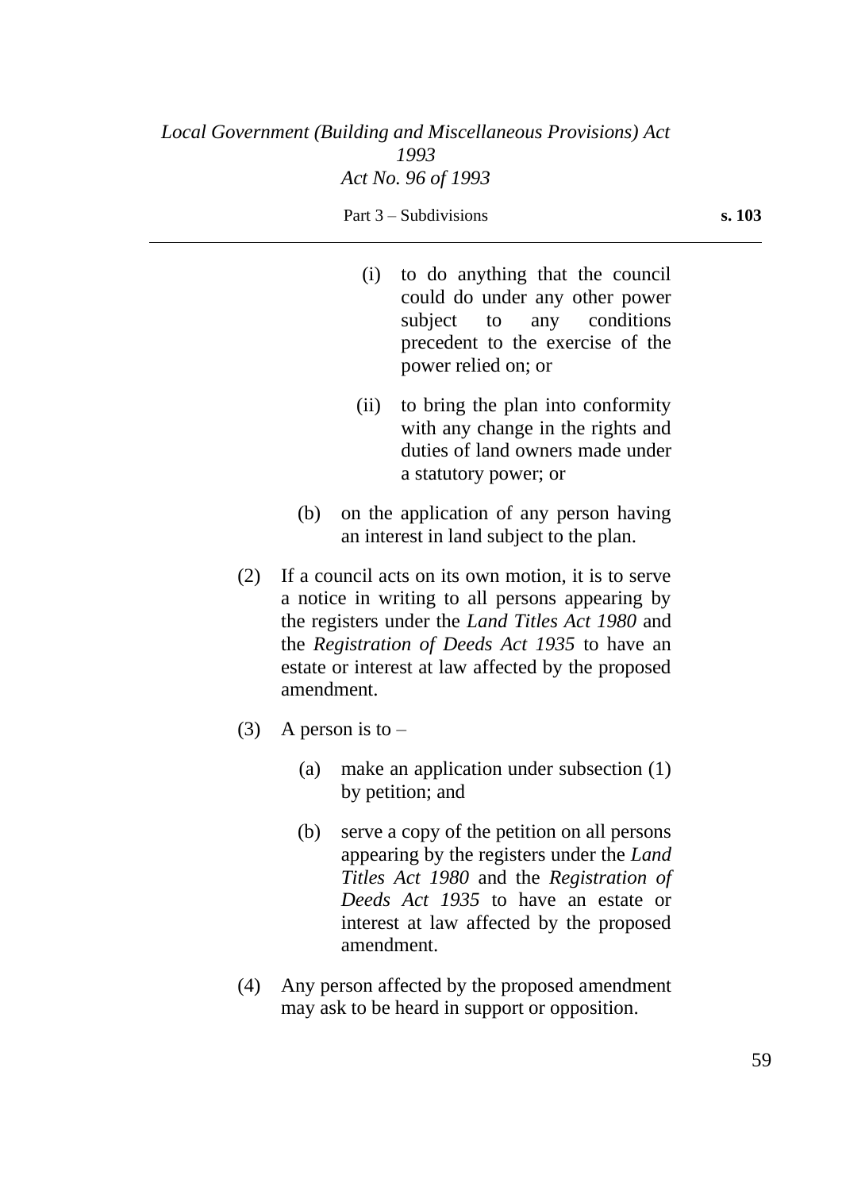(i) to do anything that the council could do under any other power subject to any conditions precedent to the exercise of the power relied on; or

(ii) to bring the plan into conformity with any change in the rights and duties of land owners made under a statutory power; or

(b) on the application of any person having an interest in land subject to the plan.

(2) If a council acts on its own motion, it is to serve a notice in writing to all persons appearing by the registers under the *Land Titles Act 1980* and the *Registration of Deeds Act 1935* to have an estate or interest at law affected by the proposed amendment.

(3) A person is to –

(a) make an application under subsection (1) by petition; and

(b) serve a copy of the petition on all persons appearing by the registers under the *Land Titles Act 1980* and the *Registration of Deeds Act 1935* to have an estate or interest at law affected by the proposed amendment.

(4) Any person affected by the proposed amendment may ask to be heard in support or opposition.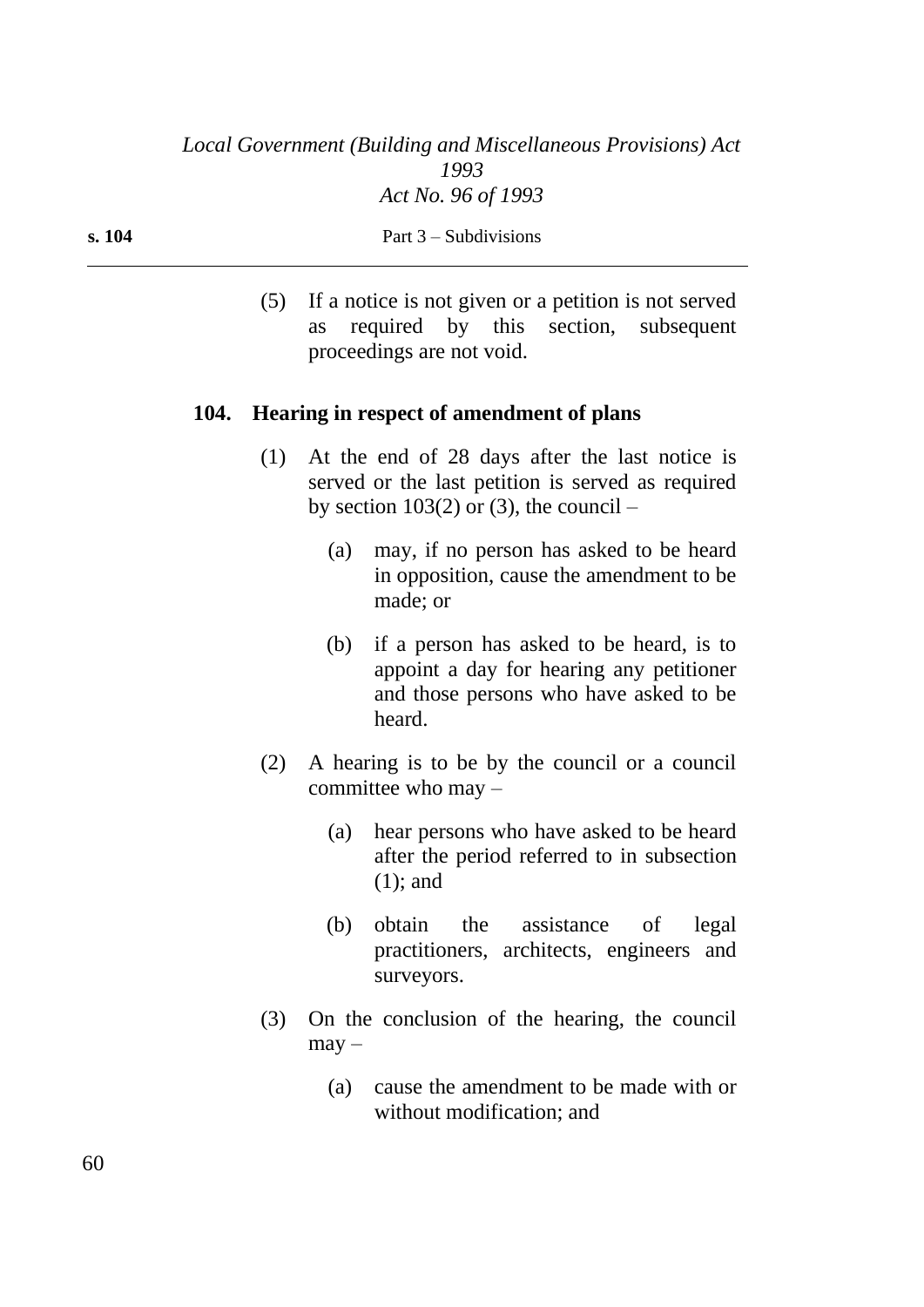(5) If a notice is not given or a petition is not served as required by this section, subsequent proceedings are not void.

### 104. Hearing in respect of amendment of plans

(1) At the end of 28 days after the last notice is served or the last petition is served as required by section 103(2) or (3), the council –

(a) may, if no person has asked to be heard in opposition, cause the amendment to be made; or

(b) if a person has asked to be heard, is to appoint a day for hearing any petitioner and those persons who have asked to be heard.

(2) A hearing is to be by the council or a council committee who may –

(a) hear persons who have asked to be heard after the period referred to in subsection (1); and

(b) obtain the assistance of legal practitioners, architects, engineers and surveyors.

(3) On the conclusion of the hearing, the council may –

(a) cause the amendment to be made with or without modification; and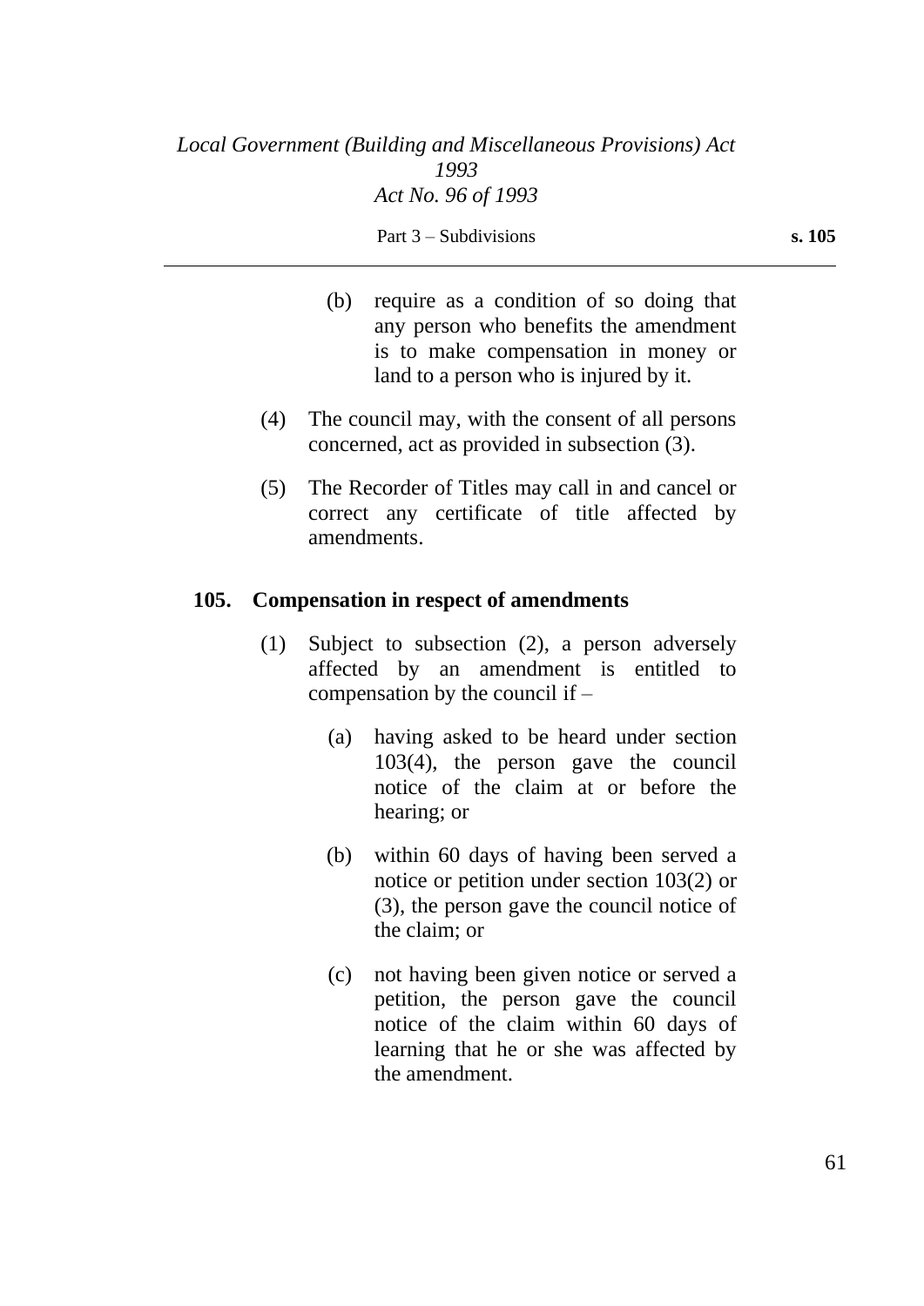(b) require as a condition of so doing that any person who benefits the amendment is to make compensation in money or land to a person who is injured by it.

(4) The council may, with the consent of all persons concerned, act as provided in subsection (3).

(5) The Recorder of Titles may call in and cancel or correct any certificate of title affected by amendments.

### 105. Compensation in respect of amendments

(1) Subject to subsection (2), a person adversely affected by an amendment is entitled to compensation by the council if –

(a) having asked to be heard under section 103(4), the person gave the council notice of the claim at or before the hearing; or

(b) within 60 days of having been served a notice or petition under section 103(2) or (3), the person gave the council notice of the claim; or

(c) not having been given notice or served a petition, the person gave the council notice of the claim within 60 days of learning that he or she was affected by the amendment.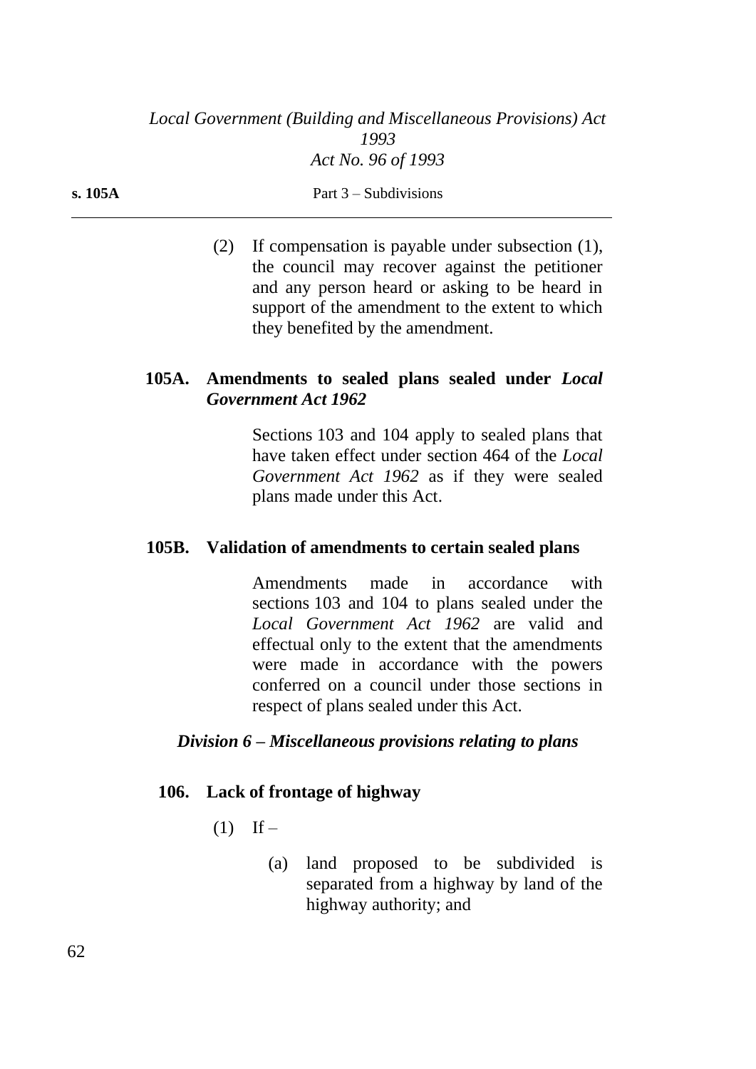(2) If compensation is payable under subsection (1), the council may recover against the petitioner and any person heard or asking to be heard in support of the amendment to the extent to which they benefited by the amendment.

### 105A. Amendments to sealed plans sealed under *Local Government Act 1962*

Sections 103 and 104 apply to sealed plans that have taken effect under section 464 of the *Local Government Act 1962* as if they were sealed plans made under this Act.

### 105B. Validation of amendments to certain sealed plans

Amendments made in accordance with sections 103 and 104 to plans sealed under the *Local Government Act 1962* are valid and effectual only to the extent that the amendments were made in accordance with the powers conferred on a council under those sections in respect of plans sealed under this Act.

## *Division 6 – Miscellaneous provisions relating to plans*

### 106. Lack of frontage of highway

(1) If –

(a) land proposed to be subdivided is separated from a highway by land of the highway authority; and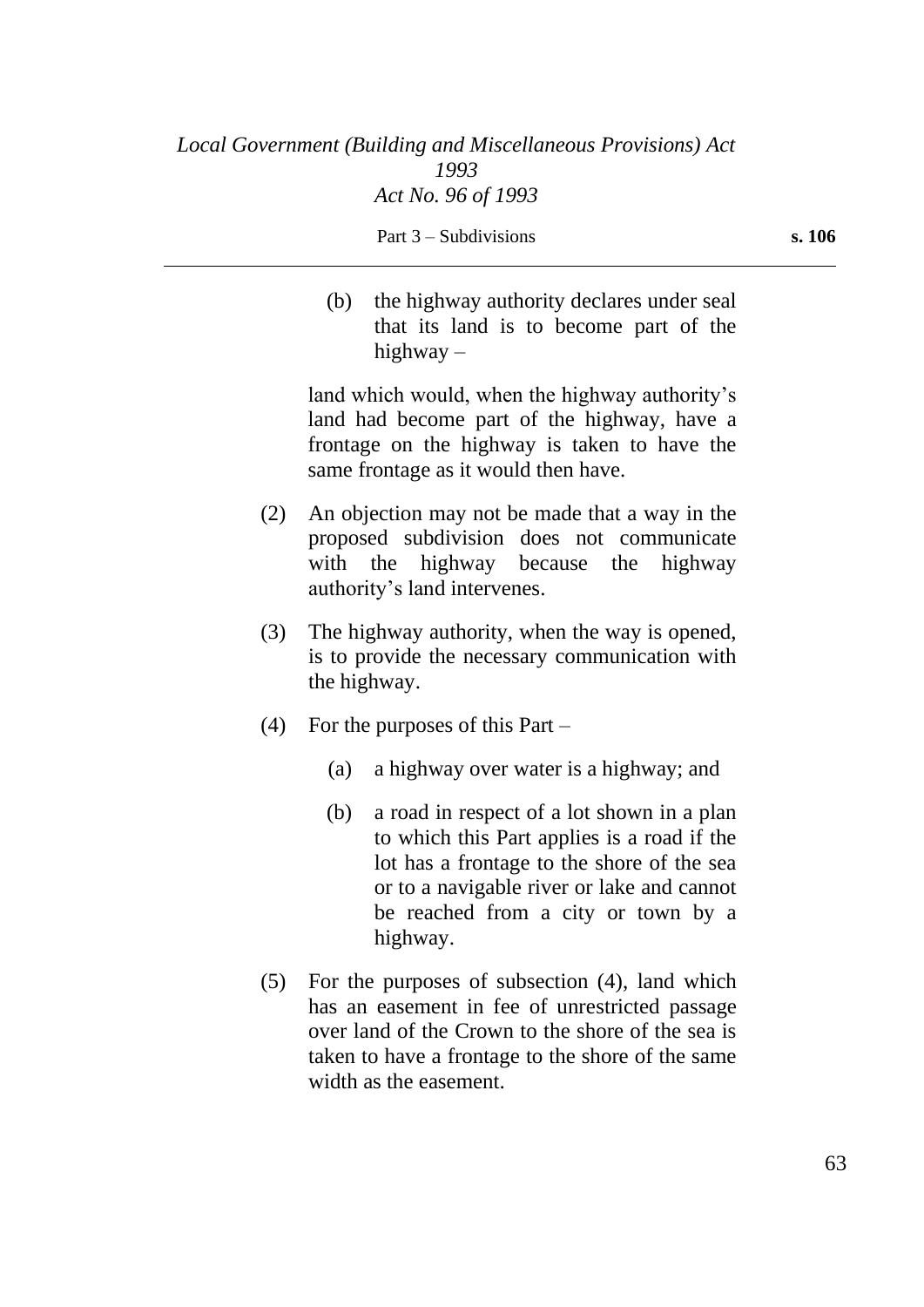(b) the highway authority declares under seal that its land is to become part of the highway –

land which would, when the highway authority's land had become part of the highway, have a frontage on the highway is taken to have the same frontage as it would then have.

(2) An objection may not be made that a way in the proposed subdivision does not communicate with the highway because the highway authority's land intervenes.

(3) The highway authority, when the way is opened, is to provide the necessary communication with the highway.

(4) For the purposes of this Part –

(a) a highway over water is a highway; and

(b) a road in respect of a lot shown in a plan to which this Part applies is a road if the lot has a frontage to the shore of the sea or to a navigable river or lake and cannot be reached from a city or town by a highway.

(5) For the purposes of subsection (4), land which has an easement in fee of unrestricted passage over land of the Crown to the shore of the sea is taken to have a frontage to the shore of the same width as the easement.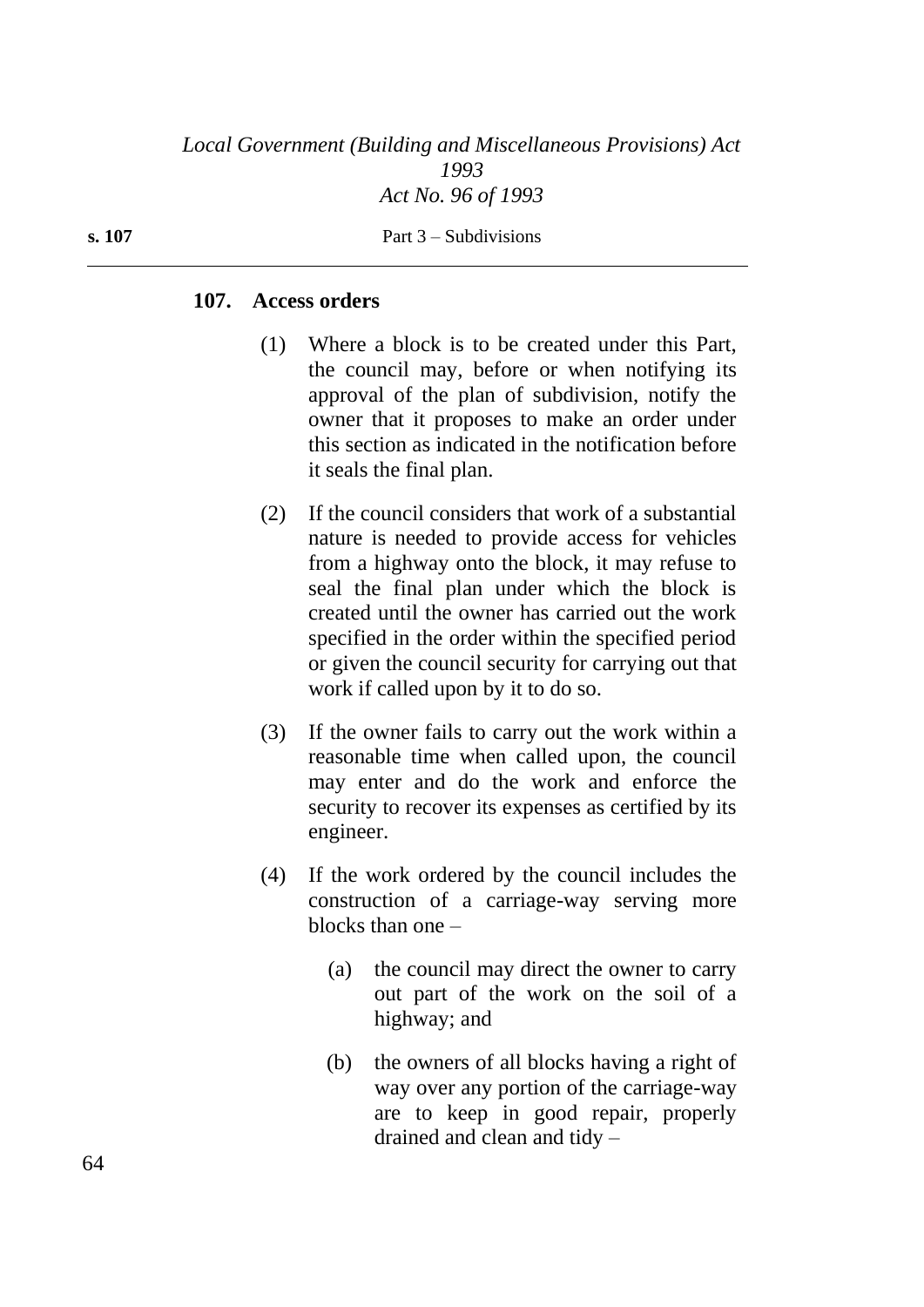## 107. Access orders

(1) Where a block is to be created under this Part, the council may, before or when notifying its approval of the plan of subdivision, notify the owner that it proposes to make an order under this section as indicated in the notification before it seals the final plan.

(2) If the council considers that work of a substantial nature is needed to provide access for vehicles from a highway onto the block, it may refuse to seal the final plan under which the block is created until the owner has carried out the work specified in the order within the specified period or given the council security for carrying out that work if called upon by it to do so.

(3) If the owner fails to carry out the work within a reasonable time when called upon, the council may enter and do the work and enforce the security to recover its expenses as certified by its engineer.

(4) If the work ordered by the council includes the construction of a carriage-way serving more blocks than one –

(a) the council may direct the owner to carry out part of the work on the soil of a highway; and

(b) the owners of all blocks having a right of way over any portion of the carriage-way are to keep in good repair, properly drained and clean and tidy –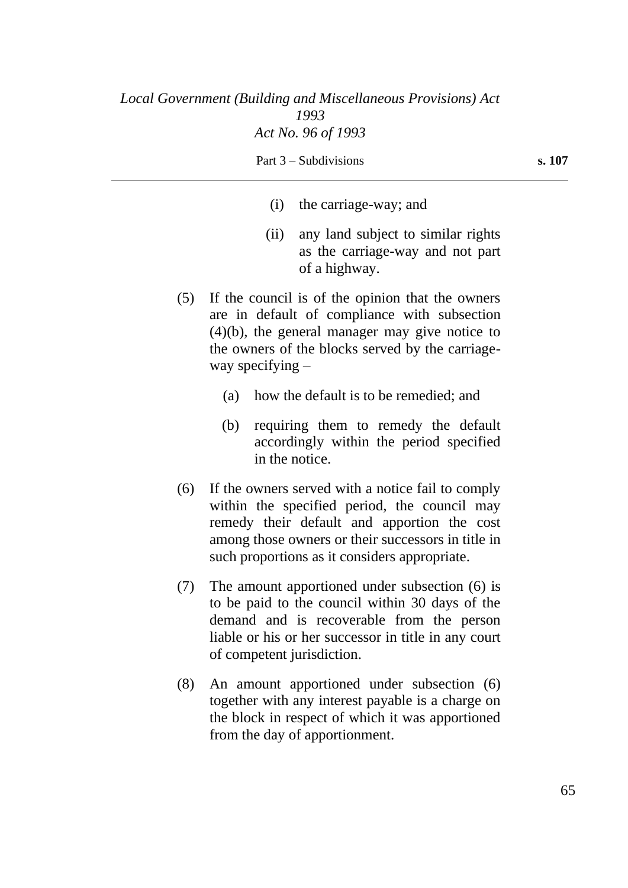(i) the carriage-way; and

(ii) any land subject to similar rights as the carriage-way and not part of a highway.

(5) If the council is of the opinion that the owners are in default of compliance with subsection (4)(b), the general manager may give notice to the owners of the blocks served by the carriage-way specifying –

(a) how the default is to be remedied; and

(b) requiring them to remedy the default accordingly within the period specified in the notice.

(6) If the owners served with a notice fail to comply within the specified period, the council may remedy their default and apportion the cost among those owners or their successors in title in such proportions as it considers appropriate.

(7) The amount apportioned under subsection (6) is to be paid to the council within 30 days of the demand and is recoverable from the person liable or his or her successor in title in any court of competent jurisdiction.

(8) An amount apportioned under subsection (6) together with any interest payable is a charge on the block in respect of which it was apportioned from the day of apportionment.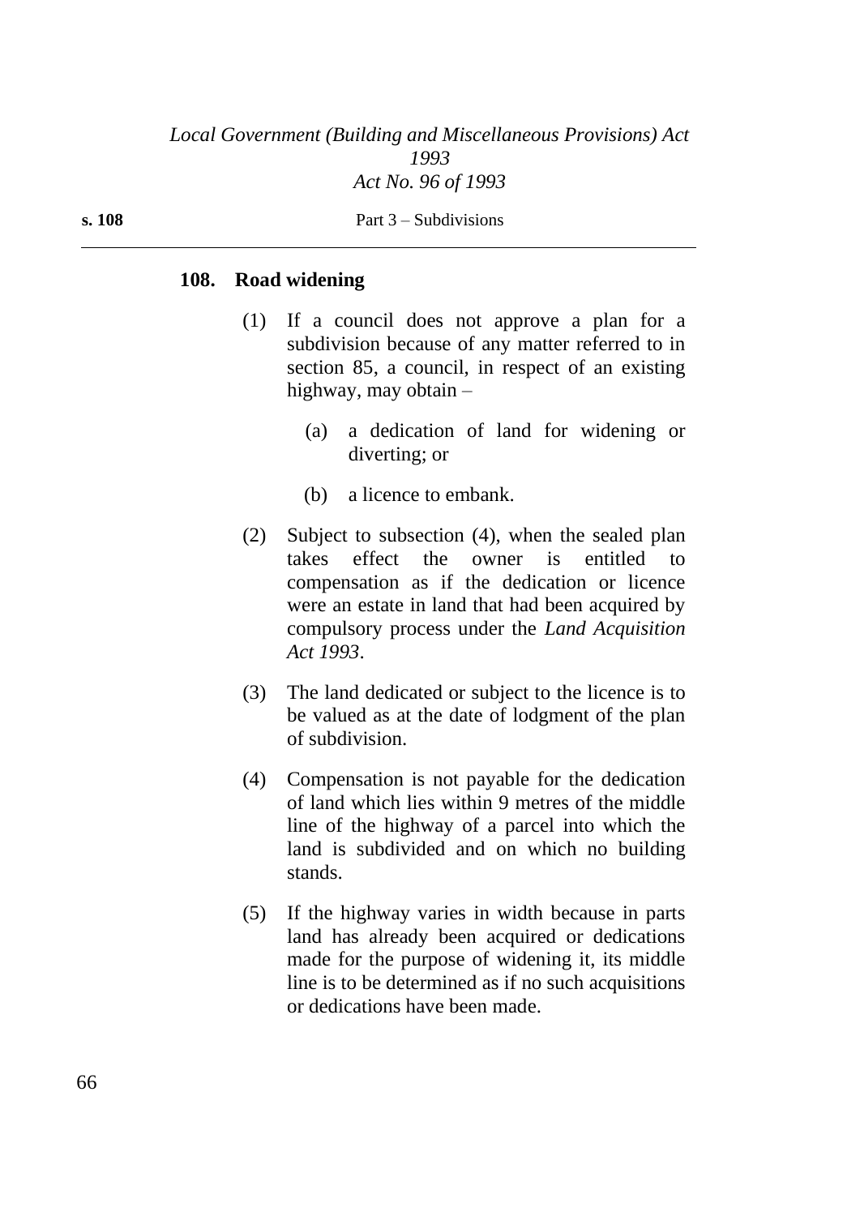### 108. Road widening

(1) If a council does not approve a plan for a subdivision because of any matter referred to in section 85, a council, in respect of an existing highway, may obtain –

   (a) a dedication of land for widening or diverting; or

   (b) a licence to embank.

(2) Subject to subsection (4), when the sealed plan takes effect the owner is entitled to compensation as if the dedication or licence were an estate in land that had been acquired by compulsory process under the *Land Acquisition Act 1993*.

(3) The land dedicated or subject to the licence is to be valued as at the date of lodgment of the plan of subdivision.

(4) Compensation is not payable for the dedication of land which lies within 9 metres of the middle line of the highway of a parcel into which the land is subdivided and on which no building stands.

(5) If the highway varies in width because in parts land has already been acquired or dedications made for the purpose of widening it, its middle line is to be determined as if no such acquisitions or dedications have been made.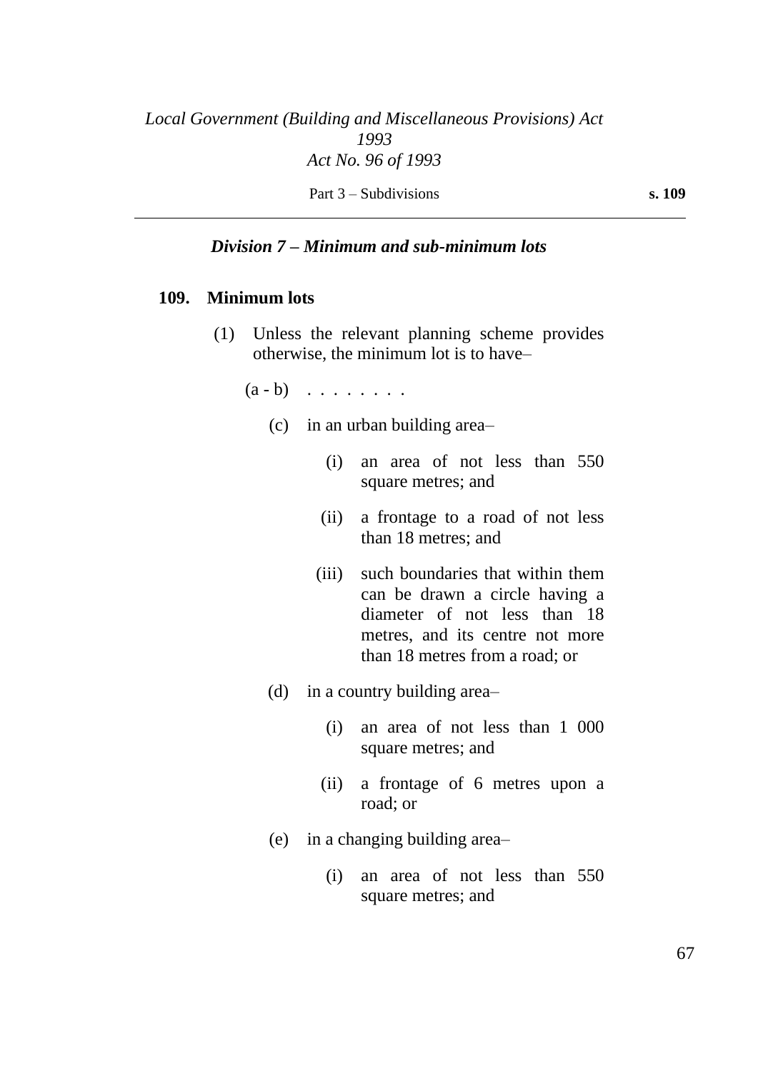### *Division 7 – Minimum and sub-minimum lots*

#### 109. Minimum lots

(1) Unless the relevant planning scheme provides otherwise, the minimum lot is to have–

(a - b) . . . . . . . .

(c) in an urban building area–

(i) an area of not less than 550 square metres; and

(ii) a frontage to a road of not less than 18 metres; and

(iii) such boundaries that within them can be drawn a circle having a diameter of not less than 18 metres, and its centre not more than 18 metres from a road; or

(d) in a country building area–

(i) an area of not less than 1 000 square metres; and

(ii) a frontage of 6 metres upon a road; or

(e) in a changing building area–

(i) an area of not less than 550 square metres; and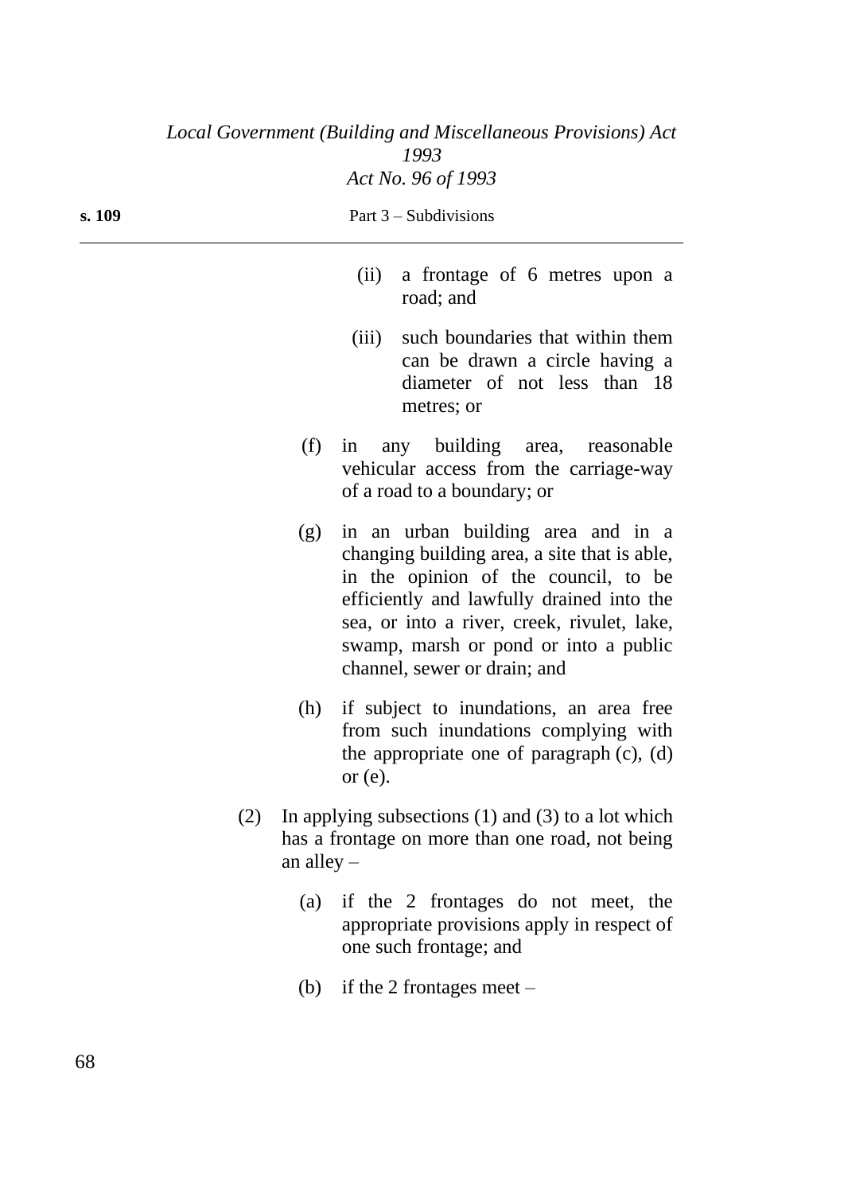(ii) a frontage of 6 metres upon a road; and

(iii) such boundaries that within them can be drawn a circle having a diameter of not less than 18 metres; or

(f) in any building area, reasonable vehicular access from the carriage-way of a road to a boundary; or

(g) in an urban building area and in a changing building area, a site that is able, in the opinion of the council, to be efficiently and lawfully drained into the sea, or into a river, creek, rivulet, lake, swamp, marsh or pond or into a public channel, sewer or drain; and

(h) if subject to inundations, an area free from such inundations complying with the appropriate one of paragraph (c), (d) or (e).

(2) In applying subsections (1) and (3) to a lot which has a frontage on more than one road, not being an alley –

(a) if the 2 frontages do not meet, the appropriate provisions apply in respect of one such frontage; and

(b) if the 2 frontages meet –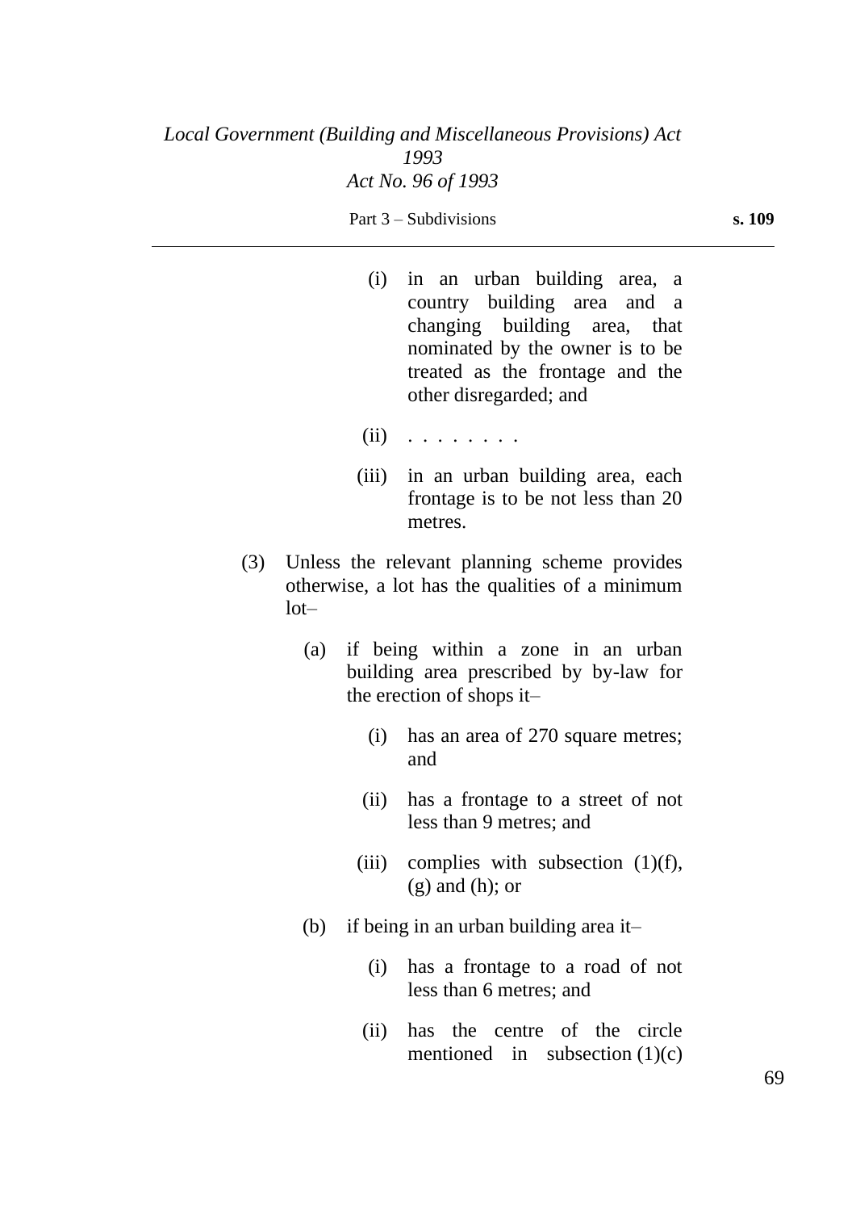(i) in an urban building area, a country building area and a changing building area, that nominated by the owner is to be treated as the frontage and the other disregarded; and

(ii) . . . . . . . .

(iii) in an urban building area, each frontage is to be not less than 20 metres.

(3) Unless the relevant planning scheme provides otherwise, a lot has the qualities of a minimum lot–

(a) if being within a zone in an urban building area prescribed by by-law for the erection of shops it–

(i) has an area of 270 square metres; and

(ii) has a frontage to a street of not less than 9 metres; and

(iii) complies with subsection (1)(f), (g) and (h); or

(b) if being in an urban building area it–

(i) has a frontage to a road of not less than 6 metres; and

(ii) has the centre of the circle mentioned in subsection (1)(c)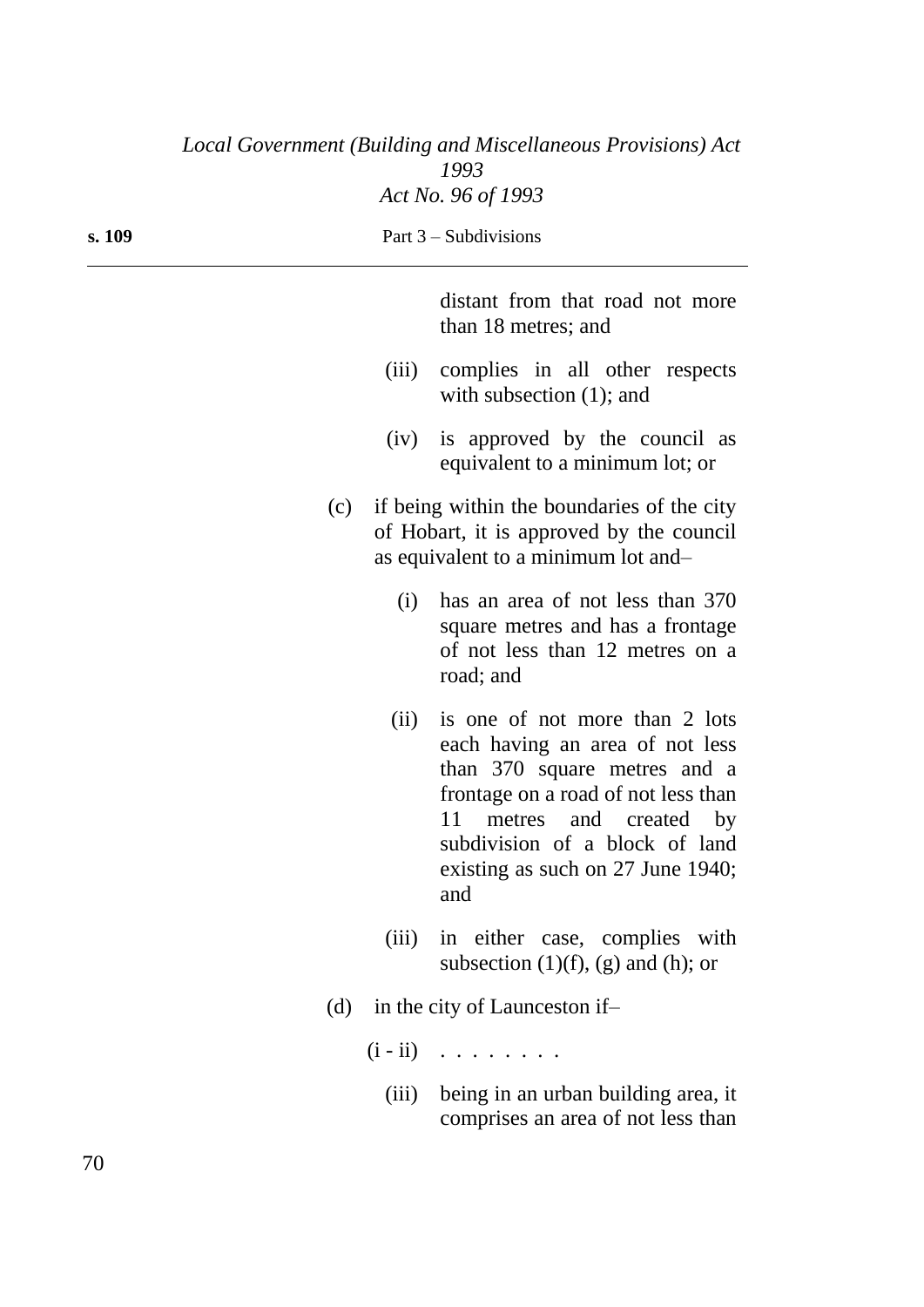distant from that road not more than 18 metres; and

(iii) complies in all other respects with subsection (1); and

(iv) is approved by the council as equivalent to a minimum lot; or

(c) if being within the boundaries of the city of Hobart, it is approved by the council as equivalent to a minimum lot and–

(i) has an area of not less than 370 square metres and has a frontage of not less than 12 metres on a road; and

(ii) is one of not more than 2 lots each having an area of not less than 370 square metres and a frontage on a road of not less than 11 metres and created by subdivision of a block of land existing as such on 27 June 1940; and

(iii) in either case, complies with subsection (1)(f), (g) and (h); or

(d) in the city of Launceston if–

(i - ii) . . . . . . . .

(iii) being in an urban building area, it comprises an area of not less than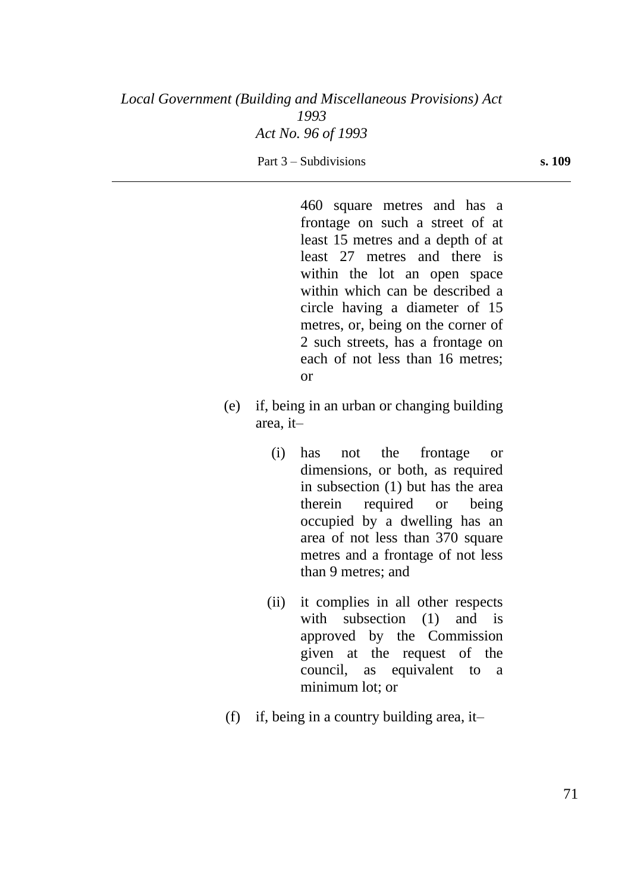460 square metres and has a frontage on such a street of at least 15 metres and a depth of at least 27 metres and there is within the lot an open space within which can be described a circle having a diameter of 15 metres, or, being on the corner of 2 such streets, has a frontage on each of not less than 16 metres; or

(e) if, being in an urban or changing building area, it–

(i) has not the frontage or dimensions, or both, as required in subsection (1) but has the area therein required or being occupied by a dwelling has an area of not less than 370 square metres and a frontage of not less than 9 metres; and

(ii) it complies in all other respects with subsection (1) and is approved by the Commission given at the request of the council, as equivalent to a minimum lot; or

(f) if, being in a country building area, it–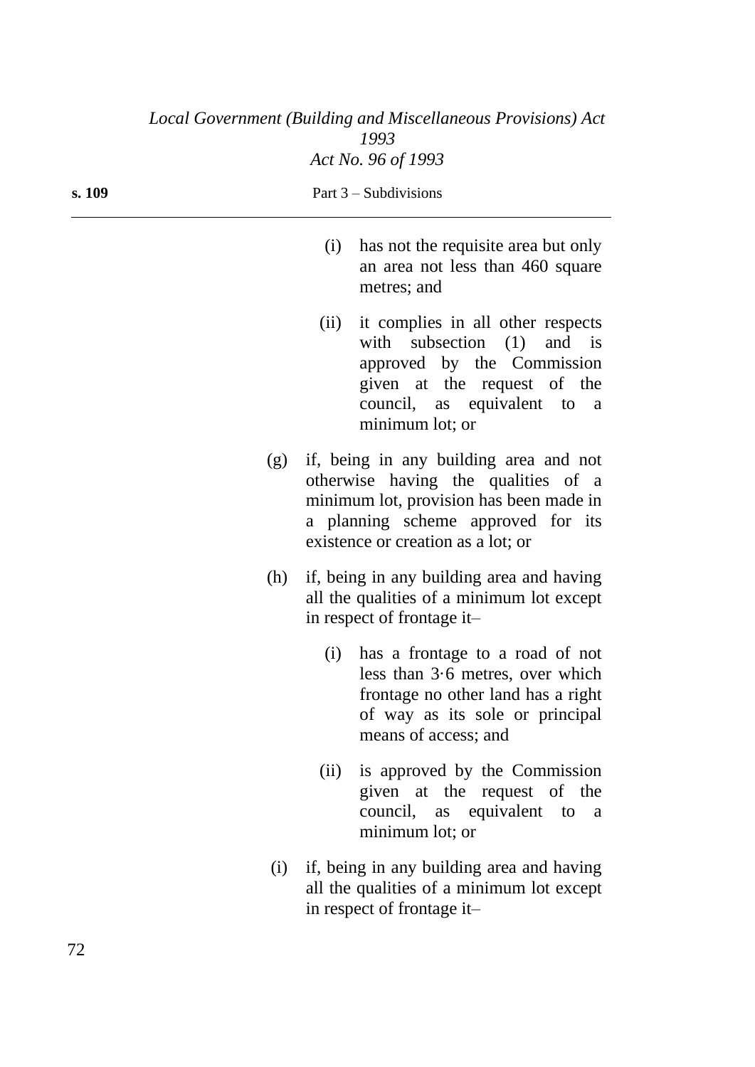(i) has not the requisite area but only an area not less than 460 square metres; and

(ii) it complies in all other respects with subsection (1) and is approved by the Commission given at the request of the council, as equivalent to a minimum lot; or

(g) if, being in any building area and not otherwise having the qualities of a minimum lot, provision has been made in a planning scheme approved for its existence or creation as a lot; or

(h) if, being in any building area and having all the qualities of a minimum lot except in respect of frontage it–

(i) has a frontage to a road of not less than 3·6 metres, over which frontage no other land has a right of way as its sole or principal means of access; and

(ii) is approved by the Commission given at the request of the council, as equivalent to a minimum lot; or

(i) if, being in any building area and having all the qualities of a minimum lot except in respect of frontage it–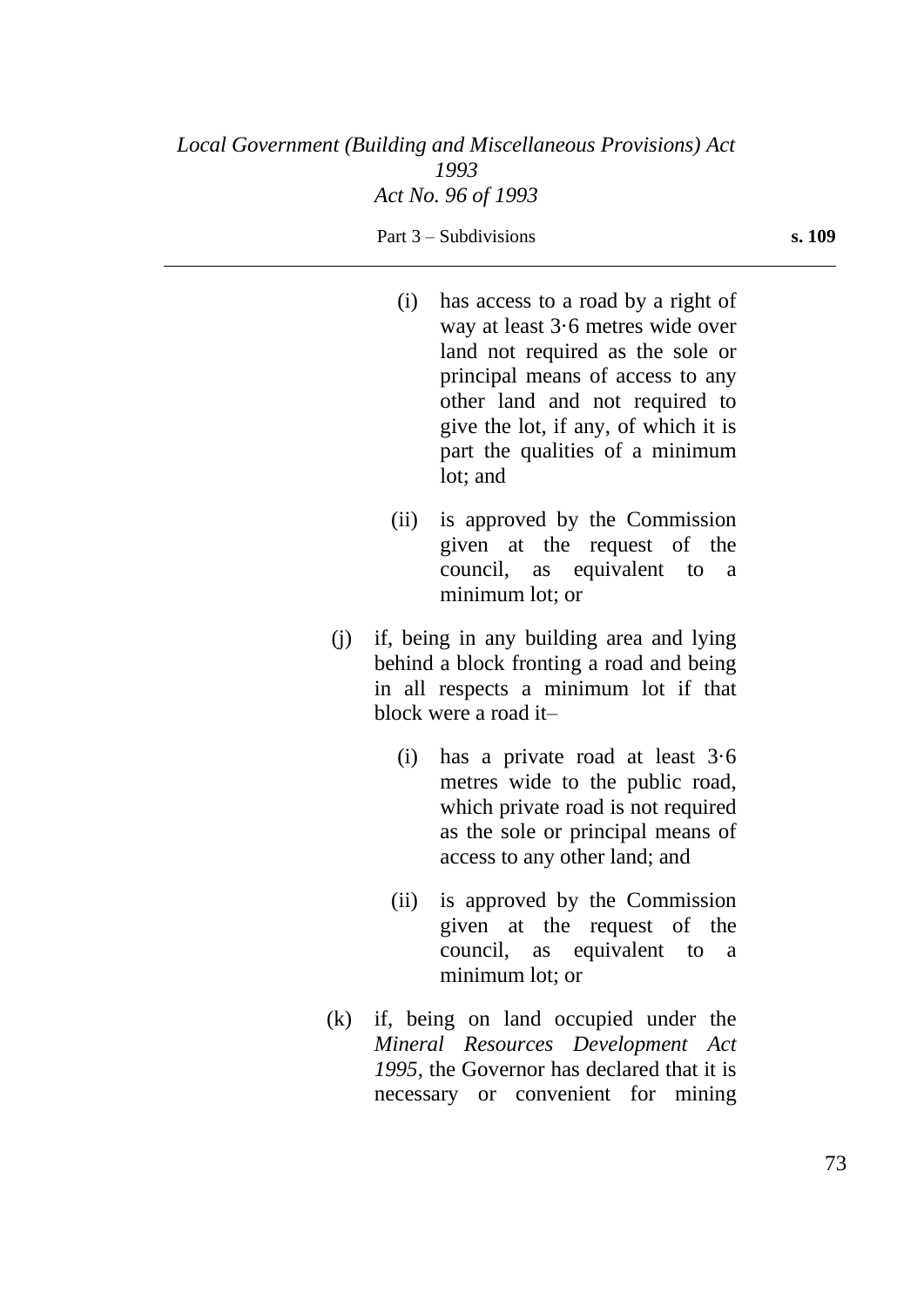(i) has access to a road by a right of way at least 3·6 metres wide over land not required as the sole or principal means of access to any other land and not required to give the lot, if any, of which it is part the qualities of a minimum lot; and

(ii) is approved by the Commission given at the request of the council, as equivalent to a minimum lot; or

(j) if, being in any building area and lying behind a block fronting a road and being in all respects a minimum lot if that block were a road it–

(i) has a private road at least 3·6 metres wide to the public road, which private road is not required as the sole or principal means of access to any other land; and

(ii) is approved by the Commission given at the request of the council, as equivalent to a minimum lot; or

(k) if, being on land occupied under the *Mineral Resources Development Act 1995*, the Governor has declared that it is necessary or convenient for mining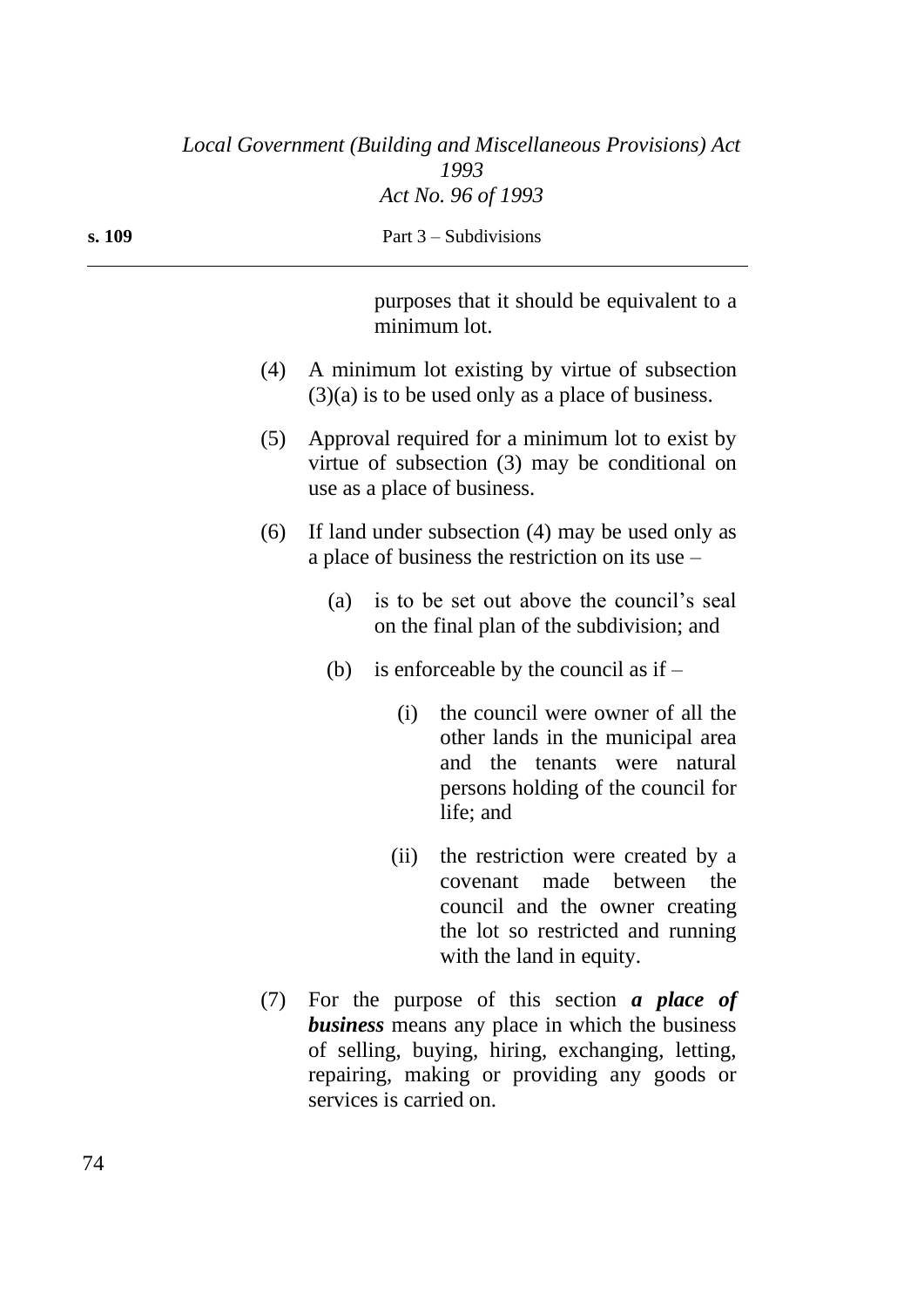purposes that it should be equivalent to a minimum lot.

(4) A minimum lot existing by virtue of subsection (3)(a) is to be used only as a place of business.

(5) Approval required for a minimum lot to exist by virtue of subsection (3) may be conditional on use as a place of business.

(6) If land under subsection (4) may be used only as a place of business the restriction on its use –

  (a) is to be set out above the council's seal on the final plan of the subdivision; and

  (b) is enforceable by the council as if –

    (i) the council were owner of all the other lands in the municipal area and the tenants were natural persons holding of the council for life; and

    (ii) the restriction were created by a covenant made between the council and the owner creating the lot so restricted and running with the land in equity.

(7) For the purpose of this section ***a place of business*** means any place in which the business of selling, buying, hiring, exchanging, letting, repairing, making or providing any goods or services is carried on.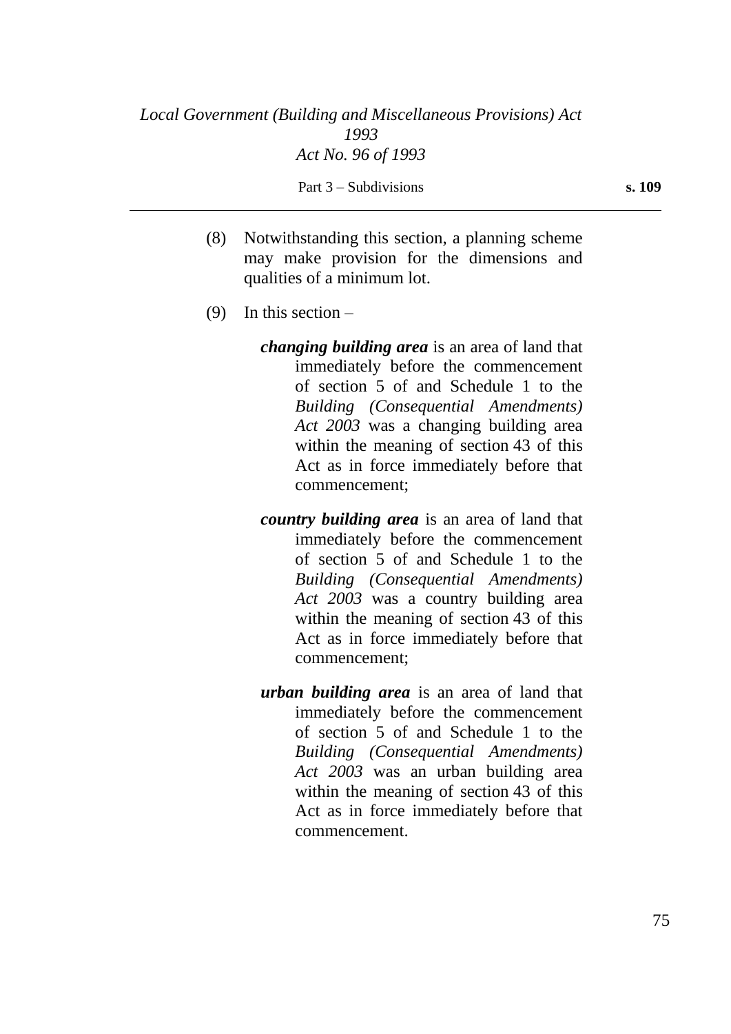(8) Notwithstanding this section, a planning scheme may make provision for the dimensions and qualities of a minimum lot.

(9) In this section –

***changing building area*** is an area of land that immediately before the commencement of section 5 of and Schedule 1 to the *Building (Consequential Amendments) Act 2003* was a changing building area within the meaning of section 43 of this Act as in force immediately before that commencement;

***country building area*** is an area of land that immediately before the commencement of section 5 of and Schedule 1 to the *Building (Consequential Amendments) Act 2003* was a country building area within the meaning of section 43 of this Act as in force immediately before that commencement;

***urban building area*** is an area of land that immediately before the commencement of section 5 of and Schedule 1 to the *Building (Consequential Amendments) Act 2003* was an urban building area within the meaning of section 43 of this Act as in force immediately before that commencement.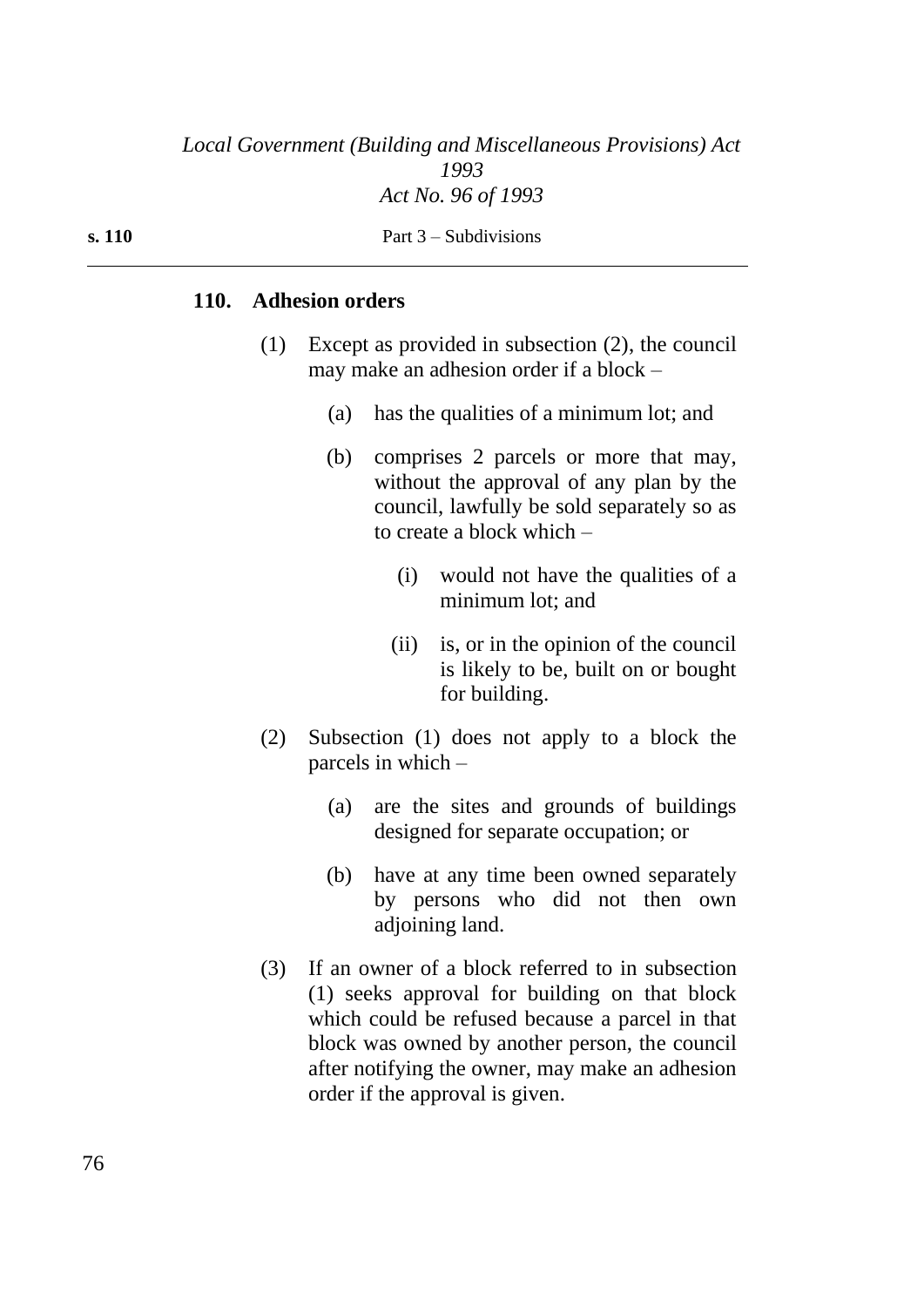### 110. Adhesion orders

(1) Except as provided in subsection (2), the council may make an adhesion order if a block –

  (a) has the qualities of a minimum lot; and

  (b) comprises 2 parcels or more that may, without the approval of any plan by the council, lawfully be sold separately so as to create a block which –

    (i) would not have the qualities of a minimum lot; and

    (ii) is, or in the opinion of the council is likely to be, built on or bought for building.

(2) Subsection (1) does not apply to a block the parcels in which –

  (a) are the sites and grounds of buildings designed for separate occupation; or

  (b) have at any time been owned separately by persons who did not then own adjoining land.

(3) If an owner of a block referred to in subsection (1) seeks approval for building on that block which could be refused because a parcel in that block was owned by another person, the council after notifying the owner, may make an adhesion order if the approval is given.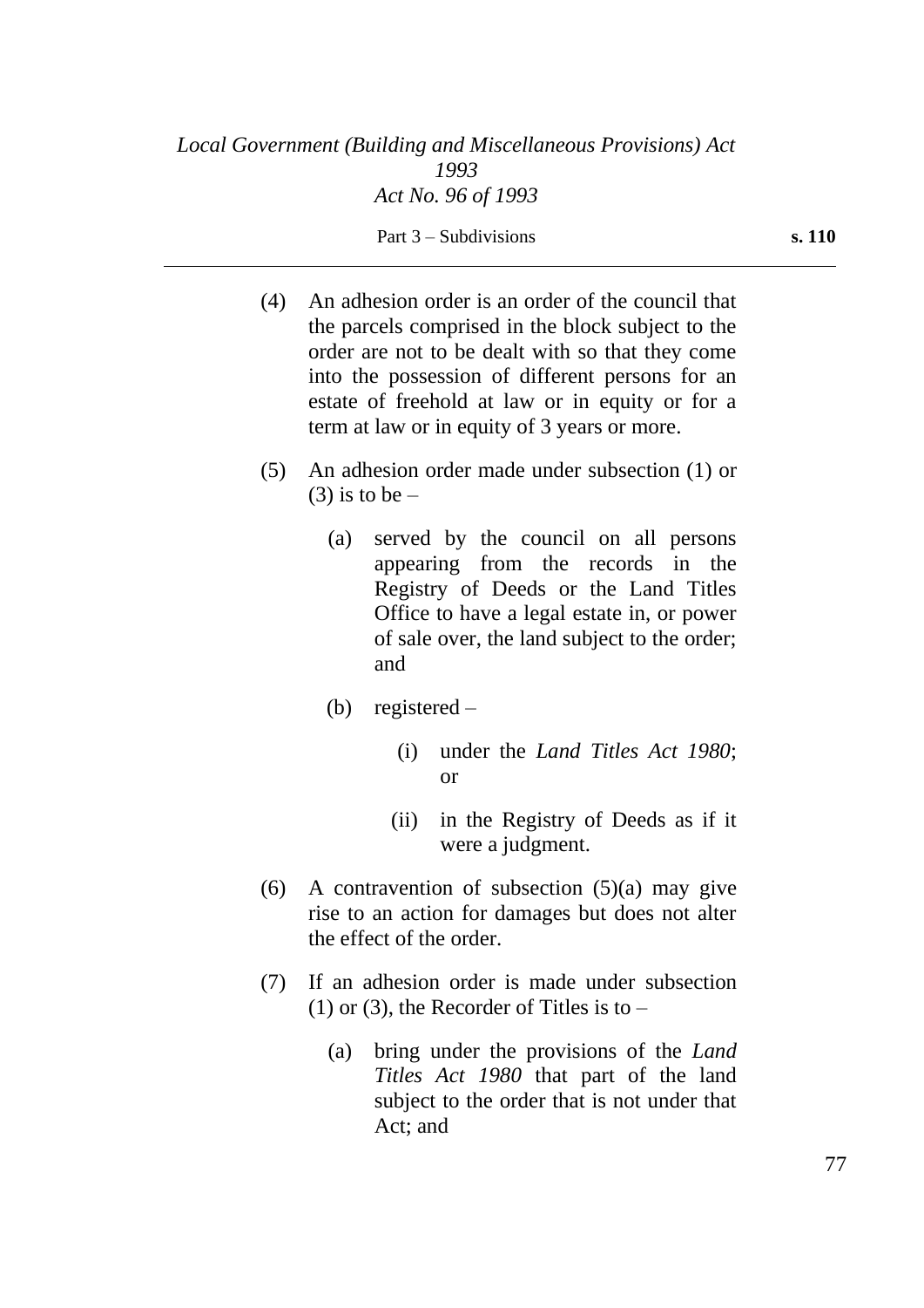(4) An adhesion order is an order of the council that the parcels comprised in the block subject to the order are not to be dealt with so that they come into the possession of different persons for an estate of freehold at law or in equity or for a term at law or in equity of 3 years or more.

(5) An adhesion order made under subsection (1) or (3) is to be –

   (a) served by the council on all persons appearing from the records in the Registry of Deeds or the Land Titles Office to have a legal estate in, or power of sale over, the land subject to the order; and

   (b) registered –

      (i) under the *Land Titles Act 1980*; or

      (ii) in the Registry of Deeds as if it were a judgment.

(6) A contravention of subsection (5)(a) may give rise to an action for damages but does not alter the effect of the order.

(7) If an adhesion order is made under subsection (1) or (3), the Recorder of Titles is to –

   (a) bring under the provisions of the *Land Titles Act 1980* that part of the land subject to the order that is not under that Act; and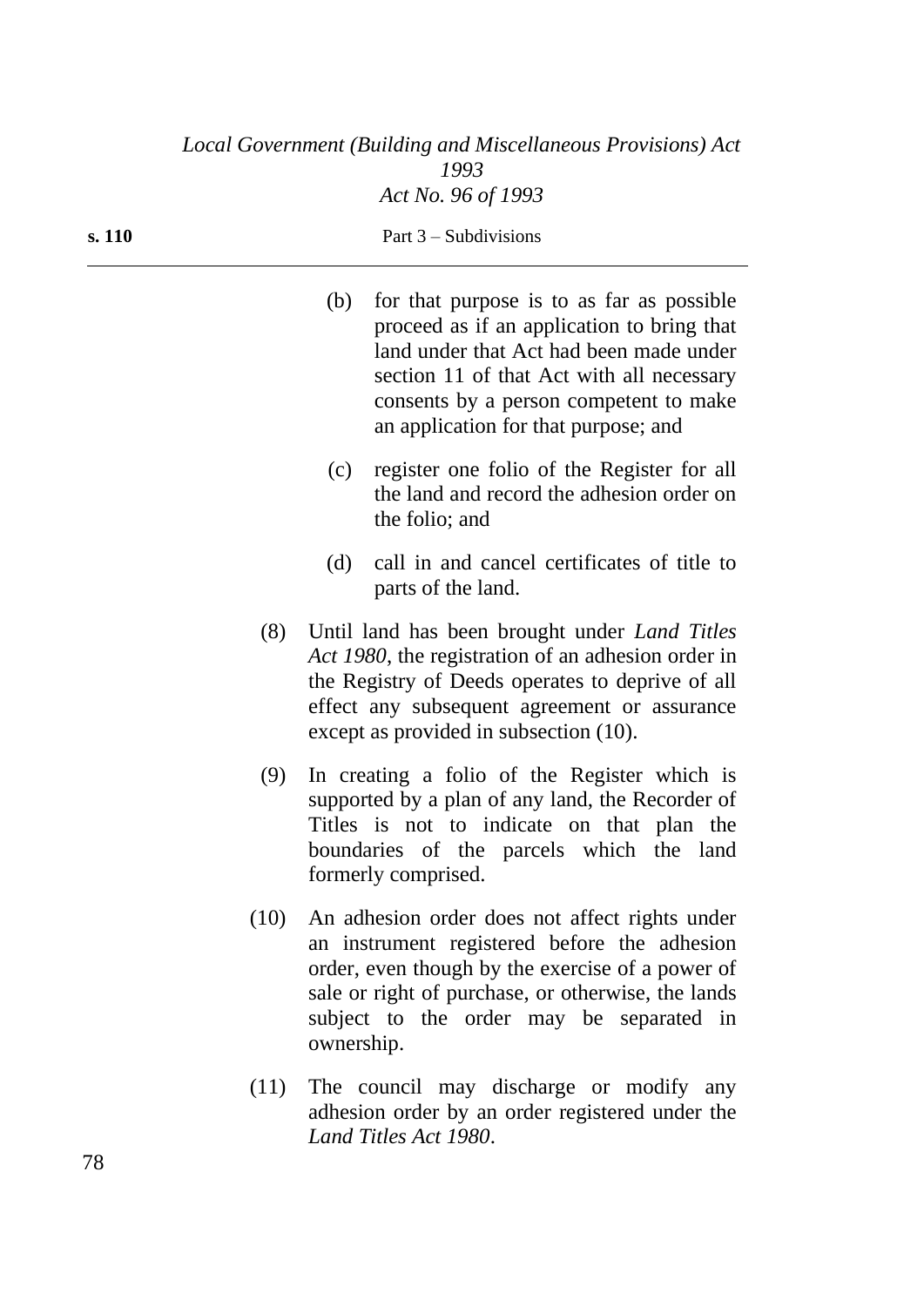(b) for that purpose is to as far as possible proceed as if an application to bring that land under that Act had been made under section 11 of that Act with all necessary consents by a person competent to make an application for that purpose; and

(c) register one folio of the Register for all the land and record the adhesion order on the folio; and

(d) call in and cancel certificates of title to parts of the land.

(8) Until land has been brought under *Land Titles Act 1980*, the registration of an adhesion order in the Registry of Deeds operates to deprive of all effect any subsequent agreement or assurance except as provided in subsection (10).

(9) In creating a folio of the Register which is supported by a plan of any land, the Recorder of Titles is not to indicate on that plan the boundaries of the parcels which the land formerly comprised.

(10) An adhesion order does not affect rights under an instrument registered before the adhesion order, even though by the exercise of a power of sale or right of purchase, or otherwise, the lands subject to the order may be separated in ownership.

(11) The council may discharge or modify any adhesion order by an order registered under the *Land Titles Act 1980*.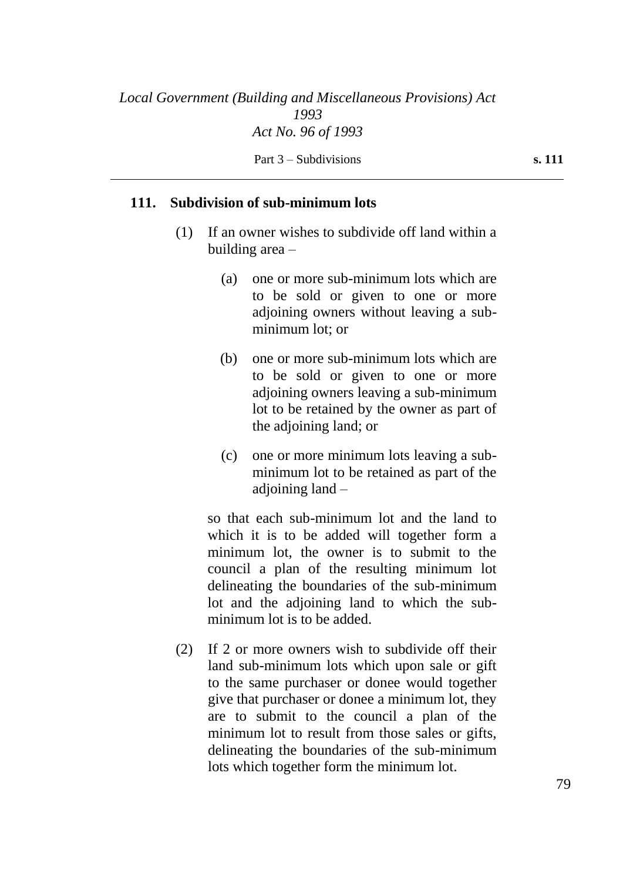### 111. Subdivision of sub-minimum lots

(1) If an owner wishes to subdivide off land within a building area –

(a) one or more sub-minimum lots which are to be sold or given to one or more adjoining owners without leaving a sub-minimum lot; or

(b) one or more sub-minimum lots which are to be sold or given to one or more adjoining owners leaving a sub-minimum lot to be retained by the owner as part of the adjoining land; or

(c) one or more minimum lots leaving a sub-minimum lot to be retained as part of the adjoining land –

so that each sub-minimum lot and the land to which it is to be added will together form a minimum lot, the owner is to submit to the council a plan of the resulting minimum lot delineating the boundaries of the sub-minimum lot and the adjoining land to which the sub-minimum lot is to be added.

(2) If 2 or more owners wish to subdivide off their land sub-minimum lots which upon sale or gift to the same purchaser or donee would together give that purchaser or donee a minimum lot, they are to submit to the council a plan of the minimum lot to result from those sales or gifts, delineating the boundaries of the sub-minimum lots which together form the minimum lot.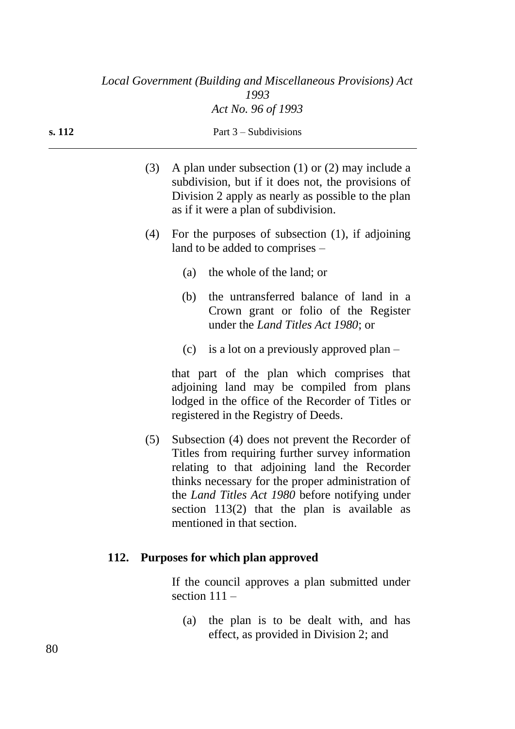(3) A plan under subsection (1) or (2) may include a subdivision, but if it does not, the provisions of Division 2 apply as nearly as possible to the plan as if it were a plan of subdivision.

(4) For the purposes of subsection (1), if adjoining land to be added to comprises –

(a) the whole of the land; or

(b) the untransferred balance of land in a Crown grant or folio of the Register under the *Land Titles Act 1980*; or

(c) is a lot on a previously approved plan –

that part of the plan which comprises that adjoining land may be compiled from plans lodged in the office of the Recorder of Titles or registered in the Registry of Deeds.

(5) Subsection (4) does not prevent the Recorder of Titles from requiring further survey information relating to that adjoining land the Recorder thinks necessary for the proper administration of the *Land Titles Act 1980* before notifying under section 113(2) that the plan is available as mentioned in that section.

### 112. Purposes for which plan approved

If the council approves a plan submitted under section 111 –

(a) the plan is to be dealt with, and has effect, as provided in Division 2; and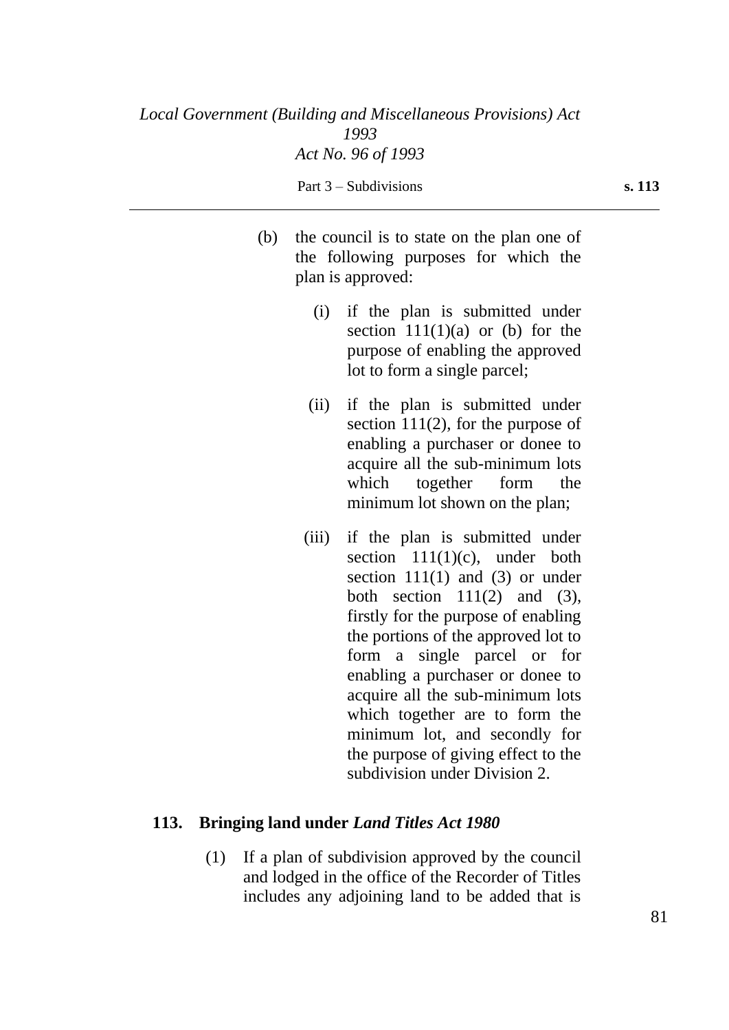(b) the council is to state on the plan one of the following purposes for which the plan is approved:

(i) if the plan is submitted under section 111(1)(a) or (b) for the purpose of enabling the approved lot to form a single parcel;

(ii) if the plan is submitted under section 111(2), for the purpose of enabling a purchaser or donee to acquire all the sub-minimum lots which together form the minimum lot shown on the plan;

(iii) if the plan is submitted under section 111(1)(c), under both section 111(1) and (3) or under both section 111(2) and (3), firstly for the purpose of enabling the portions of the approved lot to form a single parcel or for enabling a purchaser or donee to acquire all the sub-minimum lots which together are to form the minimum lot, and secondly for the purpose of giving effect to the subdivision under Division 2.

### 113. Bringing land under *Land Titles Act 1980*

(1) If a plan of subdivision approved by the council and lodged in the office of the Recorder of Titles includes any adjoining land to be added that is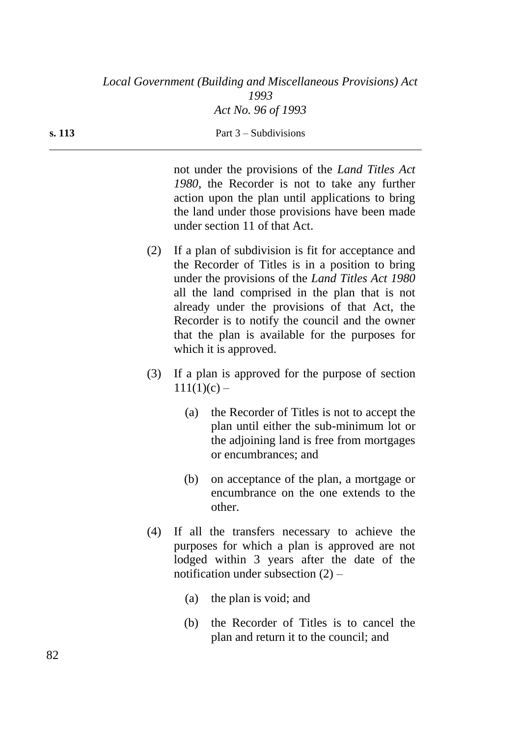not under the provisions of the *Land Titles Act 1980*, the Recorder is not to take any further action upon the plan until applications to bring the land under those provisions have been made under section 11 of that Act.

(2) If a plan of subdivision is fit for acceptance and the Recorder of Titles is in a position to bring under the provisions of the *Land Titles Act 1980* all the land comprised in the plan that is not already under the provisions of that Act, the Recorder is to notify the council and the owner that the plan is available for the purposes for which it is approved.

(3) If a plan is approved for the purpose of section 111(1)(c) –

(a) the Recorder of Titles is not to accept the plan until either the sub-minimum lot or the adjoining land is free from mortgages or encumbrances; and

(b) on acceptance of the plan, a mortgage or encumbrance on the one extends to the other.

(4) If all the transfers necessary to achieve the purposes for which a plan is approved are not lodged within 3 years after the date of the notification under subsection (2) –

(a) the plan is void; and

(b) the Recorder of Titles is to cancel the plan and return it to the council; and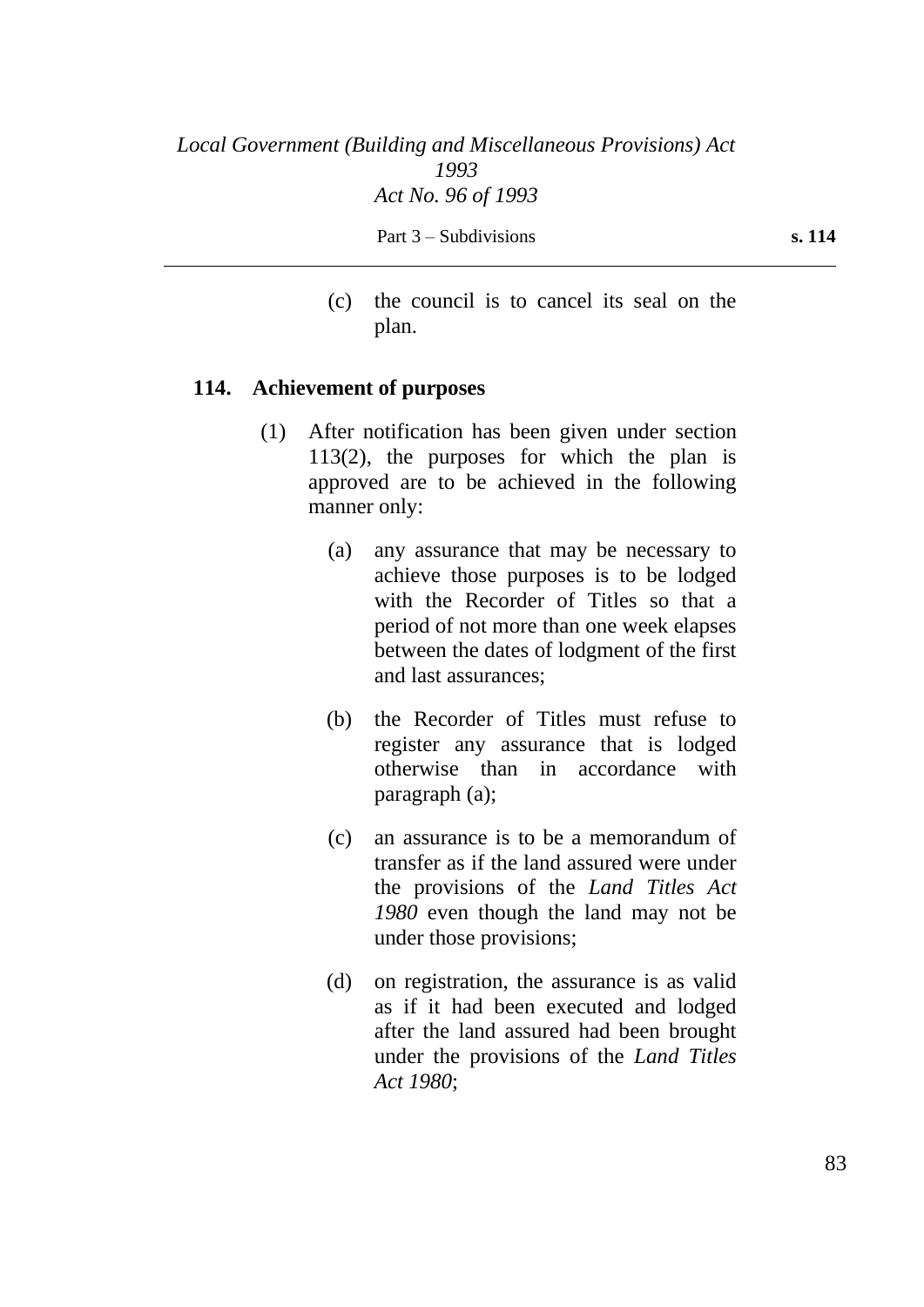(c) the council is to cancel its seal on the plan.

### 114. Achievement of purposes

(1) After notification has been given under section 113(2), the purposes for which the plan is approved are to be achieved in the following manner only:

(a) any assurance that may be necessary to achieve those purposes is to be lodged with the Recorder of Titles so that a period of not more than one week elapses between the dates of lodgment of the first and last assurances;

(b) the Recorder of Titles must refuse to register any assurance that is lodged otherwise than in accordance with paragraph (a);

(c) an assurance is to be a memorandum of transfer as if the land assured were under the provisions of the *Land Titles Act 1980* even though the land may not be under those provisions;

(d) on registration, the assurance is as valid as if it had been executed and lodged after the land assured had been brought under the provisions of the *Land Titles Act 1980*;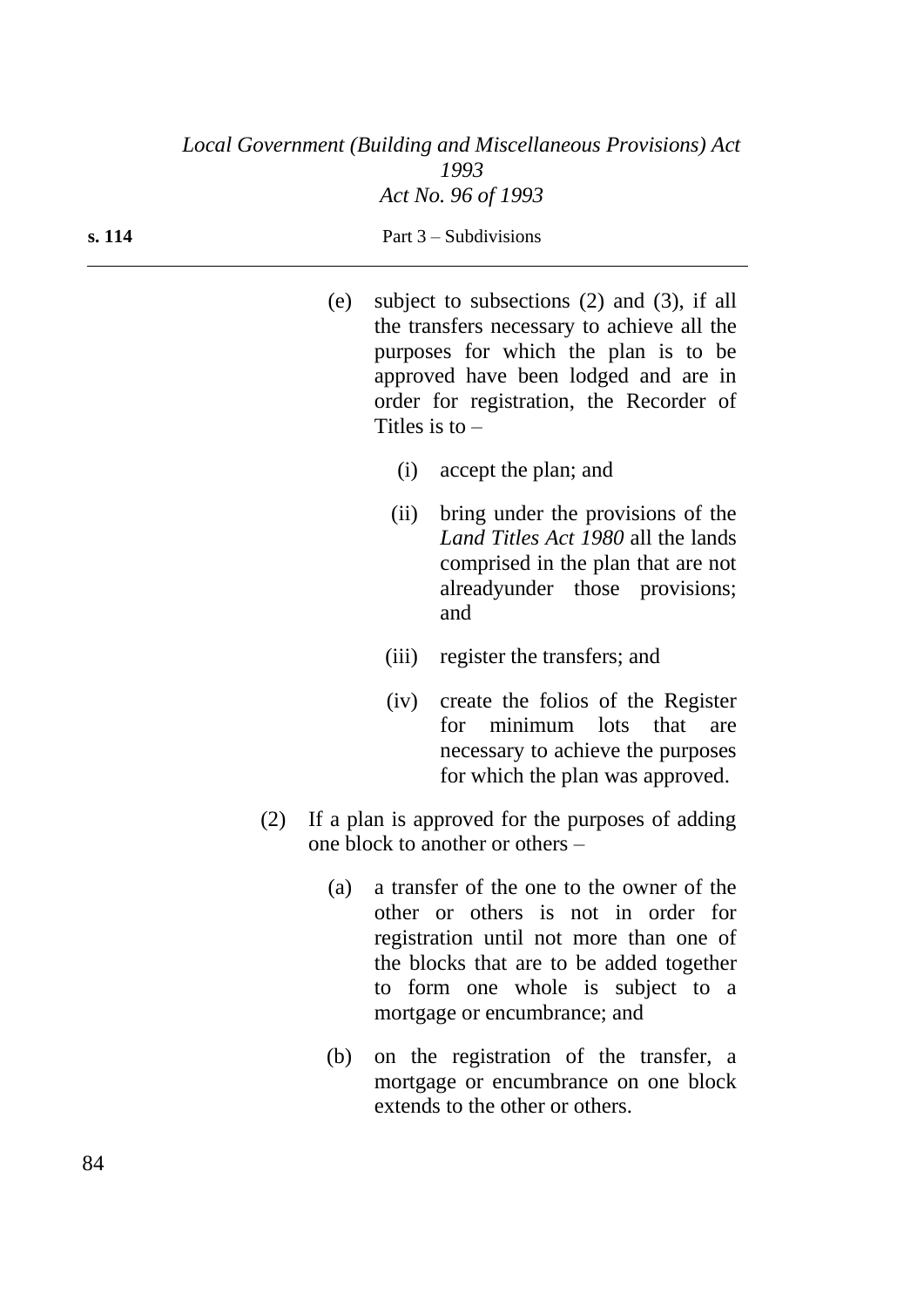(e) subject to subsections (2) and (3), if all the transfers necessary to achieve all the purposes for which the plan is to be approved have been lodged and are in order for registration, the Recorder of Titles is to –

(i) accept the plan; and

(ii) bring under the provisions of the *Land Titles Act 1980* all the lands comprised in the plan that are not alreadyunder those provisions; and

(iii) register the transfers; and

(iv) create the folios of the Register for minimum lots that are necessary to achieve the purposes for which the plan was approved.

(2) If a plan is approved for the purposes of adding one block to another or others –

(a) a transfer of the one to the owner of the other or others is not in order for registration until not more than one of the blocks that are to be added together to form one whole is subject to a mortgage or encumbrance; and

(b) on the registration of the transfer, a mortgage or encumbrance on one block extends to the other or others.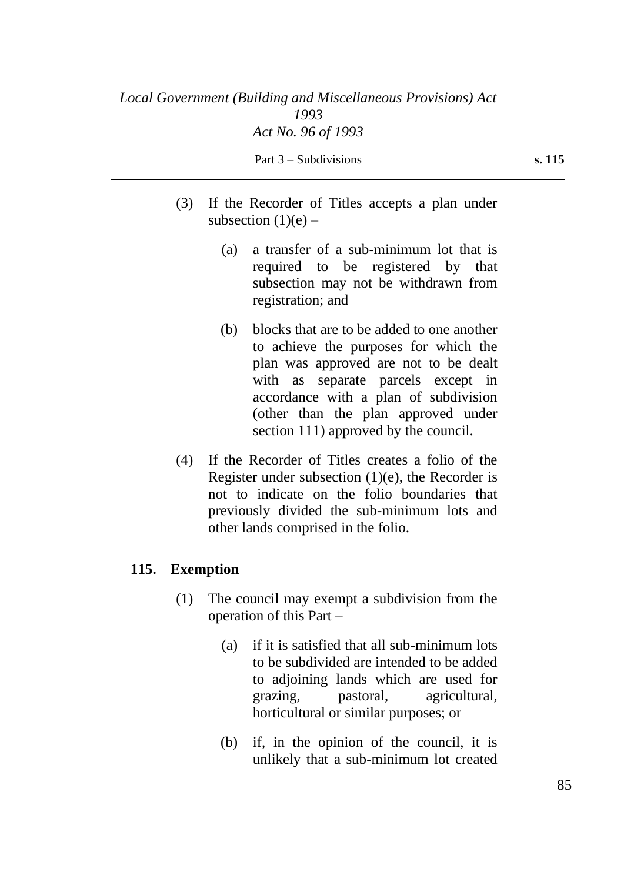(3) If the Recorder of Titles accepts a plan under subsection (1)(e) –

(a) a transfer of a sub-minimum lot that is required to be registered by that subsection may not be withdrawn from registration; and

(b) blocks that are to be added to one another to achieve the purposes for which the plan was approved are not to be dealt with as separate parcels except in accordance with a plan of subdivision (other than the plan approved under section 111) approved by the council.

(4) If the Recorder of Titles creates a folio of the Register under subsection (1)(e), the Recorder is not to indicate on the folio boundaries that previously divided the sub-minimum lots and other lands comprised in the folio.

### 115. Exemption

(1) The council may exempt a subdivision from the operation of this Part –

(a) if it is satisfied that all sub-minimum lots to be subdivided are intended to be added to adjoining lands which are used for grazing, pastoral, agricultural, horticultural or similar purposes; or

(b) if, in the opinion of the council, it is unlikely that a sub-minimum lot created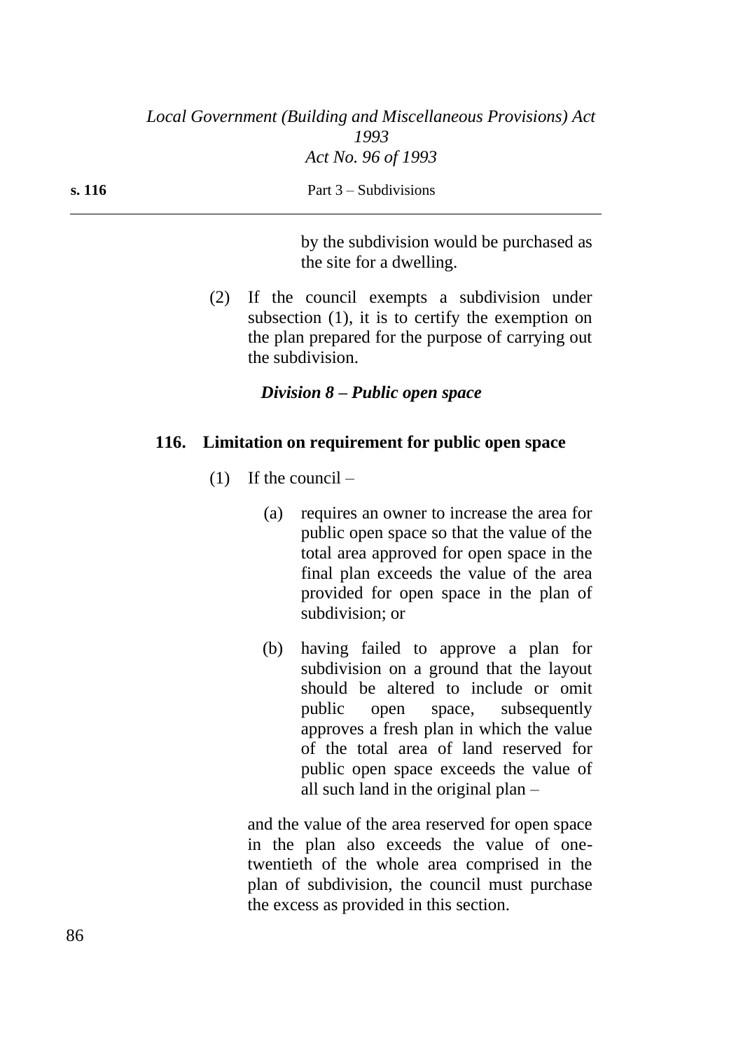by the subdivision would be purchased as the site for a dwelling.

(2) If the council exempts a subdivision under subsection (1), it is to certify the exemption on the plan prepared for the purpose of carrying out the subdivision.

### *Division 8 – Public open space*

#### 116. Limitation on requirement for public open space

(1) If the council –

(a) requires an owner to increase the area for public open space so that the value of the total area approved for open space in the final plan exceeds the value of the area provided for open space in the plan of subdivision; or

(b) having failed to approve a plan for subdivision on a ground that the layout should be altered to include or omit public open space, subsequently approves a fresh plan in which the value of the total area of land reserved for public open space exceeds the value of all such land in the original plan –

and the value of the area reserved for open space in the plan also exceeds the value of one-twentieth of the whole area comprised in the plan of subdivision, the council must purchase the excess as provided in this section.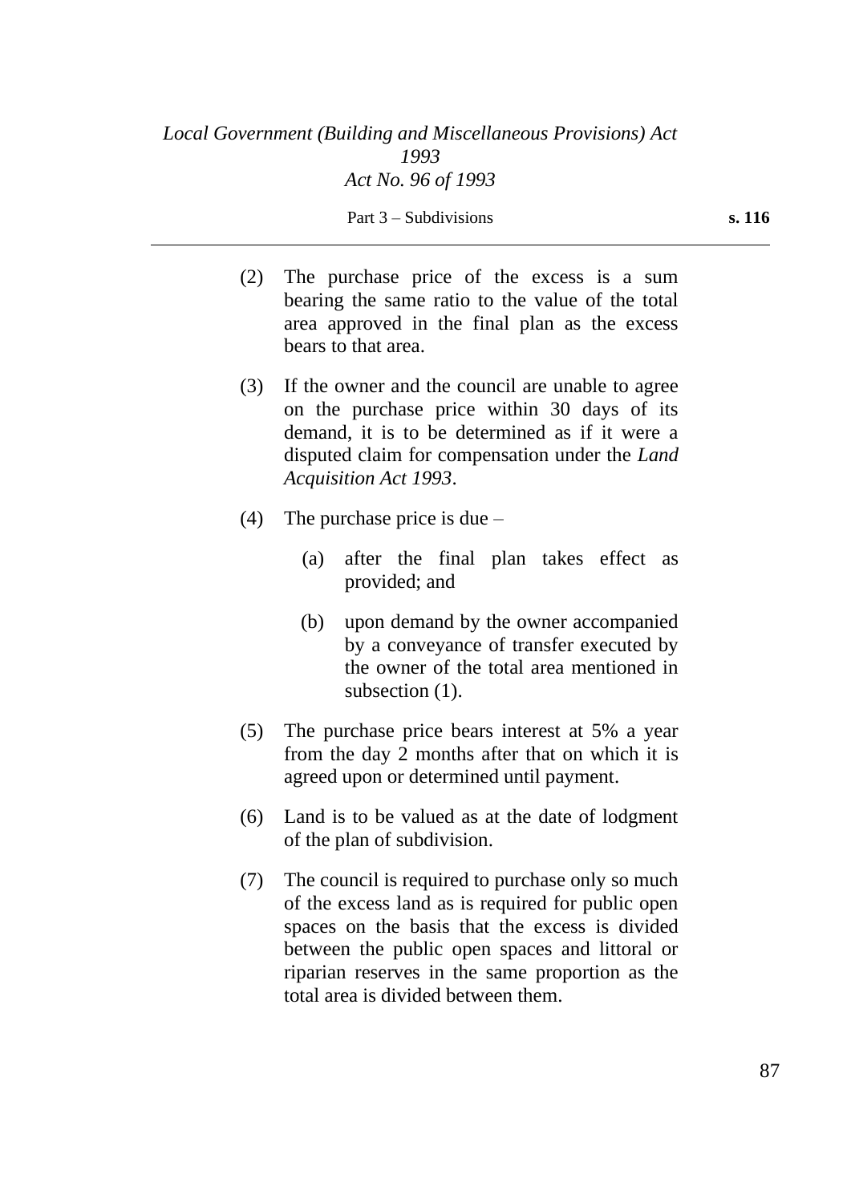(2) The purchase price of the excess is a sum bearing the same ratio to the value of the total area approved in the final plan as the excess bears to that area.

(3) If the owner and the council are unable to agree on the purchase price within 30 days of its demand, it is to be determined as if it were a disputed claim for compensation under the *Land Acquisition Act 1993*.

(4) The purchase price is due –

(a) after the final plan takes effect as provided; and

(b) upon demand by the owner accompanied by a conveyance of transfer executed by the owner of the total area mentioned in subsection (1).

(5) The purchase price bears interest at 5% a year from the day 2 months after that on which it is agreed upon or determined until payment.

(6) Land is to be valued as at the date of lodgment of the plan of subdivision.

(7) The council is required to purchase only so much of the excess land as is required for public open spaces on the basis that the excess is divided between the public open spaces and littoral or riparian reserves in the same proportion as the total area is divided between them.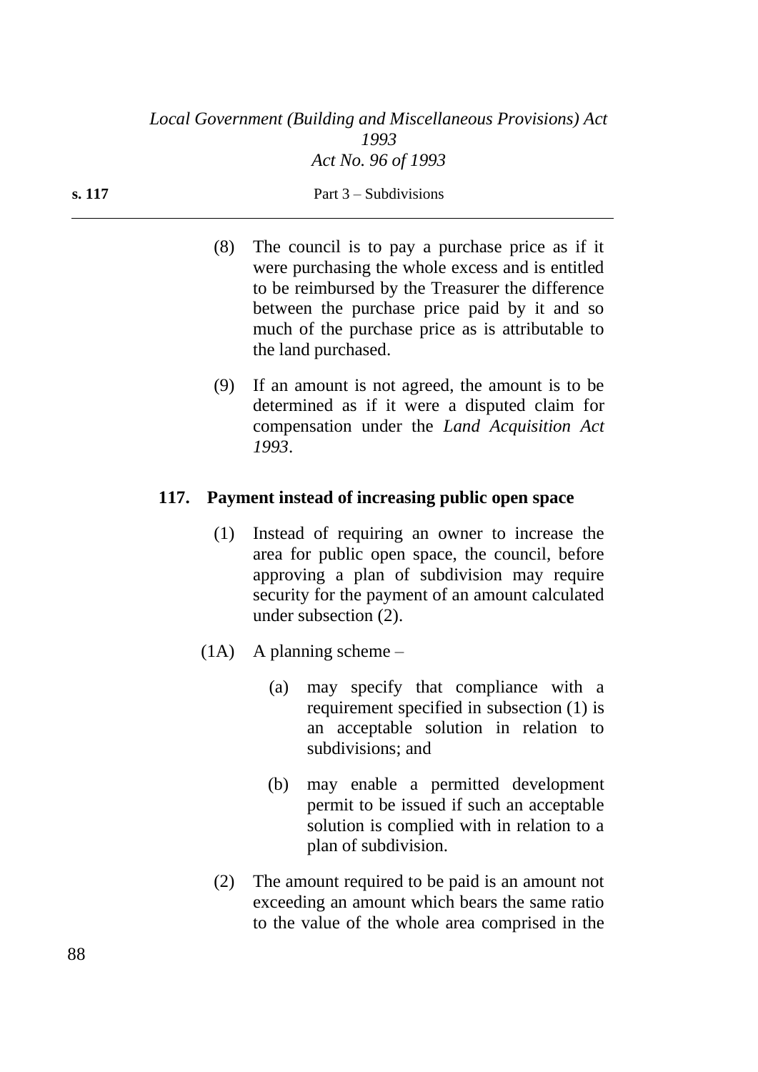(8) The council is to pay a purchase price as if it were purchasing the whole excess and is entitled to be reimbursed by the Treasurer the difference between the purchase price paid by it and so much of the purchase price as is attributable to the land purchased.

(9) If an amount is not agreed, the amount is to be determined as if it were a disputed claim for compensation under the *Land Acquisition Act 1993*.

### 117. Payment instead of increasing public open space

(1) Instead of requiring an owner to increase the area for public open space, the council, before approving a plan of subdivision may require security for the payment of an amount calculated under subsection (2).

(1A) A planning scheme –

(a) may specify that compliance with a requirement specified in subsection (1) is an acceptable solution in relation to subdivisions; and

(b) may enable a permitted development permit to be issued if such an acceptable solution is complied with in relation to a plan of subdivision.

(2) The amount required to be paid is an amount not exceeding an amount which bears the same ratio to the value of the whole area comprised in the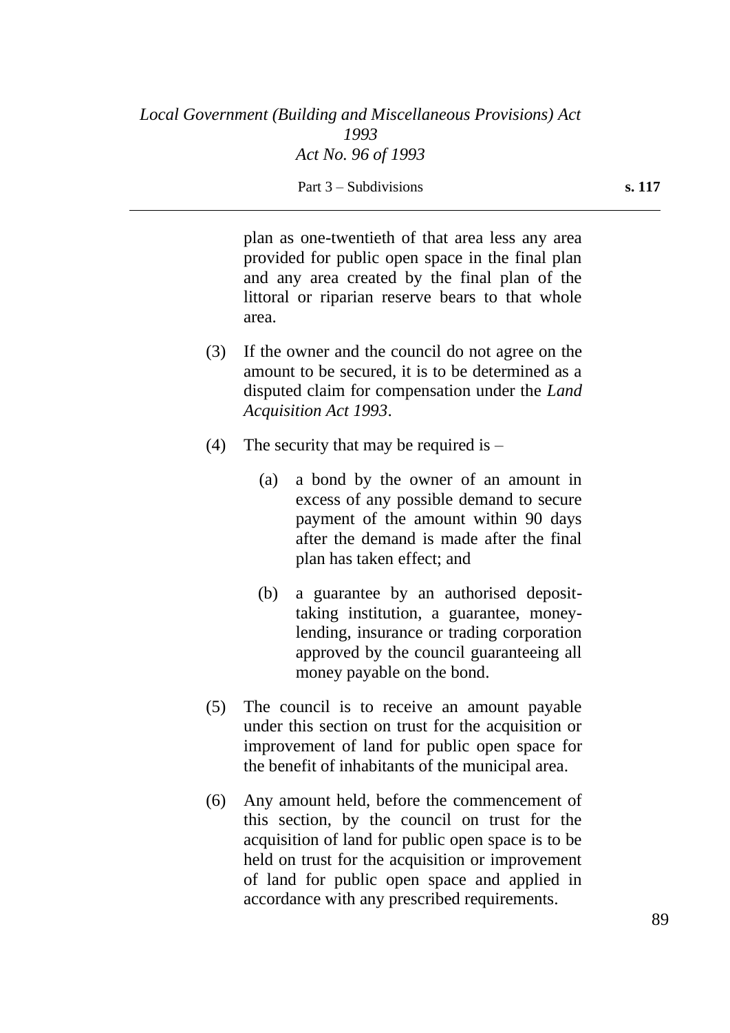plan as one-twentieth of that area less any area provided for public open space in the final plan and any area created by the final plan of the littoral or riparian reserve bears to that whole area.

(3) If the owner and the council do not agree on the amount to be secured, it is to be determined as a disputed claim for compensation under the *Land Acquisition Act 1993*.

(4) The security that may be required is –

(a) a bond by the owner of an amount in excess of any possible demand to secure payment of the amount within 90 days after the demand is made after the final plan has taken effect; and

(b) a guarantee by an authorised deposit-taking institution, a guarantee, money-lending, insurance or trading corporation approved by the council guaranteeing all money payable on the bond.

(5) The council is to receive an amount payable under this section on trust for the acquisition or improvement of land for public open space for the benefit of inhabitants of the municipal area.

(6) Any amount held, before the commencement of this section, by the council on trust for the acquisition of land for public open space is to be held on trust for the acquisition or improvement of land for public open space and applied in accordance with any prescribed requirements.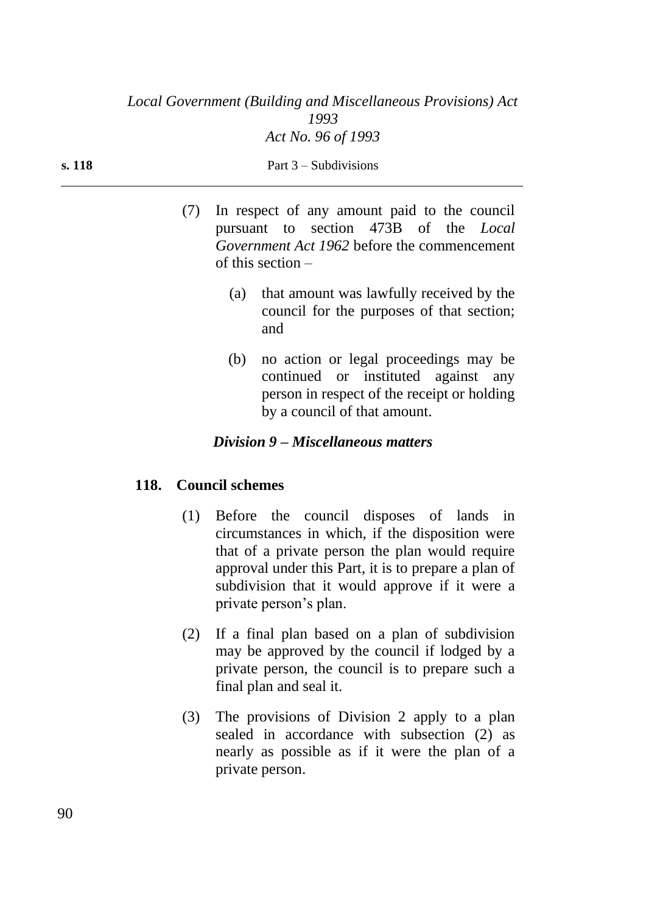(7) In respect of any amount paid to the council pursuant to section 473B of the *Local Government Act 1962* before the commencement of this section –

(a) that amount was lawfully received by the council for the purposes of that section; and

(b) no action or legal proceedings may be continued or instituted against any person in respect of the receipt or holding by a council of that amount.

### *Division 9 – Miscellaneous matters*

#### **118. Council schemes**

(1) Before the council disposes of lands in circumstances in which, if the disposition were that of a private person the plan would require approval under this Part, it is to prepare a plan of subdivision that it would approve if it were a private person's plan.

(2) If a final plan based on a plan of subdivision may be approved by the council if lodged by a private person, the council is to prepare such a final plan and seal it.

(3) The provisions of Division 2 apply to a plan sealed in accordance with subsection (2) as nearly as possible as if it were the plan of a private person.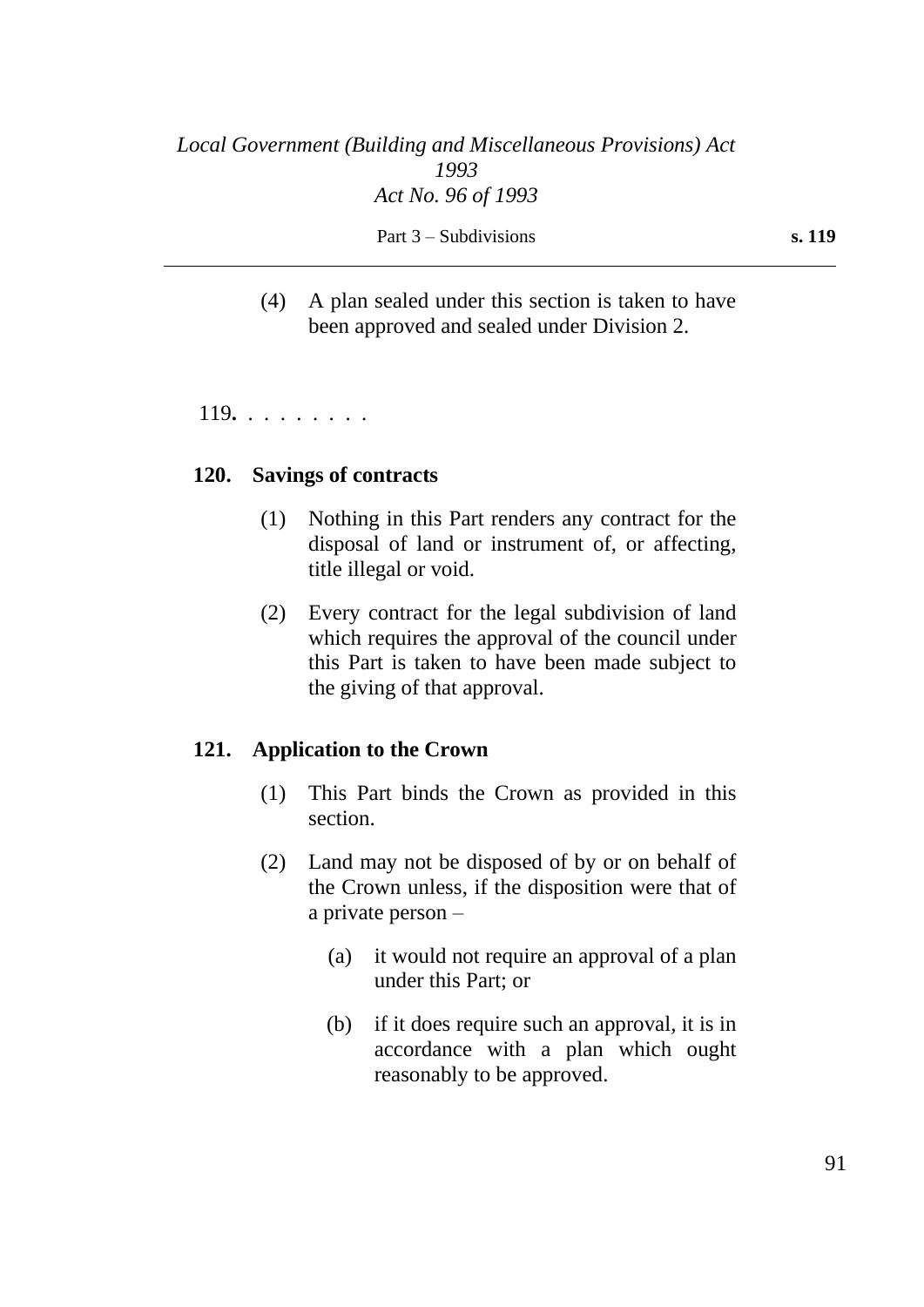(4) A plan sealed under this section is taken to have been approved and sealed under Division 2.

119. . . . . . . . .

**120. Savings of contracts**

(1) Nothing in this Part renders any contract for the disposal of land or instrument of, or affecting, title illegal or void.

(2) Every contract for the legal subdivision of land which requires the approval of the council under this Part is taken to have been made subject to the giving of that approval.

**121. Application to the Crown**

(1) This Part binds the Crown as provided in this section.

(2) Land may not be disposed of by or on behalf of the Crown unless, if the disposition were that of a private person –

(a) it would not require an approval of a plan under this Part; or

(b) if it does require such an approval, it is in accordance with a plan which ought reasonably to be approved.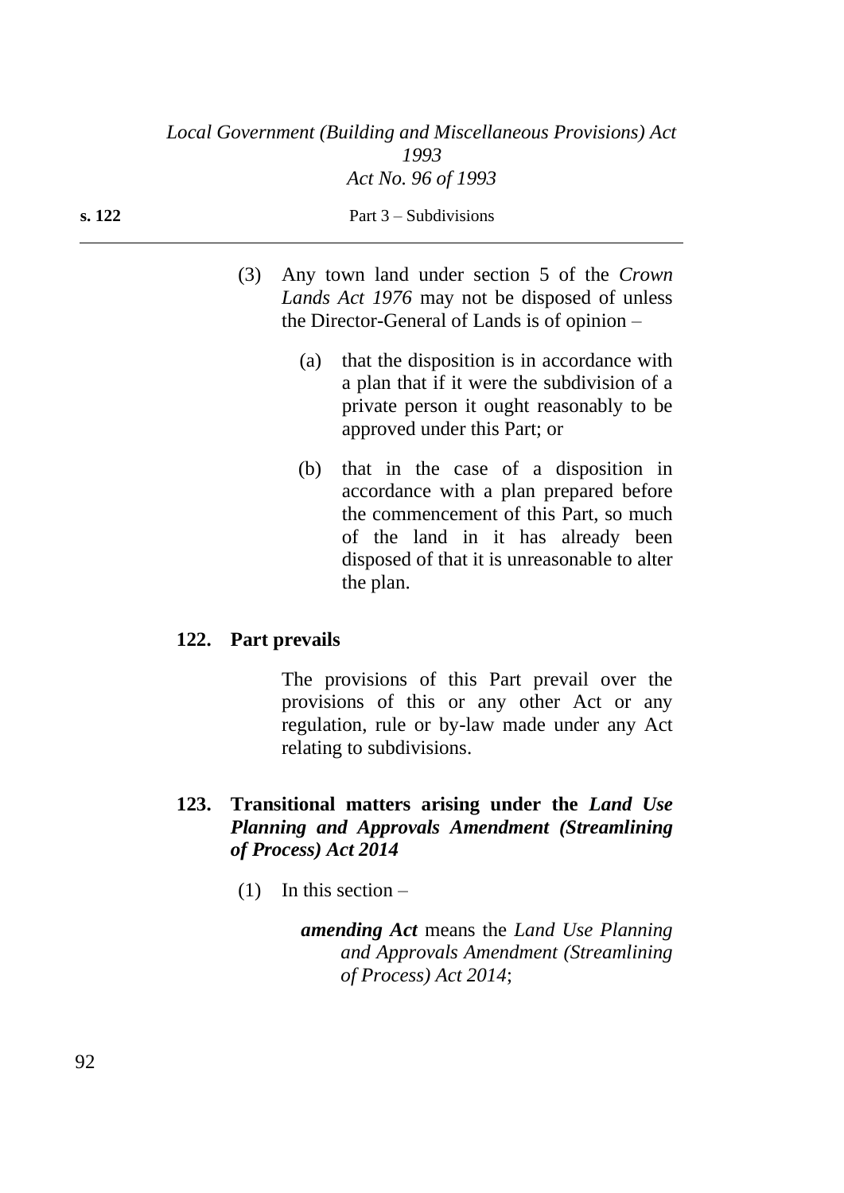(3) Any town land under section 5 of the *Crown Lands Act 1976* may not be disposed of unless the Director-General of Lands is of opinion –

(a) that the disposition is in accordance with a plan that if it were the subdivision of a private person it ought reasonably to be approved under this Part; or

(b) that in the case of a disposition in accordance with a plan prepared before the commencement of this Part, so much of the land in it has already been disposed of that it is unreasonable to alter the plan.

### 122. Part prevails

The provisions of this Part prevail over the provisions of this or any other Act or any regulation, rule or by-law made under any Act relating to subdivisions.

### 123. Transitional matters arising under the *Land Use Planning and Approvals Amendment (Streamlining of Process) Act 2014*

(1) In this section –

***amending Act*** means the *Land Use Planning and Approvals Amendment (Streamlining of Process) Act 2014*;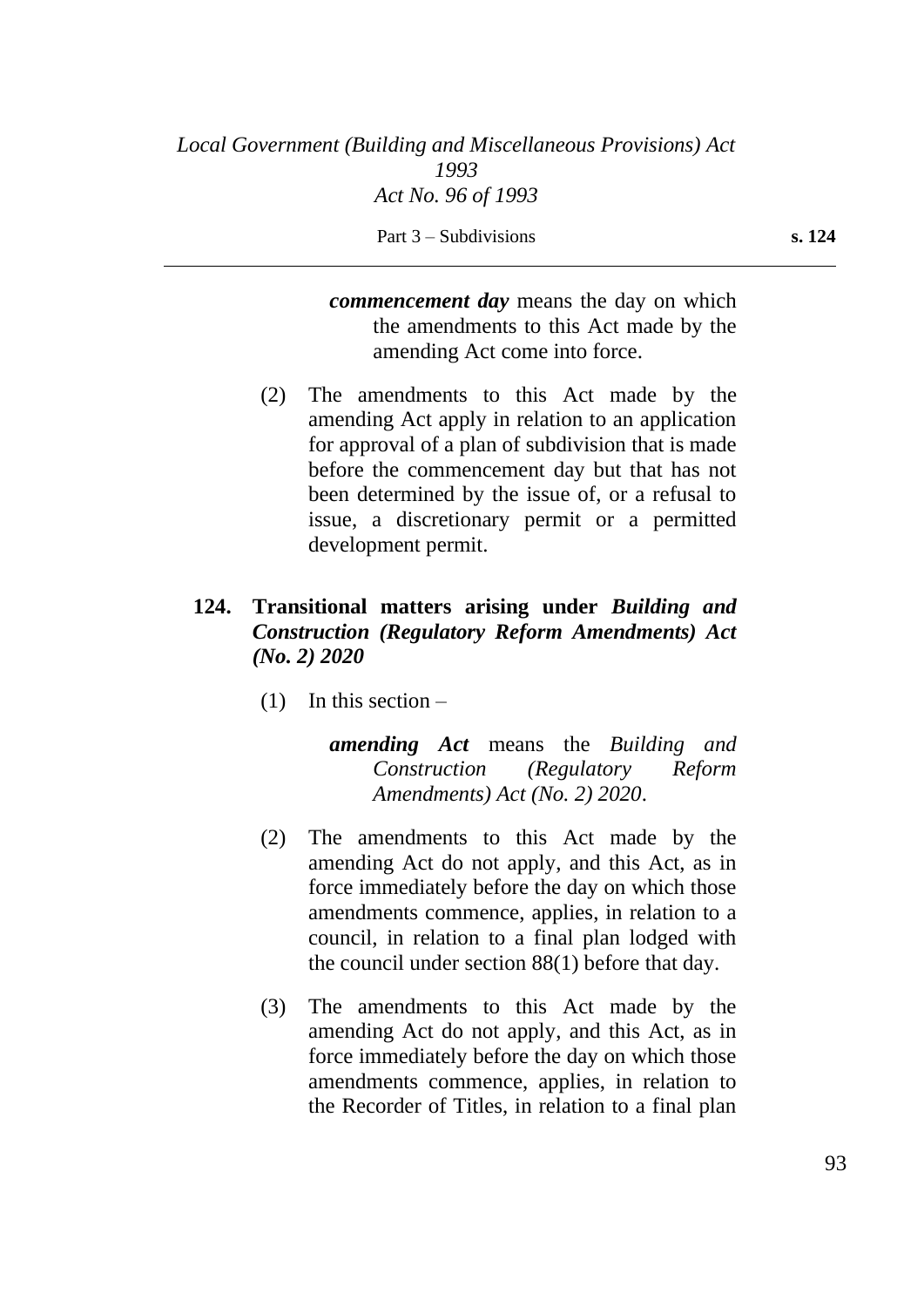***commencement day*** means the day on which the amendments to this Act made by the amending Act come into force.

(2) The amendments to this Act made by the amending Act apply in relation to an application for approval of a plan of subdivision that is made before the commencement day but that has not been determined by the issue of, or a refusal to issue, a discretionary permit or a permitted development permit.

### 124. Transitional matters arising under *Building and Construction (Regulatory Reform Amendments) Act (No. 2) 2020*

(1) In this section –

***amending Act*** means the *Building and Construction (Regulatory Reform Amendments) Act (No. 2) 2020*.

(2) The amendments to this Act made by the amending Act do not apply, and this Act, as in force immediately before the day on which those amendments commence, applies, in relation to a council, in relation to a final plan lodged with the council under section 88(1) before that day.

(3) The amendments to this Act made by the amending Act do not apply, and this Act, as in force immediately before the day on which those amendments commence, applies, in relation to the Recorder of Titles, in relation to a final plan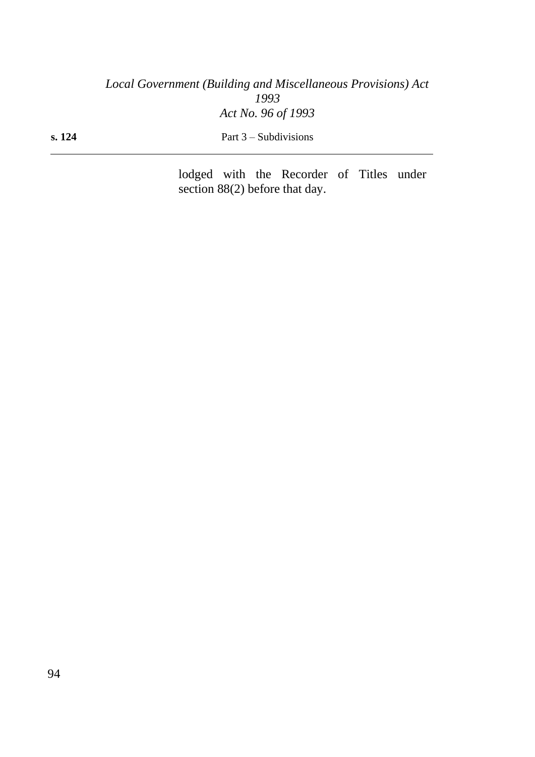lodged with the Recorder of Titles under section 88(2) before that day.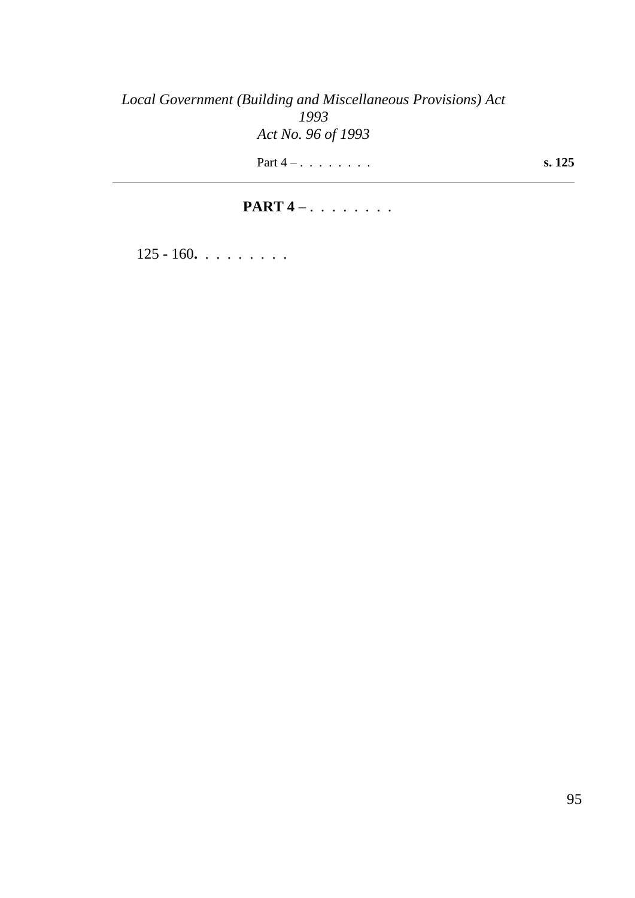## PART 4 – . . . . . . . .

125 - 160**.** . . . . . . . .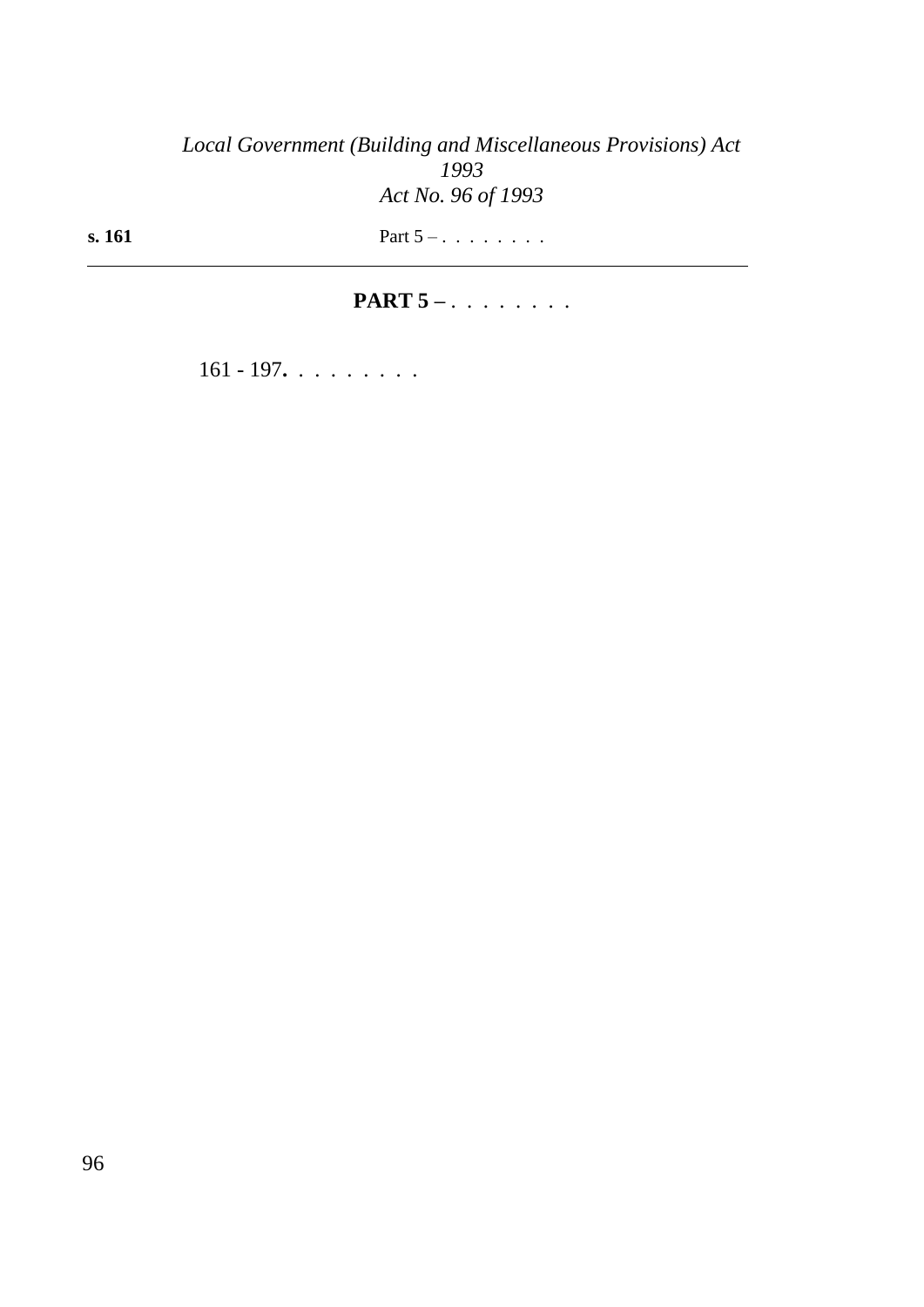## PART 5 – . . . . . . . .

161 - 197**.** . . . . . . . .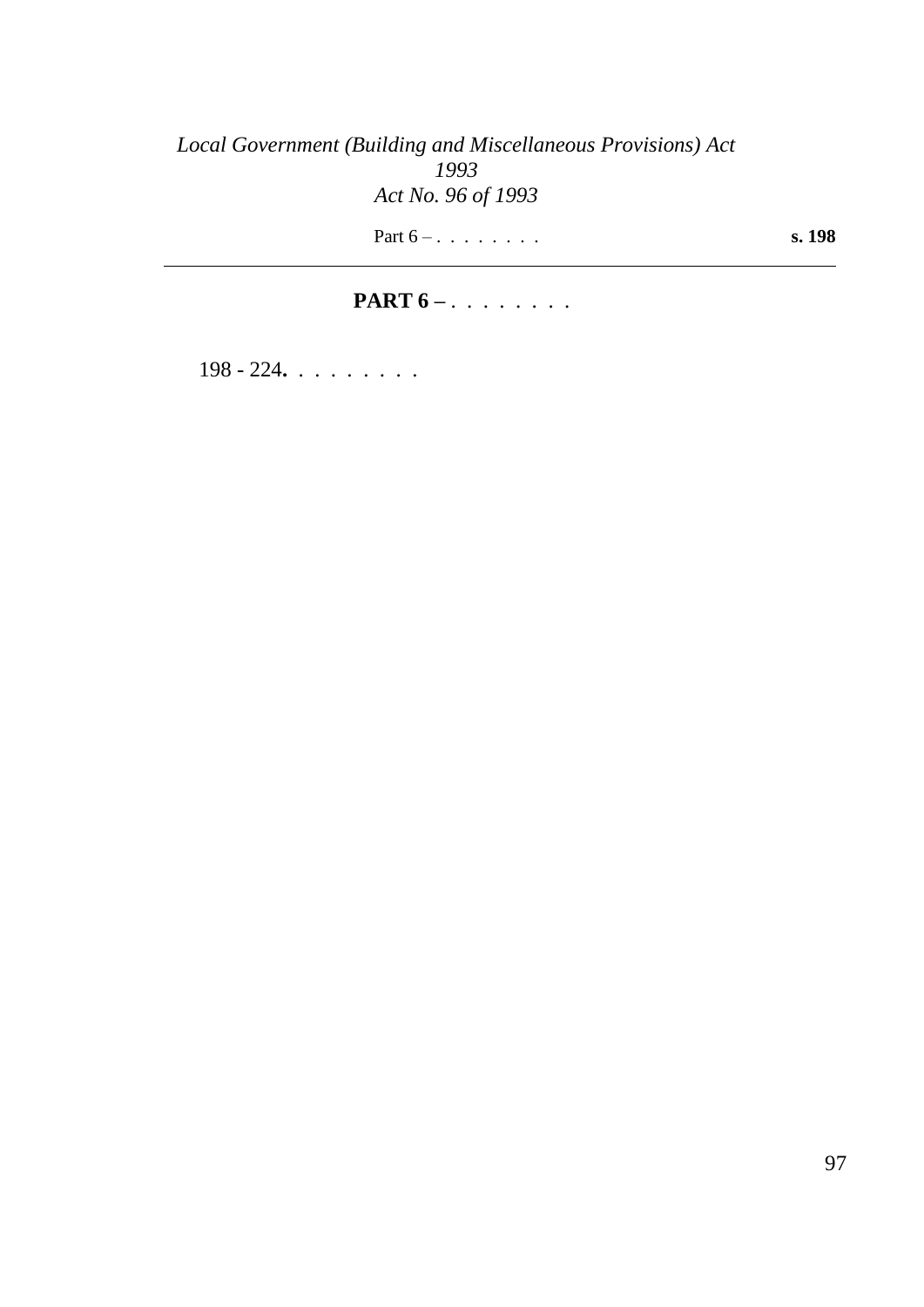## PART 6 – . . . . . . . .

198 - 224**.** . . . . . . . .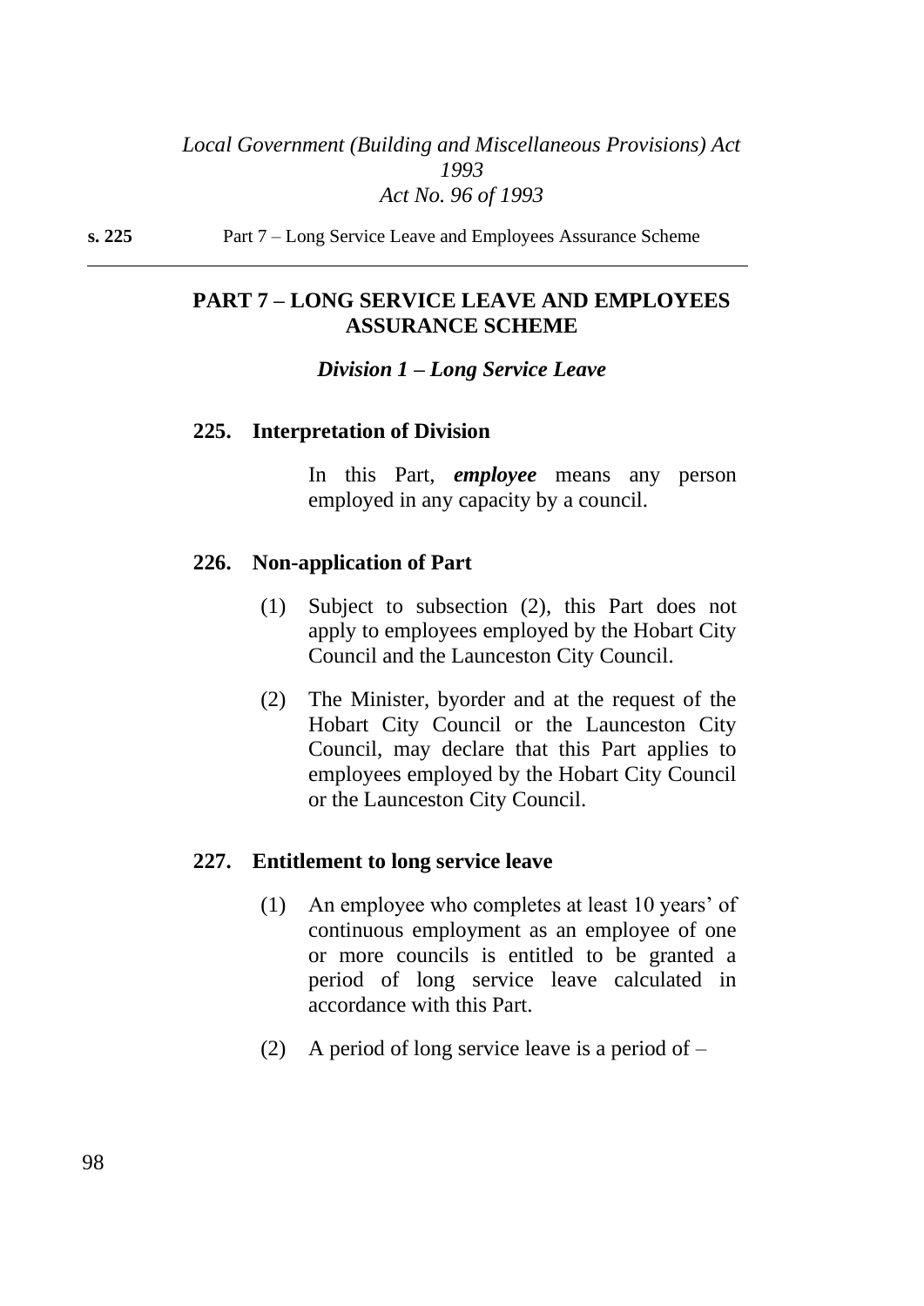## PART 7 – LONG SERVICE LEAVE AND EMPLOYEES ASSURANCE SCHEME

### *Division 1 – Long Service Leave*

#### 225. Interpretation of Division

In this Part, ***employee*** means any person employed in any capacity by a council.

#### 226. Non-application of Part

(1) Subject to subsection (2), this Part does not apply to employees employed by the Hobart City Council and the Launceston City Council.

(2) The Minister, byorder and at the request of the Hobart City Council or the Launceston City Council, may declare that this Part applies to employees employed by the Hobart City Council or the Launceston City Council.

#### 227. Entitlement to long service leave

(1) An employee who completes at least 10 years' of continuous employment as an employee of one or more councils is entitled to be granted a period of long service leave calculated in accordance with this Part.

(2) A period of long service leave is a period of –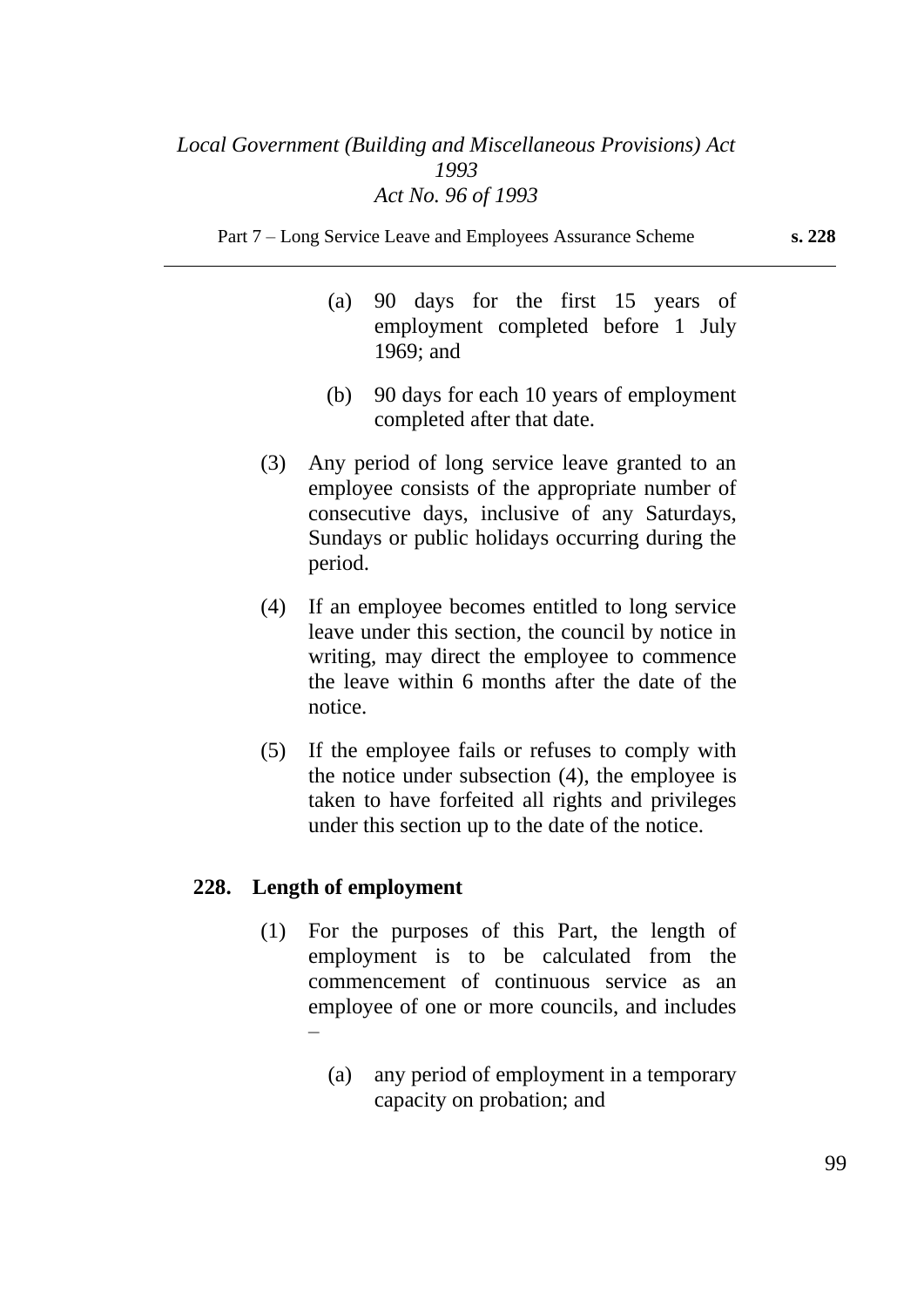(a) 90 days for the first 15 years of employment completed before 1 July 1969; and

(b) 90 days for each 10 years of employment completed after that date.

(3) Any period of long service leave granted to an employee consists of the appropriate number of consecutive days, inclusive of any Saturdays, Sundays or public holidays occurring during the period.

(4) If an employee becomes entitled to long service leave under this section, the council by notice in writing, may direct the employee to commence the leave within 6 months after the date of the notice.

(5) If the employee fails or refuses to comply with the notice under subsection (4), the employee is taken to have forfeited all rights and privileges under this section up to the date of the notice.

### 228. Length of employment

(1) For the purposes of this Part, the length of employment is to be calculated from the commencement of continuous service as an employee of one or more councils, and includes –

(a) any period of employment in a temporary capacity on probation; and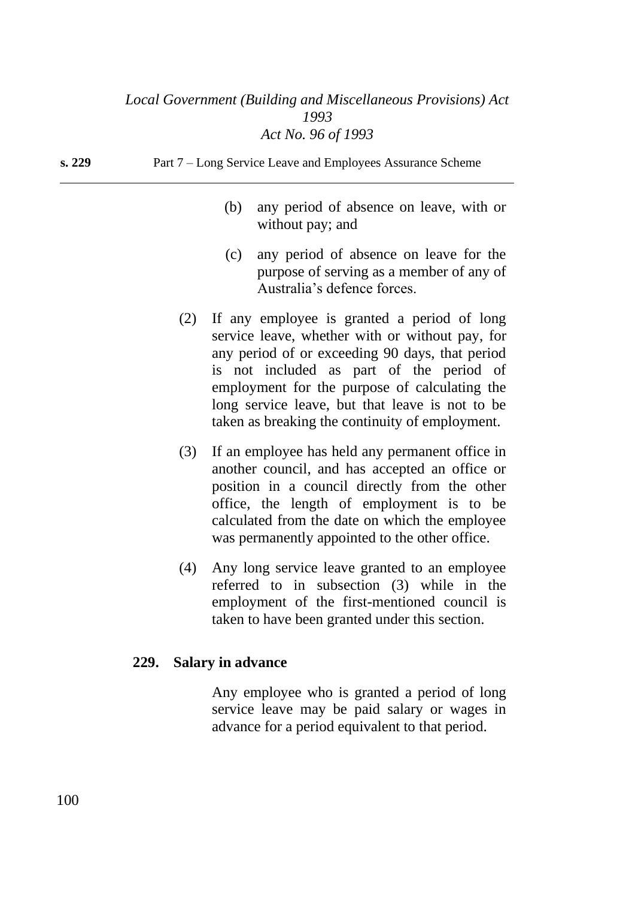(b) any period of absence on leave, with or without pay; and

(c) any period of absence on leave for the purpose of serving as a member of any of Australia's defence forces.

(2) If any employee is granted a period of long service leave, whether with or without pay, for any period of or exceeding 90 days, that period is not included as part of the period of employment for the purpose of calculating the long service leave, but that leave is not to be taken as breaking the continuity of employment.

(3) If an employee has held any permanent office in another council, and has accepted an office or position in a council directly from the other office, the length of employment is to be calculated from the date on which the employee was permanently appointed to the other office.

(4) Any long service leave granted to an employee referred to in subsection (3) while in the employment of the first-mentioned council is taken to have been granted under this section.

### 229. Salary in advance

Any employee who is granted a period of long service leave may be paid salary or wages in advance for a period equivalent to that period.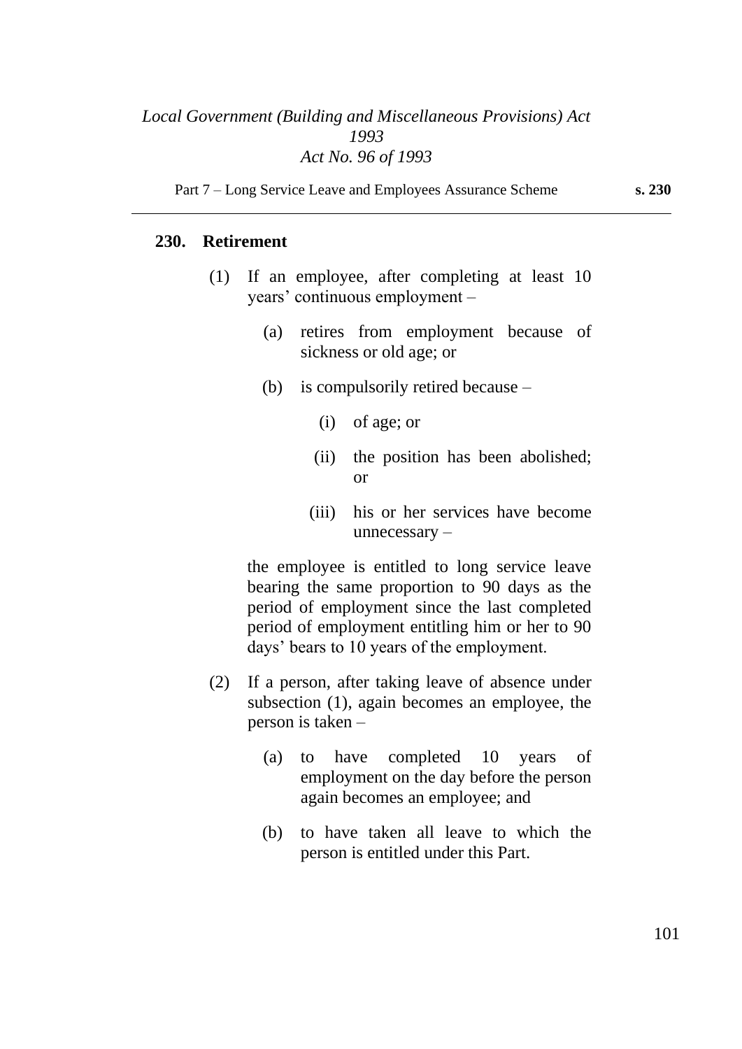## 230. Retirement

(1) If an employee, after completing at least 10 years' continuous employment –

- (a) retires from employment because of sickness or old age; or
- (b) is compulsorily retired because –
  - (i) of age; or
  - (ii) the position has been abolished; or
  - (iii) his or her services have become unnecessary –

the employee is entitled to long service leave bearing the same proportion to 90 days as the period of employment since the last completed period of employment entitling him or her to 90 days' bears to 10 years of the employment.

(2) If a person, after taking leave of absence under subsection (1), again becomes an employee, the person is taken –

- (a) to have completed 10 years of employment on the day before the person again becomes an employee; and
- (b) to have taken all leave to which the person is entitled under this Part.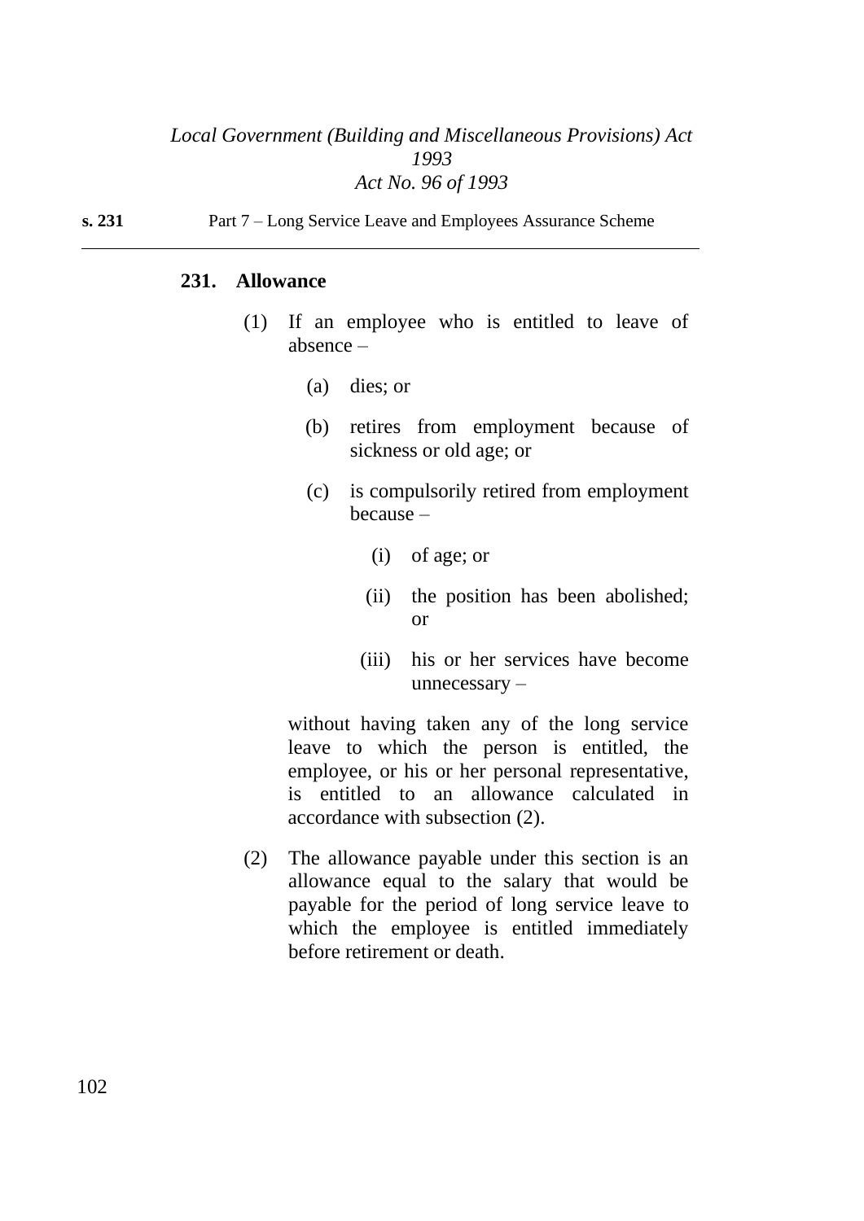## 231. Allowance

(1) If an employee who is entitled to leave of absence –

   (a) dies; or

   (b) retires from employment because of sickness or old age; or

   (c) is compulsorily retired from employment because –

      (i) of age; or

      (ii) the position has been abolished; or

      (iii) his or her services have become unnecessary –

without having taken any of the long service leave to which the person is entitled, the employee, or his or her personal representative, is entitled to an allowance calculated in accordance with subsection (2).

(2) The allowance payable under this section is an allowance equal to the salary that would be payable for the period of long service leave to which the employee is entitled immediately before retirement or death.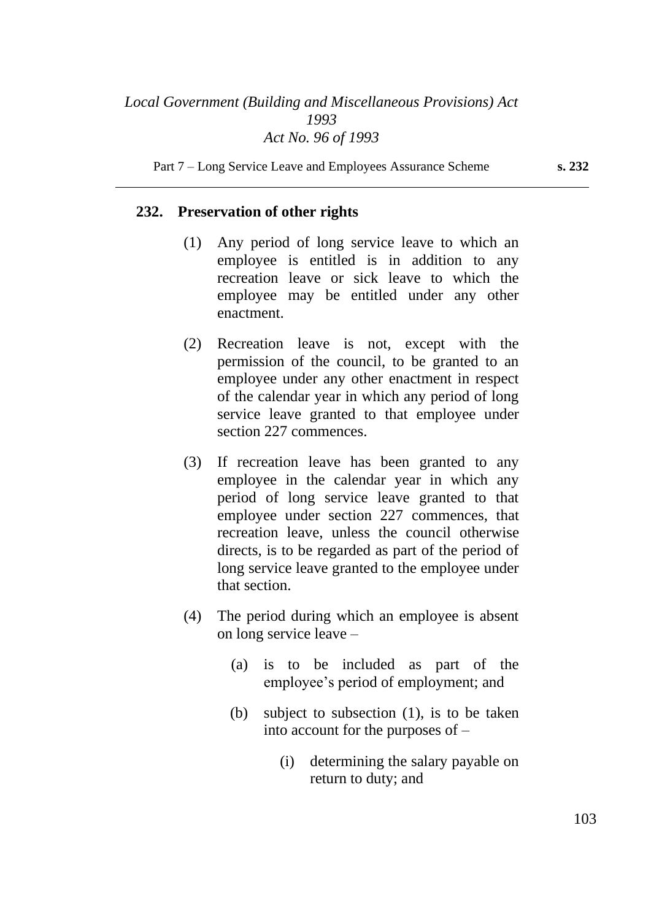## 232. Preservation of other rights

(1) Any period of long service leave to which an employee is entitled is in addition to any recreation leave or sick leave to which the employee may be entitled under any other enactment.

(2) Recreation leave is not, except with the permission of the council, to be granted to an employee under any other enactment in respect of the calendar year in which any period of long service leave granted to that employee under section 227 commences.

(3) If recreation leave has been granted to any employee in the calendar year in which any period of long service leave granted to that employee under section 227 commences, that recreation leave, unless the council otherwise directs, is to be regarded as part of the period of long service leave granted to the employee under that section.

(4) The period during which an employee is absent on long service leave –

(a) is to be included as part of the employee's period of employment; and

(b) subject to subsection (1), is to be taken into account for the purposes of –

(i) determining the salary payable on return to duty; and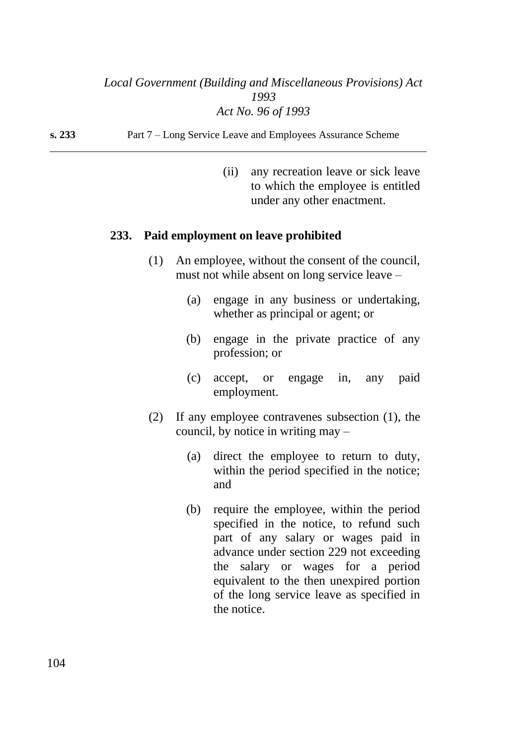(ii) any recreation leave or sick leave to which the employee is entitled under any other enactment.

### 233. Paid employment on leave prohibited

(1) An employee, without the consent of the council, must not while absent on long service leave –

(a) engage in any business or undertaking, whether as principal or agent; or

(b) engage in the private practice of any profession; or

(c) accept, or engage in, any paid employment.

(2) If any employee contravenes subsection (1), the council, by notice in writing may –

(a) direct the employee to return to duty, within the period specified in the notice; and

(b) require the employee, within the period specified in the notice, to refund such part of any salary or wages paid in advance under section 229 not exceeding the salary or wages for a period equivalent to the then unexpired portion of the long service leave as specified in the notice.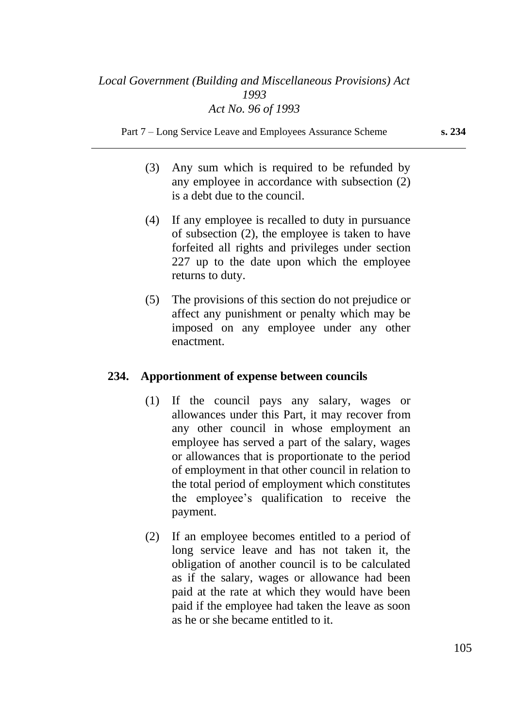(3) Any sum which is required to be refunded by any employee in accordance with subsection (2) is a debt due to the council.

(4) If any employee is recalled to duty in pursuance of subsection (2), the employee is taken to have forfeited all rights and privileges under section 227 up to the date upon which the employee returns to duty.

(5) The provisions of this section do not prejudice or affect any punishment or penalty which may be imposed on any employee under any other enactment.

### 234. Apportionment of expense between councils

(1) If the council pays any salary, wages or allowances under this Part, it may recover from any other council in whose employment an employee has served a part of the salary, wages or allowances that is proportionate to the period of employment in that other council in relation to the total period of employment which constitutes the employee's qualification to receive the payment.

(2) If an employee becomes entitled to a period of long service leave and has not taken it, the obligation of another council is to be calculated as if the salary, wages or allowance had been paid at the rate at which they would have been paid if the employee had taken the leave as soon as he or she became entitled to it.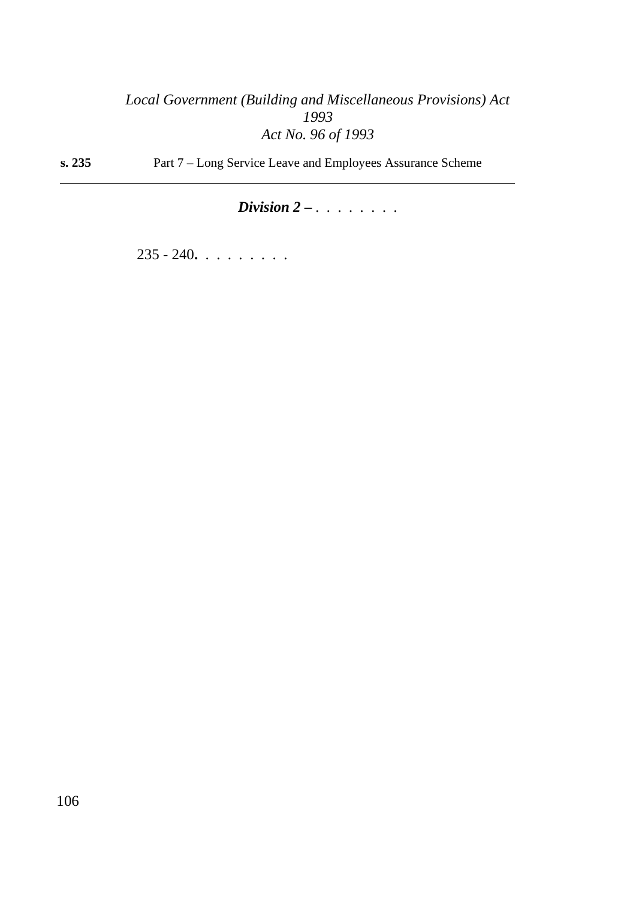### *Division 2 –* . . . . . . . .

235 - 240**.** . . . . . . . .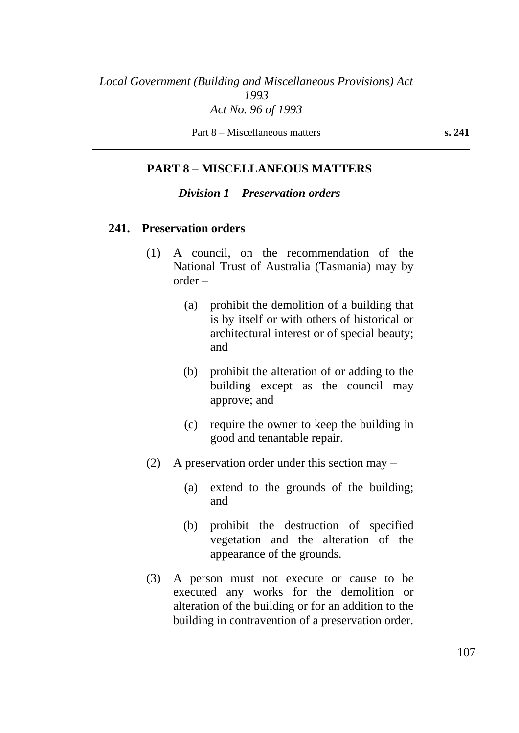## PART 8 – MISCELLANEOUS MATTERS

### *Division 1 – Preservation orders*

#### 241. Preservation orders

(1) A council, on the recommendation of the National Trust of Australia (Tasmania) may by order –

- (a) prohibit the demolition of a building that is by itself or with others of historical or architectural interest or of special beauty; and
- (b) prohibit the alteration of or adding to the building except as the council may approve; and
- (c) require the owner to keep the building in good and tenantable repair.

(2) A preservation order under this section may –

- (a) extend to the grounds of the building; and
- (b) prohibit the destruction of specified vegetation and the alteration of the appearance of the grounds.

(3) A person must not execute or cause to be executed any works for the demolition or alteration of the building or for an addition to the building in contravention of a preservation order.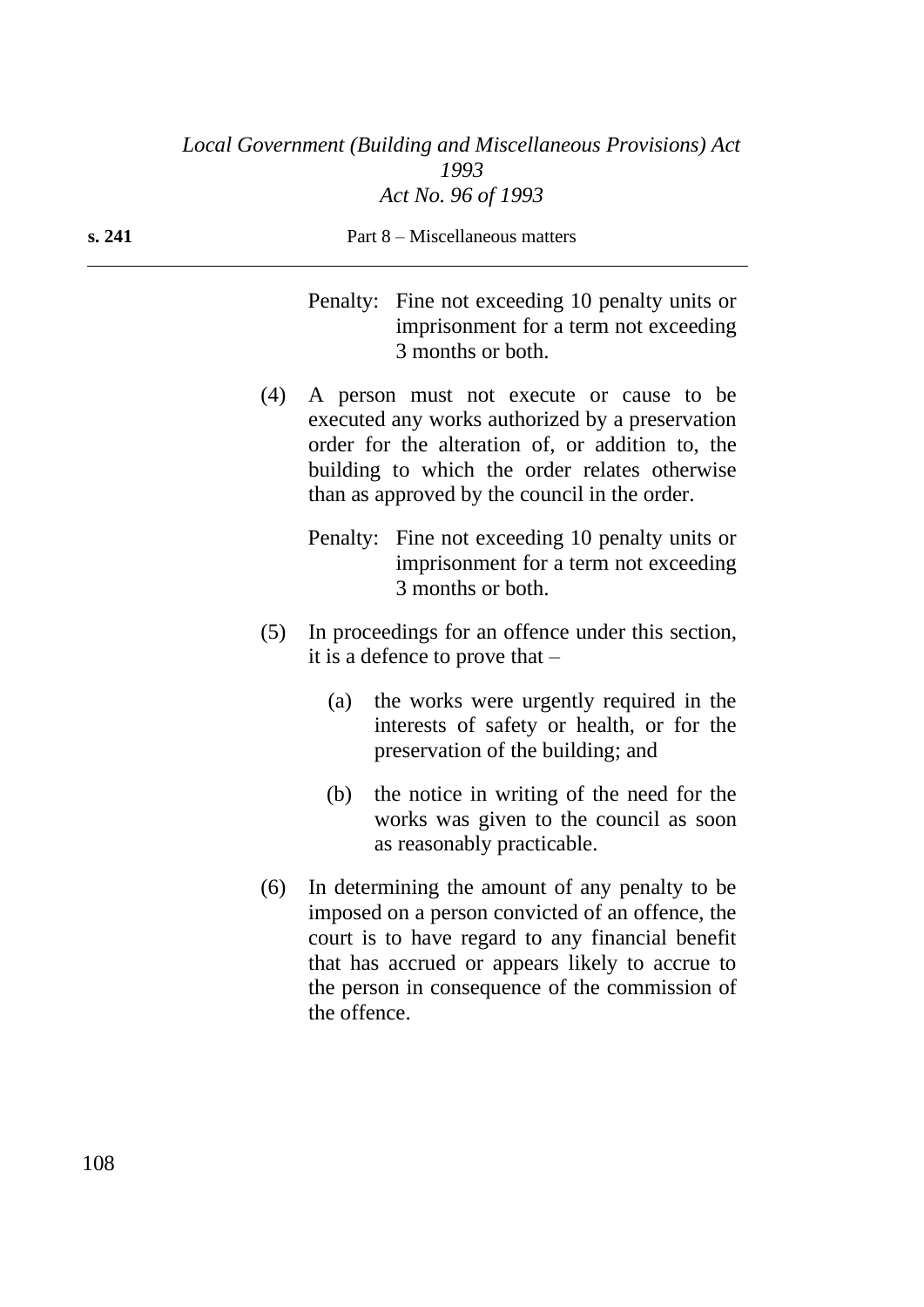Penalty: Fine not exceeding 10 penalty units or imprisonment for a term not exceeding 3 months or both.

(4) A person must not execute or cause to be executed any works authorized by a preservation order for the alteration of, or addition to, the building to which the order relates otherwise than as approved by the council in the order.

Penalty: Fine not exceeding 10 penalty units or imprisonment for a term not exceeding 3 months or both.

(5) In proceedings for an offence under this section, it is a defence to prove that –

(a) the works were urgently required in the interests of safety or health, or for the preservation of the building; and

(b) the notice in writing of the need for the works was given to the council as soon as reasonably practicable.

(6) In determining the amount of any penalty to be imposed on a person convicted of an offence, the court is to have regard to any financial benefit that has accrued or appears likely to accrue to the person in consequence of the commission of the offence.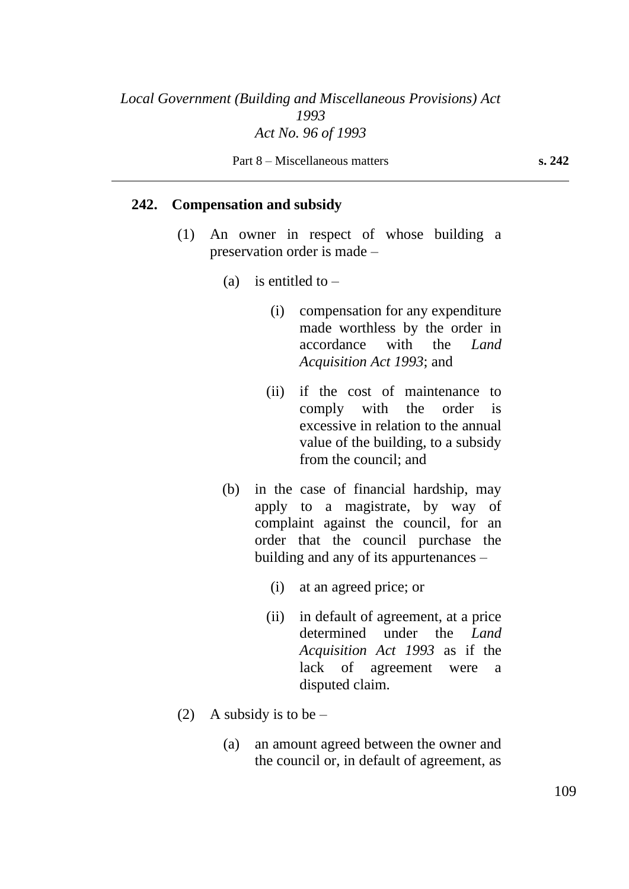## 242. Compensation and subsidy

(1) An owner in respect of whose building a preservation order is made –

(a) is entitled to –

(i) compensation for any expenditure made worthless by the order in accordance with the *Land Acquisition Act 1993*; and

(ii) if the cost of maintenance to comply with the order is excessive in relation to the annual value of the building, to a subsidy from the council; and

(b) in the case of financial hardship, may apply to a magistrate, by way of complaint against the council, for an order that the council purchase the building and any of its appurtenances –

(i) at an agreed price; or

(ii) in default of agreement, at a price determined under the *Land Acquisition Act 1993* as if the lack of agreement were a disputed claim.

(2) A subsidy is to be –

(a) an amount agreed between the owner and the council or, in default of agreement, as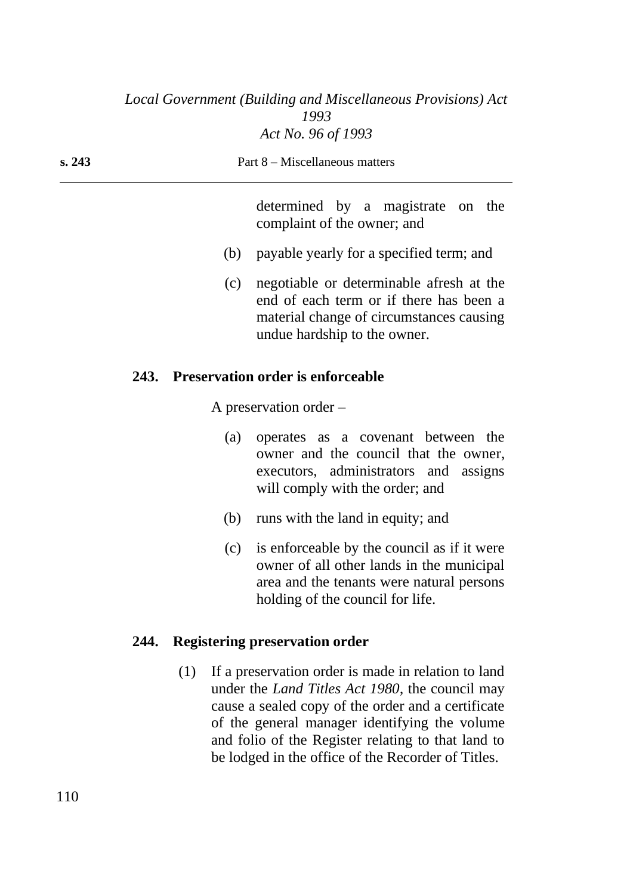determined by a magistrate on the complaint of the owner; and

(b) payable yearly for a specified term; and

(c) negotiable or determinable afresh at the end of each term or if there has been a material change of circumstances causing undue hardship to the owner.

### 243. Preservation order is enforceable

A preservation order –

(a) operates as a covenant between the owner and the council that the owner, executors, administrators and assigns will comply with the order; and

(b) runs with the land in equity; and

(c) is enforceable by the council as if it were owner of all other lands in the municipal area and the tenants were natural persons holding of the council for life.

### 244. Registering preservation order

(1) If a preservation order is made in relation to land under the *Land Titles Act 1980*, the council may cause a sealed copy of the order and a certificate of the general manager identifying the volume and folio of the Register relating to that land to be lodged in the office of the Recorder of Titles.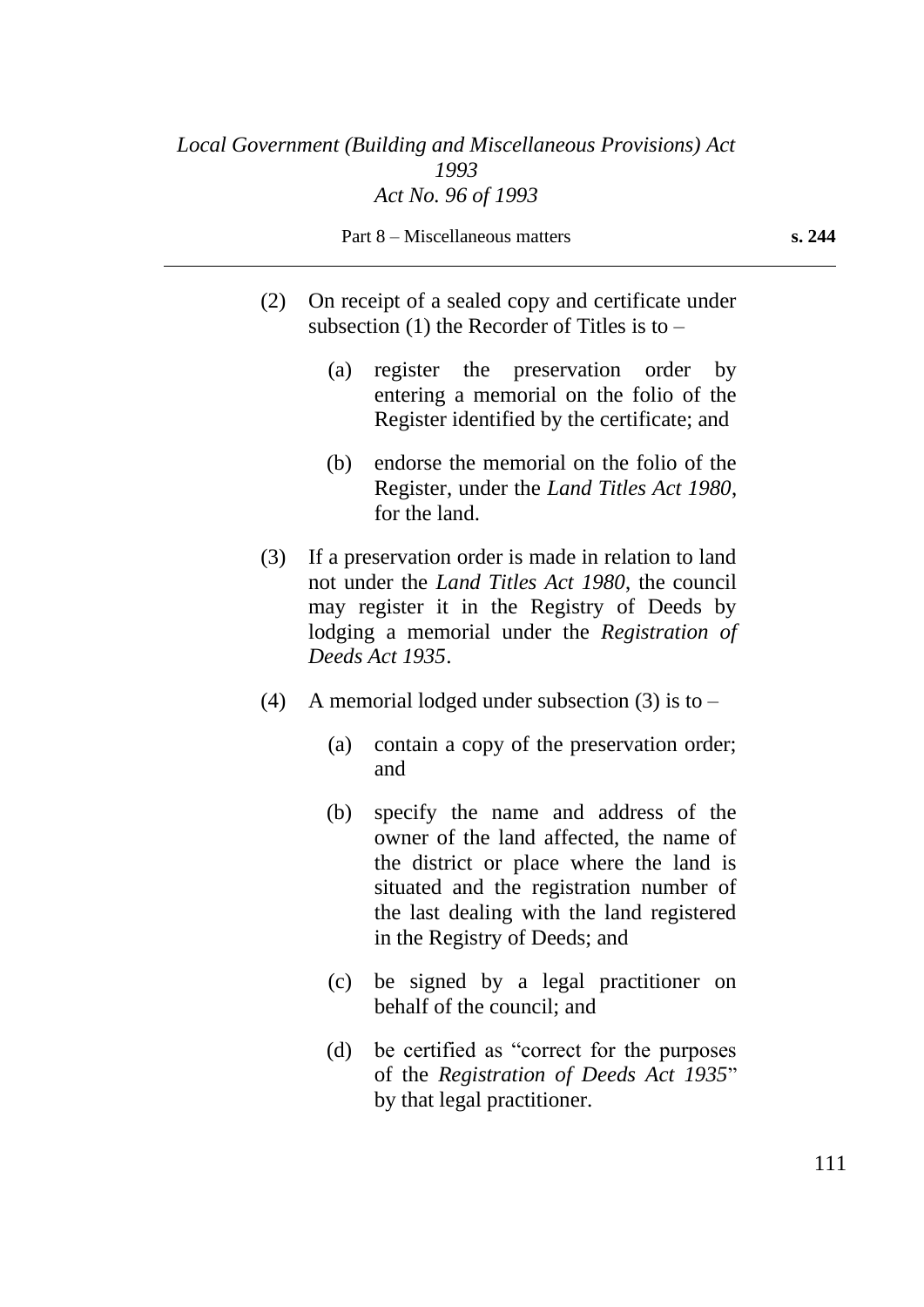(2) On receipt of a sealed copy and certificate under subsection (1) the Recorder of Titles is to –

(a) register the preservation order by entering a memorial on the folio of the Register identified by the certificate; and

(b) endorse the memorial on the folio of the Register, under the *Land Titles Act 1980*, for the land.

(3) If a preservation order is made in relation to land not under the *Land Titles Act 1980*, the council may register it in the Registry of Deeds by lodging a memorial under the *Registration of Deeds Act 1935*.

(4) A memorial lodged under subsection (3) is to –

(a) contain a copy of the preservation order; and

(b) specify the name and address of the owner of the land affected, the name of the district or place where the land is situated and the registration number of the last dealing with the land registered in the Registry of Deeds; and

(c) be signed by a legal practitioner on behalf of the council; and

(d) be certified as "correct for the purposes of the *Registration of Deeds Act 1935*" by that legal practitioner.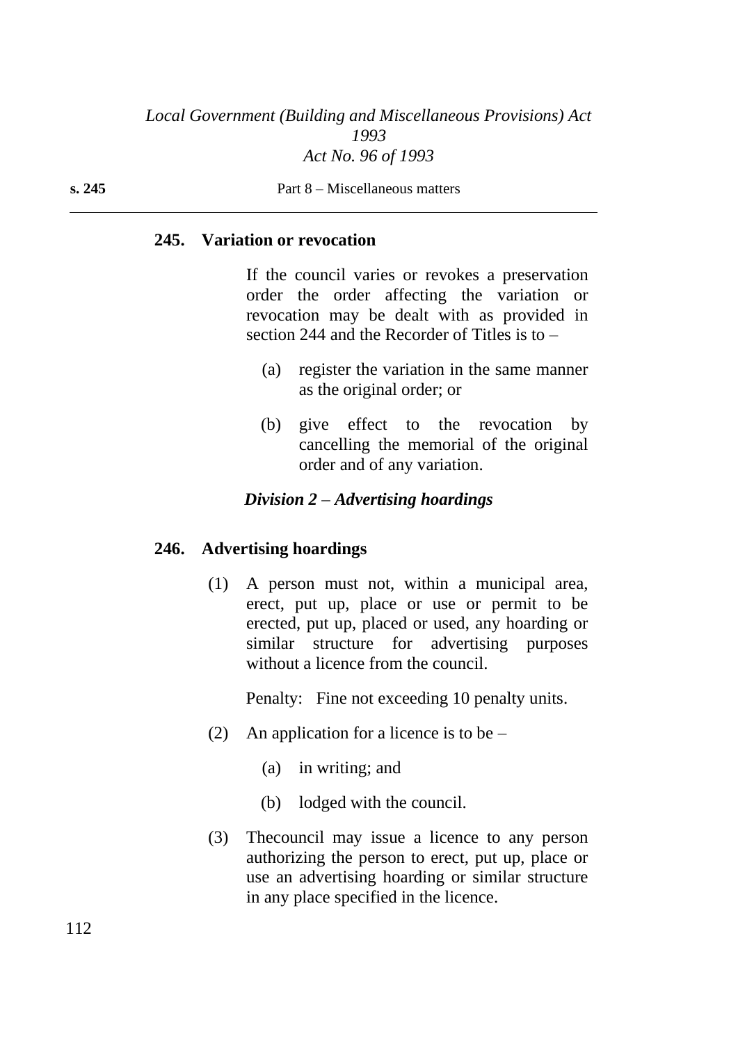**245. Variation or revocation**

If the council varies or revokes a preservation order the order affecting the variation or revocation may be dealt with as provided in section 244 and the Recorder of Titles is to –

(a) register the variation in the same manner as the original order; or

(b) give effect to the revocation by cancelling the memorial of the original order and of any variation.

***Division 2 – Advertising hoardings***

**246. Advertising hoardings**

(1) A person must not, within a municipal area, erect, put up, place or use or permit to be erected, put up, placed or used, any hoarding or similar structure for advertising purposes without a licence from the council.

Penalty: Fine not exceeding 10 penalty units.

(2) An application for a licence is to be –

(a) in writing; and

(b) lodged with the council.

(3) Thecouncil may issue a licence to any person authorizing the person to erect, put up, place or use an advertising hoarding or similar structure in any place specified in the licence.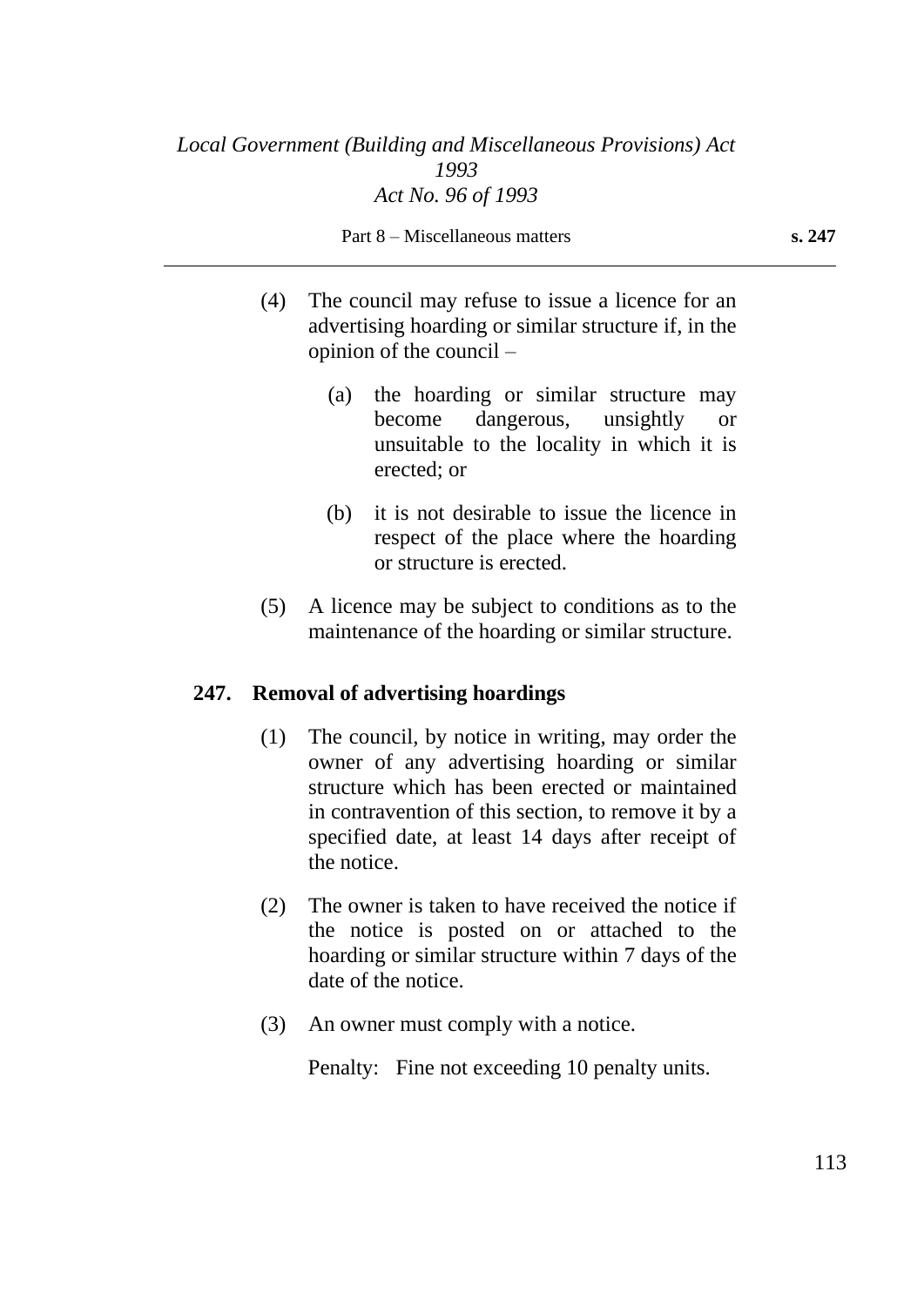(4) The council may refuse to issue a licence for an advertising hoarding or similar structure if, in the opinion of the council –

(a) the hoarding or similar structure may become dangerous, unsightly or unsuitable to the locality in which it is erected; or

(b) it is not desirable to issue the licence in respect of the place where the hoarding or structure is erected.

(5) A licence may be subject to conditions as to the maintenance of the hoarding or similar structure.

## 247. Removal of advertising hoardings

(1) The council, by notice in writing, may order the owner of any advertising hoarding or similar structure which has been erected or maintained in contravention of this section, to remove it by a specified date, at least 14 days after receipt of the notice.

(2) The owner is taken to have received the notice if the notice is posted on or attached to the hoarding or similar structure within 7 days of the date of the notice.

(3) An owner must comply with a notice.

Penalty: Fine not exceeding 10 penalty units.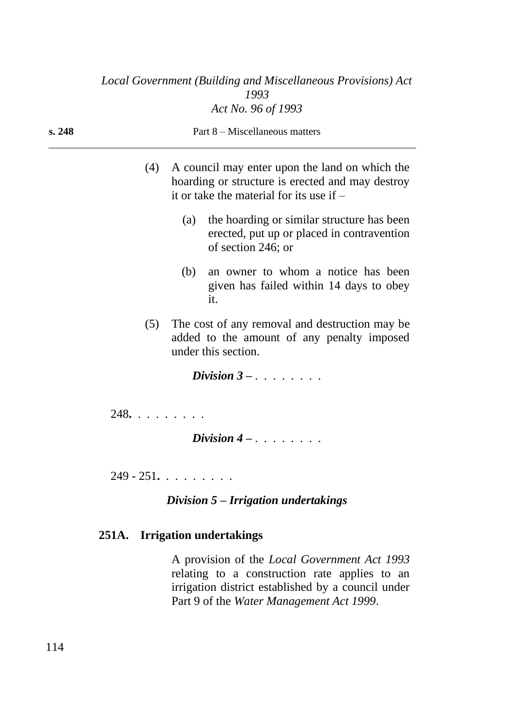(4) A council may enter upon the land on which the hoarding or structure is erected and may destroy it or take the material for its use if –

(a) the hoarding or similar structure has been erected, put up or placed in contravention of section 246; or

(b) an owner to whom a notice has been given has failed within 14 days to obey it.

(5) The cost of any removal and destruction may be added to the amount of any penalty imposed under this section.

***Division 3 –*** . . . . . . . .

248**.** . . . . . . . .

***Division 4 –*** . . . . . . . .

249 - 251**.** . . . . . . . .

### *Division 5 – Irrigation undertakings*

**251A. Irrigation undertakings**

A provision of the *Local Government Act 1993* relating to a construction rate applies to an irrigation district established by a council under Part 9 of the *Water Management Act 1999*.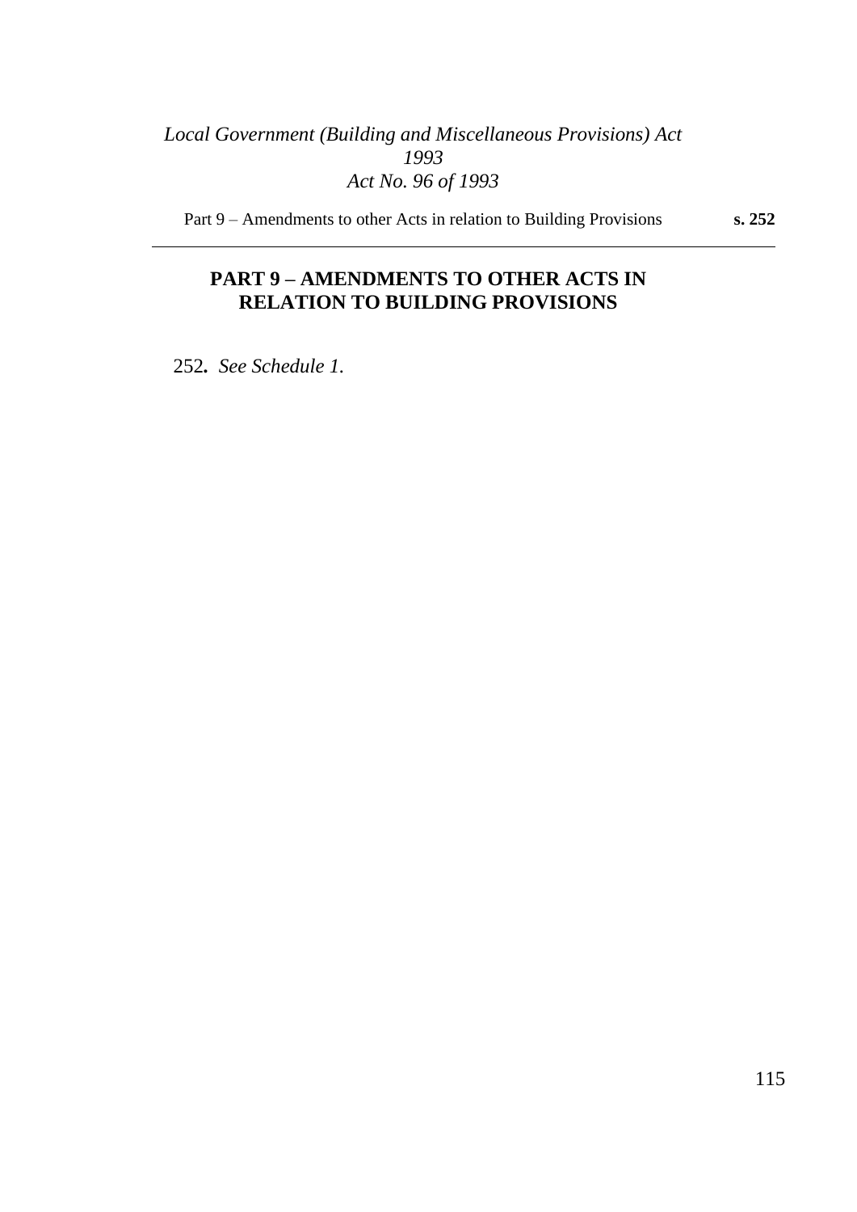## PART 9 – AMENDMENTS TO OTHER ACTS IN RELATION TO BUILDING PROVISIONS

252**.** *See Schedule 1.*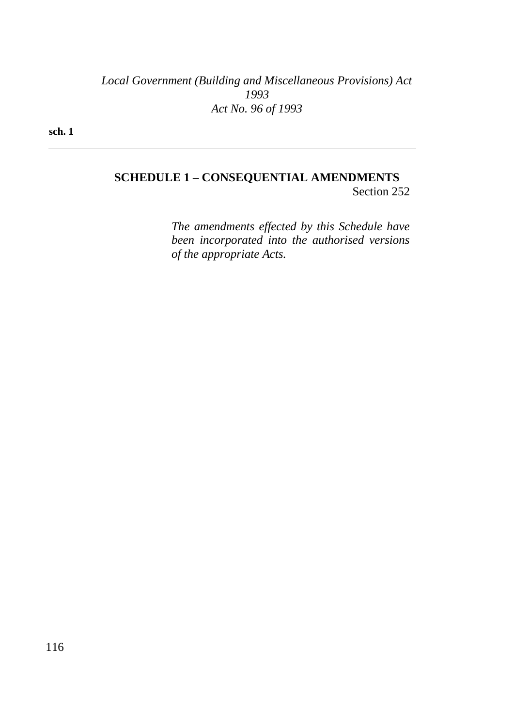## SCHEDULE 1 – CONSEQUENTIAL AMENDMENTS

Section 252

*The amendments effected by this Schedule have been incorporated into the authorised versions of the appropriate Acts.*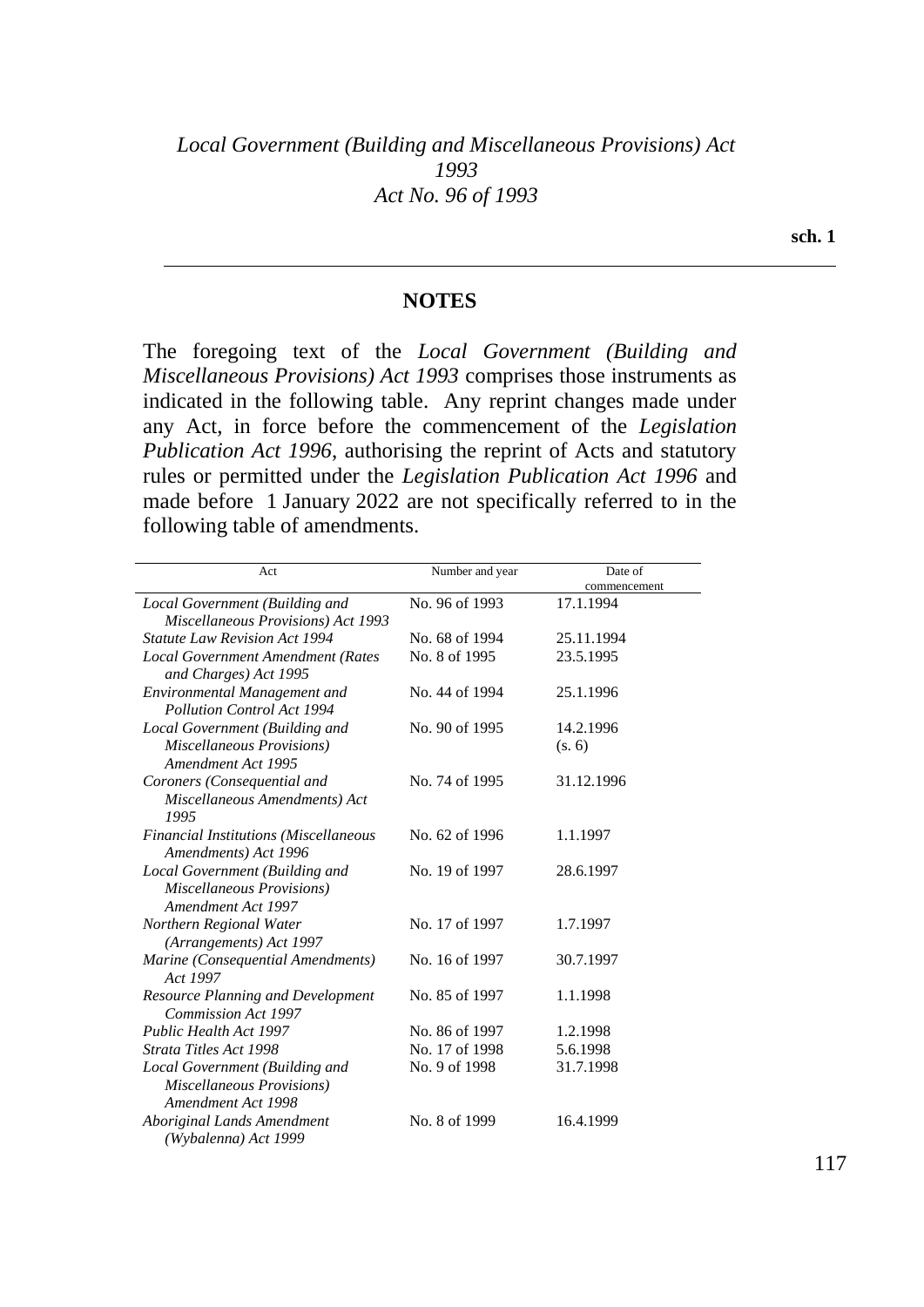## NOTES

The foregoing text of the *Local Government (Building and Miscellaneous Provisions) Act 1993* comprises those instruments as indicated in the following table. Any reprint changes made under any Act, in force before the commencement of the *Legislation Publication Act 1996*, authorising the reprint of Acts and statutory rules or permitted under the *Legislation Publication Act 1996* and made before 1 January 2022 are not specifically referred to in the following table of amendments.

| Act | Number and year | Date of commencement |
|---|---|---|
| *Local Government (Building and Miscellaneous Provisions) Act 1993* | No. 96 of 1993 | 17.1.1994 |
| *Statute Law Revision Act 1994* | No. 68 of 1994 | 25.11.1994 |
| *Local Government Amendment (Rates and Charges) Act 1995* | No. 8 of 1995 | 23.5.1995 |
| *Environmental Management and Pollution Control Act 1994* | No. 44 of 1994 | 25.1.1996 |
| *Local Government (Building and Miscellaneous Provisions) Amendment Act 1995* | No. 90 of 1995 | 14.2.1996 (s. 6) |
| *Coroners (Consequential and Miscellaneous Amendments) Act 1995* | No. 74 of 1995 | 31.12.1996 |
| *Financial Institutions (Miscellaneous Amendments) Act 1996* | No. 62 of 1996 | 1.1.1997 |
| *Local Government (Building and Miscellaneous Provisions) Amendment Act 1997* | No. 19 of 1997 | 28.6.1997 |
| *Northern Regional Water (Arrangements) Act 1997* | No. 17 of 1997 | 1.7.1997 |
| *Marine (Consequential Amendments) Act 1997* | No. 16 of 1997 | 30.7.1997 |
| *Resource Planning and Development Commission Act 1997* | No. 85 of 1997 | 1.1.1998 |
| *Public Health Act 1997* | No. 86 of 1997 | 1.2.1998 |
| *Strata Titles Act 1998* | No. 17 of 1998 | 5.6.1998 |
| *Local Government (Building and Miscellaneous Provisions) Amendment Act 1998* | No. 9 of 1998 | 31.7.1998 |
| *Aboriginal Lands Amendment (Wybalenna) Act 1999* | No. 8 of 1999 | 16.4.1999 |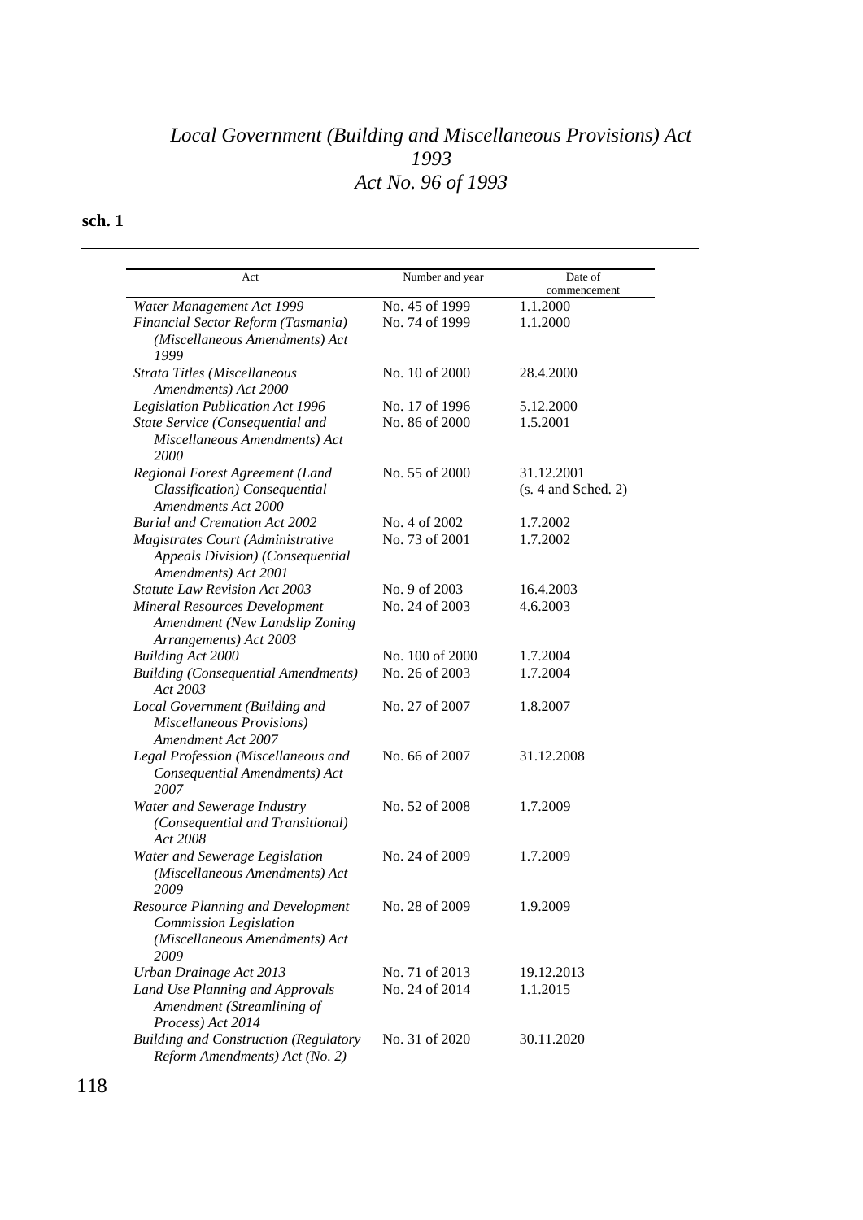| Act | Number and year | Date of commencement |
|---|---|---|
| *Water Management Act 1999* | No. 45 of 1999 | 1.1.2000 |
| *Financial Sector Reform (Tasmania) (Miscellaneous Amendments) Act 1999* | No. 74 of 1999 | 1.1.2000 |
| *Strata Titles (Miscellaneous Amendments) Act 2000* | No. 10 of 2000 | 28.4.2000 |
| *Legislation Publication Act 1996* | No. 17 of 1996 | 5.12.2000 |
| *State Service (Consequential and Miscellaneous Amendments) Act 2000* | No. 86 of 2000 | 1.5.2001 |
| *Regional Forest Agreement (Land Classification) Consequential Amendments Act 2000* | No. 55 of 2000 | 31.12.2001 (s. 4 and Sched. 2) |
| *Burial and Cremation Act 2002* | No. 4 of 2002 | 1.7.2002 |
| *Magistrates Court (Administrative Appeals Division) (Consequential Amendments) Act 2001* | No. 73 of 2001 | 1.7.2002 |
| *Statute Law Revision Act 2003* | No. 9 of 2003 | 16.4.2003 |
| *Mineral Resources Development Amendment (New Landslip Zoning Arrangements) Act 2003* | No. 24 of 2003 | 4.6.2003 |
| *Building Act 2000* | No. 100 of 2000 | 1.7.2004 |
| *Building (Consequential Amendments) Act 2003* | No. 26 of 2003 | 1.7.2004 |
| *Local Government (Building and Miscellaneous Provisions) Amendment Act 2007* | No. 27 of 2007 | 1.8.2007 |
| *Legal Profession (Miscellaneous and Consequential Amendments) Act 2007* | No. 66 of 2007 | 31.12.2008 |
| *Water and Sewerage Industry (Consequential and Transitional) Act 2008* | No. 52 of 2008 | 1.7.2009 |
| *Water and Sewerage Legislation (Miscellaneous Amendments) Act 2009* | No. 24 of 2009 | 1.7.2009 |
| *Resource Planning and Development Commission Legislation (Miscellaneous Amendments) Act 2009* | No. 28 of 2009 | 1.9.2009 |
| *Urban Drainage Act 2013* | No. 71 of 2013 | 19.12.2013 |
| *Land Use Planning and Approvals Amendment (Streamlining of Process) Act 2014* | No. 24 of 2014 | 1.1.2015 |
| *Building and Construction (Regulatory Reform Amendments) Act (No. 2)* | No. 31 of 2020 | 30.11.2020 |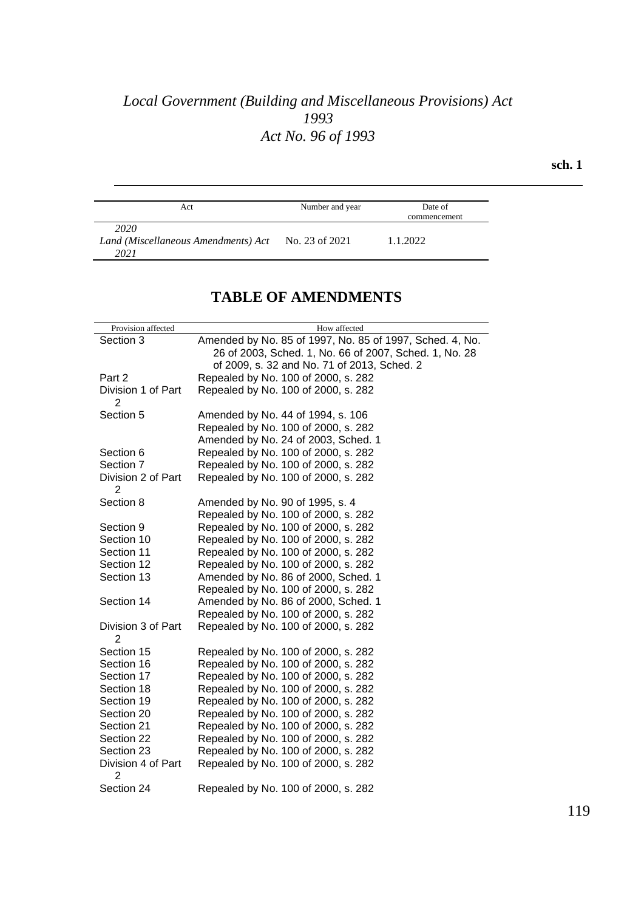| Act | Number and year | Date of commencement |
|---|---|---|
| *2020* | | |
| *Land (Miscellaneous Amendments) Act 2021* | No. 23 of 2021 | 1.1.2022 |

## TABLE OF AMENDMENTS

| Provision affected | How affected |
|---|---|
| Section 3 | Amended by No. 85 of 1997, No. 85 of 1997, Sched. 4, No. 26 of 2003, Sched. 1, No. 66 of 2007, Sched. 1, No. 28 of 2009, s. 32 and No. 71 of 2013, Sched. 2 |
| Part 2 | Repealed by No. 100 of 2000, s. 282 |
| Division 1 of Part 2 | Repealed by No. 100 of 2000, s. 282 |
| Section 5 | Amended by No. 44 of 1994, s. 106<br>Repealed by No. 100 of 2000, s. 282<br>Amended by No. 24 of 2003, Sched. 1 |
| Section 6 | Repealed by No. 100 of 2000, s. 282 |
| Section 7 | Repealed by No. 100 of 2000, s. 282 |
| Division 2 of Part 2 | Repealed by No. 100 of 2000, s. 282 |
| Section 8 | Amended by No. 90 of 1995, s. 4<br>Repealed by No. 100 of 2000, s. 282 |
| Section 9 | Repealed by No. 100 of 2000, s. 282 |
| Section 10 | Repealed by No. 100 of 2000, s. 282 |
| Section 11 | Repealed by No. 100 of 2000, s. 282 |
| Section 12 | Repealed by No. 100 of 2000, s. 282 |
| Section 13 | Amended by No. 86 of 2000, Sched. 1<br>Repealed by No. 100 of 2000, s. 282 |
| Section 14 | Amended by No. 86 of 2000, Sched. 1<br>Repealed by No. 100 of 2000, s. 282 |
| Division 3 of Part 2 | Repealed by No. 100 of 2000, s. 282 |
| Section 15 | Repealed by No. 100 of 2000, s. 282 |
| Section 16 | Repealed by No. 100 of 2000, s. 282 |
| Section 17 | Repealed by No. 100 of 2000, s. 282 |
| Section 18 | Repealed by No. 100 of 2000, s. 282 |
| Section 19 | Repealed by No. 100 of 2000, s. 282 |
| Section 20 | Repealed by No. 100 of 2000, s. 282 |
| Section 21 | Repealed by No. 100 of 2000, s. 282 |
| Section 22 | Repealed by No. 100 of 2000, s. 282 |
| Section 23 | Repealed by No. 100 of 2000, s. 282 |
| Division 4 of Part 2 | Repealed by No. 100 of 2000, s. 282 |
| Section 24 | Repealed by No. 100 of 2000, s. 282 |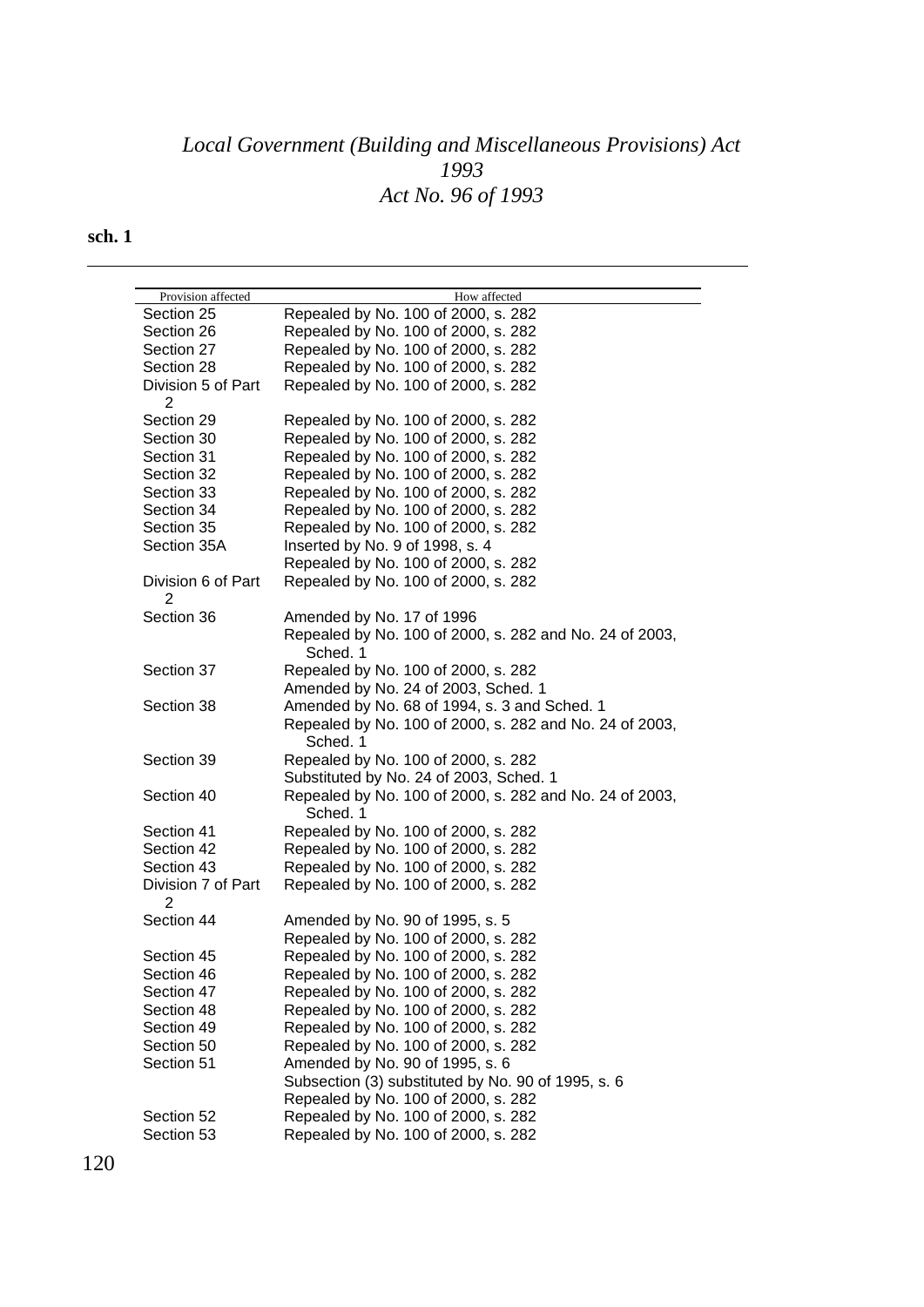*Local Government (Building and Miscellaneous Provisions) Act 1993*
*Act No. 96 of 1993*

**sch. 1**

| Provision affected | How affected |
|---|---|
| Section 25 | Repealed by No. 100 of 2000, s. 282 |
| Section 26 | Repealed by No. 100 of 2000, s. 282 |
| Section 27 | Repealed by No. 100 of 2000, s. 282 |
| Section 28 | Repealed by No. 100 of 2000, s. 282 |
| Division 5 of Part 2 | Repealed by No. 100 of 2000, s. 282 |
| Section 29 | Repealed by No. 100 of 2000, s. 282 |
| Section 30 | Repealed by No. 100 of 2000, s. 282 |
| Section 31 | Repealed by No. 100 of 2000, s. 282 |
| Section 32 | Repealed by No. 100 of 2000, s. 282 |
| Section 33 | Repealed by No. 100 of 2000, s. 282 |
| Section 34 | Repealed by No. 100 of 2000, s. 282 |
| Section 35 | Repealed by No. 100 of 2000, s. 282 |
| Section 35A | Inserted by No. 9 of 1998, s. 4 |
| | Repealed by No. 100 of 2000, s. 282 |
| Division 6 of Part 2 | Repealed by No. 100 of 2000, s. 282 |
| Section 36 | Amended by No. 17 of 1996 |
| | Repealed by No. 100 of 2000, s. 282 and No. 24 of 2003, Sched. 1 |
| Section 37 | Repealed by No. 100 of 2000, s. 282 |
| | Amended by No. 24 of 2003, Sched. 1 |
| Section 38 | Amended by No. 68 of 1994, s. 3 and Sched. 1 |
| | Repealed by No. 100 of 2000, s. 282 and No. 24 of 2003, Sched. 1 |
| Section 39 | Repealed by No. 100 of 2000, s. 282 |
| | Substituted by No. 24 of 2003, Sched. 1 |
| Section 40 | Repealed by No. 100 of 2000, s. 282 and No. 24 of 2003, Sched. 1 |
| Section 41 | Repealed by No. 100 of 2000, s. 282 |
| Section 42 | Repealed by No. 100 of 2000, s. 282 |
| Section 43 | Repealed by No. 100 of 2000, s. 282 |
| Division 7 of Part 2 | Repealed by No. 100 of 2000, s. 282 |
| Section 44 | Amended by No. 90 of 1995, s. 5 |
| | Repealed by No. 100 of 2000, s. 282 |
| Section 45 | Repealed by No. 100 of 2000, s. 282 |
| Section 46 | Repealed by No. 100 of 2000, s. 282 |
| Section 47 | Repealed by No. 100 of 2000, s. 282 |
| Section 48 | Repealed by No. 100 of 2000, s. 282 |
| Section 49 | Repealed by No. 100 of 2000, s. 282 |
| Section 50 | Repealed by No. 100 of 2000, s. 282 |
| Section 51 | Amended by No. 90 of 1995, s. 6 |
| | Subsection (3) substituted by No. 90 of 1995, s. 6 |
| | Repealed by No. 100 of 2000, s. 282 |
| Section 52 | Repealed by No. 100 of 2000, s. 282 |
| Section 53 | Repealed by No. 100 of 2000, s. 282 |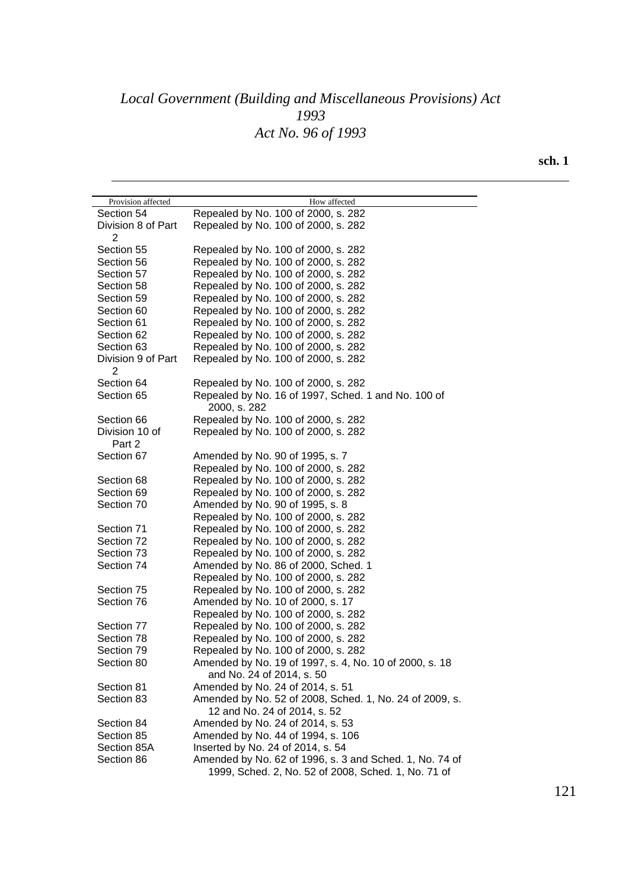| Provision affected | How affected |
| --- | --- |
| Section 54 | Repealed by No. 100 of 2000, s. 282 |
| Division 8 of Part 2 | Repealed by No. 100 of 2000, s. 282 |
| Section 55 | Repealed by No. 100 of 2000, s. 282 |
| Section 56 | Repealed by No. 100 of 2000, s. 282 |
| Section 57 | Repealed by No. 100 of 2000, s. 282 |
| Section 58 | Repealed by No. 100 of 2000, s. 282 |
| Section 59 | Repealed by No. 100 of 2000, s. 282 |
| Section 60 | Repealed by No. 100 of 2000, s. 282 |
| Section 61 | Repealed by No. 100 of 2000, s. 282 |
| Section 62 | Repealed by No. 100 of 2000, s. 282 |
| Section 63 | Repealed by No. 100 of 2000, s. 282 |
| Division 9 of Part 2 | Repealed by No. 100 of 2000, s. 282 |
| Section 64 | Repealed by No. 100 of 2000, s. 282 |
| Section 65 | Repealed by No. 16 of 1997, Sched. 1 and No. 100 of 2000, s. 282 |
| Section 66 | Repealed by No. 100 of 2000, s. 282 |
| Division 10 of Part 2 | Repealed by No. 100 of 2000, s. 282 |
| Section 67 | Amended by No. 90 of 1995, s. 7<br>Repealed by No. 100 of 2000, s. 282 |
| Section 68 | Repealed by No. 100 of 2000, s. 282 |
| Section 69 | Repealed by No. 100 of 2000, s. 282 |
| Section 70 | Amended by No. 90 of 1995, s. 8<br>Repealed by No. 100 of 2000, s. 282 |
| Section 71 | Repealed by No. 100 of 2000, s. 282 |
| Section 72 | Repealed by No. 100 of 2000, s. 282 |
| Section 73 | Repealed by No. 100 of 2000, s. 282 |
| Section 74 | Amended by No. 86 of 2000, Sched. 1<br>Repealed by No. 100 of 2000, s. 282 |
| Section 75 | Repealed by No. 100 of 2000, s. 282 |
| Section 76 | Amended by No. 10 of 2000, s. 17<br>Repealed by No. 100 of 2000, s. 282 |
| Section 77 | Repealed by No. 100 of 2000, s. 282 |
| Section 78 | Repealed by No. 100 of 2000, s. 282 |
| Section 79 | Repealed by No. 100 of 2000, s. 282 |
| Section 80 | Amended by No. 19 of 1997, s. 4, No. 10 of 2000, s. 18 and No. 24 of 2014, s. 50 |
| Section 81 | Amended by No. 24 of 2014, s. 51 |
| Section 83 | Amended by No. 52 of 2008, Sched. 1, No. 24 of 2009, s. 12 and No. 24 of 2014, s. 52 |
| Section 84 | Amended by No. 24 of 2014, s. 53 |
| Section 85 | Amended by No. 44 of 1994, s. 106 |
| Section 85A | Inserted by No. 24 of 2014, s. 54 |
| Section 86 | Amended by No. 62 of 1996, s. 3 and Sched. 1, No. 74 of 1999, Sched. 2, No. 52 of 2008, Sched. 1, No. 71 of |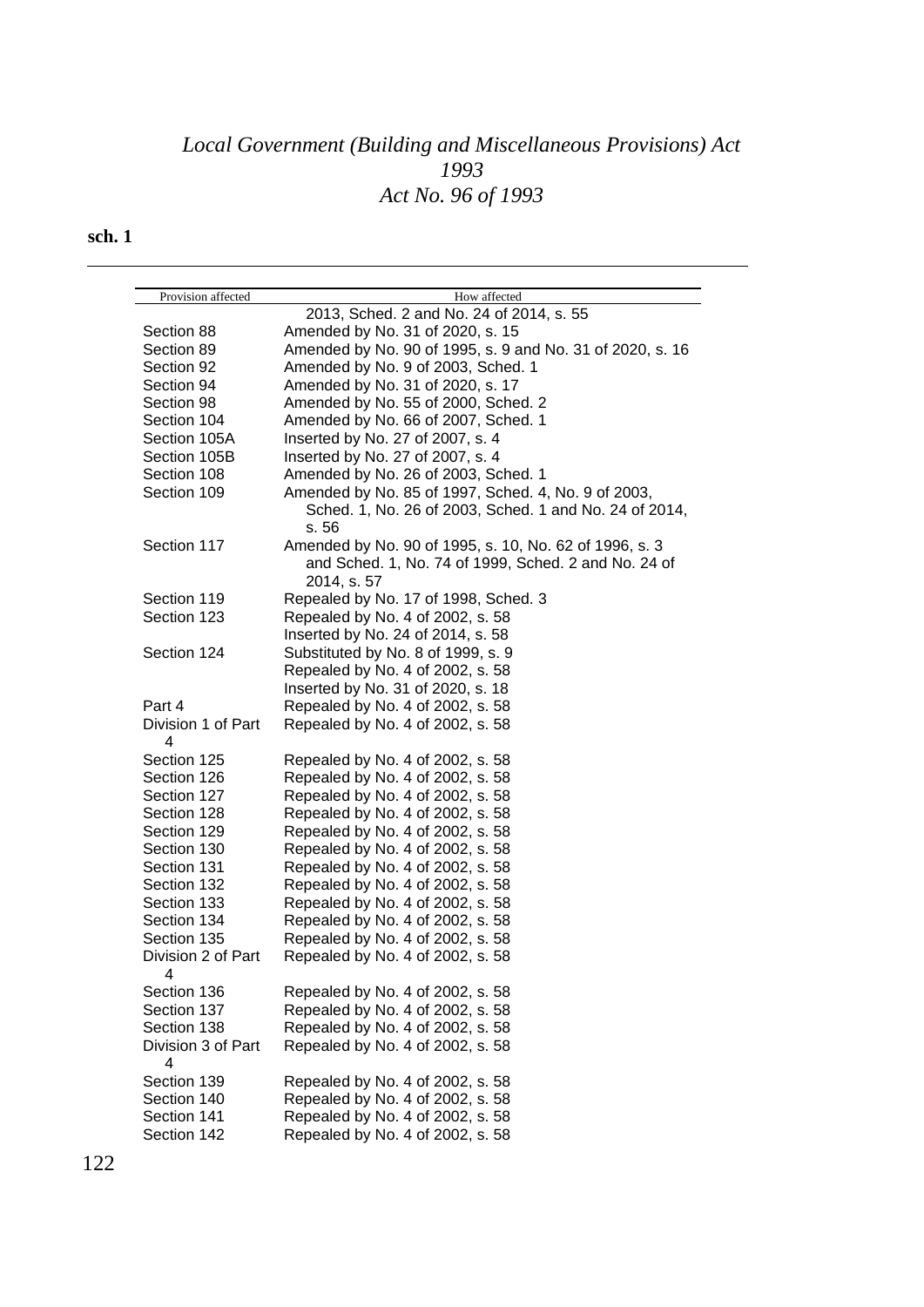| Provision affected | How affected |
|---|---|
| | 2013, Sched. 2 and No. 24 of 2014, s. 55 |
| Section 88 | Amended by No. 31 of 2020, s. 15 |
| Section 89 | Amended by No. 90 of 1995, s. 9 and No. 31 of 2020, s. 16 |
| Section 92 | Amended by No. 9 of 2003, Sched. 1 |
| Section 94 | Amended by No. 31 of 2020, s. 17 |
| Section 98 | Amended by No. 55 of 2000, Sched. 2 |
| Section 104 | Amended by No. 66 of 2007, Sched. 1 |
| Section 105A | Inserted by No. 27 of 2007, s. 4 |
| Section 105B | Inserted by No. 27 of 2007, s. 4 |
| Section 108 | Amended by No. 26 of 2003, Sched. 1 |
| Section 109 | Amended by No. 85 of 1997, Sched. 4, No. 9 of 2003, Sched. 1, No. 26 of 2003, Sched. 1 and No. 24 of 2014, s. 56 |
| Section 117 | Amended by No. 90 of 1995, s. 10, No. 62 of 1996, s. 3 and Sched. 1, No. 74 of 1999, Sched. 2 and No. 24 of 2014, s. 57 |
| Section 119 | Repealed by No. 17 of 1998, Sched. 3 |
| Section 123 | Repealed by No. 4 of 2002, s. 58 |
| | Inserted by No. 24 of 2014, s. 58 |
| Section 124 | Substituted by No. 8 of 1999, s. 9 |
| | Repealed by No. 4 of 2002, s. 58 |
| | Inserted by No. 31 of 2020, s. 18 |
| Part 4 | Repealed by No. 4 of 2002, s. 58 |
| Division 1 of Part 4 | Repealed by No. 4 of 2002, s. 58 |
| Section 125 | Repealed by No. 4 of 2002, s. 58 |
| Section 126 | Repealed by No. 4 of 2002, s. 58 |
| Section 127 | Repealed by No. 4 of 2002, s. 58 |
| Section 128 | Repealed by No. 4 of 2002, s. 58 |
| Section 129 | Repealed by No. 4 of 2002, s. 58 |
| Section 130 | Repealed by No. 4 of 2002, s. 58 |
| Section 131 | Repealed by No. 4 of 2002, s. 58 |
| Section 132 | Repealed by No. 4 of 2002, s. 58 |
| Section 133 | Repealed by No. 4 of 2002, s. 58 |
| Section 134 | Repealed by No. 4 of 2002, s. 58 |
| Section 135 | Repealed by No. 4 of 2002, s. 58 |
| Division 2 of Part 4 | Repealed by No. 4 of 2002, s. 58 |
| Section 136 | Repealed by No. 4 of 2002, s. 58 |
| Section 137 | Repealed by No. 4 of 2002, s. 58 |
| Section 138 | Repealed by No. 4 of 2002, s. 58 |
| Division 3 of Part 4 | Repealed by No. 4 of 2002, s. 58 |
| Section 139 | Repealed by No. 4 of 2002, s. 58 |
| Section 140 | Repealed by No. 4 of 2002, s. 58 |
| Section 141 | Repealed by No. 4 of 2002, s. 58 |
| Section 142 | Repealed by No. 4 of 2002, s. 58 |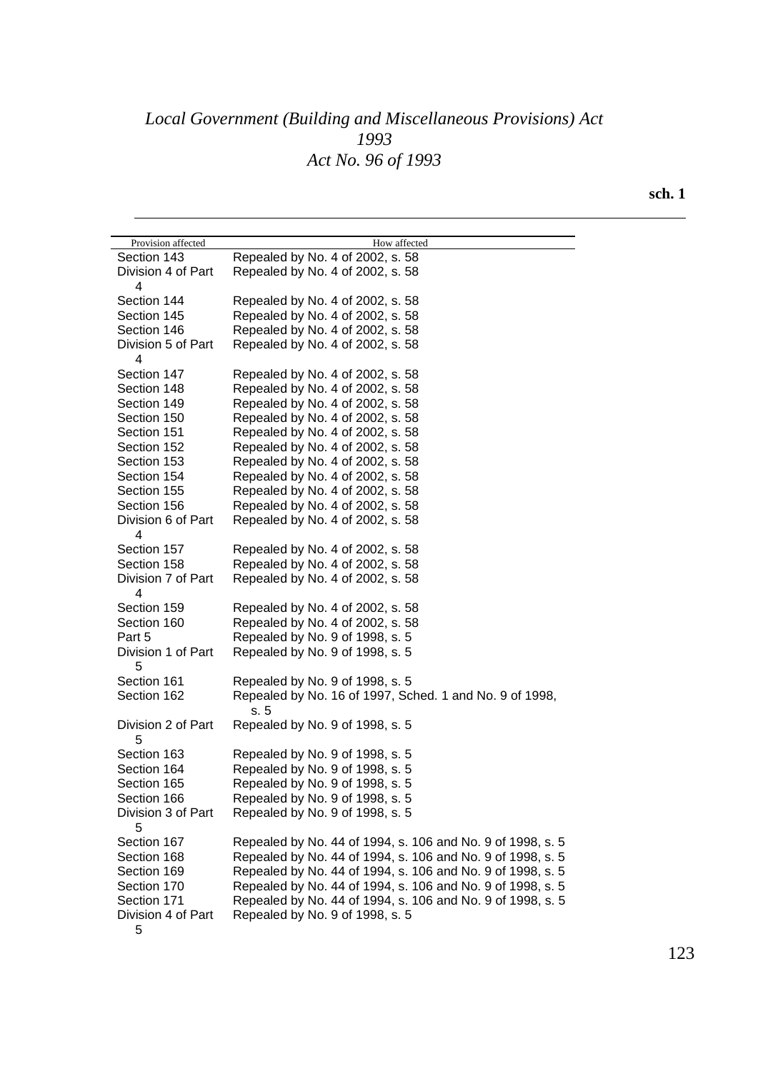| Provision affected | How affected |
| --- | --- |
| Section 143 | Repealed by No. 4 of 2002, s. 58 |
| Division 4 of Part 4 | Repealed by No. 4 of 2002, s. 58 |
| Section 144 | Repealed by No. 4 of 2002, s. 58 |
| Section 145 | Repealed by No. 4 of 2002, s. 58 |
| Section 146 | Repealed by No. 4 of 2002, s. 58 |
| Division 5 of Part 4 | Repealed by No. 4 of 2002, s. 58 |
| Section 147 | Repealed by No. 4 of 2002, s. 58 |
| Section 148 | Repealed by No. 4 of 2002, s. 58 |
| Section 149 | Repealed by No. 4 of 2002, s. 58 |
| Section 150 | Repealed by No. 4 of 2002, s. 58 |
| Section 151 | Repealed by No. 4 of 2002, s. 58 |
| Section 152 | Repealed by No. 4 of 2002, s. 58 |
| Section 153 | Repealed by No. 4 of 2002, s. 58 |
| Section 154 | Repealed by No. 4 of 2002, s. 58 |
| Section 155 | Repealed by No. 4 of 2002, s. 58 |
| Section 156 | Repealed by No. 4 of 2002, s. 58 |
| Division 6 of Part 4 | Repealed by No. 4 of 2002, s. 58 |
| Section 157 | Repealed by No. 4 of 2002, s. 58 |
| Section 158 | Repealed by No. 4 of 2002, s. 58 |
| Division 7 of Part 4 | Repealed by No. 4 of 2002, s. 58 |
| Section 159 | Repealed by No. 4 of 2002, s. 58 |
| Section 160 | Repealed by No. 4 of 2002, s. 58 |
| Part 5 | Repealed by No. 9 of 1998, s. 5 |
| Division 1 of Part 5 | Repealed by No. 9 of 1998, s. 5 |
| Section 161 | Repealed by No. 9 of 1998, s. 5 |
| Section 162 | Repealed by No. 16 of 1997, Sched. 1 and No. 9 of 1998, s. 5 |
| Division 2 of Part 5 | Repealed by No. 9 of 1998, s. 5 |
| Section 163 | Repealed by No. 9 of 1998, s. 5 |
| Section 164 | Repealed by No. 9 of 1998, s. 5 |
| Section 165 | Repealed by No. 9 of 1998, s. 5 |
| Section 166 | Repealed by No. 9 of 1998, s. 5 |
| Division 3 of Part 5 | Repealed by No. 9 of 1998, s. 5 |
| Section 167 | Repealed by No. 44 of 1994, s. 106 and No. 9 of 1998, s. 5 |
| Section 168 | Repealed by No. 44 of 1994, s. 106 and No. 9 of 1998, s. 5 |
| Section 169 | Repealed by No. 44 of 1994, s. 106 and No. 9 of 1998, s. 5 |
| Section 170 | Repealed by No. 44 of 1994, s. 106 and No. 9 of 1998, s. 5 |
| Section 171 | Repealed by No. 44 of 1994, s. 106 and No. 9 of 1998, s. 5 |
| Division 4 of Part 5 | Repealed by No. 9 of 1998, s. 5 |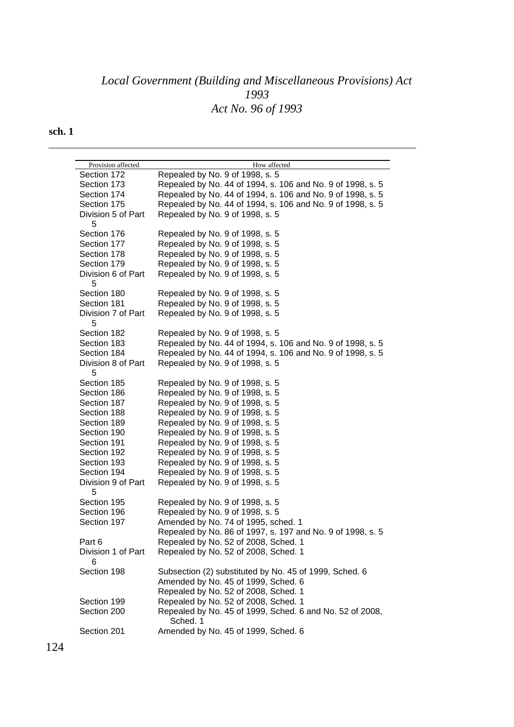| Provision affected | How affected |
|---|---|
| Section 172 | Repealed by No. 9 of 1998, s. 5 |
| Section 173 | Repealed by No. 44 of 1994, s. 106 and No. 9 of 1998, s. 5 |
| Section 174 | Repealed by No. 44 of 1994, s. 106 and No. 9 of 1998, s. 5 |
| Section 175 | Repealed by No. 44 of 1994, s. 106 and No. 9 of 1998, s. 5 |
| Division 5 of Part 5 | Repealed by No. 9 of 1998, s. 5 |
| Section 176 | Repealed by No. 9 of 1998, s. 5 |
| Section 177 | Repealed by No. 9 of 1998, s. 5 |
| Section 178 | Repealed by No. 9 of 1998, s. 5 |
| Section 179 | Repealed by No. 9 of 1998, s. 5 |
| Division 6 of Part 5 | Repealed by No. 9 of 1998, s. 5 |
| Section 180 | Repealed by No. 9 of 1998, s. 5 |
| Section 181 | Repealed by No. 9 of 1998, s. 5 |
| Division 7 of Part 5 | Repealed by No. 9 of 1998, s. 5 |
| Section 182 | Repealed by No. 9 of 1998, s. 5 |
| Section 183 | Repealed by No. 44 of 1994, s. 106 and No. 9 of 1998, s. 5 |
| Section 184 | Repealed by No. 44 of 1994, s. 106 and No. 9 of 1998, s. 5 |
| Division 8 of Part 5 | Repealed by No. 9 of 1998, s. 5 |
| Section 185 | Repealed by No. 9 of 1998, s. 5 |
| Section 186 | Repealed by No. 9 of 1998, s. 5 |
| Section 187 | Repealed by No. 9 of 1998, s. 5 |
| Section 188 | Repealed by No. 9 of 1998, s. 5 |
| Section 189 | Repealed by No. 9 of 1998, s. 5 |
| Section 190 | Repealed by No. 9 of 1998, s. 5 |
| Section 191 | Repealed by No. 9 of 1998, s. 5 |
| Section 192 | Repealed by No. 9 of 1998, s. 5 |
| Section 193 | Repealed by No. 9 of 1998, s. 5 |
| Section 194 | Repealed by No. 9 of 1998, s. 5 |
| Division 9 of Part 5 | Repealed by No. 9 of 1998, s. 5 |
| Section 195 | Repealed by No. 9 of 1998, s. 5 |
| Section 196 | Repealed by No. 9 of 1998, s. 5 |
| Section 197 | Amended by No. 74 of 1995, sched. 1<br>Repealed by No. 86 of 1997, s. 197 and No. 9 of 1998, s. 5 |
| Part 6 | Repealed by No. 52 of 2008, Sched. 1 |
| Division 1 of Part 6 | Repealed by No. 52 of 2008, Sched. 1 |
| Section 198 | Subsection (2) substituted by No. 45 of 1999, Sched. 6<br>Amended by No. 45 of 1999, Sched. 6<br>Repealed by No. 52 of 2008, Sched. 1 |
| Section 199 | Repealed by No. 52 of 2008, Sched. 1 |
| Section 200 | Repealed by No. 45 of 1999, Sched. 6 and No. 52 of 2008, Sched. 1 |
| Section 201 | Amended by No. 45 of 1999, Sched. 6 |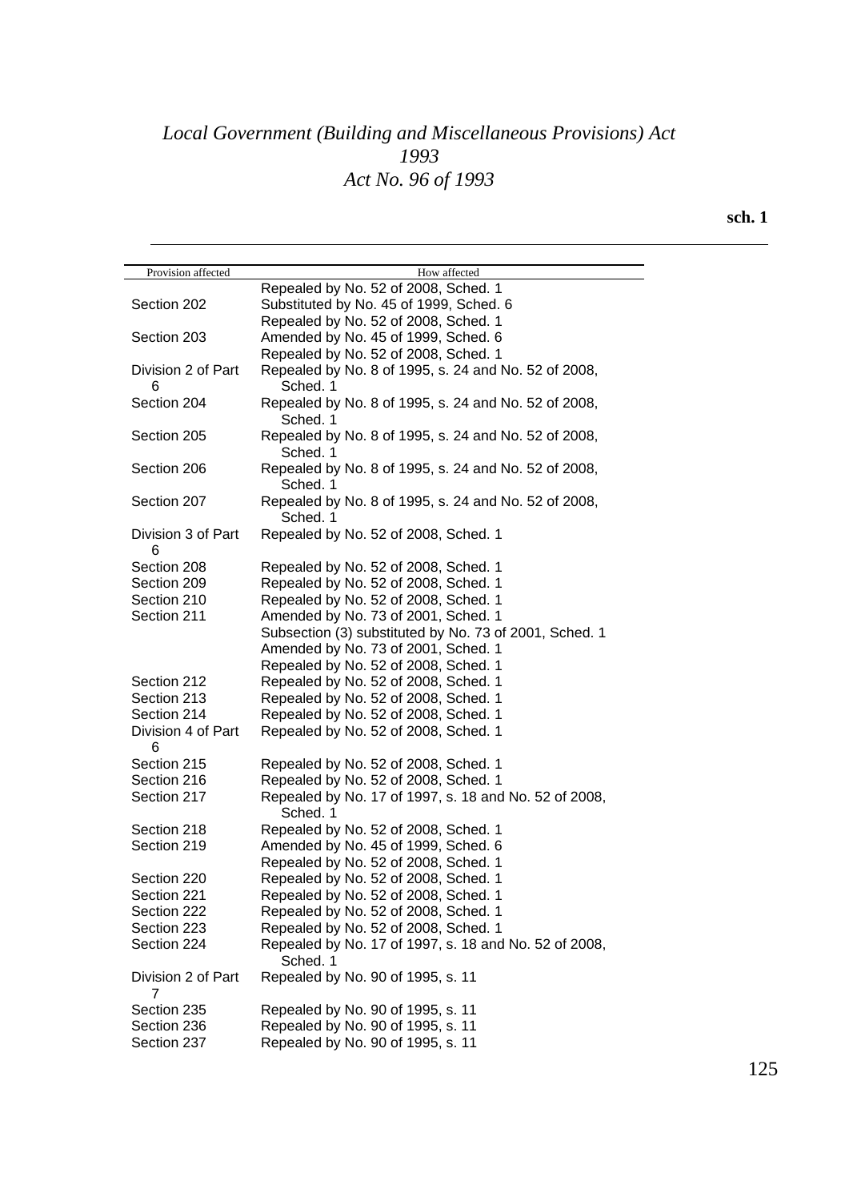| Provision affected | How affected |
| --- | --- |
| | Repealed by No. 52 of 2008, Sched. 1 |
| Section 202 | Substituted by No. 45 of 1999, Sched. 6 |
| | Repealed by No. 52 of 2008, Sched. 1 |
| Section 203 | Amended by No. 45 of 1999, Sched. 6 |
| | Repealed by No. 52 of 2008, Sched. 1 |
| Division 2 of Part 6 | Repealed by No. 8 of 1995, s. 24 and No. 52 of 2008, Sched. 1 |
| Section 204 | Repealed by No. 8 of 1995, s. 24 and No. 52 of 2008, Sched. 1 |
| Section 205 | Repealed by No. 8 of 1995, s. 24 and No. 52 of 2008, Sched. 1 |
| Section 206 | Repealed by No. 8 of 1995, s. 24 and No. 52 of 2008, Sched. 1 |
| Section 207 | Repealed by No. 8 of 1995, s. 24 and No. 52 of 2008, Sched. 1 |
| Division 3 of Part 6 | Repealed by No. 52 of 2008, Sched. 1 |
| Section 208 | Repealed by No. 52 of 2008, Sched. 1 |
| Section 209 | Repealed by No. 52 of 2008, Sched. 1 |
| Section 210 | Repealed by No. 52 of 2008, Sched. 1 |
| Section 211 | Amended by No. 73 of 2001, Sched. 1 |
| | Subsection (3) substituted by No. 73 of 2001, Sched. 1 |
| | Amended by No. 73 of 2001, Sched. 1 |
| | Repealed by No. 52 of 2008, Sched. 1 |
| Section 212 | Repealed by No. 52 of 2008, Sched. 1 |
| Section 213 | Repealed by No. 52 of 2008, Sched. 1 |
| Section 214 | Repealed by No. 52 of 2008, Sched. 1 |
| Division 4 of Part 6 | Repealed by No. 52 of 2008, Sched. 1 |
| Section 215 | Repealed by No. 52 of 2008, Sched. 1 |
| Section 216 | Repealed by No. 52 of 2008, Sched. 1 |
| Section 217 | Repealed by No. 17 of 1997, s. 18 and No. 52 of 2008, Sched. 1 |
| Section 218 | Repealed by No. 52 of 2008, Sched. 1 |
| Section 219 | Amended by No. 45 of 1999, Sched. 6 |
| | Repealed by No. 52 of 2008, Sched. 1 |
| Section 220 | Repealed by No. 52 of 2008, Sched. 1 |
| Section 221 | Repealed by No. 52 of 2008, Sched. 1 |
| Section 222 | Repealed by No. 52 of 2008, Sched. 1 |
| Section 223 | Repealed by No. 52 of 2008, Sched. 1 |
| Section 224 | Repealed by No. 17 of 1997, s. 18 and No. 52 of 2008, Sched. 1 |
| Division 2 of Part 7 | Repealed by No. 90 of 1995, s. 11 |
| Section 235 | Repealed by No. 90 of 1995, s. 11 |
| Section 236 | Repealed by No. 90 of 1995, s. 11 |
| Section 237 | Repealed by No. 90 of 1995, s. 11 |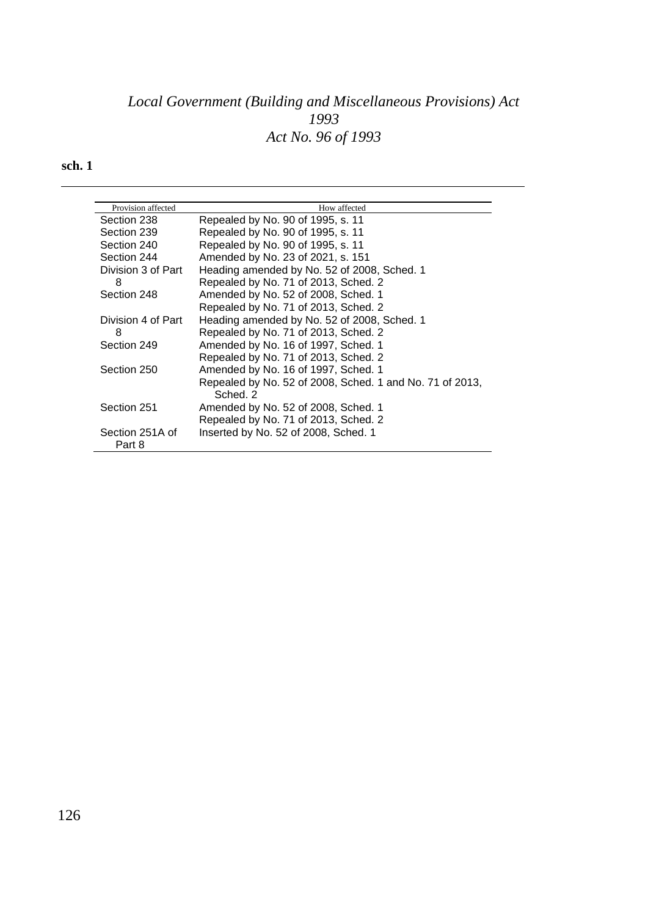| Provision affected | How affected |
|---|---|
| Section 238 | Repealed by No. 90 of 1995, s. 11 |
| Section 239 | Repealed by No. 90 of 1995, s. 11 |
| Section 240 | Repealed by No. 90 of 1995, s. 11 |
| Section 244 | Amended by No. 23 of 2021, s. 151 |
| Division 3 of Part 8 | Heading amended by No. 52 of 2008, Sched. 1<br>Repealed by No. 71 of 2013, Sched. 2 |
| Section 248 | Amended by No. 52 of 2008, Sched. 1<br>Repealed by No. 71 of 2013, Sched. 2 |
| Division 4 of Part 8 | Heading amended by No. 52 of 2008, Sched. 1<br>Repealed by No. 71 of 2013, Sched. 2 |
| Section 249 | Amended by No. 16 of 1997, Sched. 1<br>Repealed by No. 71 of 2013, Sched. 2 |
| Section 250 | Amended by No. 16 of 1997, Sched. 1<br>Repealed by No. 52 of 2008, Sched. 1 and No. 71 of 2013, Sched. 2 |
| Section 251 | Amended by No. 52 of 2008, Sched. 1<br>Repealed by No. 71 of 2013, Sched. 2 |
| Section 251A of Part 8 | Inserted by No. 52 of 2008, Sched. 1 |